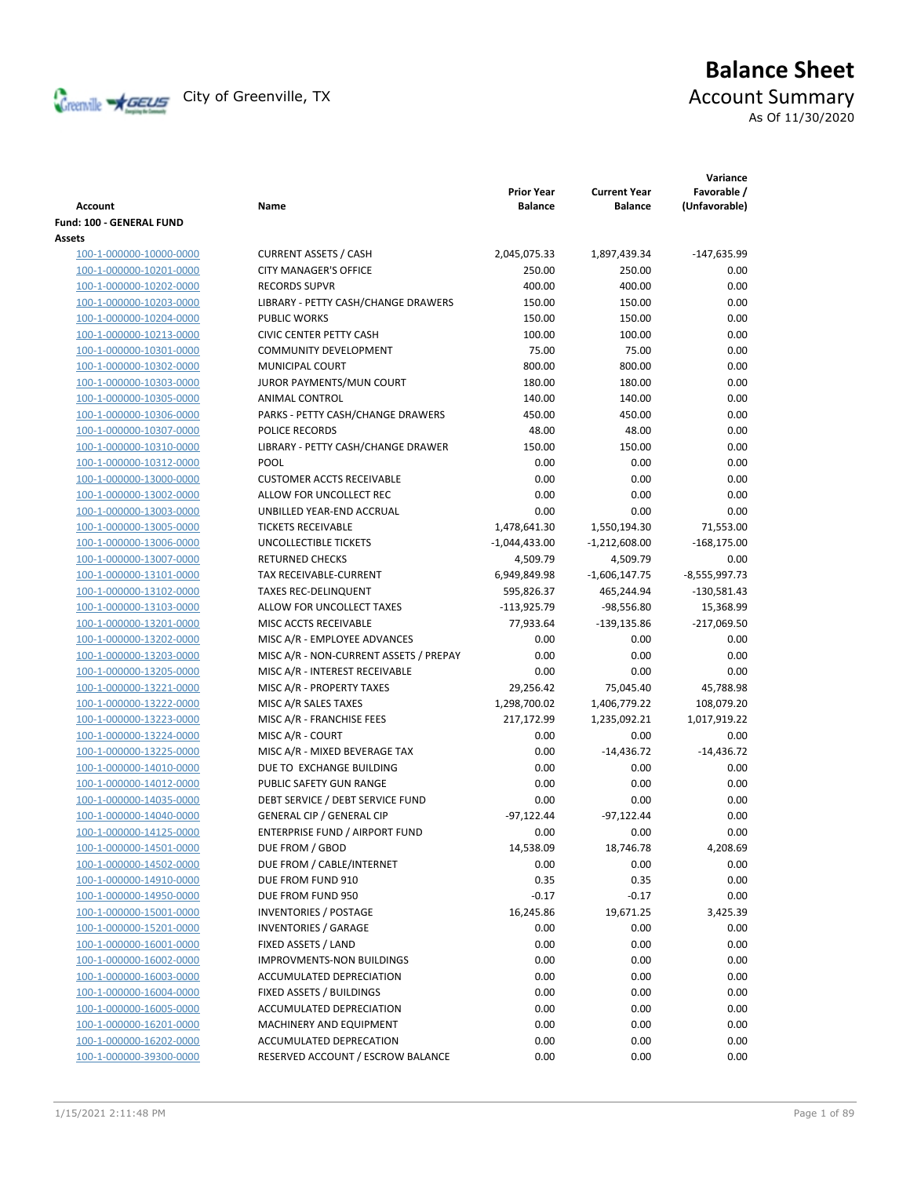# Balance Sheet

## Account Summary

City of Greenville, TX

As Of 11/30/2020

| Account | Name | Prior Year Balance | Current Year Balance | Variance Favorable / (Unfavorable) |
|---|---|---|---|---|
| **Fund: 100 - GENERAL FUND** | | | | |
| **Assets** | | | | |
| 100-1-000000-10000-0000 | CURRENT ASSETS / CASH | 2,045,075.33 | 1,897,439.34 | -147,635.99 |
| 100-1-000000-10201-0000 | CITY MANAGER'S OFFICE | 250.00 | 250.00 | 0.00 |
| 100-1-000000-10202-0000 | RECORDS SUPVR | 400.00 | 400.00 | 0.00 |
| 100-1-000000-10203-0000 | LIBRARY - PETTY CASH/CHANGE DRAWERS | 150.00 | 150.00 | 0.00 |
| 100-1-000000-10204-0000 | PUBLIC WORKS | 150.00 | 150.00 | 0.00 |
| 100-1-000000-10213-0000 | CIVIC CENTER PETTY CASH | 100.00 | 100.00 | 0.00 |
| 100-1-000000-10301-0000 | COMMUNITY DEVELOPMENT | 75.00 | 75.00 | 0.00 |
| 100-1-000000-10302-0000 | MUNICIPAL COURT | 800.00 | 800.00 | 0.00 |
| 100-1-000000-10303-0000 | JUROR PAYMENTS/MUN COURT | 180.00 | 180.00 | 0.00 |
| 100-1-000000-10305-0000 | ANIMAL CONTROL | 140.00 | 140.00 | 0.00 |
| 100-1-000000-10306-0000 | PARKS - PETTY CASH/CHANGE DRAWERS | 450.00 | 450.00 | 0.00 |
| 100-1-000000-10307-0000 | POLICE RECORDS | 48.00 | 48.00 | 0.00 |
| 100-1-000000-10310-0000 | LIBRARY - PETTY CASH/CHANGE DRAWER | 150.00 | 150.00 | 0.00 |
| 100-1-000000-10312-0000 | POOL | 0.00 | 0.00 | 0.00 |
| 100-1-000000-13000-0000 | CUSTOMER ACCTS RECEIVABLE | 0.00 | 0.00 | 0.00 |
| 100-1-000000-13002-0000 | ALLOW FOR UNCOLLECT REC | 0.00 | 0.00 | 0.00 |
| 100-1-000000-13003-0000 | UNBILLED YEAR-END ACCRUAL | 0.00 | 0.00 | 0.00 |
| 100-1-000000-13005-0000 | TICKETS RECEIVABLE | 1,478,641.30 | 1,550,194.30 | 71,553.00 |
| 100-1-000000-13006-0000 | UNCOLLECTIBLE TICKETS | -1,044,433.00 | -1,212,608.00 | -168,175.00 |
| 100-1-000000-13007-0000 | RETURNED CHECKS | 4,509.79 | 4,509.79 | 0.00 |
| 100-1-000000-13101-0000 | TAX RECEIVABLE-CURRENT | 6,949,849.98 | -1,606,147.75 | -8,555,997.73 |
| 100-1-000000-13102-0000 | TAXES REC-DELINQUENT | 595,826.37 | 465,244.94 | -130,581.43 |
| 100-1-000000-13103-0000 | ALLOW FOR UNCOLLECT TAXES | -113,925.79 | -98,556.80 | 15,368.99 |
| 100-1-000000-13201-0000 | MISC ACCTS RECEIVABLE | 77,933.64 | -139,135.86 | -217,069.50 |
| 100-1-000000-13202-0000 | MISC A/R - EMPLOYEE ADVANCES | 0.00 | 0.00 | 0.00 |
| 100-1-000000-13203-0000 | MISC A/R - NON-CURRENT ASSETS / PREPAY | 0.00 | 0.00 | 0.00 |
| 100-1-000000-13205-0000 | MISC A/R - INTEREST RECEIVABLE | 0.00 | 0.00 | 0.00 |
| 100-1-000000-13221-0000 | MISC A/R - PROPERTY TAXES | 29,256.42 | 75,045.40 | 45,788.98 |
| 100-1-000000-13222-0000 | MISC A/R SALES TAXES | 1,298,700.02 | 1,406,779.22 | 108,079.20 |
| 100-1-000000-13223-0000 | MISC A/R - FRANCHISE FEES | 217,172.99 | 1,235,092.21 | 1,017,919.22 |
| 100-1-000000-13224-0000 | MISC A/R - COURT | 0.00 | 0.00 | 0.00 |
| 100-1-000000-13225-0000 | MISC A/R - MIXED BEVERAGE TAX | 0.00 | -14,436.72 | -14,436.72 |
| 100-1-000000-14010-0000 | DUE TO EXCHANGE BUILDING | 0.00 | 0.00 | 0.00 |
| 100-1-000000-14012-0000 | PUBLIC SAFETY GUN RANGE | 0.00 | 0.00 | 0.00 |
| 100-1-000000-14035-0000 | DEBT SERVICE / DEBT SERVICE FUND | 0.00 | 0.00 | 0.00 |
| 100-1-000000-14040-0000 | GENERAL CIP / GENERAL CIP | -97,122.44 | -97,122.44 | 0.00 |
| 100-1-000000-14125-0000 | ENTERPRISE FUND / AIRPORT FUND | 0.00 | 0.00 | 0.00 |
| 100-1-000000-14501-0000 | DUE FROM / GBOD | 14,538.09 | 18,746.78 | 4,208.69 |
| 100-1-000000-14502-0000 | DUE FROM / CABLE/INTERNET | 0.00 | 0.00 | 0.00 |
| 100-1-000000-14910-0000 | DUE FROM FUND 910 | 0.35 | 0.35 | 0.00 |
| 100-1-000000-14950-0000 | DUE FROM FUND 950 | -0.17 | -0.17 | 0.00 |
| 100-1-000000-15001-0000 | INVENTORIES / POSTAGE | 16,245.86 | 19,671.25 | 3,425.39 |
| 100-1-000000-15201-0000 | INVENTORIES / GARAGE | 0.00 | 0.00 | 0.00 |
| 100-1-000000-16001-0000 | FIXED ASSETS / LAND | 0.00 | 0.00 | 0.00 |
| 100-1-000000-16002-0000 | IMPROVMENTS-NON BUILDINGS | 0.00 | 0.00 | 0.00 |
| 100-1-000000-16003-0000 | ACCUMULATED DEPRECIATION | 0.00 | 0.00 | 0.00 |
| 100-1-000000-16004-0000 | FIXED ASSETS / BUILDINGS | 0.00 | 0.00 | 0.00 |
| 100-1-000000-16005-0000 | ACCUMULATED DEPRECIATION | 0.00 | 0.00 | 0.00 |
| 100-1-000000-16201-0000 | MACHINERY AND EQUIPMENT | 0.00 | 0.00 | 0.00 |
| 100-1-000000-16202-0000 | ACCUMULATED DEPRECATION | 0.00 | 0.00 | 0.00 |
| 100-1-000000-39300-0000 | RESERVED ACCOUNT / ESCROW BALANCE | 0.00 | 0.00 | 0.00 |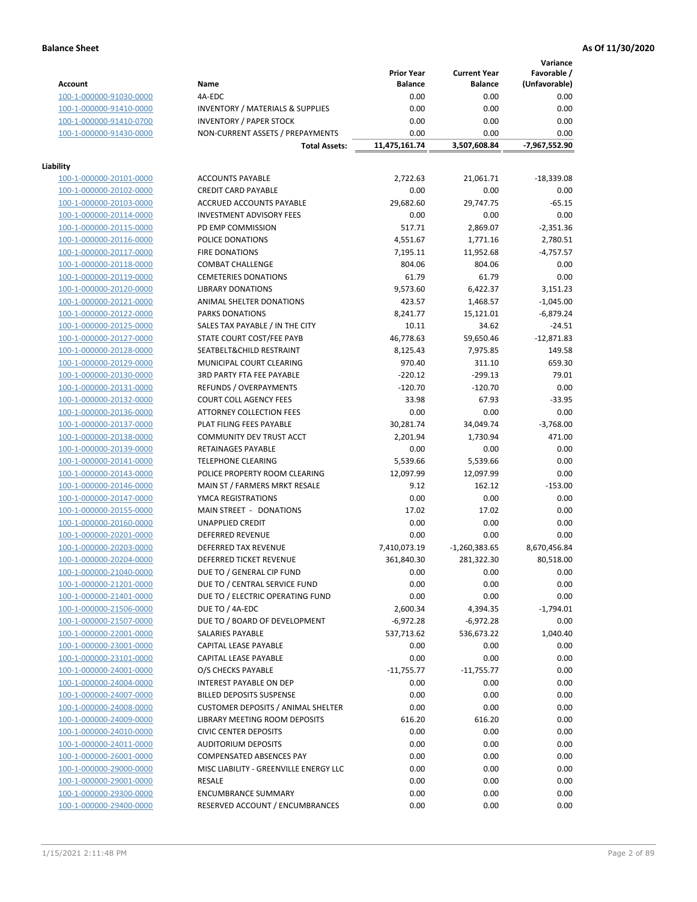**Balance Sheet** **As Of 11/30/2020**

| Account | Name | Prior Year Balance | Current Year Balance | Variance Favorable / (Unfavorable) |
|---|---|---|---|---|
| 100-1-000000-91030-0000 | 4A-EDC | 0.00 | 0.00 | 0.00 |
| 100-1-000000-91410-0000 | INVENTORY / MATERIALS & SUPPLIES | 0.00 | 0.00 | 0.00 |
| 100-1-000000-91410-0700 | INVENTORY / PAPER STOCK | 0.00 | 0.00 | 0.00 |
| 100-1-000000-91430-0000 | NON-CURRENT ASSETS / PREPAYMENTS | 0.00 | 0.00 | 0.00 |
| | **Total Assets:** | 11,475,161.74 | 3,507,608.84 | -7,967,552.90 |

**Liability**

| Account | Name | Prior Year Balance | Current Year Balance | Variance Favorable / (Unfavorable) |
|---|---|---|---|---|
| 100-1-000000-20101-0000 | ACCOUNTS PAYABLE | 2,722.63 | 21,061.71 | -18,339.08 |
| 100-1-000000-20102-0000 | CREDIT CARD PAYABLE | 0.00 | 0.00 | 0.00 |
| 100-1-000000-20103-0000 | ACCRUED ACCOUNTS PAYABLE | 29,682.60 | 29,747.75 | -65.15 |
| 100-1-000000-20114-0000 | INVESTMENT ADVISORY FEES | 0.00 | 0.00 | 0.00 |
| 100-1-000000-20115-0000 | PD EMP COMMISSION | 517.71 | 2,869.07 | -2,351.36 |
| 100-1-000000-20116-0000 | POLICE DONATIONS | 4,551.67 | 1,771.16 | 2,780.51 |
| 100-1-000000-20117-0000 | FIRE DONATIONS | 7,195.11 | 11,952.68 | -4,757.57 |
| 100-1-000000-20118-0000 | COMBAT CHALLENGE | 804.06 | 804.06 | 0.00 |
| 100-1-000000-20119-0000 | CEMETERIES DONATIONS | 61.79 | 61.79 | 0.00 |
| 100-1-000000-20120-0000 | LIBRARY DONATIONS | 9,573.60 | 6,422.37 | 3,151.23 |
| 100-1-000000-20121-0000 | ANIMAL SHELTER DONATIONS | 423.57 | 1,468.57 | -1,045.00 |
| 100-1-000000-20122-0000 | PARKS DONATIONS | 8,241.77 | 15,121.01 | -6,879.24 |
| 100-1-000000-20125-0000 | SALES TAX PAYABLE / IN THE CITY | 10.11 | 34.62 | -24.51 |
| 100-1-000000-20127-0000 | STATE COURT COST/FEE PAYB | 46,778.63 | 59,650.46 | -12,871.83 |
| 100-1-000000-20128-0000 | SEATBELT&CHILD RESTRAINT | 8,125.43 | 7,975.85 | 149.58 |
| 100-1-000000-20129-0000 | MUNICIPAL COURT CLEARING | 970.40 | 311.10 | 659.30 |
| 100-1-000000-20130-0000 | 3RD PARTY FTA FEE PAYABLE | -220.12 | -299.13 | 79.01 |
| 100-1-000000-20131-0000 | REFUNDS / OVERPAYMENTS | -120.70 | -120.70 | 0.00 |
| 100-1-000000-20132-0000 | COURT COLL AGENCY FEES | 33.98 | 67.93 | -33.95 |
| 100-1-000000-20136-0000 | ATTORNEY COLLECTION FEES | 0.00 | 0.00 | 0.00 |
| 100-1-000000-20137-0000 | PLAT FILING FEES PAYABLE | 30,281.74 | 34,049.74 | -3,768.00 |
| 100-1-000000-20138-0000 | COMMUNITY DEV TRUST ACCT | 2,201.94 | 1,730.94 | 471.00 |
| 100-1-000000-20139-0000 | RETAINAGES PAYABLE | 0.00 | 0.00 | 0.00 |
| 100-1-000000-20141-0000 | TELEPHONE CLEARING | 5,539.66 | 5,539.66 | 0.00 |
| 100-1-000000-20143-0000 | POLICE PROPERTY ROOM CLEARING | 12,097.99 | 12,097.99 | 0.00 |
| 100-1-000000-20146-0000 | MAIN ST / FARMERS MRKT RESALE | 9.12 | 162.12 | -153.00 |
| 100-1-000000-20147-0000 | YMCA REGISTRATIONS | 0.00 | 0.00 | 0.00 |
| 100-1-000000-20155-0000 | MAIN STREET - DONATIONS | 17.02 | 17.02 | 0.00 |
| 100-1-000000-20160-0000 | UNAPPLIED CREDIT | 0.00 | 0.00 | 0.00 |
| 100-1-000000-20201-0000 | DEFERRED REVENUE | 0.00 | 0.00 | 0.00 |
| 100-1-000000-20203-0000 | DEFERRED TAX REVENUE | 7,410,073.19 | -1,260,383.65 | 8,670,456.84 |
| 100-1-000000-20204-0000 | DEFERRED TICKET REVENUE | 361,840.30 | 281,322.30 | 80,518.00 |
| 100-1-000000-21040-0000 | DUE TO / GENERAL CIP FUND | 0.00 | 0.00 | 0.00 |
| 100-1-000000-21201-0000 | DUE TO / CENTRAL SERVICE FUND | 0.00 | 0.00 | 0.00 |
| 100-1-000000-21401-0000 | DUE TO / ELECTRIC OPERATING FUND | 0.00 | 0.00 | 0.00 |
| 100-1-000000-21506-0000 | DUE TO / 4A-EDC | 2,600.34 | 4,394.35 | -1,794.01 |
| 100-1-000000-21507-0000 | DUE TO / BOARD OF DEVELOPMENT | -6,972.28 | -6,972.28 | 0.00 |
| 100-1-000000-22001-0000 | SALARIES PAYABLE | 537,713.62 | 536,673.22 | 1,040.40 |
| 100-1-000000-23001-0000 | CAPITAL LEASE PAYABLE | 0.00 | 0.00 | 0.00 |
| 100-1-000000-23101-0000 | CAPITAL LEASE PAYABLE | 0.00 | 0.00 | 0.00 |
| 100-1-000000-24001-0000 | O/S CHECKS PAYABLE | -11,755.77 | -11,755.77 | 0.00 |
| 100-1-000000-24004-0000 | INTEREST PAYABLE ON DEP | 0.00 | 0.00 | 0.00 |
| 100-1-000000-24007-0000 | BILLED DEPOSITS SUSPENSE | 0.00 | 0.00 | 0.00 |
| 100-1-000000-24008-0000 | CUSTOMER DEPOSITS / ANIMAL SHELTER | 0.00 | 0.00 | 0.00 |
| 100-1-000000-24009-0000 | LIBRARY MEETING ROOM DEPOSITS | 616.20 | 616.20 | 0.00 |
| 100-1-000000-24010-0000 | CIVIC CENTER DEPOSITS | 0.00 | 0.00 | 0.00 |
| 100-1-000000-24011-0000 | AUDITORIUM DEPOSITS | 0.00 | 0.00 | 0.00 |
| 100-1-000000-26001-0000 | COMPENSATED ABSENCES PAY | 0.00 | 0.00 | 0.00 |
| 100-1-000000-29000-0000 | MISC LIABILITY - GREENVILLE ENERGY LLC | 0.00 | 0.00 | 0.00 |
| 100-1-000000-29001-0000 | RESALE | 0.00 | 0.00 | 0.00 |
| 100-1-000000-29300-0000 | ENCUMBRANCE SUMMARY | 0.00 | 0.00 | 0.00 |
| 100-1-000000-29400-0000 | RESERVED ACCOUNT / ENCUMBRANCES | 0.00 | 0.00 | 0.00 |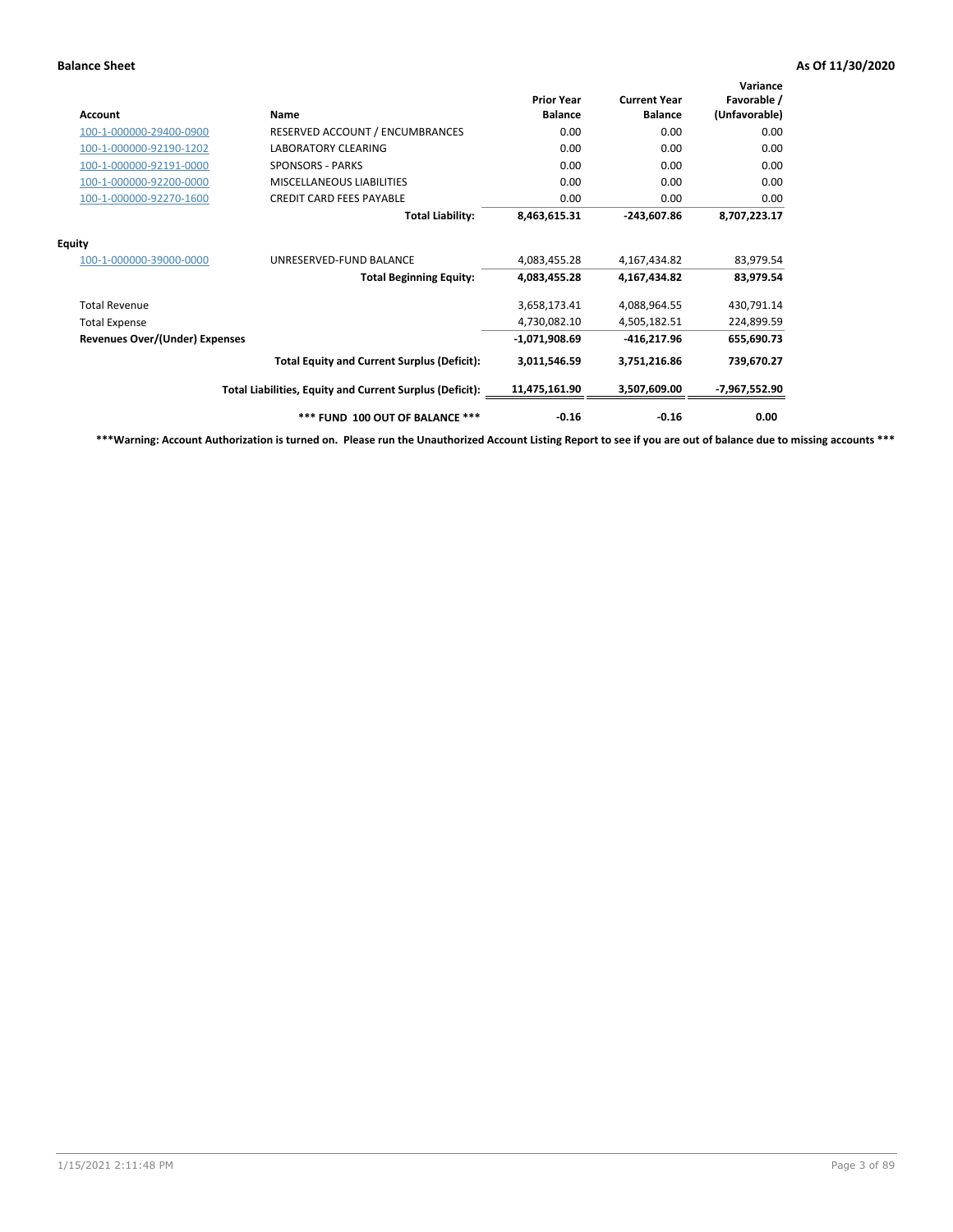**Balance Sheet** **As Of 11/30/2020**

| Account | Name | Prior Year Balance | Current Year Balance | Variance Favorable / (Unfavorable) |
|---|---|---|---|---|
| 100-1-000000-29400-0900 | RESERVED ACCOUNT / ENCUMBRANCES | 0.00 | 0.00 | 0.00 |
| 100-1-000000-92190-1202 | LABORATORY CLEARING | 0.00 | 0.00 | 0.00 |
| 100-1-000000-92191-0000 | SPONSORS - PARKS | 0.00 | 0.00 | 0.00 |
| 100-1-000000-92200-0000 | MISCELLANEOUS LIABILITIES | 0.00 | 0.00 | 0.00 |
| 100-1-000000-92270-1600 | CREDIT CARD FEES PAYABLE | 0.00 | 0.00 | 0.00 |
| | **Total Liability:** | **8,463,615.31** | **-243,607.86** | **8,707,223.17** |
| **Equity** | | | | |
| 100-1-000000-39000-0000 | UNRESERVED-FUND BALANCE | 4,083,455.28 | 4,167,434.82 | 83,979.54 |
| | **Total Beginning Equity:** | **4,083,455.28** | **4,167,434.82** | **83,979.54** |
| Total Revenue | | 3,658,173.41 | 4,088,964.55 | 430,791.14 |
| Total Expense | | 4,730,082.10 | 4,505,182.51 | 224,899.59 |
| **Revenues Over/(Under) Expenses** | | **-1,071,908.69** | **-416,217.96** | **655,690.73** |
| | **Total Equity and Current Surplus (Deficit):** | **3,011,546.59** | **3,751,216.86** | **739,670.27** |
| | **Total Liabilities, Equity and Current Surplus (Deficit):** | **11,475,161.90** | **3,507,609.00** | **-7,967,552.90** |
| | ***** FUND 100 OUT OF BALANCE ***** | **-0.16** | **-0.16** | **0.00** |

*****Warning: Account Authorization is turned on. Please run the Unauthorized Account Listing Report to see if you are out of balance due to missing accounts *****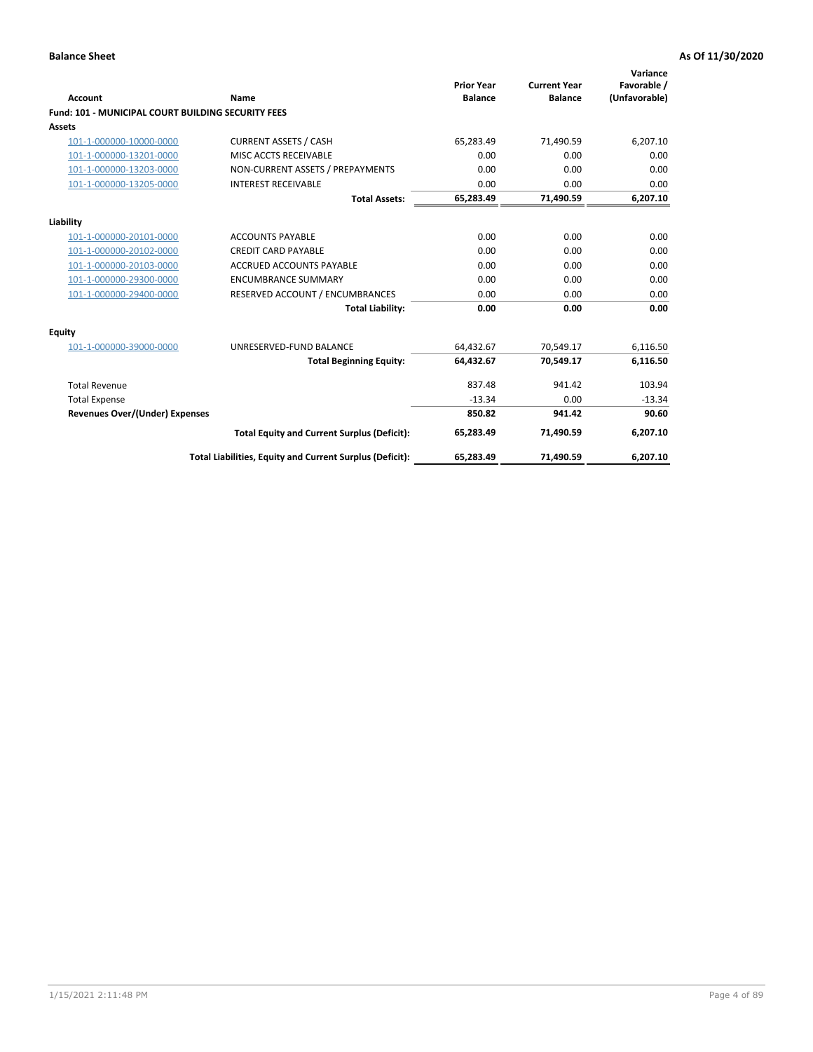**Balance Sheet** — **As Of 11/30/2020**

| Account | Name | Prior Year Balance | Current Year Balance | Variance Favorable / (Unfavorable) |
|---|---|---|---|---|
| **Fund: 101 - MUNICIPAL COURT BUILDING SECURITY FEES** | | | | |
| **Assets** | | | | |
| 101-1-000000-10000-0000 | CURRENT ASSETS / CASH | 65,283.49 | 71,490.59 | 6,207.10 |
| 101-1-000000-13201-0000 | MISC ACCTS RECEIVABLE | 0.00 | 0.00 | 0.00 |
| 101-1-000000-13203-0000 | NON-CURRENT ASSETS / PREPAYMENTS | 0.00 | 0.00 | 0.00 |
| 101-1-000000-13205-0000 | INTEREST RECEIVABLE | 0.00 | 0.00 | 0.00 |
| | **Total Assets:** | **65,283.49** | **71,490.59** | **6,207.10** |
| **Liability** | | | | |
| 101-1-000000-20101-0000 | ACCOUNTS PAYABLE | 0.00 | 0.00 | 0.00 |
| 101-1-000000-20102-0000 | CREDIT CARD PAYABLE | 0.00 | 0.00 | 0.00 |
| 101-1-000000-20103-0000 | ACCRUED ACCOUNTS PAYABLE | 0.00 | 0.00 | 0.00 |
| 101-1-000000-29300-0000 | ENCUMBRANCE SUMMARY | 0.00 | 0.00 | 0.00 |
| 101-1-000000-29400-0000 | RESERVED ACCOUNT / ENCUMBRANCES | 0.00 | 0.00 | 0.00 |
| | **Total Liability:** | **0.00** | **0.00** | **0.00** |
| **Equity** | | | | |
| 101-1-000000-39000-0000 | UNRESERVED-FUND BALANCE | 64,432.67 | 70,549.17 | 6,116.50 |
| | **Total Beginning Equity:** | **64,432.67** | **70,549.17** | **6,116.50** |
| Total Revenue | | 837.48 | 941.42 | 103.94 |
| Total Expense | | -13.34 | 0.00 | -13.34 |
| **Revenues Over/(Under) Expenses** | | **850.82** | **941.42** | **90.60** |
| | **Total Equity and Current Surplus (Deficit):** | **65,283.49** | **71,490.59** | **6,207.10** |
| | **Total Liabilities, Equity and Current Surplus (Deficit):** | **65,283.49** | **71,490.59** | **6,207.10** |

1/15/2021 2:11:48 PM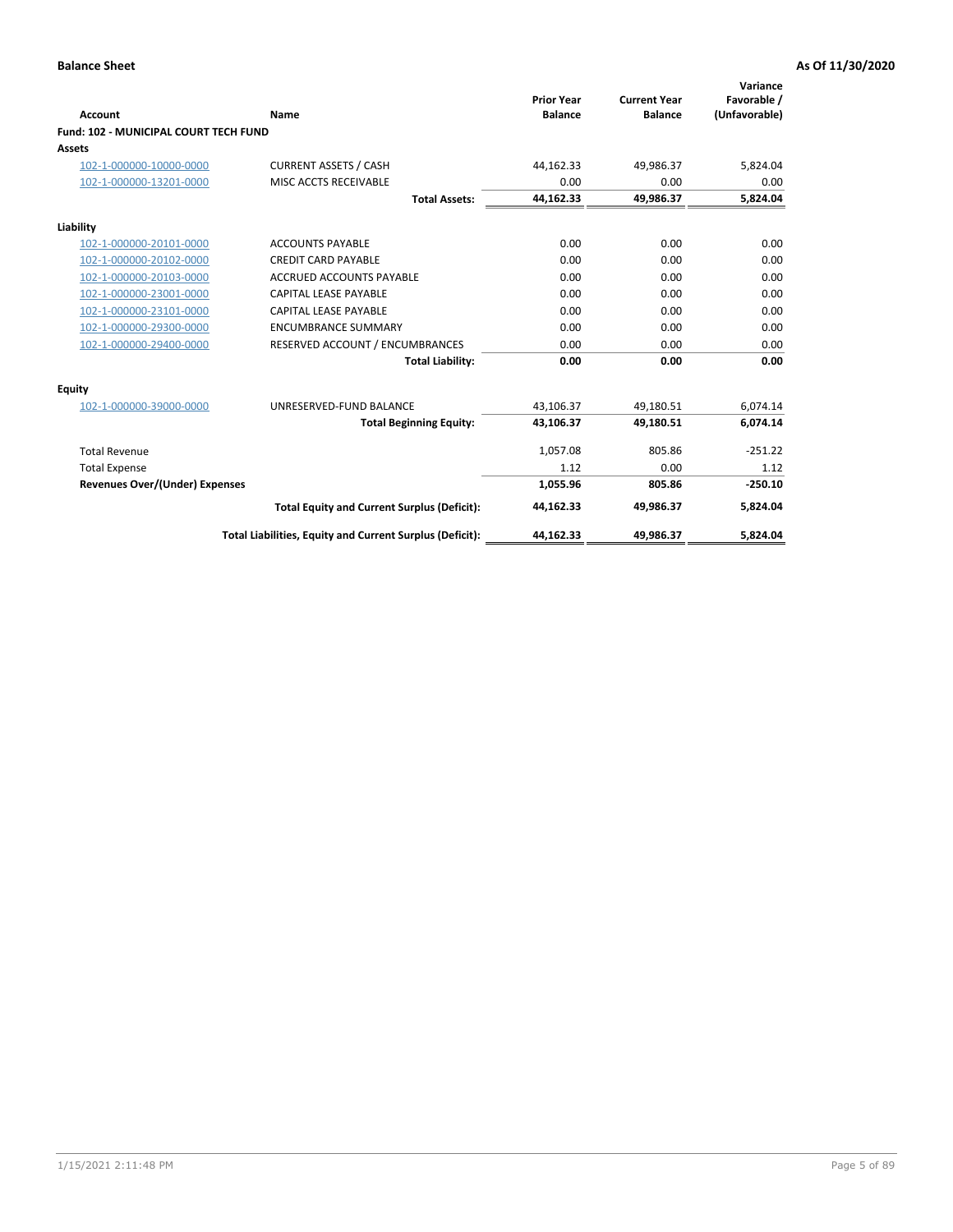**Balance Sheet** **As Of 11/30/2020**

| Account | Name | Prior Year Balance | Current Year Balance | Variance Favorable / (Unfavorable) |
|---|---|---|---|---|
| **Fund: 102 - MUNICIPAL COURT TECH FUND** | | | | |
| **Assets** | | | | |
| 102-1-000000-10000-0000 | CURRENT ASSETS / CASH | 44,162.33 | 49,986.37 | 5,824.04 |
| 102-1-000000-13201-0000 | MISC ACCTS RECEIVABLE | 0.00 | 0.00 | 0.00 |
| | **Total Assets:** | **44,162.33** | **49,986.37** | **5,824.04** |
| **Liability** | | | | |
| 102-1-000000-20101-0000 | ACCOUNTS PAYABLE | 0.00 | 0.00 | 0.00 |
| 102-1-000000-20102-0000 | CREDIT CARD PAYABLE | 0.00 | 0.00 | 0.00 |
| 102-1-000000-20103-0000 | ACCRUED ACCOUNTS PAYABLE | 0.00 | 0.00 | 0.00 |
| 102-1-000000-23001-0000 | CAPITAL LEASE PAYABLE | 0.00 | 0.00 | 0.00 |
| 102-1-000000-23101-0000 | CAPITAL LEASE PAYABLE | 0.00 | 0.00 | 0.00 |
| 102-1-000000-29300-0000 | ENCUMBRANCE SUMMARY | 0.00 | 0.00 | 0.00 |
| 102-1-000000-29400-0000 | RESERVED ACCOUNT / ENCUMBRANCES | 0.00 | 0.00 | 0.00 |
| | **Total Liability:** | **0.00** | **0.00** | **0.00** |
| **Equity** | | | | |
| 102-1-000000-39000-0000 | UNRESERVED-FUND BALANCE | 43,106.37 | 49,180.51 | 6,074.14 |
| | **Total Beginning Equity:** | **43,106.37** | **49,180.51** | **6,074.14** |
| Total Revenue | | 1,057.08 | 805.86 | -251.22 |
| Total Expense | | 1.12 | 0.00 | 1.12 |
| **Revenues Over/(Under) Expenses** | | **1,055.96** | **805.86** | **-250.10** |
| | **Total Equity and Current Surplus (Deficit):** | **44,162.33** | **49,986.37** | **5,824.04** |
| | **Total Liabilities, Equity and Current Surplus (Deficit):** | **44,162.33** | **49,986.37** | **5,824.04** |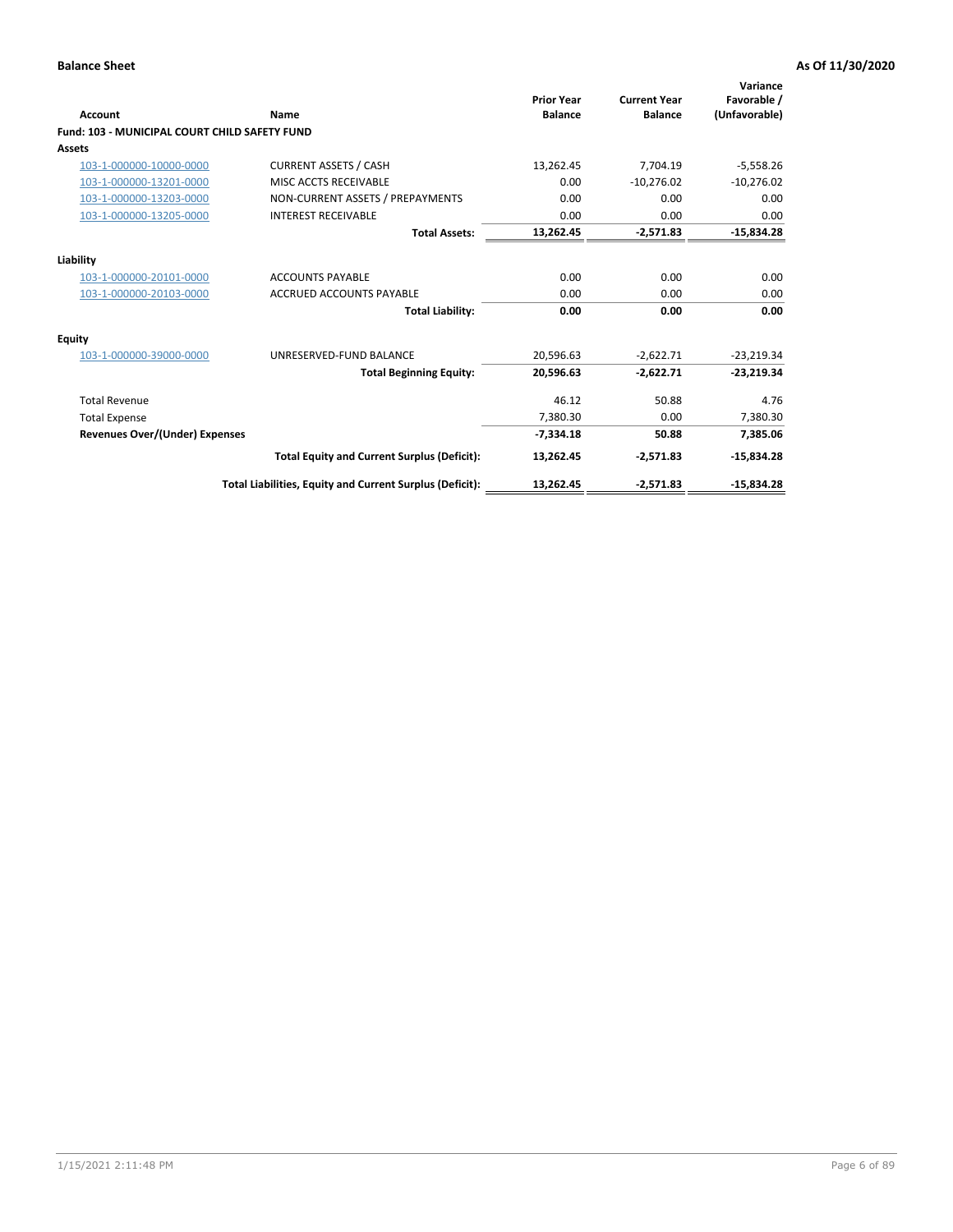**Balance Sheet** **As Of 11/30/2020**

| Account | Name | Prior Year Balance | Current Year Balance | Variance Favorable / (Unfavorable) |
|---|---|---|---|---|
| **Fund: 103 - MUNICIPAL COURT CHILD SAFETY FUND** | | | | |
| **Assets** | | | | |
| 103-1-000000-10000-0000 | CURRENT ASSETS / CASH | 13,262.45 | 7,704.19 | -5,558.26 |
| 103-1-000000-13201-0000 | MISC ACCTS RECEIVABLE | 0.00 | -10,276.02 | -10,276.02 |
| 103-1-000000-13203-0000 | NON-CURRENT ASSETS / PREPAYMENTS | 0.00 | 0.00 | 0.00 |
| 103-1-000000-13205-0000 | INTEREST RECEIVABLE | 0.00 | 0.00 | 0.00 |
| | **Total Assets:** | **13,262.45** | **-2,571.83** | **-15,834.28** |
| **Liability** | | | | |
| 103-1-000000-20101-0000 | ACCOUNTS PAYABLE | 0.00 | 0.00 | 0.00 |
| 103-1-000000-20103-0000 | ACCRUED ACCOUNTS PAYABLE | 0.00 | 0.00 | 0.00 |
| | **Total Liability:** | **0.00** | **0.00** | **0.00** |
| **Equity** | | | | |
| 103-1-000000-39000-0000 | UNRESERVED-FUND BALANCE | 20,596.63 | -2,622.71 | -23,219.34 |
| | **Total Beginning Equity:** | **20,596.63** | **-2,622.71** | **-23,219.34** |
| Total Revenue | | 46.12 | 50.88 | 4.76 |
| Total Expense | | 7,380.30 | 0.00 | 7,380.30 |
| **Revenues Over/(Under) Expenses** | | **-7,334.18** | **50.88** | **7,385.06** |
| | **Total Equity and Current Surplus (Deficit):** | **13,262.45** | **-2,571.83** | **-15,834.28** |
| | **Total Liabilities, Equity and Current Surplus (Deficit):** | **13,262.45** | **-2,571.83** | **-15,834.28** |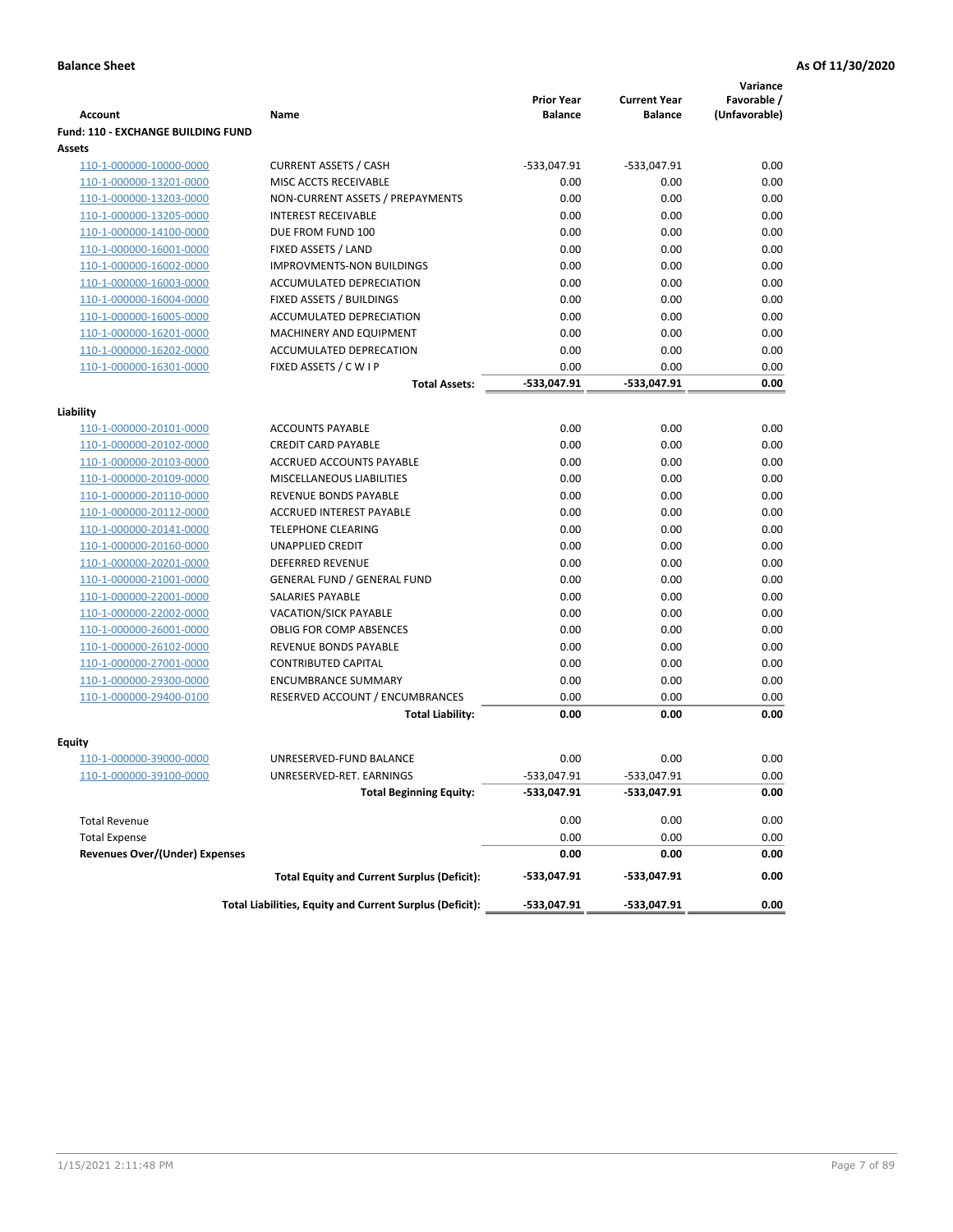**Balance Sheet** **As Of 11/30/2020**

| Account | Name | Prior Year Balance | Current Year Balance | Variance Favorable / (Unfavorable) |
|---|---|---|---|---|
| **Fund: 110 - EXCHANGE BUILDING FUND** | | | | |
| **Assets** | | | | |
| 110-1-000000-10000-0000 | CURRENT ASSETS / CASH | -533,047.91 | -533,047.91 | 0.00 |
| 110-1-000000-13201-0000 | MISC ACCTS RECEIVABLE | 0.00 | 0.00 | 0.00 |
| 110-1-000000-13203-0000 | NON-CURRENT ASSETS / PREPAYMENTS | 0.00 | 0.00 | 0.00 |
| 110-1-000000-13205-0000 | INTEREST RECEIVABLE | 0.00 | 0.00 | 0.00 |
| 110-1-000000-14100-0000 | DUE FROM FUND 100 | 0.00 | 0.00 | 0.00 |
| 110-1-000000-16001-0000 | FIXED ASSETS / LAND | 0.00 | 0.00 | 0.00 |
| 110-1-000000-16002-0000 | IMPROVMENTS-NON BUILDINGS | 0.00 | 0.00 | 0.00 |
| 110-1-000000-16003-0000 | ACCUMULATED DEPRECIATION | 0.00 | 0.00 | 0.00 |
| 110-1-000000-16004-0000 | FIXED ASSETS / BUILDINGS | 0.00 | 0.00 | 0.00 |
| 110-1-000000-16005-0000 | ACCUMULATED DEPRECIATION | 0.00 | 0.00 | 0.00 |
| 110-1-000000-16201-0000 | MACHINERY AND EQUIPMENT | 0.00 | 0.00 | 0.00 |
| 110-1-000000-16202-0000 | ACCUMULATED DEPRECATION | 0.00 | 0.00 | 0.00 |
| 110-1-000000-16301-0000 | FIXED ASSETS / C W I P | 0.00 | 0.00 | 0.00 |
| | **Total Assets:** | **-533,047.91** | **-533,047.91** | **0.00** |
| **Liability** | | | | |
| 110-1-000000-20101-0000 | ACCOUNTS PAYABLE | 0.00 | 0.00 | 0.00 |
| 110-1-000000-20102-0000 | CREDIT CARD PAYABLE | 0.00 | 0.00 | 0.00 |
| 110-1-000000-20103-0000 | ACCRUED ACCOUNTS PAYABLE | 0.00 | 0.00 | 0.00 |
| 110-1-000000-20109-0000 | MISCELLANEOUS LIABILITIES | 0.00 | 0.00 | 0.00 |
| 110-1-000000-20110-0000 | REVENUE BONDS PAYABLE | 0.00 | 0.00 | 0.00 |
| 110-1-000000-20112-0000 | ACCRUED INTEREST PAYABLE | 0.00 | 0.00 | 0.00 |
| 110-1-000000-20141-0000 | TELEPHONE CLEARING | 0.00 | 0.00 | 0.00 |
| 110-1-000000-20160-0000 | UNAPPLIED CREDIT | 0.00 | 0.00 | 0.00 |
| 110-1-000000-20201-0000 | DEFERRED REVENUE | 0.00 | 0.00 | 0.00 |
| 110-1-000000-21001-0000 | GENERAL FUND / GENERAL FUND | 0.00 | 0.00 | 0.00 |
| 110-1-000000-22001-0000 | SALARIES PAYABLE | 0.00 | 0.00 | 0.00 |
| 110-1-000000-22002-0000 | VACATION/SICK PAYABLE | 0.00 | 0.00 | 0.00 |
| 110-1-000000-26001-0000 | OBLIG FOR COMP ABSENCES | 0.00 | 0.00 | 0.00 |
| 110-1-000000-26102-0000 | REVENUE BONDS PAYABLE | 0.00 | 0.00 | 0.00 |
| 110-1-000000-27001-0000 | CONTRIBUTED CAPITAL | 0.00 | 0.00 | 0.00 |
| 110-1-000000-29300-0000 | ENCUMBRANCE SUMMARY | 0.00 | 0.00 | 0.00 |
| 110-1-000000-29400-0100 | RESERVED ACCOUNT / ENCUMBRANCES | 0.00 | 0.00 | 0.00 |
| | **Total Liability:** | **0.00** | **0.00** | **0.00** |
| **Equity** | | | | |
| 110-1-000000-39000-0000 | UNRESERVED-FUND BALANCE | 0.00 | 0.00 | 0.00 |
| 110-1-000000-39100-0000 | UNRESERVED-RET. EARNINGS | -533,047.91 | -533,047.91 | 0.00 |
| | **Total Beginning Equity:** | **-533,047.91** | **-533,047.91** | **0.00** |
| Total Revenue | | 0.00 | 0.00 | 0.00 |
| Total Expense | | 0.00 | 0.00 | 0.00 |
| **Revenues Over/(Under) Expenses** | | **0.00** | **0.00** | **0.00** |
| | **Total Equity and Current Surplus (Deficit):** | **-533,047.91** | **-533,047.91** | **0.00** |
| | **Total Liabilities, Equity and Current Surplus (Deficit):** | **-533,047.91** | **-533,047.91** | **0.00** |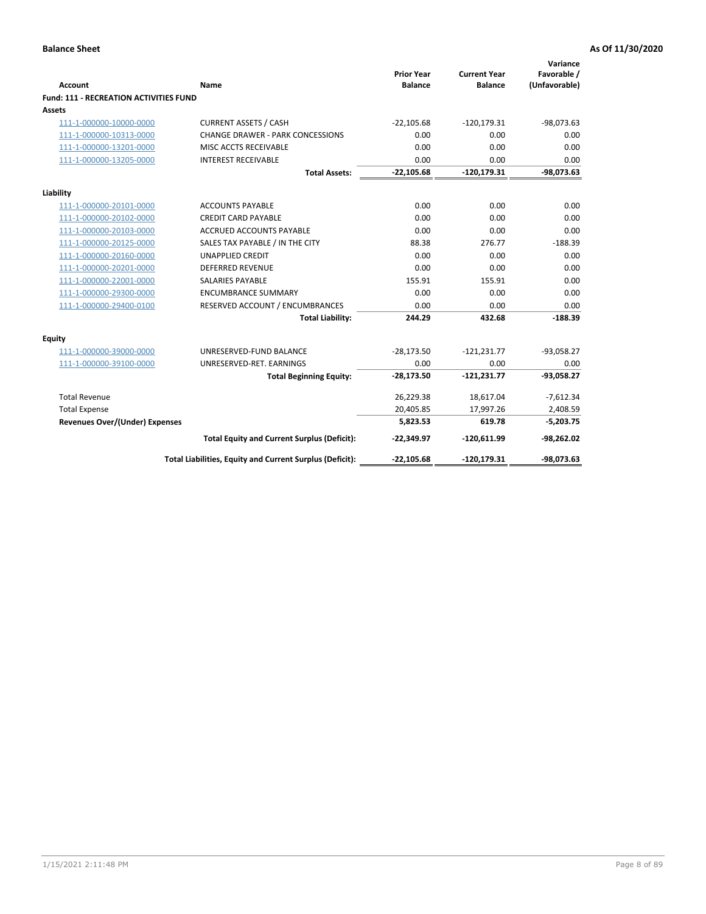**Balance Sheet** — **As Of 11/30/2020**

| Account | Name | Prior Year Balance | Current Year Balance | Variance Favorable / (Unfavorable) |
|---|---|---|---|---|
| **Fund: 111 - RECREATION ACTIVITIES FUND** | | | | |
| **Assets** | | | | |
| 111-1-000000-10000-0000 | CURRENT ASSETS / CASH | -22,105.68 | -120,179.31 | -98,073.63 |
| 111-1-000000-10313-0000 | CHANGE DRAWER - PARK CONCESSIONS | 0.00 | 0.00 | 0.00 |
| 111-1-000000-13201-0000 | MISC ACCTS RECEIVABLE | 0.00 | 0.00 | 0.00 |
| 111-1-000000-13205-0000 | INTEREST RECEIVABLE | 0.00 | 0.00 | 0.00 |
| | **Total Assets:** | **-22,105.68** | **-120,179.31** | **-98,073.63** |
| **Liability** | | | | |
| 111-1-000000-20101-0000 | ACCOUNTS PAYABLE | 0.00 | 0.00 | 0.00 |
| 111-1-000000-20102-0000 | CREDIT CARD PAYABLE | 0.00 | 0.00 | 0.00 |
| 111-1-000000-20103-0000 | ACCRUED ACCOUNTS PAYABLE | 0.00 | 0.00 | 0.00 |
| 111-1-000000-20125-0000 | SALES TAX PAYABLE / IN THE CITY | 88.38 | 276.77 | -188.39 |
| 111-1-000000-20160-0000 | UNAPPLIED CREDIT | 0.00 | 0.00 | 0.00 |
| 111-1-000000-20201-0000 | DEFERRED REVENUE | 0.00 | 0.00 | 0.00 |
| 111-1-000000-22001-0000 | SALARIES PAYABLE | 155.91 | 155.91 | 0.00 |
| 111-1-000000-29300-0000 | ENCUMBRANCE SUMMARY | 0.00 | 0.00 | 0.00 |
| 111-1-000000-29400-0100 | RESERVED ACCOUNT / ENCUMBRANCES | 0.00 | 0.00 | 0.00 |
| | **Total Liability:** | **244.29** | **432.68** | **-188.39** |
| **Equity** | | | | |
| 111-1-000000-39000-0000 | UNRESERVED-FUND BALANCE | -28,173.50 | -121,231.77 | -93,058.27 |
| 111-1-000000-39100-0000 | UNRESERVED-RET. EARNINGS | 0.00 | 0.00 | 0.00 |
| | **Total Beginning Equity:** | **-28,173.50** | **-121,231.77** | **-93,058.27** |
| Total Revenue | | 26,229.38 | 18,617.04 | -7,612.34 |
| Total Expense | | 20,405.85 | 17,997.26 | 2,408.59 |
| **Revenues Over/(Under) Expenses** | | **5,823.53** | **619.78** | **-5,203.75** |
| | **Total Equity and Current Surplus (Deficit):** | **-22,349.97** | **-120,611.99** | **-98,262.02** |
| | **Total Liabilities, Equity and Current Surplus (Deficit):** | **-22,105.68** | **-120,179.31** | **-98,073.63** |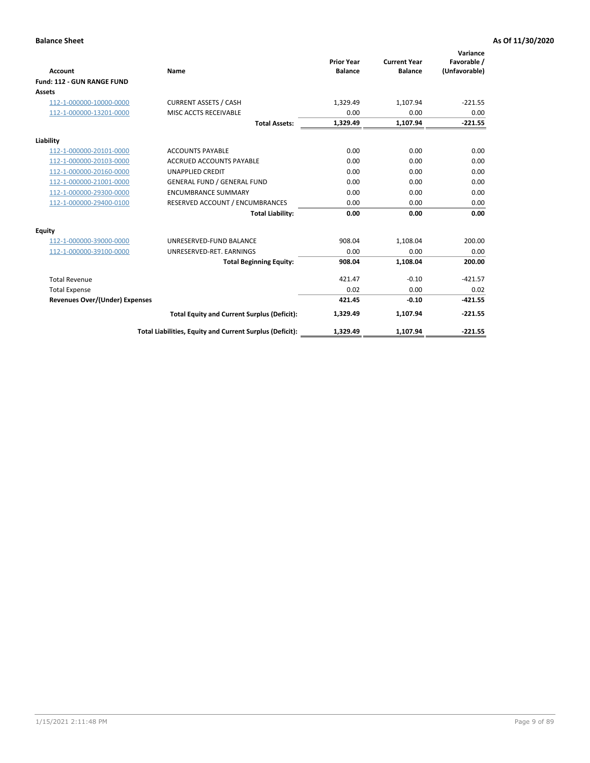**Balance Sheet** **As Of 11/30/2020**

| Account | Name | Prior Year Balance | Current Year Balance | Variance Favorable / (Unfavorable) |
|---|---|---|---|---|
| **Fund: 112 - GUN RANGE FUND** | | | | |
| **Assets** | | | | |
| 112-1-000000-10000-0000 | CURRENT ASSETS / CASH | 1,329.49 | 1,107.94 | -221.55 |
| 112-1-000000-13201-0000 | MISC ACCTS RECEIVABLE | 0.00 | 0.00 | 0.00 |
| | **Total Assets:** | **1,329.49** | **1,107.94** | **-221.55** |
| **Liability** | | | | |
| 112-1-000000-20101-0000 | ACCOUNTS PAYABLE | 0.00 | 0.00 | 0.00 |
| 112-1-000000-20103-0000 | ACCRUED ACCOUNTS PAYABLE | 0.00 | 0.00 | 0.00 |
| 112-1-000000-20160-0000 | UNAPPLIED CREDIT | 0.00 | 0.00 | 0.00 |
| 112-1-000000-21001-0000 | GENERAL FUND / GENERAL FUND | 0.00 | 0.00 | 0.00 |
| 112-1-000000-29300-0000 | ENCUMBRANCE SUMMARY | 0.00 | 0.00 | 0.00 |
| 112-1-000000-29400-0100 | RESERVED ACCOUNT / ENCUMBRANCES | 0.00 | 0.00 | 0.00 |
| | **Total Liability:** | **0.00** | **0.00** | **0.00** |
| **Equity** | | | | |
| 112-1-000000-39000-0000 | UNRESERVED-FUND BALANCE | 908.04 | 1,108.04 | 200.00 |
| 112-1-000000-39100-0000 | UNRESERVED-RET. EARNINGS | 0.00 | 0.00 | 0.00 |
| | **Total Beginning Equity:** | **908.04** | **1,108.04** | **200.00** |
| Total Revenue | | 421.47 | -0.10 | -421.57 |
| Total Expense | | 0.02 | 0.00 | 0.02 |
| **Revenues Over/(Under) Expenses** | | **421.45** | **-0.10** | **-421.55** |
| | **Total Equity and Current Surplus (Deficit):** | **1,329.49** | **1,107.94** | **-221.55** |
| | **Total Liabilities, Equity and Current Surplus (Deficit):** | **1,329.49** | **1,107.94** | **-221.55** |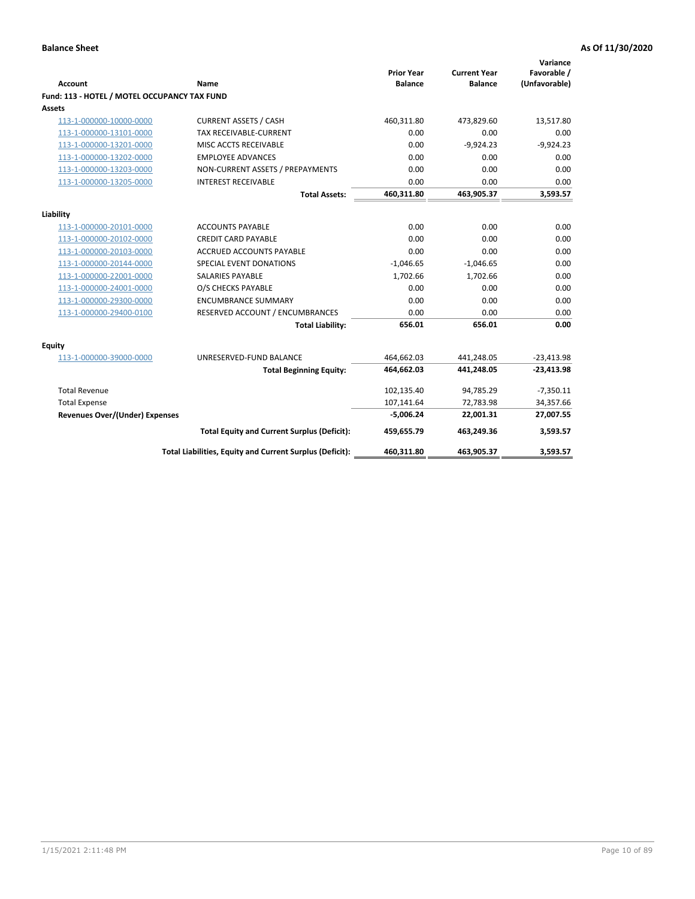**Balance Sheet** **As Of 11/30/2020**

| Account | Name | Prior Year Balance | Current Year Balance | Variance Favorable / (Unfavorable) |
|---|---|---|---|---|
| **Fund: 113 - HOTEL / MOTEL OCCUPANCY TAX FUND** | | | | |
| **Assets** | | | | |
| 113-1-000000-10000-0000 | CURRENT ASSETS / CASH | 460,311.80 | 473,829.60 | 13,517.80 |
| 113-1-000000-13101-0000 | TAX RECEIVABLE-CURRENT | 0.00 | 0.00 | 0.00 |
| 113-1-000000-13201-0000 | MISC ACCTS RECEIVABLE | 0.00 | -9,924.23 | -9,924.23 |
| 113-1-000000-13202-0000 | EMPLOYEE ADVANCES | 0.00 | 0.00 | 0.00 |
| 113-1-000000-13203-0000 | NON-CURRENT ASSETS / PREPAYMENTS | 0.00 | 0.00 | 0.00 |
| 113-1-000000-13205-0000 | INTEREST RECEIVABLE | 0.00 | 0.00 | 0.00 |
| | **Total Assets:** | **460,311.80** | **463,905.37** | **3,593.57** |
| **Liability** | | | | |
| 113-1-000000-20101-0000 | ACCOUNTS PAYABLE | 0.00 | 0.00 | 0.00 |
| 113-1-000000-20102-0000 | CREDIT CARD PAYABLE | 0.00 | 0.00 | 0.00 |
| 113-1-000000-20103-0000 | ACCRUED ACCOUNTS PAYABLE | 0.00 | 0.00 | 0.00 |
| 113-1-000000-20144-0000 | SPECIAL EVENT DONATIONS | -1,046.65 | -1,046.65 | 0.00 |
| 113-1-000000-22001-0000 | SALARIES PAYABLE | 1,702.66 | 1,702.66 | 0.00 |
| 113-1-000000-24001-0000 | O/S CHECKS PAYABLE | 0.00 | 0.00 | 0.00 |
| 113-1-000000-29300-0000 | ENCUMBRANCE SUMMARY | 0.00 | 0.00 | 0.00 |
| 113-1-000000-29400-0100 | RESERVED ACCOUNT / ENCUMBRANCES | 0.00 | 0.00 | 0.00 |
| | **Total Liability:** | **656.01** | **656.01** | **0.00** |
| **Equity** | | | | |
| 113-1-000000-39000-0000 | UNRESERVED-FUND BALANCE | 464,662.03 | 441,248.05 | -23,413.98 |
| | **Total Beginning Equity:** | **464,662.03** | **441,248.05** | **-23,413.98** |
| Total Revenue | | 102,135.40 | 94,785.29 | -7,350.11 |
| Total Expense | | 107,141.64 | 72,783.98 | 34,357.66 |
| **Revenues Over/(Under) Expenses** | | **-5,006.24** | **22,001.31** | **27,007.55** |
| | **Total Equity and Current Surplus (Deficit):** | **459,655.79** | **463,249.36** | **3,593.57** |
| | **Total Liabilities, Equity and Current Surplus (Deficit):** | **460,311.80** | **463,905.37** | **3,593.57** |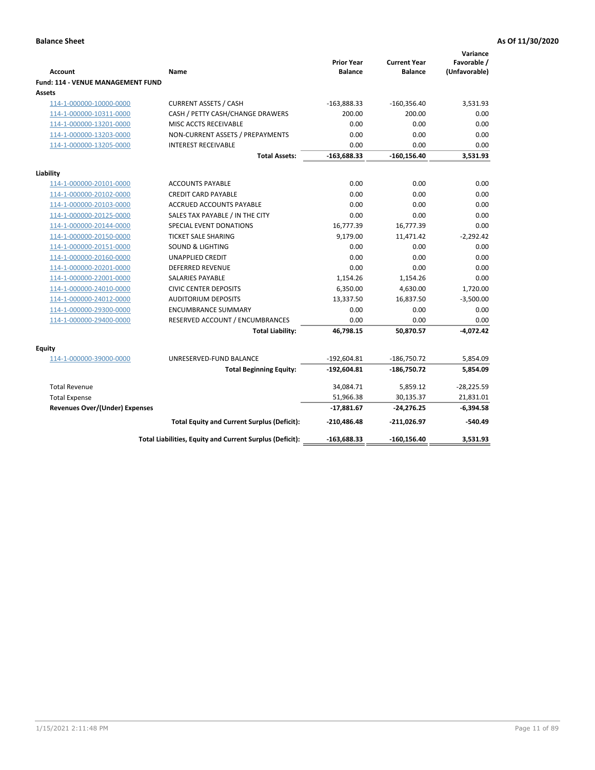**Balance Sheet** **As Of 11/30/2020**

| Account | Name | Prior Year Balance | Current Year Balance | Variance Favorable / (Unfavorable) |
|---|---|---|---|---|
| **Fund: 114 - VENUE MANAGEMENT FUND** | | | | |
| **Assets** | | | | |
| 114-1-000000-10000-0000 | CURRENT ASSETS / CASH | -163,888.33 | -160,356.40 | 3,531.93 |
| 114-1-000000-10311-0000 | CASH / PETTY CASH/CHANGE DRAWERS | 200.00 | 200.00 | 0.00 |
| 114-1-000000-13201-0000 | MISC ACCTS RECEIVABLE | 0.00 | 0.00 | 0.00 |
| 114-1-000000-13203-0000 | NON-CURRENT ASSETS / PREPAYMENTS | 0.00 | 0.00 | 0.00 |
| 114-1-000000-13205-0000 | INTEREST RECEIVABLE | 0.00 | 0.00 | 0.00 |
| | **Total Assets:** | **-163,688.33** | **-160,156.40** | **3,531.93** |
| **Liability** | | | | |
| 114-1-000000-20101-0000 | ACCOUNTS PAYABLE | 0.00 | 0.00 | 0.00 |
| 114-1-000000-20102-0000 | CREDIT CARD PAYABLE | 0.00 | 0.00 | 0.00 |
| 114-1-000000-20103-0000 | ACCRUED ACCOUNTS PAYABLE | 0.00 | 0.00 | 0.00 |
| 114-1-000000-20125-0000 | SALES TAX PAYABLE / IN THE CITY | 0.00 | 0.00 | 0.00 |
| 114-1-000000-20144-0000 | SPECIAL EVENT DONATIONS | 16,777.39 | 16,777.39 | 0.00 |
| 114-1-000000-20150-0000 | TICKET SALE SHARING | 9,179.00 | 11,471.42 | -2,292.42 |
| 114-1-000000-20151-0000 | SOUND & LIGHTING | 0.00 | 0.00 | 0.00 |
| 114-1-000000-20160-0000 | UNAPPLIED CREDIT | 0.00 | 0.00 | 0.00 |
| 114-1-000000-20201-0000 | DEFERRED REVENUE | 0.00 | 0.00 | 0.00 |
| 114-1-000000-22001-0000 | SALARIES PAYABLE | 1,154.26 | 1,154.26 | 0.00 |
| 114-1-000000-24010-0000 | CIVIC CENTER DEPOSITS | 6,350.00 | 4,630.00 | 1,720.00 |
| 114-1-000000-24012-0000 | AUDITORIUM DEPOSITS | 13,337.50 | 16,837.50 | -3,500.00 |
| 114-1-000000-29300-0000 | ENCUMBRANCE SUMMARY | 0.00 | 0.00 | 0.00 |
| 114-1-000000-29400-0000 | RESERVED ACCOUNT / ENCUMBRANCES | 0.00 | 0.00 | 0.00 |
| | **Total Liability:** | **46,798.15** | **50,870.57** | **-4,072.42** |
| **Equity** | | | | |
| 114-1-000000-39000-0000 | UNRESERVED-FUND BALANCE | -192,604.81 | -186,750.72 | 5,854.09 |
| | **Total Beginning Equity:** | **-192,604.81** | **-186,750.72** | **5,854.09** |
| Total Revenue | | 34,084.71 | 5,859.12 | -28,225.59 |
| Total Expense | | 51,966.38 | 30,135.37 | 21,831.01 |
| **Revenues Over/(Under) Expenses** | | **-17,881.67** | **-24,276.25** | **-6,394.58** |
| | **Total Equity and Current Surplus (Deficit):** | **-210,486.48** | **-211,026.97** | **-540.49** |
| | **Total Liabilities, Equity and Current Surplus (Deficit):** | **-163,688.33** | **-160,156.40** | **3,531.93** |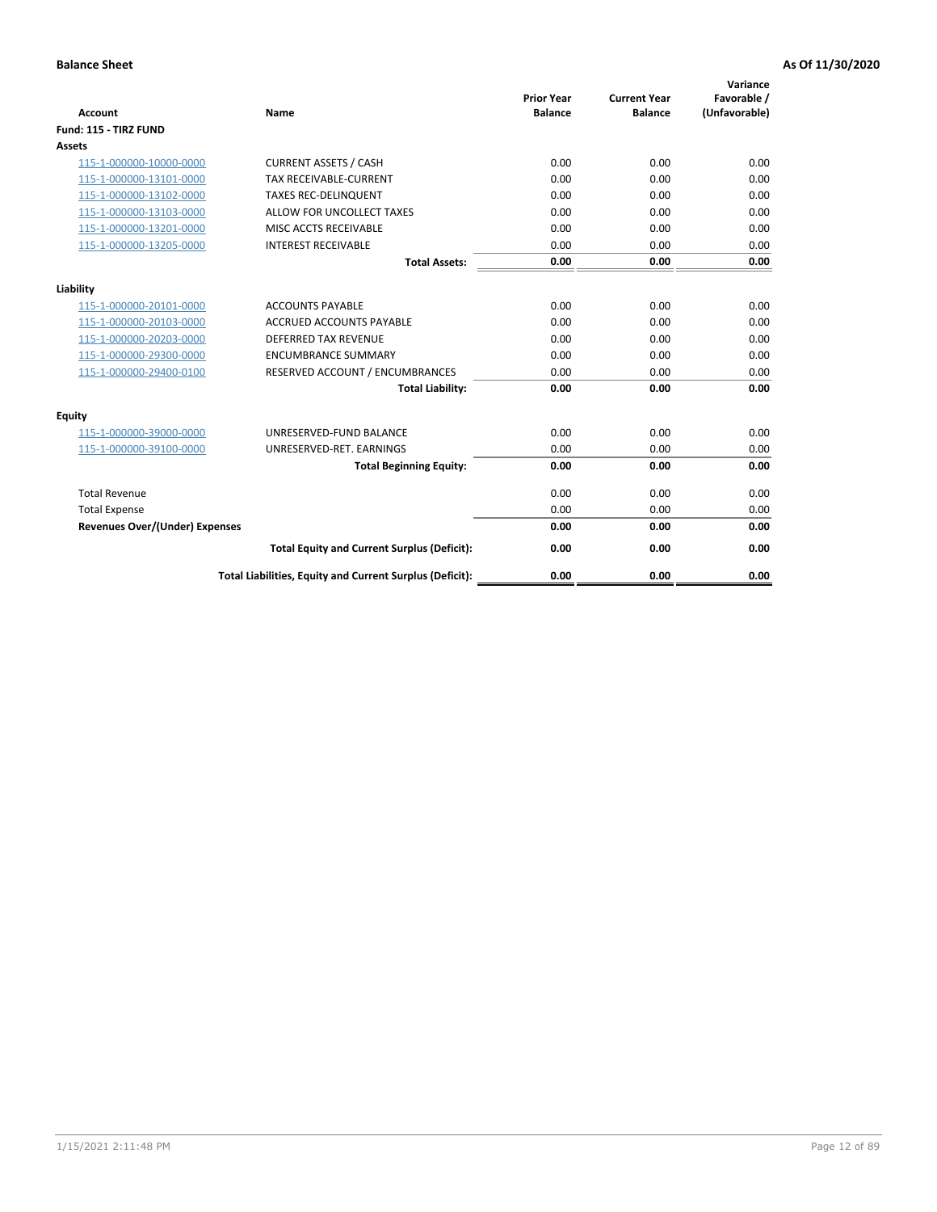**Balance Sheet** **As Of 11/30/2020**

| Account | Name | Prior Year Balance | Current Year Balance | Variance Favorable / (Unfavorable) |
|---|---|---|---|---|
| **Fund: 115 - TIRZ FUND** | | | | |
| **Assets** | | | | |
| 115-1-000000-10000-0000 | CURRENT ASSETS / CASH | 0.00 | 0.00 | 0.00 |
| 115-1-000000-13101-0000 | TAX RECEIVABLE-CURRENT | 0.00 | 0.00 | 0.00 |
| 115-1-000000-13102-0000 | TAXES REC-DELINQUENT | 0.00 | 0.00 | 0.00 |
| 115-1-000000-13103-0000 | ALLOW FOR UNCOLLECT TAXES | 0.00 | 0.00 | 0.00 |
| 115-1-000000-13201-0000 | MISC ACCTS RECEIVABLE | 0.00 | 0.00 | 0.00 |
| 115-1-000000-13205-0000 | INTEREST RECEIVABLE | 0.00 | 0.00 | 0.00 |
| | **Total Assets:** | **0.00** | **0.00** | **0.00** |
| **Liability** | | | | |
| 115-1-000000-20101-0000 | ACCOUNTS PAYABLE | 0.00 | 0.00 | 0.00 |
| 115-1-000000-20103-0000 | ACCRUED ACCOUNTS PAYABLE | 0.00 | 0.00 | 0.00 |
| 115-1-000000-20203-0000 | DEFERRED TAX REVENUE | 0.00 | 0.00 | 0.00 |
| 115-1-000000-29300-0000 | ENCUMBRANCE SUMMARY | 0.00 | 0.00 | 0.00 |
| 115-1-000000-29400-0100 | RESERVED ACCOUNT / ENCUMBRANCES | 0.00 | 0.00 | 0.00 |
| | **Total Liability:** | **0.00** | **0.00** | **0.00** |
| **Equity** | | | | |
| 115-1-000000-39000-0000 | UNRESERVED-FUND BALANCE | 0.00 | 0.00 | 0.00 |
| 115-1-000000-39100-0000 | UNRESERVED-RET. EARNINGS | 0.00 | 0.00 | 0.00 |
| | **Total Beginning Equity:** | **0.00** | **0.00** | **0.00** |
| Total Revenue | | 0.00 | 0.00 | 0.00 |
| Total Expense | | 0.00 | 0.00 | 0.00 |
| **Revenues Over/(Under) Expenses** | | **0.00** | **0.00** | **0.00** |
| | **Total Equity and Current Surplus (Deficit):** | **0.00** | **0.00** | **0.00** |
| | **Total Liabilities, Equity and Current Surplus (Deficit):** | **0.00** | **0.00** | **0.00** |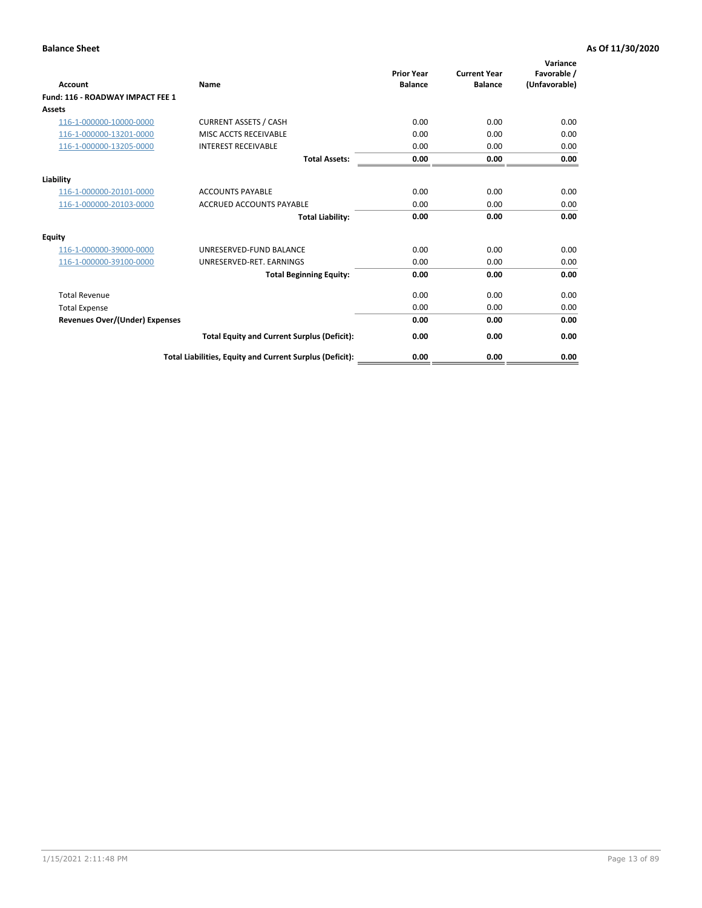**Balance Sheet** **As Of 11/30/2020**

| Account | Name | Prior Year Balance | Current Year Balance | Variance Favorable / (Unfavorable) |
|---|---|---|---|---|
| **Fund: 116 - ROADWAY IMPACT FEE 1** | | | | |
| **Assets** | | | | |
| 116-1-000000-10000-0000 | CURRENT ASSETS / CASH | 0.00 | 0.00 | 0.00 |
| 116-1-000000-13201-0000 | MISC ACCTS RECEIVABLE | 0.00 | 0.00 | 0.00 |
| 116-1-000000-13205-0000 | INTEREST RECEIVABLE | 0.00 | 0.00 | 0.00 |
| | **Total Assets:** | **0.00** | **0.00** | **0.00** |
| **Liability** | | | | |
| 116-1-000000-20101-0000 | ACCOUNTS PAYABLE | 0.00 | 0.00 | 0.00 |
| 116-1-000000-20103-0000 | ACCRUED ACCOUNTS PAYABLE | 0.00 | 0.00 | 0.00 |
| | **Total Liability:** | **0.00** | **0.00** | **0.00** |
| **Equity** | | | | |
| 116-1-000000-39000-0000 | UNRESERVED-FUND BALANCE | 0.00 | 0.00 | 0.00 |
| 116-1-000000-39100-0000 | UNRESERVED-RET. EARNINGS | 0.00 | 0.00 | 0.00 |
| | **Total Beginning Equity:** | **0.00** | **0.00** | **0.00** |
| Total Revenue | | 0.00 | 0.00 | 0.00 |
| Total Expense | | 0.00 | 0.00 | 0.00 |
| **Revenues Over/(Under) Expenses** | | **0.00** | **0.00** | **0.00** |
| | **Total Equity and Current Surplus (Deficit):** | **0.00** | **0.00** | **0.00** |
| | **Total Liabilities, Equity and Current Surplus (Deficit):** | **0.00** | **0.00** | **0.00** |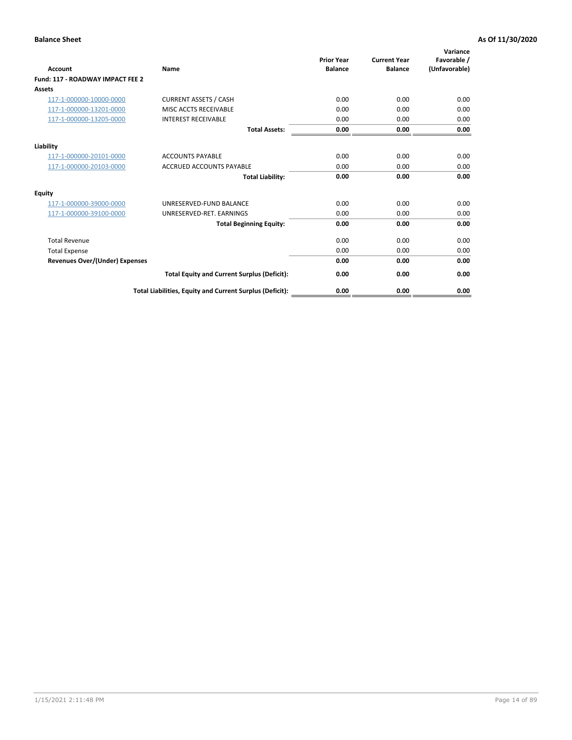**Balance Sheet** **As Of 11/30/2020**

| Account | Name | Prior Year Balance | Current Year Balance | Variance Favorable / (Unfavorable) |
|---|---|---|---|---|
| **Fund: 117 - ROADWAY IMPACT FEE 2** | | | | |
| **Assets** | | | | |
| 117-1-000000-10000-0000 | CURRENT ASSETS / CASH | 0.00 | 0.00 | 0.00 |
| 117-1-000000-13201-0000 | MISC ACCTS RECEIVABLE | 0.00 | 0.00 | 0.00 |
| 117-1-000000-13205-0000 | INTEREST RECEIVABLE | 0.00 | 0.00 | 0.00 |
| | **Total Assets:** | **0.00** | **0.00** | **0.00** |
| **Liability** | | | | |
| 117-1-000000-20101-0000 | ACCOUNTS PAYABLE | 0.00 | 0.00 | 0.00 |
| 117-1-000000-20103-0000 | ACCRUED ACCOUNTS PAYABLE | 0.00 | 0.00 | 0.00 |
| | **Total Liability:** | **0.00** | **0.00** | **0.00** |
| **Equity** | | | | |
| 117-1-000000-39000-0000 | UNRESERVED-FUND BALANCE | 0.00 | 0.00 | 0.00 |
| 117-1-000000-39100-0000 | UNRESERVED-RET. EARNINGS | 0.00 | 0.00 | 0.00 |
| | **Total Beginning Equity:** | **0.00** | **0.00** | **0.00** |
| Total Revenue | | 0.00 | 0.00 | 0.00 |
| Total Expense | | 0.00 | 0.00 | 0.00 |
| **Revenues Over/(Under) Expenses** | | **0.00** | **0.00** | **0.00** |
| | **Total Equity and Current Surplus (Deficit):** | **0.00** | **0.00** | **0.00** |
| | **Total Liabilities, Equity and Current Surplus (Deficit):** | **0.00** | **0.00** | **0.00** |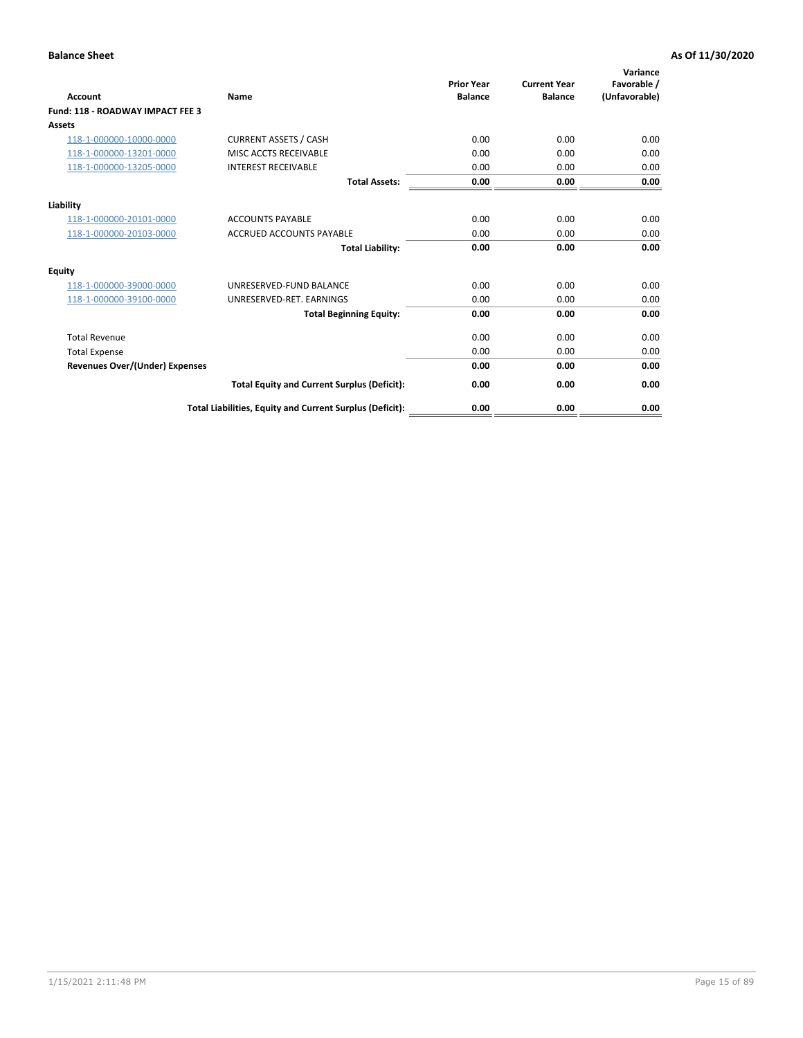**Balance Sheet** | **As Of 11/30/2020**

| Account | Name | Prior Year Balance | Current Year Balance | Variance Favorable / (Unfavorable) |
|---|---|---|---|---|
| **Fund: 118 - ROADWAY IMPACT FEE 3** | | | | |
| **Assets** | | | | |
| 118-1-000000-10000-0000 | CURRENT ASSETS / CASH | 0.00 | 0.00 | 0.00 |
| 118-1-000000-13201-0000 | MISC ACCTS RECEIVABLE | 0.00 | 0.00 | 0.00 |
| 118-1-000000-13205-0000 | INTEREST RECEIVABLE | 0.00 | 0.00 | 0.00 |
| | **Total Assets:** | **0.00** | **0.00** | **0.00** |
| **Liability** | | | | |
| 118-1-000000-20101-0000 | ACCOUNTS PAYABLE | 0.00 | 0.00 | 0.00 |
| 118-1-000000-20103-0000 | ACCRUED ACCOUNTS PAYABLE | 0.00 | 0.00 | 0.00 |
| | **Total Liability:** | **0.00** | **0.00** | **0.00** |
| **Equity** | | | | |
| 118-1-000000-39000-0000 | UNRESERVED-FUND BALANCE | 0.00 | 0.00 | 0.00 |
| 118-1-000000-39100-0000 | UNRESERVED-RET. EARNINGS | 0.00 | 0.00 | 0.00 |
| | **Total Beginning Equity:** | **0.00** | **0.00** | **0.00** |
| Total Revenue | | 0.00 | 0.00 | 0.00 |
| Total Expense | | 0.00 | 0.00 | 0.00 |
| **Revenues Over/(Under) Expenses** | | **0.00** | **0.00** | **0.00** |
| | **Total Equity and Current Surplus (Deficit):** | **0.00** | **0.00** | **0.00** |
| | **Total Liabilities, Equity and Current Surplus (Deficit):** | **0.00** | **0.00** | **0.00** |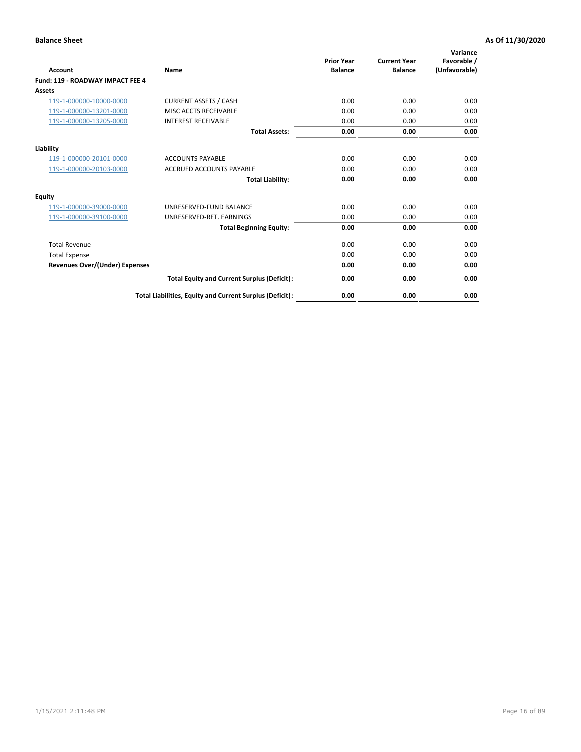**Balance Sheet** **As Of 11/30/2020**

| Account | Name | Prior Year Balance | Current Year Balance | Variance Favorable / (Unfavorable) |
|---|---|---|---|---|
| **Fund: 119 - ROADWAY IMPACT FEE 4** | | | | |
| **Assets** | | | | |
| 119-1-000000-10000-0000 | CURRENT ASSETS / CASH | 0.00 | 0.00 | 0.00 |
| 119-1-000000-13201-0000 | MISC ACCTS RECEIVABLE | 0.00 | 0.00 | 0.00 |
| 119-1-000000-13205-0000 | INTEREST RECEIVABLE | 0.00 | 0.00 | 0.00 |
| | **Total Assets:** | **0.00** | **0.00** | **0.00** |
| **Liability** | | | | |
| 119-1-000000-20101-0000 | ACCOUNTS PAYABLE | 0.00 | 0.00 | 0.00 |
| 119-1-000000-20103-0000 | ACCRUED ACCOUNTS PAYABLE | 0.00 | 0.00 | 0.00 |
| | **Total Liability:** | **0.00** | **0.00** | **0.00** |
| **Equity** | | | | |
| 119-1-000000-39000-0000 | UNRESERVED-FUND BALANCE | 0.00 | 0.00 | 0.00 |
| 119-1-000000-39100-0000 | UNRESERVED-RET. EARNINGS | 0.00 | 0.00 | 0.00 |
| | **Total Beginning Equity:** | **0.00** | **0.00** | **0.00** |
| Total Revenue | | 0.00 | 0.00 | 0.00 |
| Total Expense | | 0.00 | 0.00 | 0.00 |
| **Revenues Over/(Under) Expenses** | | **0.00** | **0.00** | **0.00** |
| | **Total Equity and Current Surplus (Deficit):** | **0.00** | **0.00** | **0.00** |
| | **Total Liabilities, Equity and Current Surplus (Deficit):** | **0.00** | **0.00** | **0.00** |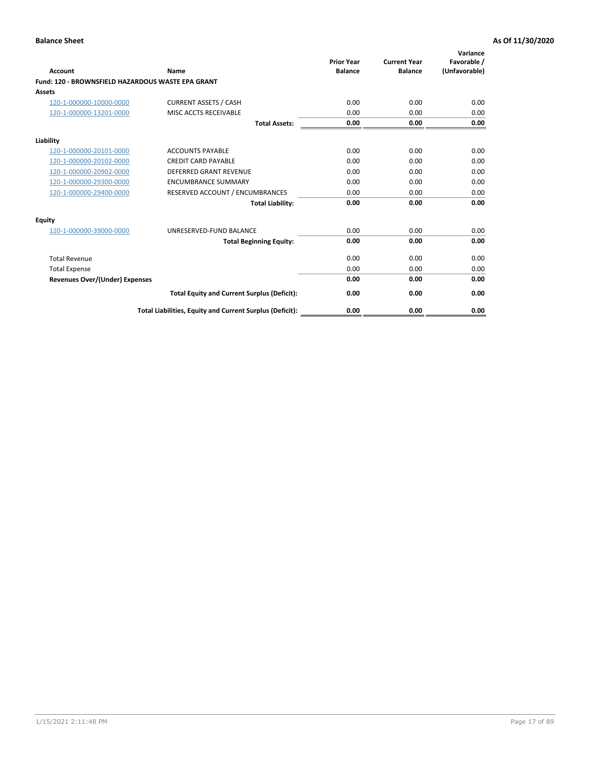**Balance Sheet** **As Of 11/30/2020**

| Account | Name | Prior Year Balance | Current Year Balance | Variance Favorable / (Unfavorable) |
|---|---|---|---|---|
| **Fund: 120 - BROWNSFIELD HAZARDOUS WASTE EPA GRANT** | | | | |
| **Assets** | | | | |
| 120-1-000000-10000-0000 | CURRENT ASSETS / CASH | 0.00 | 0.00 | 0.00 |
| 120-1-000000-13201-0000 | MISC ACCTS RECEIVABLE | 0.00 | 0.00 | 0.00 |
| | **Total Assets:** | **0.00** | **0.00** | **0.00** |
| **Liability** | | | | |
| 120-1-000000-20101-0000 | ACCOUNTS PAYABLE | 0.00 | 0.00 | 0.00 |
| 120-1-000000-20102-0000 | CREDIT CARD PAYABLE | 0.00 | 0.00 | 0.00 |
| 120-1-000000-20902-0000 | DEFERRED GRANT REVENUE | 0.00 | 0.00 | 0.00 |
| 120-1-000000-29300-0000 | ENCUMBRANCE SUMMARY | 0.00 | 0.00 | 0.00 |
| 120-1-000000-29400-0000 | RESERVED ACCOUNT / ENCUMBRANCES | 0.00 | 0.00 | 0.00 |
| | **Total Liability:** | **0.00** | **0.00** | **0.00** |
| **Equity** | | | | |
| 120-1-000000-39000-0000 | UNRESERVED-FUND BALANCE | 0.00 | 0.00 | 0.00 |
| | **Total Beginning Equity:** | **0.00** | **0.00** | **0.00** |
| Total Revenue | | 0.00 | 0.00 | 0.00 |
| Total Expense | | 0.00 | 0.00 | 0.00 |
| **Revenues Over/(Under) Expenses** | | **0.00** | **0.00** | **0.00** |
| | **Total Equity and Current Surplus (Deficit):** | **0.00** | **0.00** | **0.00** |
| | **Total Liabilities, Equity and Current Surplus (Deficit):** | **0.00** | **0.00** | **0.00** |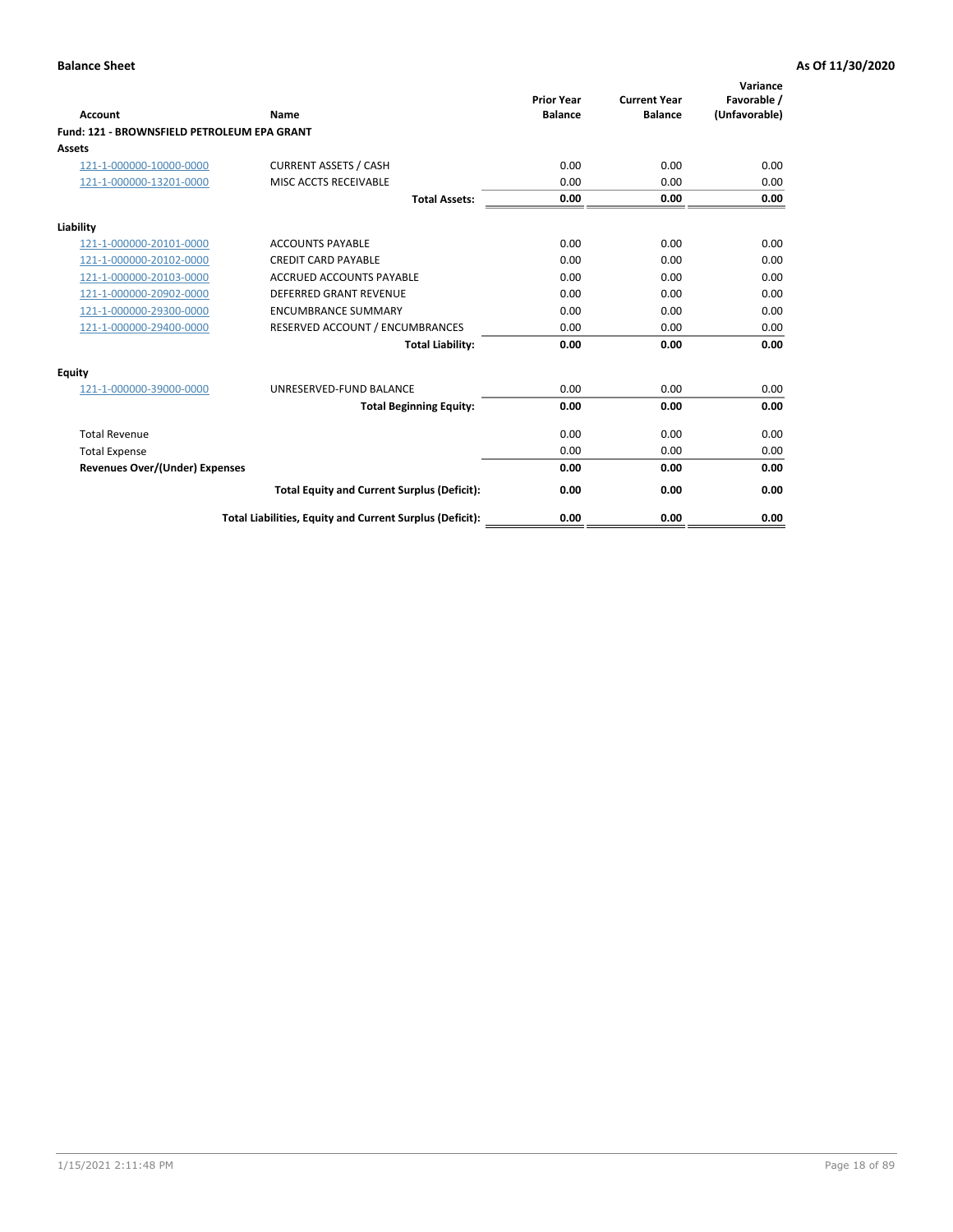**Balance Sheet** **As Of 11/30/2020**

| Account | Name | Prior Year Balance | Current Year Balance | Variance Favorable / (Unfavorable) |
|---|---|---|---|---|
| **Fund: 121 - BROWNSFIELD PETROLEUM EPA GRANT** | | | | |
| **Assets** | | | | |
| 121-1-000000-10000-0000 | CURRENT ASSETS / CASH | 0.00 | 0.00 | 0.00 |
| 121-1-000000-13201-0000 | MISC ACCTS RECEIVABLE | 0.00 | 0.00 | 0.00 |
| | **Total Assets:** | **0.00** | **0.00** | **0.00** |
| **Liability** | | | | |
| 121-1-000000-20101-0000 | ACCOUNTS PAYABLE | 0.00 | 0.00 | 0.00 |
| 121-1-000000-20102-0000 | CREDIT CARD PAYABLE | 0.00 | 0.00 | 0.00 |
| 121-1-000000-20103-0000 | ACCRUED ACCOUNTS PAYABLE | 0.00 | 0.00 | 0.00 |
| 121-1-000000-20902-0000 | DEFERRED GRANT REVENUE | 0.00 | 0.00 | 0.00 |
| 121-1-000000-29300-0000 | ENCUMBRANCE SUMMARY | 0.00 | 0.00 | 0.00 |
| 121-1-000000-29400-0000 | RESERVED ACCOUNT / ENCUMBRANCES | 0.00 | 0.00 | 0.00 |
| | **Total Liability:** | **0.00** | **0.00** | **0.00** |
| **Equity** | | | | |
| 121-1-000000-39000-0000 | UNRESERVED-FUND BALANCE | 0.00 | 0.00 | 0.00 |
| | **Total Beginning Equity:** | **0.00** | **0.00** | **0.00** |
| Total Revenue | | 0.00 | 0.00 | 0.00 |
| Total Expense | | 0.00 | 0.00 | 0.00 |
| **Revenues Over/(Under) Expenses** | | **0.00** | **0.00** | **0.00** |
| | **Total Equity and Current Surplus (Deficit):** | **0.00** | **0.00** | **0.00** |
| | **Total Liabilities, Equity and Current Surplus (Deficit):** | **0.00** | **0.00** | **0.00** |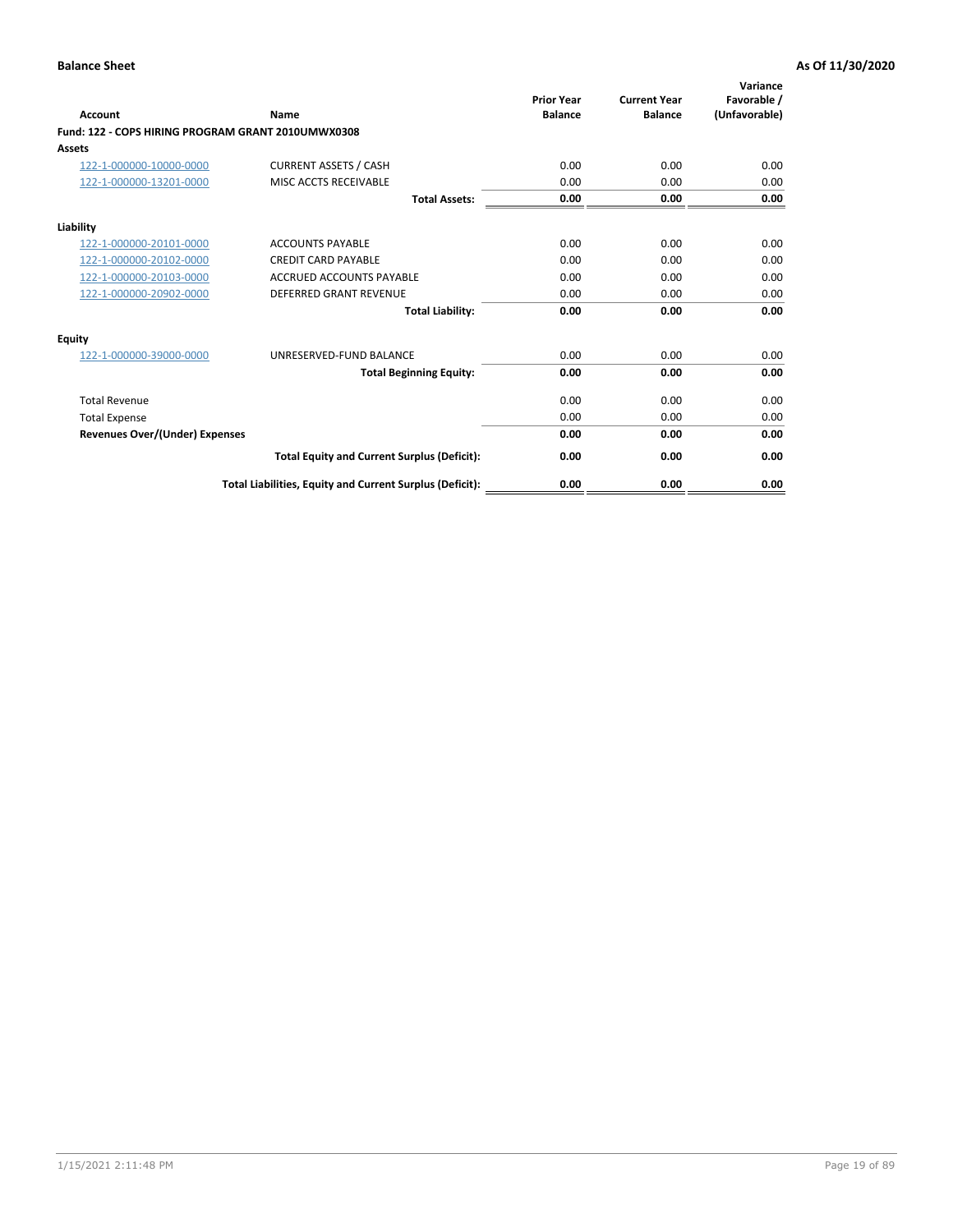**Balance Sheet** **As Of 11/30/2020**

| Account | Name | Prior Year Balance | Current Year Balance | Variance Favorable / (Unfavorable) |
|---|---|---|---|---|
| **Fund: 122 - COPS HIRING PROGRAM GRANT 2010UMWX0308** | | | | |
| **Assets** | | | | |
| 122-1-000000-10000-0000 | CURRENT ASSETS / CASH | 0.00 | 0.00 | 0.00 |
| 122-1-000000-13201-0000 | MISC ACCTS RECEIVABLE | 0.00 | 0.00 | 0.00 |
| | **Total Assets:** | **0.00** | **0.00** | **0.00** |
| **Liability** | | | | |
| 122-1-000000-20101-0000 | ACCOUNTS PAYABLE | 0.00 | 0.00 | 0.00 |
| 122-1-000000-20102-0000 | CREDIT CARD PAYABLE | 0.00 | 0.00 | 0.00 |
| 122-1-000000-20103-0000 | ACCRUED ACCOUNTS PAYABLE | 0.00 | 0.00 | 0.00 |
| 122-1-000000-20902-0000 | DEFERRED GRANT REVENUE | 0.00 | 0.00 | 0.00 |
| | **Total Liability:** | **0.00** | **0.00** | **0.00** |
| **Equity** | | | | |
| 122-1-000000-39000-0000 | UNRESERVED-FUND BALANCE | 0.00 | 0.00 | 0.00 |
| | **Total Beginning Equity:** | **0.00** | **0.00** | **0.00** |
| Total Revenue | | 0.00 | 0.00 | 0.00 |
| Total Expense | | 0.00 | 0.00 | 0.00 |
| **Revenues Over/(Under) Expenses** | | **0.00** | **0.00** | **0.00** |
| | **Total Equity and Current Surplus (Deficit):** | **0.00** | **0.00** | **0.00** |
| | **Total Liabilities, Equity and Current Surplus (Deficit):** | **0.00** | **0.00** | **0.00** |

1/15/2021 2:11:48 PM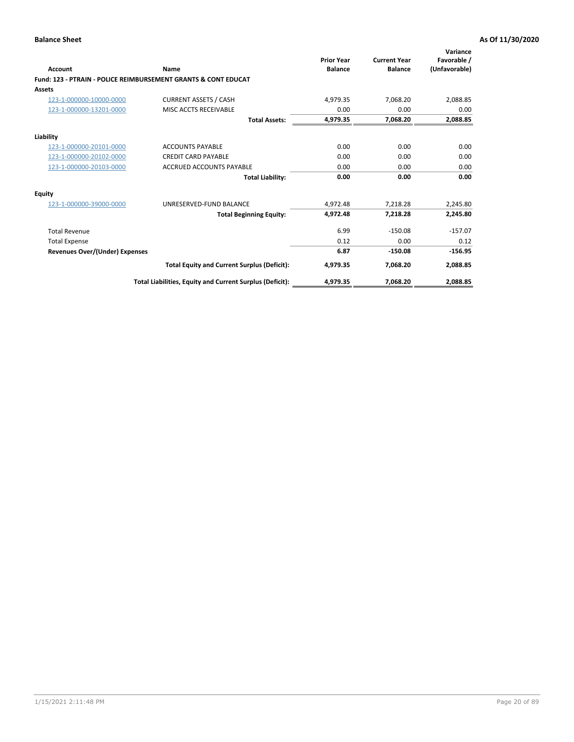**Balance Sheet** **As Of 11/30/2020**

| Account | Name | Prior Year Balance | Current Year Balance | Variance Favorable / (Unfavorable) |
|---|---|---|---|---|
| **Fund: 123 - PTRAIN - POLICE REIMBURSEMENT GRANTS & CONT EDUCAT** | | | | |
| **Assets** | | | | |
| 123-1-000000-10000-0000 | CURRENT ASSETS / CASH | 4,979.35 | 7,068.20 | 2,088.85 |
| 123-1-000000-13201-0000 | MISC ACCTS RECEIVABLE | 0.00 | 0.00 | 0.00 |
| | **Total Assets:** | **4,979.35** | **7,068.20** | **2,088.85** |
| **Liability** | | | | |
| 123-1-000000-20101-0000 | ACCOUNTS PAYABLE | 0.00 | 0.00 | 0.00 |
| 123-1-000000-20102-0000 | CREDIT CARD PAYABLE | 0.00 | 0.00 | 0.00 |
| 123-1-000000-20103-0000 | ACCRUED ACCOUNTS PAYABLE | 0.00 | 0.00 | 0.00 |
| | **Total Liability:** | **0.00** | **0.00** | **0.00** |
| **Equity** | | | | |
| 123-1-000000-39000-0000 | UNRESERVED-FUND BALANCE | 4,972.48 | 7,218.28 | 2,245.80 |
| | **Total Beginning Equity:** | **4,972.48** | **7,218.28** | **2,245.80** |
| Total Revenue | | 6.99 | -150.08 | -157.07 |
| Total Expense | | 0.12 | 0.00 | 0.12 |
| **Revenues Over/(Under) Expenses** | | **6.87** | **-150.08** | **-156.95** |
| | **Total Equity and Current Surplus (Deficit):** | **4,979.35** | **7,068.20** | **2,088.85** |
| | **Total Liabilities, Equity and Current Surplus (Deficit):** | **4,979.35** | **7,068.20** | **2,088.85** |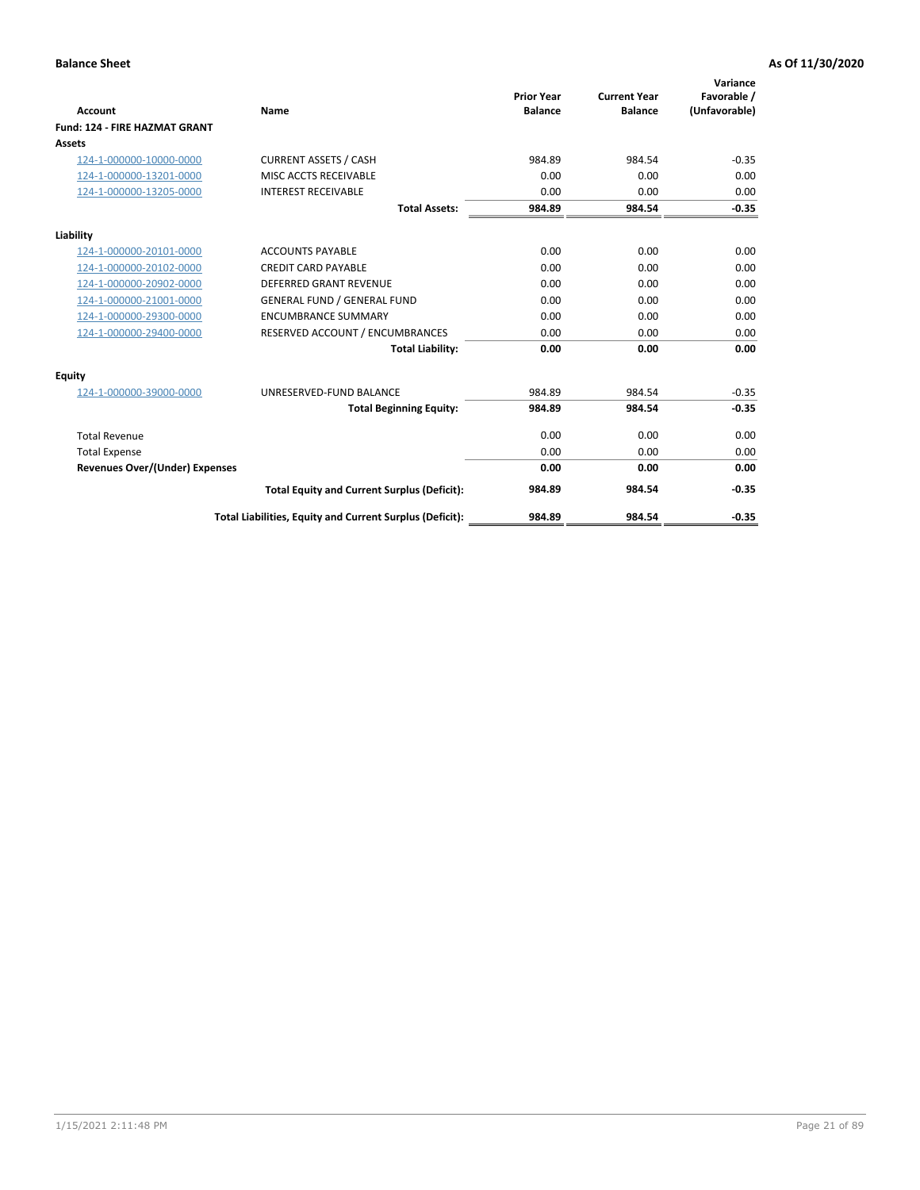**Balance Sheet** **As Of 11/30/2020**

| Account | Name | Prior Year Balance | Current Year Balance | Variance Favorable / (Unfavorable) |
|---|---|---|---|---|
| **Fund: 124 - FIRE HAZMAT GRANT** | | | | |
| **Assets** | | | | |
| 124-1-000000-10000-0000 | CURRENT ASSETS / CASH | 984.89 | 984.54 | -0.35 |
| 124-1-000000-13201-0000 | MISC ACCTS RECEIVABLE | 0.00 | 0.00 | 0.00 |
| 124-1-000000-13205-0000 | INTEREST RECEIVABLE | 0.00 | 0.00 | 0.00 |
| | **Total Assets:** | **984.89** | **984.54** | **-0.35** |
| **Liability** | | | | |
| 124-1-000000-20101-0000 | ACCOUNTS PAYABLE | 0.00 | 0.00 | 0.00 |
| 124-1-000000-20102-0000 | CREDIT CARD PAYABLE | 0.00 | 0.00 | 0.00 |
| 124-1-000000-20902-0000 | DEFERRED GRANT REVENUE | 0.00 | 0.00 | 0.00 |
| 124-1-000000-21001-0000 | GENERAL FUND / GENERAL FUND | 0.00 | 0.00 | 0.00 |
| 124-1-000000-29300-0000 | ENCUMBRANCE SUMMARY | 0.00 | 0.00 | 0.00 |
| 124-1-000000-29400-0000 | RESERVED ACCOUNT / ENCUMBRANCES | 0.00 | 0.00 | 0.00 |
| | **Total Liability:** | **0.00** | **0.00** | **0.00** |
| **Equity** | | | | |
| 124-1-000000-39000-0000 | UNRESERVED-FUND BALANCE | 984.89 | 984.54 | -0.35 |
| | **Total Beginning Equity:** | **984.89** | **984.54** | **-0.35** |
| Total Revenue | | 0.00 | 0.00 | 0.00 |
| Total Expense | | 0.00 | 0.00 | 0.00 |
| **Revenues Over/(Under) Expenses** | | **0.00** | **0.00** | **0.00** |
| | **Total Equity and Current Surplus (Deficit):** | **984.89** | **984.54** | **-0.35** |
| | **Total Liabilities, Equity and Current Surplus (Deficit):** | **984.89** | **984.54** | **-0.35** |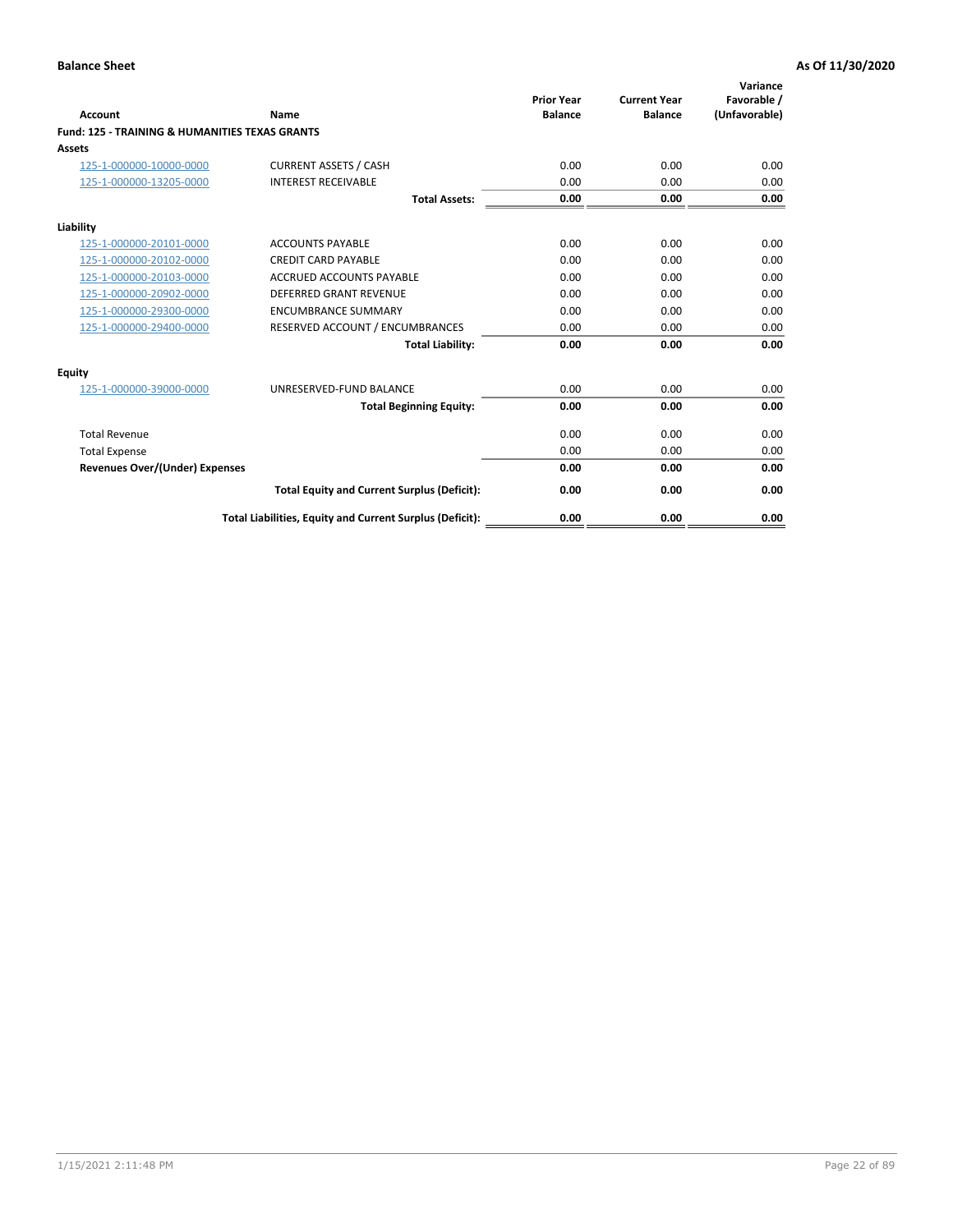**Balance Sheet** **As Of 11/30/2020**

| Account | Name | Prior Year Balance | Current Year Balance | Variance Favorable / (Unfavorable) |
|---|---|---|---|---|
| **Fund: 125 - TRAINING & HUMANITIES TEXAS GRANTS** | | | | |
| **Assets** | | | | |
| 125-1-000000-10000-0000 | CURRENT ASSETS / CASH | 0.00 | 0.00 | 0.00 |
| 125-1-000000-13205-0000 | INTEREST RECEIVABLE | 0.00 | 0.00 | 0.00 |
| | **Total Assets:** | **0.00** | **0.00** | **0.00** |
| **Liability** | | | | |
| 125-1-000000-20101-0000 | ACCOUNTS PAYABLE | 0.00 | 0.00 | 0.00 |
| 125-1-000000-20102-0000 | CREDIT CARD PAYABLE | 0.00 | 0.00 | 0.00 |
| 125-1-000000-20103-0000 | ACCRUED ACCOUNTS PAYABLE | 0.00 | 0.00 | 0.00 |
| 125-1-000000-20902-0000 | DEFERRED GRANT REVENUE | 0.00 | 0.00 | 0.00 |
| 125-1-000000-29300-0000 | ENCUMBRANCE SUMMARY | 0.00 | 0.00 | 0.00 |
| 125-1-000000-29400-0000 | RESERVED ACCOUNT / ENCUMBRANCES | 0.00 | 0.00 | 0.00 |
| | **Total Liability:** | **0.00** | **0.00** | **0.00** |
| **Equity** | | | | |
| 125-1-000000-39000-0000 | UNRESERVED-FUND BALANCE | 0.00 | 0.00 | 0.00 |
| | **Total Beginning Equity:** | **0.00** | **0.00** | **0.00** |
| Total Revenue | | 0.00 | 0.00 | 0.00 |
| Total Expense | | 0.00 | 0.00 | 0.00 |
| **Revenues Over/(Under) Expenses** | | **0.00** | **0.00** | **0.00** |
| | **Total Equity and Current Surplus (Deficit):** | **0.00** | **0.00** | **0.00** |
| | **Total Liabilities, Equity and Current Surplus (Deficit):** | **0.00** | **0.00** | **0.00** |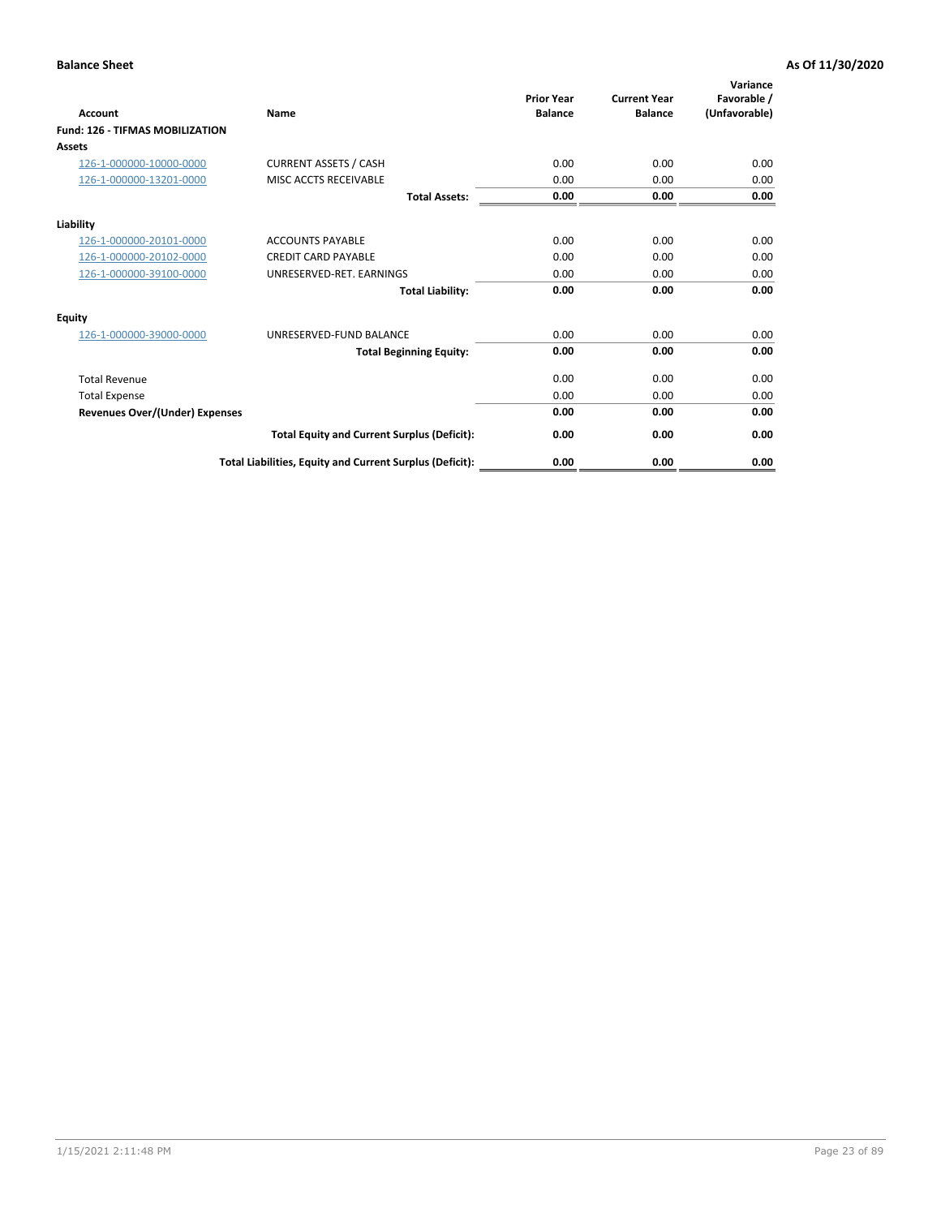**Balance Sheet** **As Of 11/30/2020**

| Account | Name | Prior Year Balance | Current Year Balance | Variance Favorable / (Unfavorable) |
|---|---|---|---|---|
| **Fund: 126 - TIFMAS MOBILIZATION** | | | | |
| **Assets** | | | | |
| 126-1-000000-10000-0000 | CURRENT ASSETS / CASH | 0.00 | 0.00 | 0.00 |
| 126-1-000000-13201-0000 | MISC ACCTS RECEIVABLE | 0.00 | 0.00 | 0.00 |
| | **Total Assets:** | **0.00** | **0.00** | **0.00** |
| **Liability** | | | | |
| 126-1-000000-20101-0000 | ACCOUNTS PAYABLE | 0.00 | 0.00 | 0.00 |
| 126-1-000000-20102-0000 | CREDIT CARD PAYABLE | 0.00 | 0.00 | 0.00 |
| 126-1-000000-39100-0000 | UNRESERVED-RET. EARNINGS | 0.00 | 0.00 | 0.00 |
| | **Total Liability:** | **0.00** | **0.00** | **0.00** |
| **Equity** | | | | |
| 126-1-000000-39000-0000 | UNRESERVED-FUND BALANCE | 0.00 | 0.00 | 0.00 |
| | **Total Beginning Equity:** | **0.00** | **0.00** | **0.00** |
| Total Revenue | | 0.00 | 0.00 | 0.00 |
| Total Expense | | 0.00 | 0.00 | 0.00 |
| **Revenues Over/(Under) Expenses** | | **0.00** | **0.00** | **0.00** |
| | **Total Equity and Current Surplus (Deficit):** | **0.00** | **0.00** | **0.00** |
| | **Total Liabilities, Equity and Current Surplus (Deficit):** | **0.00** | **0.00** | **0.00** |

1/15/2021 2:11:48 PM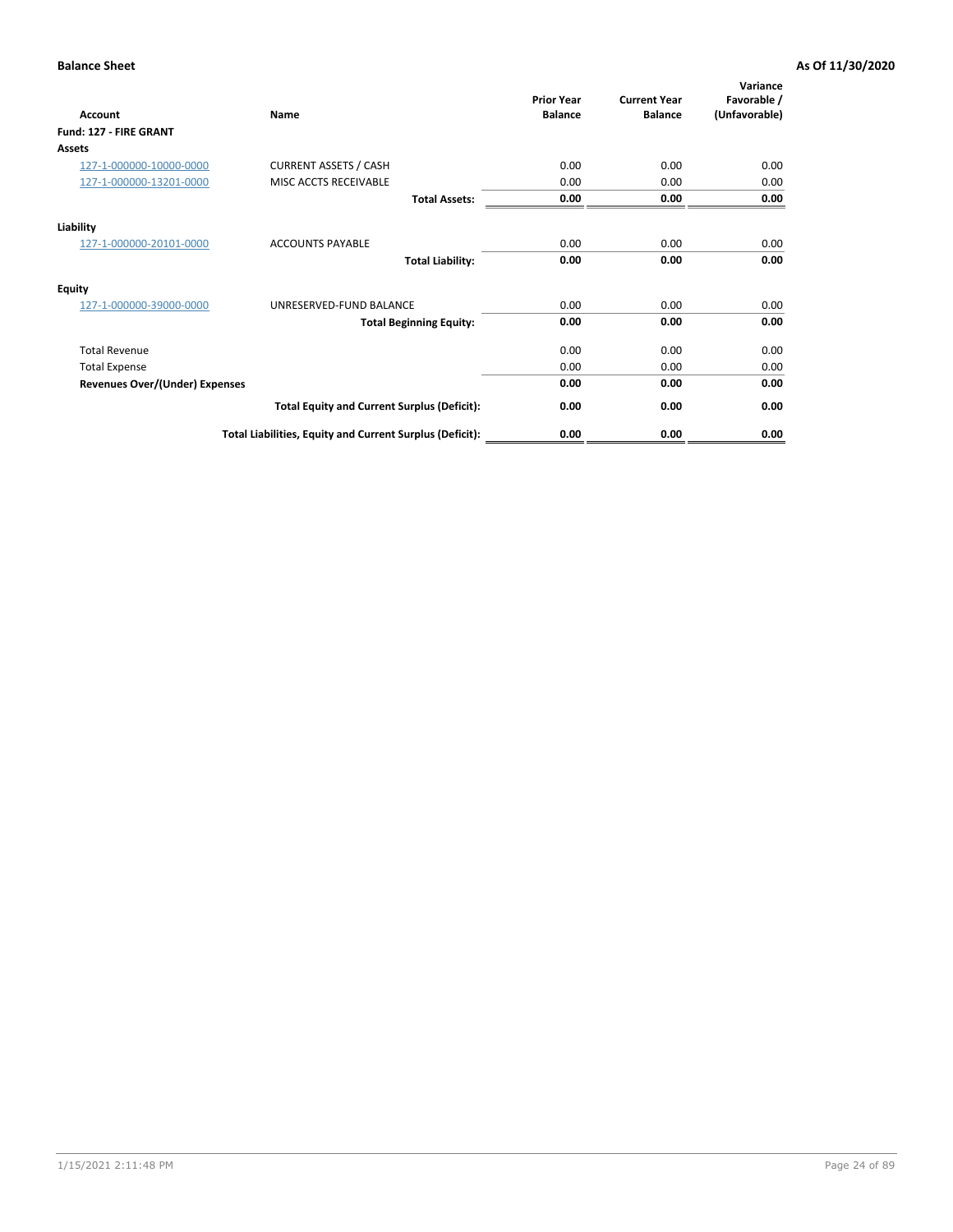**Balance Sheet** **As Of 11/30/2020**

| Account | Name | Prior Year Balance | Current Year Balance | Variance Favorable / (Unfavorable) |
|---|---|---|---|---|
| **Fund: 127 - FIRE GRANT** | | | | |
| **Assets** | | | | |
| 127-1-000000-10000-0000 | CURRENT ASSETS / CASH | 0.00 | 0.00 | 0.00 |
| 127-1-000000-13201-0000 | MISC ACCTS RECEIVABLE | 0.00 | 0.00 | 0.00 |
| | **Total Assets:** | **0.00** | **0.00** | **0.00** |
| **Liability** | | | | |
| 127-1-000000-20101-0000 | ACCOUNTS PAYABLE | 0.00 | 0.00 | 0.00 |
| | **Total Liability:** | **0.00** | **0.00** | **0.00** |
| **Equity** | | | | |
| 127-1-000000-39000-0000 | UNRESERVED-FUND BALANCE | 0.00 | 0.00 | 0.00 |
| | **Total Beginning Equity:** | **0.00** | **0.00** | **0.00** |
| Total Revenue | | 0.00 | 0.00 | 0.00 |
| Total Expense | | 0.00 | 0.00 | 0.00 |
| **Revenues Over/(Under) Expenses** | | **0.00** | **0.00** | **0.00** |
| | **Total Equity and Current Surplus (Deficit):** | **0.00** | **0.00** | **0.00** |
| | **Total Liabilities, Equity and Current Surplus (Deficit):** | **0.00** | **0.00** | **0.00** |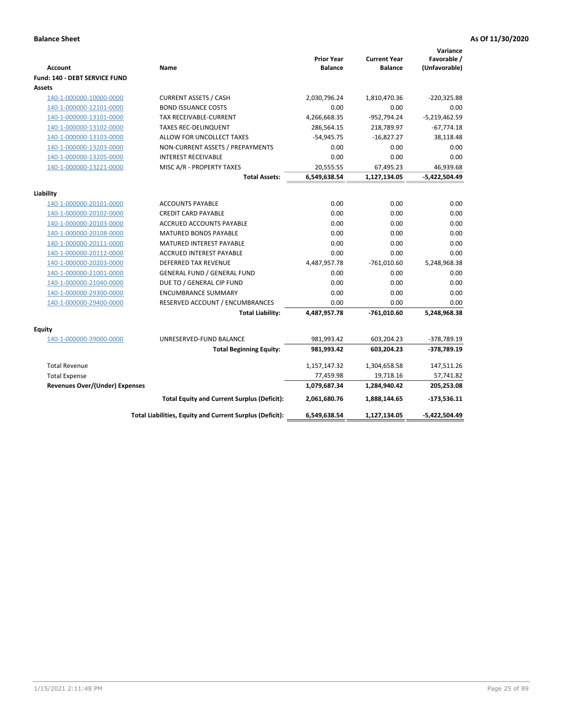**Balance Sheet** **As Of 11/30/2020**

| Account | Name | Prior Year Balance | Current Year Balance | Variance Favorable / (Unfavorable) |
|---|---|---|---|---|
| **Fund: 140 - DEBT SERVICE FUND** | | | | |
| **Assets** | | | | |
| 140-1-000000-10000-0000 | CURRENT ASSETS / CASH | 2,030,796.24 | 1,810,470.36 | -220,325.88 |
| 140-1-000000-12101-0000 | BOND ISSUANCE COSTS | 0.00 | 0.00 | 0.00 |
| 140-1-000000-13101-0000 | TAX RECEIVABLE-CURRENT | 4,266,668.35 | -952,794.24 | -5,219,462.59 |
| 140-1-000000-13102-0000 | TAXES REC-DELINQUENT | 286,564.15 | 218,789.97 | -67,774.18 |
| 140-1-000000-13103-0000 | ALLOW FOR UNCOLLECT TAXES | -54,945.75 | -16,827.27 | 38,118.48 |
| 140-1-000000-13203-0000 | NON-CURRENT ASSETS / PREPAYMENTS | 0.00 | 0.00 | 0.00 |
| 140-1-000000-13205-0000 | INTEREST RECEIVABLE | 0.00 | 0.00 | 0.00 |
| 140-1-000000-13221-0000 | MISC A/R - PROPERTY TAXES | 20,555.55 | 67,495.23 | 46,939.68 |
| | **Total Assets:** | **6,549,638.54** | **1,127,134.05** | **-5,422,504.49** |
| **Liability** | | | | |
| 140-1-000000-20101-0000 | ACCOUNTS PAYABLE | 0.00 | 0.00 | 0.00 |
| 140-1-000000-20102-0000 | CREDIT CARD PAYABLE | 0.00 | 0.00 | 0.00 |
| 140-1-000000-20103-0000 | ACCRUED ACCOUNTS PAYABLE | 0.00 | 0.00 | 0.00 |
| 140-1-000000-20108-0000 | MATURED BONDS PAYABLE | 0.00 | 0.00 | 0.00 |
| 140-1-000000-20111-0000 | MATURED INTEREST PAYABLE | 0.00 | 0.00 | 0.00 |
| 140-1-000000-20112-0000 | ACCRUED INTEREST PAYABLE | 0.00 | 0.00 | 0.00 |
| 140-1-000000-20203-0000 | DEFERRED TAX REVENUE | 4,487,957.78 | -761,010.60 | 5,248,968.38 |
| 140-1-000000-21001-0000 | GENERAL FUND / GENERAL FUND | 0.00 | 0.00 | 0.00 |
| 140-1-000000-21040-0000 | DUE TO / GENERAL CIP FUND | 0.00 | 0.00 | 0.00 |
| 140-1-000000-29300-0000 | ENCUMBRANCE SUMMARY | 0.00 | 0.00 | 0.00 |
| 140-1-000000-29400-0000 | RESERVED ACCOUNT / ENCUMBRANCES | 0.00 | 0.00 | 0.00 |
| | **Total Liability:** | **4,487,957.78** | **-761,010.60** | **5,248,968.38** |
| **Equity** | | | | |
| 140-1-000000-39000-0000 | UNRESERVED-FUND BALANCE | 981,993.42 | 603,204.23 | -378,789.19 |
| | **Total Beginning Equity:** | **981,993.42** | **603,204.23** | **-378,789.19** |
| Total Revenue | | 1,157,147.32 | 1,304,658.58 | 147,511.26 |
| Total Expense | | 77,459.98 | 19,718.16 | 57,741.82 |
| **Revenues Over/(Under) Expenses** | | **1,079,687.34** | **1,284,940.42** | **205,253.08** |
| | **Total Equity and Current Surplus (Deficit):** | **2,061,680.76** | **1,888,144.65** | **-173,536.11** |
| | **Total Liabilities, Equity and Current Surplus (Deficit):** | **6,549,638.54** | **1,127,134.05** | **-5,422,504.49** |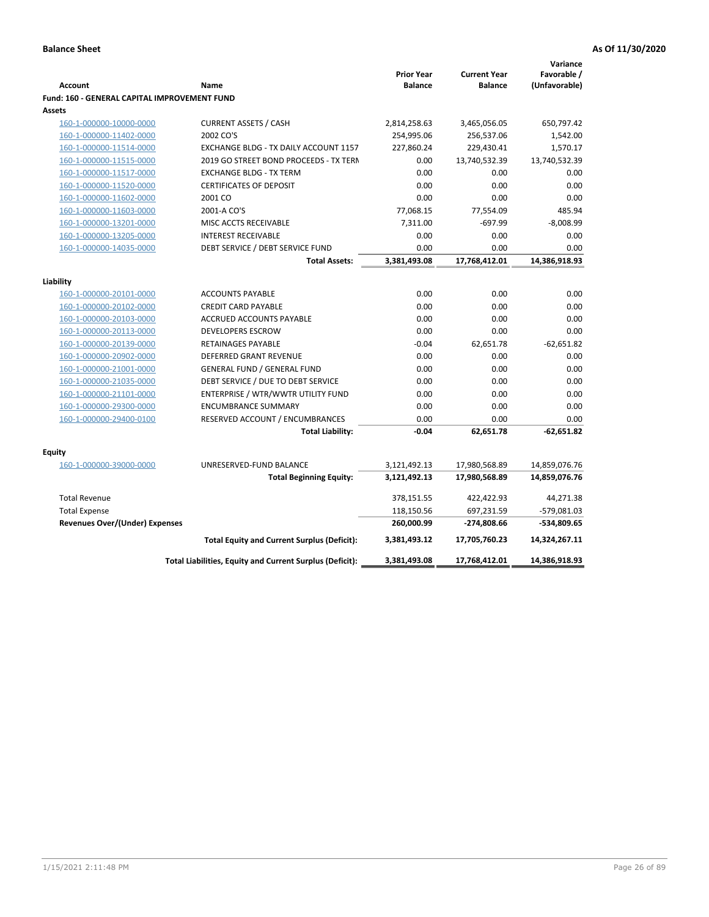**Balance Sheet** **As Of 11/30/2020**

| Account | Name | Prior Year Balance | Current Year Balance | Variance Favorable / (Unfavorable) |
|---|---|---|---|---|
| **Fund: 160 - GENERAL CAPITAL IMPROVEMENT FUND** | | | | |
| **Assets** | | | | |
| 160-1-000000-10000-0000 | CURRENT ASSETS / CASH | 2,814,258.63 | 3,465,056.05 | 650,797.42 |
| 160-1-000000-11402-0000 | 2002 CO'S | 254,995.06 | 256,537.06 | 1,542.00 |
| 160-1-000000-11514-0000 | EXCHANGE BLDG - TX DAILY ACCOUNT 1157 | 227,860.24 | 229,430.41 | 1,570.17 |
| 160-1-000000-11515-0000 | 2019 GO STREET BOND PROCEEDS - TX TERN | 0.00 | 13,740,532.39 | 13,740,532.39 |
| 160-1-000000-11517-0000 | EXCHANGE BLDG - TX TERM | 0.00 | 0.00 | 0.00 |
| 160-1-000000-11520-0000 | CERTIFICATES OF DEPOSIT | 0.00 | 0.00 | 0.00 |
| 160-1-000000-11602-0000 | 2001 CO | 0.00 | 0.00 | 0.00 |
| 160-1-000000-11603-0000 | 2001-A CO'S | 77,068.15 | 77,554.09 | 485.94 |
| 160-1-000000-13201-0000 | MISC ACCTS RECEIVABLE | 7,311.00 | -697.99 | -8,008.99 |
| 160-1-000000-13205-0000 | INTEREST RECEIVABLE | 0.00 | 0.00 | 0.00 |
| 160-1-000000-14035-0000 | DEBT SERVICE / DEBT SERVICE FUND | 0.00 | 0.00 | 0.00 |
| | **Total Assets:** | **3,381,493.08** | **17,768,412.01** | **14,386,918.93** |
| **Liability** | | | | |
| 160-1-000000-20101-0000 | ACCOUNTS PAYABLE | 0.00 | 0.00 | 0.00 |
| 160-1-000000-20102-0000 | CREDIT CARD PAYABLE | 0.00 | 0.00 | 0.00 |
| 160-1-000000-20103-0000 | ACCRUED ACCOUNTS PAYABLE | 0.00 | 0.00 | 0.00 |
| 160-1-000000-20113-0000 | DEVELOPERS ESCROW | 0.00 | 0.00 | 0.00 |
| 160-1-000000-20139-0000 | RETAINAGES PAYABLE | -0.04 | 62,651.78 | -62,651.82 |
| 160-1-000000-20902-0000 | DEFERRED GRANT REVENUE | 0.00 | 0.00 | 0.00 |
| 160-1-000000-21001-0000 | GENERAL FUND / GENERAL FUND | 0.00 | 0.00 | 0.00 |
| 160-1-000000-21035-0000 | DEBT SERVICE / DUE TO DEBT SERVICE | 0.00 | 0.00 | 0.00 |
| 160-1-000000-21101-0000 | ENTERPRISE / WTR/WWTR UTILITY FUND | 0.00 | 0.00 | 0.00 |
| 160-1-000000-29300-0000 | ENCUMBRANCE SUMMARY | 0.00 | 0.00 | 0.00 |
| 160-1-000000-29400-0100 | RESERVED ACCOUNT / ENCUMBRANCES | 0.00 | 0.00 | 0.00 |
| | **Total Liability:** | **-0.04** | **62,651.78** | **-62,651.82** |
| **Equity** | | | | |
| 160-1-000000-39000-0000 | UNRESERVED-FUND BALANCE | 3,121,492.13 | 17,980,568.89 | 14,859,076.76 |
| | **Total Beginning Equity:** | **3,121,492.13** | **17,980,568.89** | **14,859,076.76** |
| Total Revenue | | 378,151.55 | 422,422.93 | 44,271.38 |
| Total Expense | | 118,150.56 | 697,231.59 | -579,081.03 |
| **Revenues Over/(Under) Expenses** | | **260,000.99** | **-274,808.66** | **-534,809.65** |
| | **Total Equity and Current Surplus (Deficit):** | **3,381,493.12** | **17,705,760.23** | **14,324,267.11** |
| | **Total Liabilities, Equity and Current Surplus (Deficit):** | **3,381,493.08** | **17,768,412.01** | **14,386,918.93** |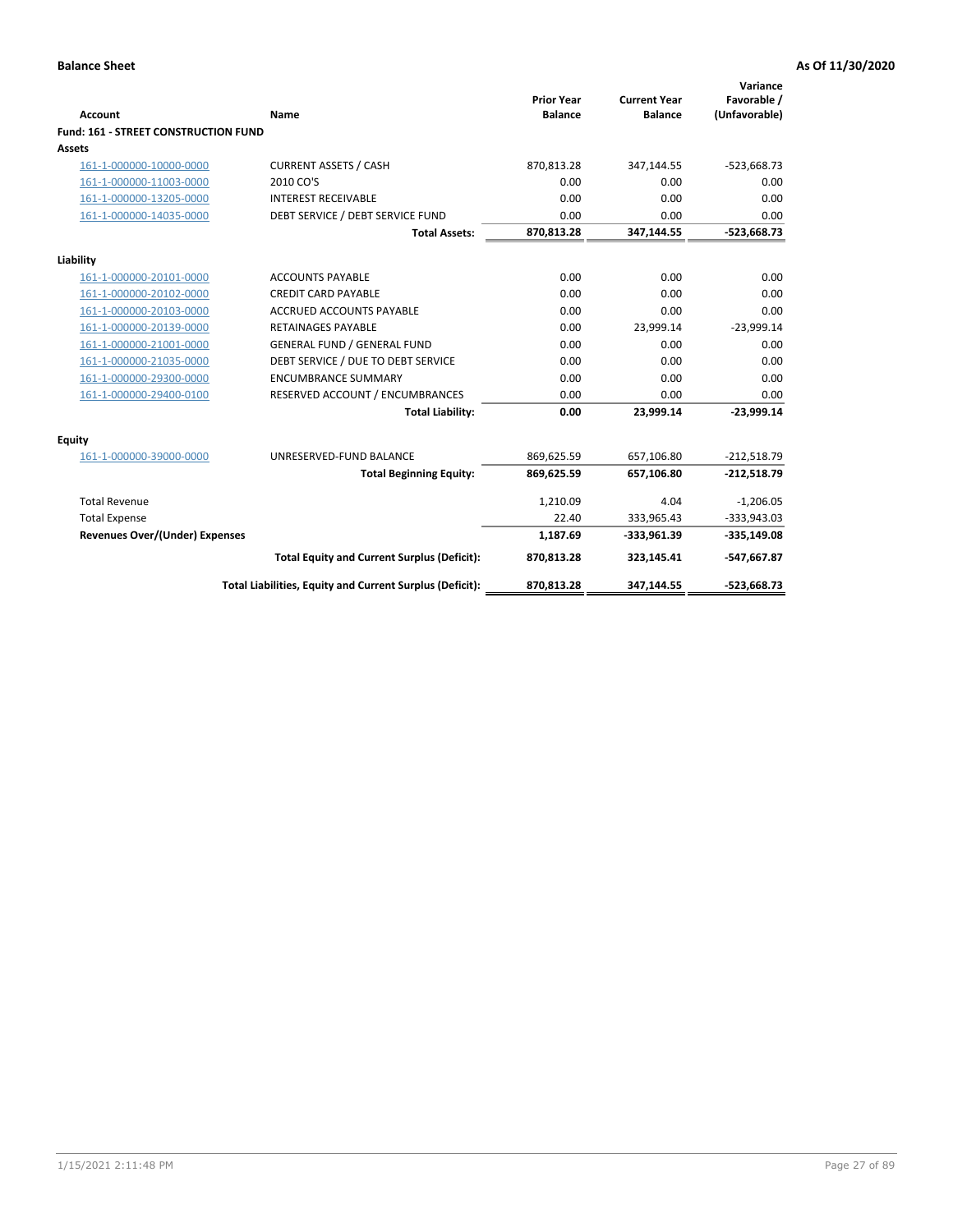**Balance Sheet** **As Of 11/30/2020**

| Account | Name | Prior Year Balance | Current Year Balance | Variance Favorable / (Unfavorable) |
|---|---|---|---|---|
| **Fund: 161 - STREET CONSTRUCTION FUND** | | | | |
| **Assets** | | | | |
| 161-1-000000-10000-0000 | CURRENT ASSETS / CASH | 870,813.28 | 347,144.55 | -523,668.73 |
| 161-1-000000-11003-0000 | 2010 CO'S | 0.00 | 0.00 | 0.00 |
| 161-1-000000-13205-0000 | INTEREST RECEIVABLE | 0.00 | 0.00 | 0.00 |
| 161-1-000000-14035-0000 | DEBT SERVICE / DEBT SERVICE FUND | 0.00 | 0.00 | 0.00 |
| | **Total Assets:** | **870,813.28** | **347,144.55** | **-523,668.73** |
| **Liability** | | | | |
| 161-1-000000-20101-0000 | ACCOUNTS PAYABLE | 0.00 | 0.00 | 0.00 |
| 161-1-000000-20102-0000 | CREDIT CARD PAYABLE | 0.00 | 0.00 | 0.00 |
| 161-1-000000-20103-0000 | ACCRUED ACCOUNTS PAYABLE | 0.00 | 0.00 | 0.00 |
| 161-1-000000-20139-0000 | RETAINAGES PAYABLE | 0.00 | 23,999.14 | -23,999.14 |
| 161-1-000000-21001-0000 | GENERAL FUND / GENERAL FUND | 0.00 | 0.00 | 0.00 |
| 161-1-000000-21035-0000 | DEBT SERVICE / DUE TO DEBT SERVICE | 0.00 | 0.00 | 0.00 |
| 161-1-000000-29300-0000 | ENCUMBRANCE SUMMARY | 0.00 | 0.00 | 0.00 |
| 161-1-000000-29400-0100 | RESERVED ACCOUNT / ENCUMBRANCES | 0.00 | 0.00 | 0.00 |
| | **Total Liability:** | **0.00** | **23,999.14** | **-23,999.14** |
| **Equity** | | | | |
| 161-1-000000-39000-0000 | UNRESERVED-FUND BALANCE | 869,625.59 | 657,106.80 | -212,518.79 |
| | **Total Beginning Equity:** | **869,625.59** | **657,106.80** | **-212,518.79** |
| Total Revenue | | 1,210.09 | 4.04 | -1,206.05 |
| Total Expense | | 22.40 | 333,965.43 | -333,943.03 |
| **Revenues Over/(Under) Expenses** | | **1,187.69** | **-333,961.39** | **-335,149.08** |
| | **Total Equity and Current Surplus (Deficit):** | **870,813.28** | **323,145.41** | **-547,667.87** |
| | **Total Liabilities, Equity and Current Surplus (Deficit):** | **870,813.28** | **347,144.55** | **-523,668.73** |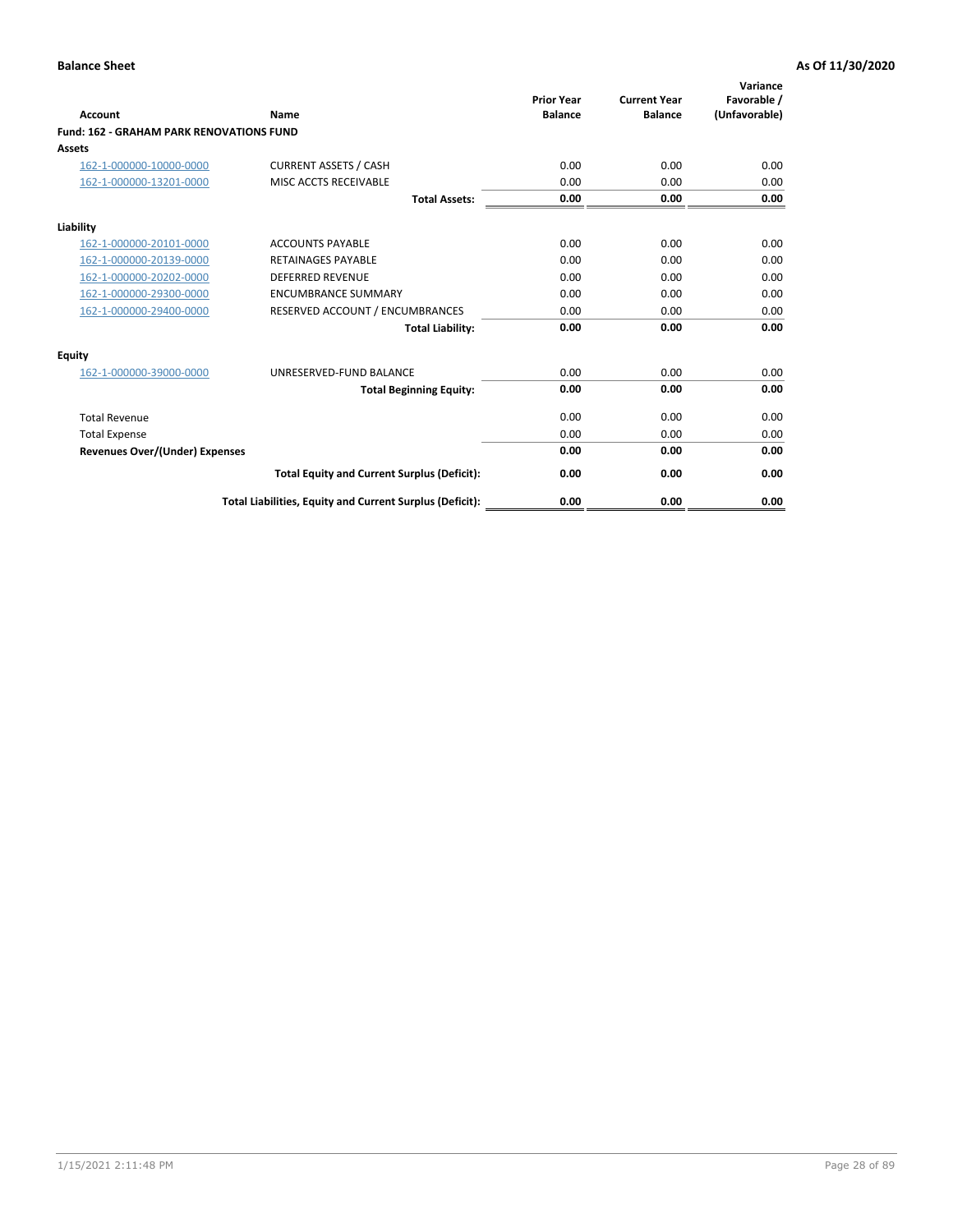**Balance Sheet** **As Of 11/30/2020**

| Account | Name | Prior Year Balance | Current Year Balance | Variance Favorable / (Unfavorable) |
|---|---|---|---|---|
| **Fund: 162 - GRAHAM PARK RENOVATIONS FUND** | | | | |
| **Assets** | | | | |
| 162-1-000000-10000-0000 | CURRENT ASSETS / CASH | 0.00 | 0.00 | 0.00 |
| 162-1-000000-13201-0000 | MISC ACCTS RECEIVABLE | 0.00 | 0.00 | 0.00 |
| | **Total Assets:** | **0.00** | **0.00** | **0.00** |
| **Liability** | | | | |
| 162-1-000000-20101-0000 | ACCOUNTS PAYABLE | 0.00 | 0.00 | 0.00 |
| 162-1-000000-20139-0000 | RETAINAGES PAYABLE | 0.00 | 0.00 | 0.00 |
| 162-1-000000-20202-0000 | DEFERRED REVENUE | 0.00 | 0.00 | 0.00 |
| 162-1-000000-29300-0000 | ENCUMBRANCE SUMMARY | 0.00 | 0.00 | 0.00 |
| 162-1-000000-29400-0000 | RESERVED ACCOUNT / ENCUMBRANCES | 0.00 | 0.00 | 0.00 |
| | **Total Liability:** | **0.00** | **0.00** | **0.00** |
| **Equity** | | | | |
| 162-1-000000-39000-0000 | UNRESERVED-FUND BALANCE | 0.00 | 0.00 | 0.00 |
| | **Total Beginning Equity:** | **0.00** | **0.00** | **0.00** |
| Total Revenue | | 0.00 | 0.00 | 0.00 |
| Total Expense | | 0.00 | 0.00 | 0.00 |
| **Revenues Over/(Under) Expenses** | | **0.00** | **0.00** | **0.00** |
| | **Total Equity and Current Surplus (Deficit):** | **0.00** | **0.00** | **0.00** |
| | **Total Liabilities, Equity and Current Surplus (Deficit):** | **0.00** | **0.00** | **0.00** |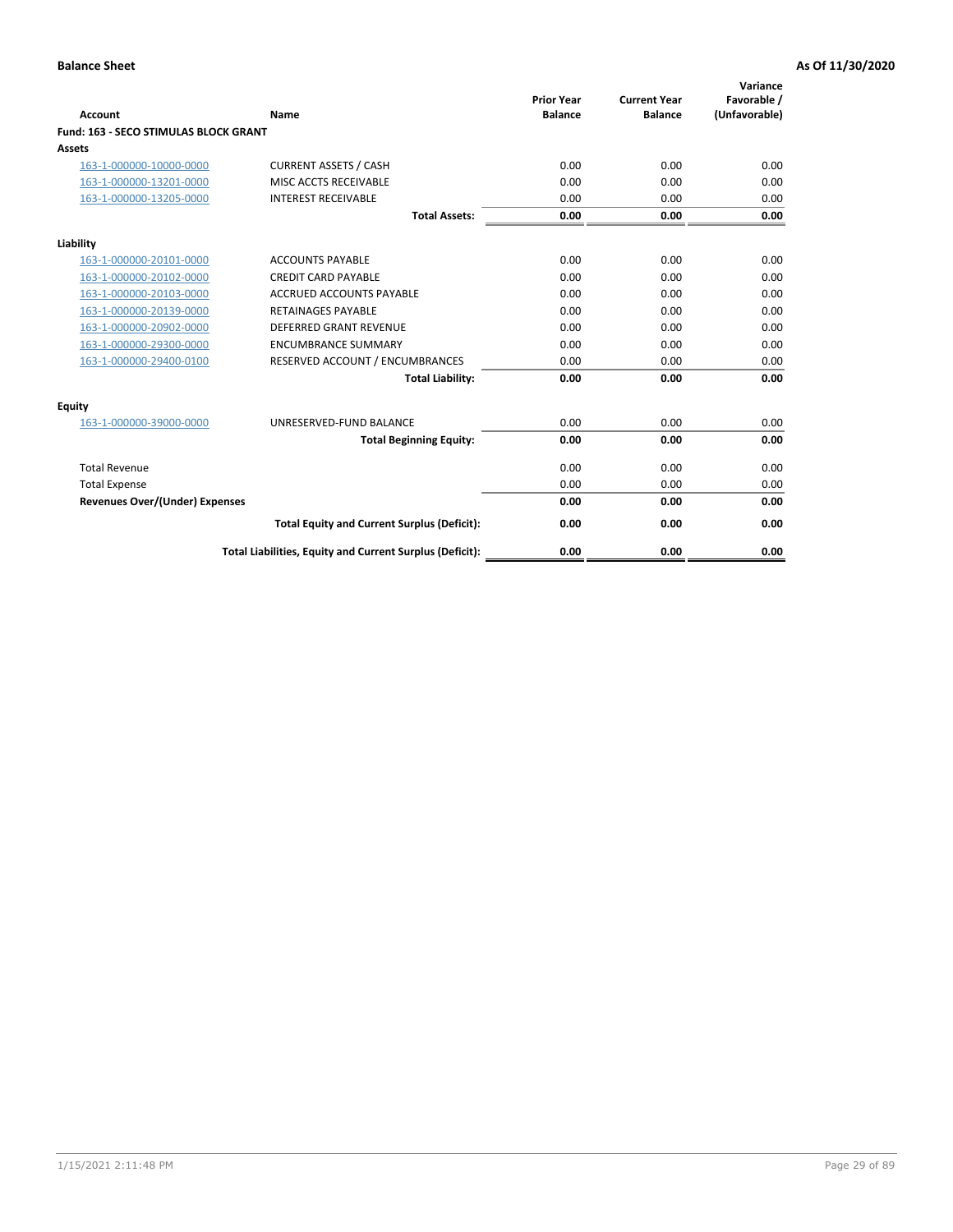**Balance Sheet** **As Of 11/30/2020**

| Account | Name | Prior Year Balance | Current Year Balance | Variance Favorable / (Unfavorable) |
|---|---|---|---|---|
| **Fund: 163 - SECO STIMULAS BLOCK GRANT** | | | | |
| **Assets** | | | | |
| 163-1-000000-10000-0000 | CURRENT ASSETS / CASH | 0.00 | 0.00 | 0.00 |
| 163-1-000000-13201-0000 | MISC ACCTS RECEIVABLE | 0.00 | 0.00 | 0.00 |
| 163-1-000000-13205-0000 | INTEREST RECEIVABLE | 0.00 | 0.00 | 0.00 |
| | **Total Assets:** | **0.00** | **0.00** | **0.00** |
| **Liability** | | | | |
| 163-1-000000-20101-0000 | ACCOUNTS PAYABLE | 0.00 | 0.00 | 0.00 |
| 163-1-000000-20102-0000 | CREDIT CARD PAYABLE | 0.00 | 0.00 | 0.00 |
| 163-1-000000-20103-0000 | ACCRUED ACCOUNTS PAYABLE | 0.00 | 0.00 | 0.00 |
| 163-1-000000-20139-0000 | RETAINAGES PAYABLE | 0.00 | 0.00 | 0.00 |
| 163-1-000000-20902-0000 | DEFERRED GRANT REVENUE | 0.00 | 0.00 | 0.00 |
| 163-1-000000-29300-0000 | ENCUMBRANCE SUMMARY | 0.00 | 0.00 | 0.00 |
| 163-1-000000-29400-0100 | RESERVED ACCOUNT / ENCUMBRANCES | 0.00 | 0.00 | 0.00 |
| | **Total Liability:** | **0.00** | **0.00** | **0.00** |
| **Equity** | | | | |
| 163-1-000000-39000-0000 | UNRESERVED-FUND BALANCE | 0.00 | 0.00 | 0.00 |
| | **Total Beginning Equity:** | **0.00** | **0.00** | **0.00** |
| Total Revenue | | 0.00 | 0.00 | 0.00 |
| Total Expense | | 0.00 | 0.00 | 0.00 |
| **Revenues Over/(Under) Expenses** | | **0.00** | **0.00** | **0.00** |
| | **Total Equity and Current Surplus (Deficit):** | **0.00** | **0.00** | **0.00** |
| | **Total Liabilities, Equity and Current Surplus (Deficit):** | **0.00** | **0.00** | **0.00** |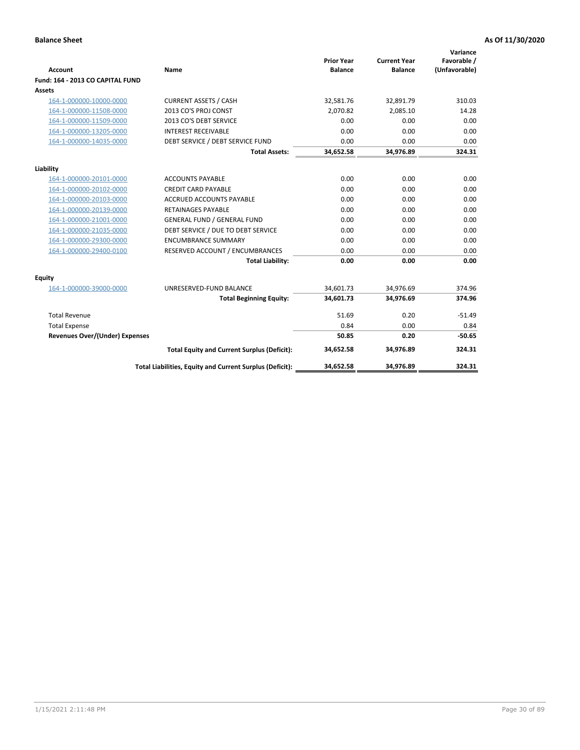**Balance Sheet** | **As Of 11/30/2020**

| Account | Name | Prior Year Balance | Current Year Balance | Variance Favorable / (Unfavorable) |
|---|---|---|---|---|
| **Fund: 164 - 2013 CO CAPITAL FUND** | | | | |
| **Assets** | | | | |
| 164-1-000000-10000-0000 | CURRENT ASSETS / CASH | 32,581.76 | 32,891.79 | 310.03 |
| 164-1-000000-11508-0000 | 2013 CO'S PROJ CONST | 2,070.82 | 2,085.10 | 14.28 |
| 164-1-000000-11509-0000 | 2013 CO'S DEBT SERVICE | 0.00 | 0.00 | 0.00 |
| 164-1-000000-13205-0000 | INTEREST RECEIVABLE | 0.00 | 0.00 | 0.00 |
| 164-1-000000-14035-0000 | DEBT SERVICE / DEBT SERVICE FUND | 0.00 | 0.00 | 0.00 |
| | **Total Assets:** | **34,652.58** | **34,976.89** | **324.31** |
| **Liability** | | | | |
| 164-1-000000-20101-0000 | ACCOUNTS PAYABLE | 0.00 | 0.00 | 0.00 |
| 164-1-000000-20102-0000 | CREDIT CARD PAYABLE | 0.00 | 0.00 | 0.00 |
| 164-1-000000-20103-0000 | ACCRUED ACCOUNTS PAYABLE | 0.00 | 0.00 | 0.00 |
| 164-1-000000-20139-0000 | RETAINAGES PAYABLE | 0.00 | 0.00 | 0.00 |
| 164-1-000000-21001-0000 | GENERAL FUND / GENERAL FUND | 0.00 | 0.00 | 0.00 |
| 164-1-000000-21035-0000 | DEBT SERVICE / DUE TO DEBT SERVICE | 0.00 | 0.00 | 0.00 |
| 164-1-000000-29300-0000 | ENCUMBRANCE SUMMARY | 0.00 | 0.00 | 0.00 |
| 164-1-000000-29400-0100 | RESERVED ACCOUNT / ENCUMBRANCES | 0.00 | 0.00 | 0.00 |
| | **Total Liability:** | **0.00** | **0.00** | **0.00** |
| **Equity** | | | | |
| 164-1-000000-39000-0000 | UNRESERVED-FUND BALANCE | 34,601.73 | 34,976.69 | 374.96 |
| | **Total Beginning Equity:** | **34,601.73** | **34,976.69** | **374.96** |
| Total Revenue | | 51.69 | 0.20 | -51.49 |
| Total Expense | | 0.84 | 0.00 | 0.84 |
| **Revenues Over/(Under) Expenses** | | **50.85** | **0.20** | **-50.65** |
| | **Total Equity and Current Surplus (Deficit):** | **34,652.58** | **34,976.89** | **324.31** |
| | **Total Liabilities, Equity and Current Surplus (Deficit):** | **34,652.58** | **34,976.89** | **324.31** |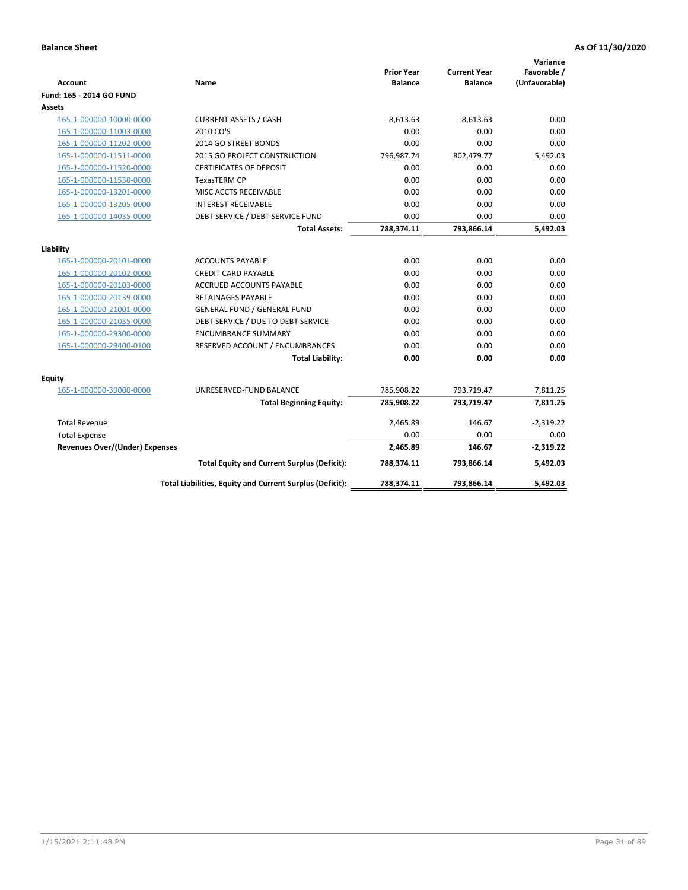**Balance Sheet** **As Of 11/30/2020**

| Account | Name | Prior Year Balance | Current Year Balance | Variance Favorable / (Unfavorable) |
|---|---|---|---|---|
| **Fund: 165 - 2014 GO FUND** | | | | |
| **Assets** | | | | |
| 165-1-000000-10000-0000 | CURRENT ASSETS / CASH | -8,613.63 | -8,613.63 | 0.00 |
| 165-1-000000-11003-0000 | 2010 CO'S | 0.00 | 0.00 | 0.00 |
| 165-1-000000-11202-0000 | 2014 GO STREET BONDS | 0.00 | 0.00 | 0.00 |
| 165-1-000000-11511-0000 | 2015 GO PROJECT CONSTRUCTION | 796,987.74 | 802,479.77 | 5,492.03 |
| 165-1-000000-11520-0000 | CERTIFICATES OF DEPOSIT | 0.00 | 0.00 | 0.00 |
| 165-1-000000-11530-0000 | TexasTERM CP | 0.00 | 0.00 | 0.00 |
| 165-1-000000-13201-0000 | MISC ACCTS RECEIVABLE | 0.00 | 0.00 | 0.00 |
| 165-1-000000-13205-0000 | INTEREST RECEIVABLE | 0.00 | 0.00 | 0.00 |
| 165-1-000000-14035-0000 | DEBT SERVICE / DEBT SERVICE FUND | 0.00 | 0.00 | 0.00 |
| | **Total Assets:** | **788,374.11** | **793,866.14** | **5,492.03** |
| **Liability** | | | | |
| 165-1-000000-20101-0000 | ACCOUNTS PAYABLE | 0.00 | 0.00 | 0.00 |
| 165-1-000000-20102-0000 | CREDIT CARD PAYABLE | 0.00 | 0.00 | 0.00 |
| 165-1-000000-20103-0000 | ACCRUED ACCOUNTS PAYABLE | 0.00 | 0.00 | 0.00 |
| 165-1-000000-20139-0000 | RETAINAGES PAYABLE | 0.00 | 0.00 | 0.00 |
| 165-1-000000-21001-0000 | GENERAL FUND / GENERAL FUND | 0.00 | 0.00 | 0.00 |
| 165-1-000000-21035-0000 | DEBT SERVICE / DUE TO DEBT SERVICE | 0.00 | 0.00 | 0.00 |
| 165-1-000000-29300-0000 | ENCUMBRANCE SUMMARY | 0.00 | 0.00 | 0.00 |
| 165-1-000000-29400-0100 | RESERVED ACCOUNT / ENCUMBRANCES | 0.00 | 0.00 | 0.00 |
| | **Total Liability:** | **0.00** | **0.00** | **0.00** |
| **Equity** | | | | |
| 165-1-000000-39000-0000 | UNRESERVED-FUND BALANCE | 785,908.22 | 793,719.47 | 7,811.25 |
| | **Total Beginning Equity:** | **785,908.22** | **793,719.47** | **7,811.25** |
| Total Revenue | | 2,465.89 | 146.67 | -2,319.22 |
| Total Expense | | 0.00 | 0.00 | 0.00 |
| **Revenues Over/(Under) Expenses** | | **2,465.89** | **146.67** | **-2,319.22** |
| | **Total Equity and Current Surplus (Deficit):** | **788,374.11** | **793,866.14** | **5,492.03** |
| | **Total Liabilities, Equity and Current Surplus (Deficit):** | **788,374.11** | **793,866.14** | **5,492.03** |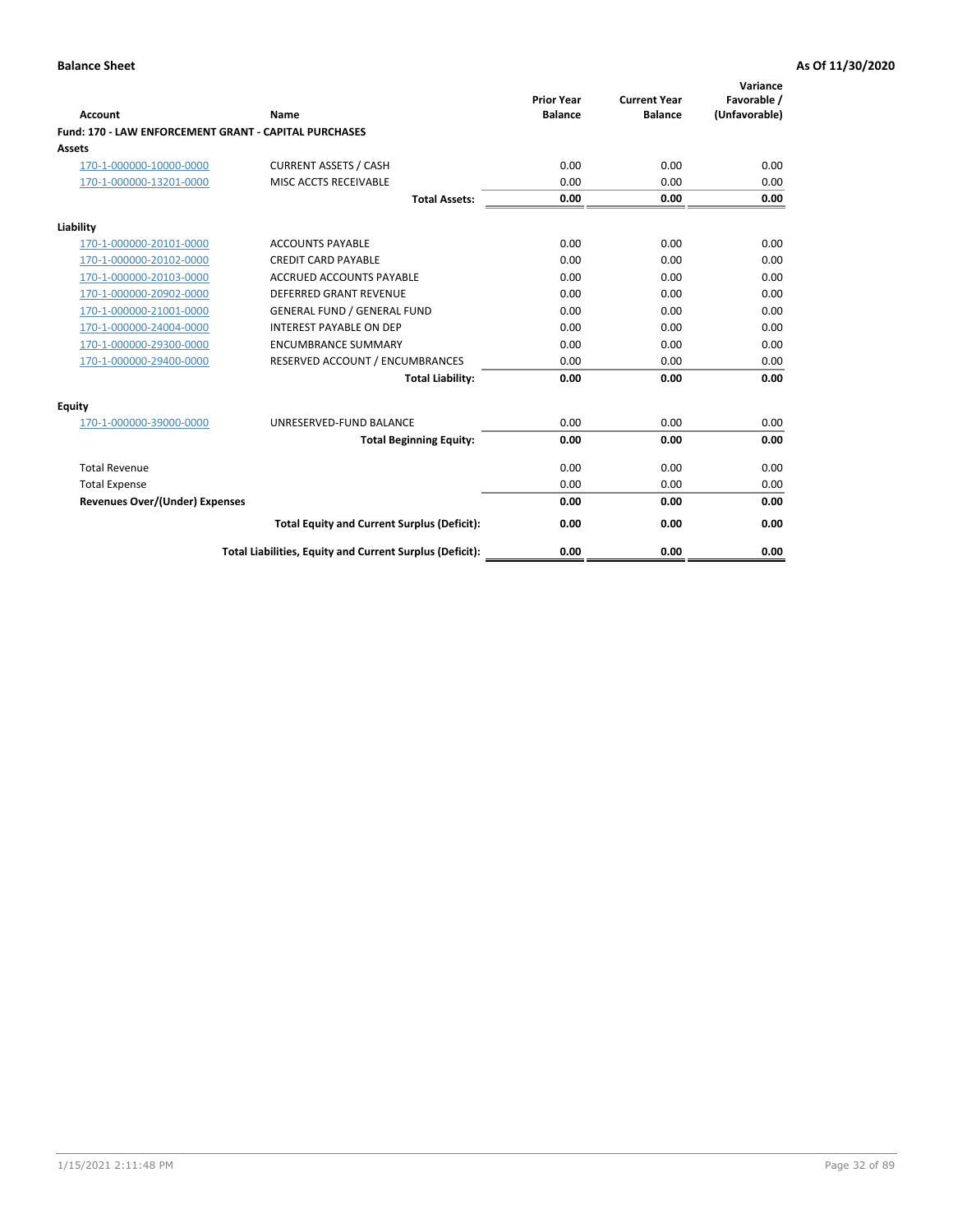**Balance Sheet** **As Of 11/30/2020**

| Account | Name | Prior Year Balance | Current Year Balance | Variance Favorable / (Unfavorable) |
|---|---|---|---|---|
| **Fund: 170 - LAW ENFORCEMENT GRANT - CAPITAL PURCHASES** | | | | |
| **Assets** | | | | |
| 170-1-000000-10000-0000 | CURRENT ASSETS / CASH | 0.00 | 0.00 | 0.00 |
| 170-1-000000-13201-0000 | MISC ACCTS RECEIVABLE | 0.00 | 0.00 | 0.00 |
| | **Total Assets:** | **0.00** | **0.00** | **0.00** |
| **Liability** | | | | |
| 170-1-000000-20101-0000 | ACCOUNTS PAYABLE | 0.00 | 0.00 | 0.00 |
| 170-1-000000-20102-0000 | CREDIT CARD PAYABLE | 0.00 | 0.00 | 0.00 |
| 170-1-000000-20103-0000 | ACCRUED ACCOUNTS PAYABLE | 0.00 | 0.00 | 0.00 |
| 170-1-000000-20902-0000 | DEFERRED GRANT REVENUE | 0.00 | 0.00 | 0.00 |
| 170-1-000000-21001-0000 | GENERAL FUND / GENERAL FUND | 0.00 | 0.00 | 0.00 |
| 170-1-000000-24004-0000 | INTEREST PAYABLE ON DEP | 0.00 | 0.00 | 0.00 |
| 170-1-000000-29300-0000 | ENCUMBRANCE SUMMARY | 0.00 | 0.00 | 0.00 |
| 170-1-000000-29400-0000 | RESERVED ACCOUNT / ENCUMBRANCES | 0.00 | 0.00 | 0.00 |
| | **Total Liability:** | **0.00** | **0.00** | **0.00** |
| **Equity** | | | | |
| 170-1-000000-39000-0000 | UNRESERVED-FUND BALANCE | 0.00 | 0.00 | 0.00 |
| | **Total Beginning Equity:** | **0.00** | **0.00** | **0.00** |
| Total Revenue | | 0.00 | 0.00 | 0.00 |
| Total Expense | | 0.00 | 0.00 | 0.00 |
| **Revenues Over/(Under) Expenses** | | **0.00** | **0.00** | **0.00** |
| | **Total Equity and Current Surplus (Deficit):** | **0.00** | **0.00** | **0.00** |
| | **Total Liabilities, Equity and Current Surplus (Deficit):** | **0.00** | **0.00** | **0.00** |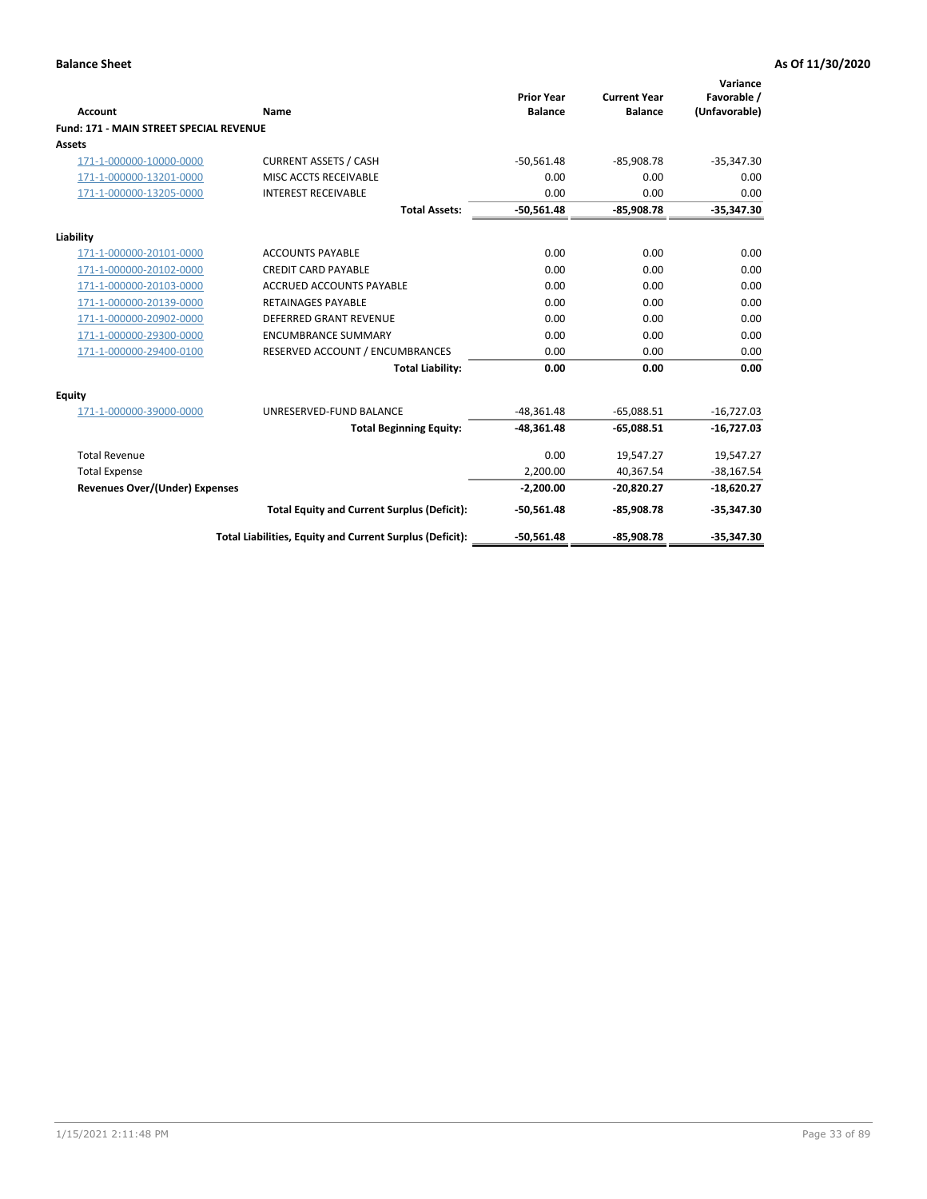**Balance Sheet** — **As Of 11/30/2020**

| Account | Name | Prior Year Balance | Current Year Balance | Variance Favorable / (Unfavorable) |
|---|---|---|---|---|
| **Fund: 171 - MAIN STREET SPECIAL REVENUE** | | | | |
| **Assets** | | | | |
| 171-1-000000-10000-0000 | CURRENT ASSETS / CASH | -50,561.48 | -85,908.78 | -35,347.30 |
| 171-1-000000-13201-0000 | MISC ACCTS RECEIVABLE | 0.00 | 0.00 | 0.00 |
| 171-1-000000-13205-0000 | INTEREST RECEIVABLE | 0.00 | 0.00 | 0.00 |
| | **Total Assets:** | **-50,561.48** | **-85,908.78** | **-35,347.30** |
| **Liability** | | | | |
| 171-1-000000-20101-0000 | ACCOUNTS PAYABLE | 0.00 | 0.00 | 0.00 |
| 171-1-000000-20102-0000 | CREDIT CARD PAYABLE | 0.00 | 0.00 | 0.00 |
| 171-1-000000-20103-0000 | ACCRUED ACCOUNTS PAYABLE | 0.00 | 0.00 | 0.00 |
| 171-1-000000-20139-0000 | RETAINAGES PAYABLE | 0.00 | 0.00 | 0.00 |
| 171-1-000000-20902-0000 | DEFERRED GRANT REVENUE | 0.00 | 0.00 | 0.00 |
| 171-1-000000-29300-0000 | ENCUMBRANCE SUMMARY | 0.00 | 0.00 | 0.00 |
| 171-1-000000-29400-0100 | RESERVED ACCOUNT / ENCUMBRANCES | 0.00 | 0.00 | 0.00 |
| | **Total Liability:** | **0.00** | **0.00** | **0.00** |
| **Equity** | | | | |
| 171-1-000000-39000-0000 | UNRESERVED-FUND BALANCE | -48,361.48 | -65,088.51 | -16,727.03 |
| | **Total Beginning Equity:** | **-48,361.48** | **-65,088.51** | **-16,727.03** |
| Total Revenue | | 0.00 | 19,547.27 | 19,547.27 |
| Total Expense | | 2,200.00 | 40,367.54 | -38,167.54 |
| **Revenues Over/(Under) Expenses** | | **-2,200.00** | **-20,820.27** | **-18,620.27** |
| | **Total Equity and Current Surplus (Deficit):** | **-50,561.48** | **-85,908.78** | **-35,347.30** |
| | **Total Liabilities, Equity and Current Surplus (Deficit):** | **-50,561.48** | **-85,908.78** | **-35,347.30** |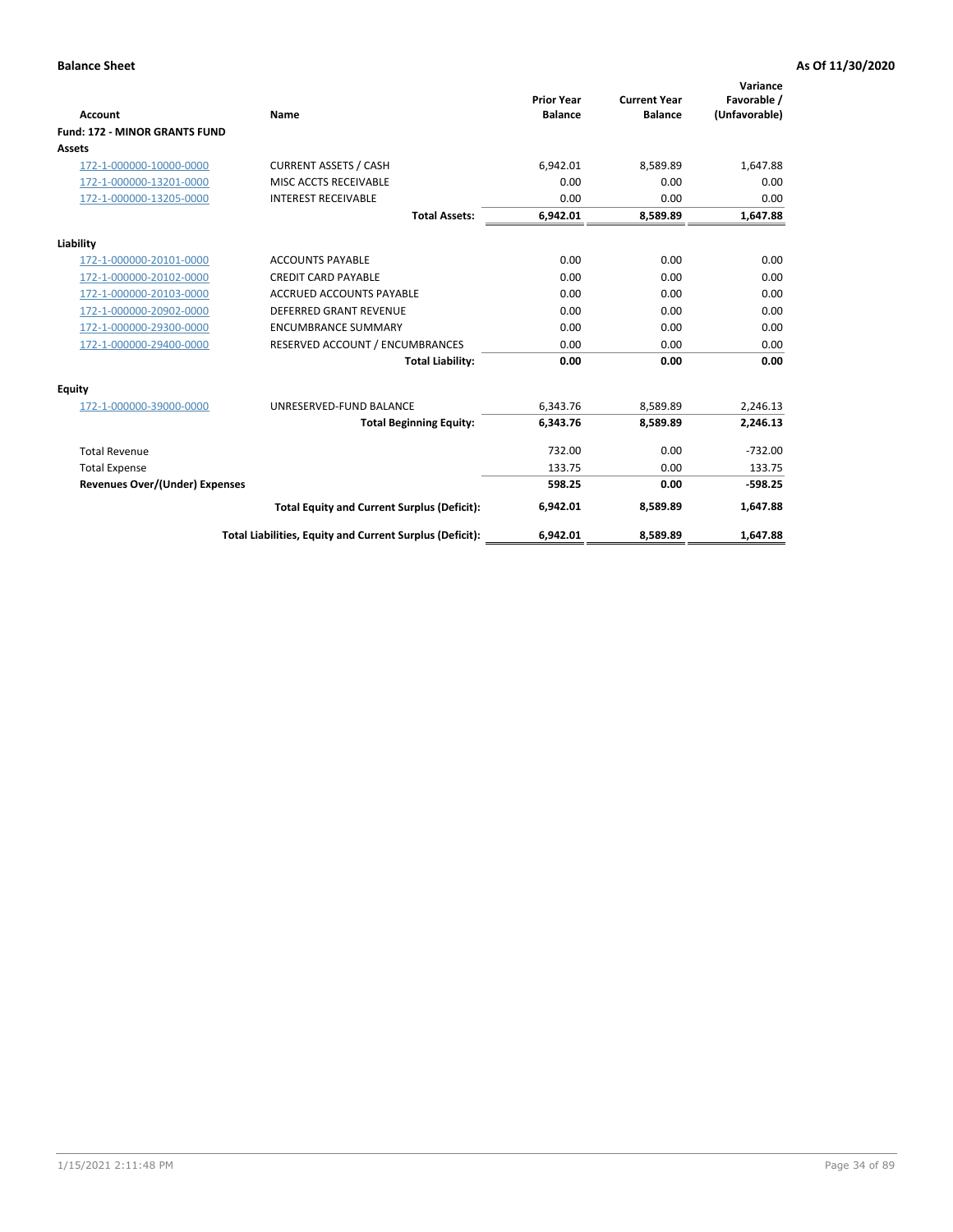**Balance Sheet** **As Of 11/30/2020**

| Account | Name | Prior Year Balance | Current Year Balance | Variance Favorable / (Unfavorable) |
|---|---|---|---|---|
| **Fund: 172 - MINOR GRANTS FUND** | | | | |
| **Assets** | | | | |
| 172-1-000000-10000-0000 | CURRENT ASSETS / CASH | 6,942.01 | 8,589.89 | 1,647.88 |
| 172-1-000000-13201-0000 | MISC ACCTS RECEIVABLE | 0.00 | 0.00 | 0.00 |
| 172-1-000000-13205-0000 | INTEREST RECEIVABLE | 0.00 | 0.00 | 0.00 |
| | **Total Assets:** | **6,942.01** | **8,589.89** | **1,647.88** |
| **Liability** | | | | |
| 172-1-000000-20101-0000 | ACCOUNTS PAYABLE | 0.00 | 0.00 | 0.00 |
| 172-1-000000-20102-0000 | CREDIT CARD PAYABLE | 0.00 | 0.00 | 0.00 |
| 172-1-000000-20103-0000 | ACCRUED ACCOUNTS PAYABLE | 0.00 | 0.00 | 0.00 |
| 172-1-000000-20902-0000 | DEFERRED GRANT REVENUE | 0.00 | 0.00 | 0.00 |
| 172-1-000000-29300-0000 | ENCUMBRANCE SUMMARY | 0.00 | 0.00 | 0.00 |
| 172-1-000000-29400-0000 | RESERVED ACCOUNT / ENCUMBRANCES | 0.00 | 0.00 | 0.00 |
| | **Total Liability:** | **0.00** | **0.00** | **0.00** |
| **Equity** | | | | |
| 172-1-000000-39000-0000 | UNRESERVED-FUND BALANCE | 6,343.76 | 8,589.89 | 2,246.13 |
| | **Total Beginning Equity:** | **6,343.76** | **8,589.89** | **2,246.13** |
| Total Revenue | | 732.00 | 0.00 | -732.00 |
| Total Expense | | 133.75 | 0.00 | 133.75 |
| **Revenues Over/(Under) Expenses** | | **598.25** | **0.00** | **-598.25** |
| | **Total Equity and Current Surplus (Deficit):** | **6,942.01** | **8,589.89** | **1,647.88** |
| | **Total Liabilities, Equity and Current Surplus (Deficit):** | **6,942.01** | **8,589.89** | **1,647.88** |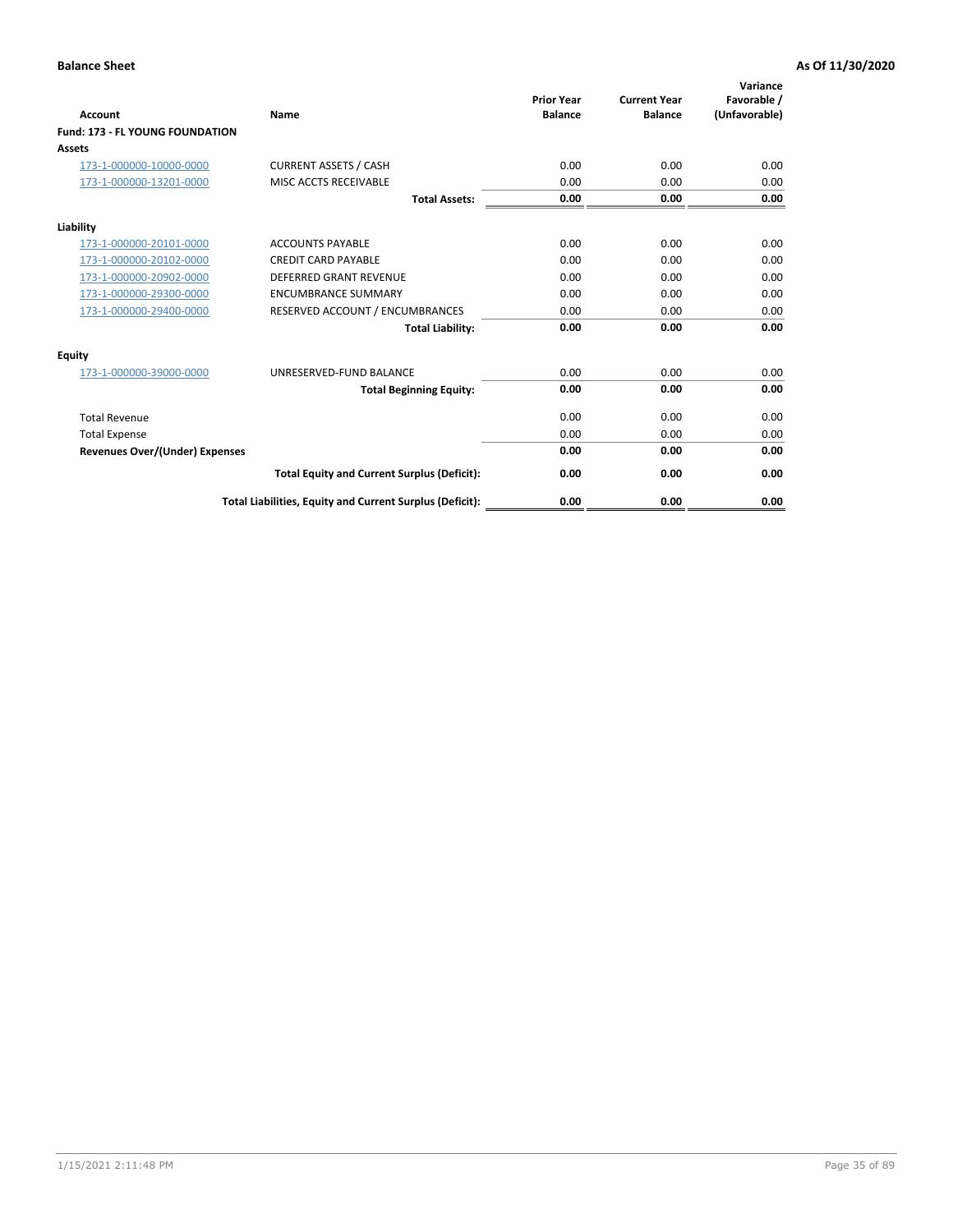**Balance Sheet** | **As Of 11/30/2020**

| Account | Name | Prior Year Balance | Current Year Balance | Variance Favorable / (Unfavorable) |
|---|---|---|---|---|
| **Fund: 173 - FL YOUNG FOUNDATION** | | | | |
| **Assets** | | | | |
| 173-1-000000-10000-0000 | CURRENT ASSETS / CASH | 0.00 | 0.00 | 0.00 |
| 173-1-000000-13201-0000 | MISC ACCTS RECEIVABLE | 0.00 | 0.00 | 0.00 |
| | **Total Assets:** | **0.00** | **0.00** | **0.00** |
| **Liability** | | | | |
| 173-1-000000-20101-0000 | ACCOUNTS PAYABLE | 0.00 | 0.00 | 0.00 |
| 173-1-000000-20102-0000 | CREDIT CARD PAYABLE | 0.00 | 0.00 | 0.00 |
| 173-1-000000-20902-0000 | DEFERRED GRANT REVENUE | 0.00 | 0.00 | 0.00 |
| 173-1-000000-29300-0000 | ENCUMBRANCE SUMMARY | 0.00 | 0.00 | 0.00 |
| 173-1-000000-29400-0000 | RESERVED ACCOUNT / ENCUMBRANCES | 0.00 | 0.00 | 0.00 |
| | **Total Liability:** | **0.00** | **0.00** | **0.00** |
| **Equity** | | | | |
| 173-1-000000-39000-0000 | UNRESERVED-FUND BALANCE | 0.00 | 0.00 | 0.00 |
| | **Total Beginning Equity:** | **0.00** | **0.00** | **0.00** |
| Total Revenue | | 0.00 | 0.00 | 0.00 |
| Total Expense | | 0.00 | 0.00 | 0.00 |
| **Revenues Over/(Under) Expenses** | | **0.00** | **0.00** | **0.00** |
| | **Total Equity and Current Surplus (Deficit):** | **0.00** | **0.00** | **0.00** |
| | **Total Liabilities, Equity and Current Surplus (Deficit):** | **0.00** | **0.00** | **0.00** |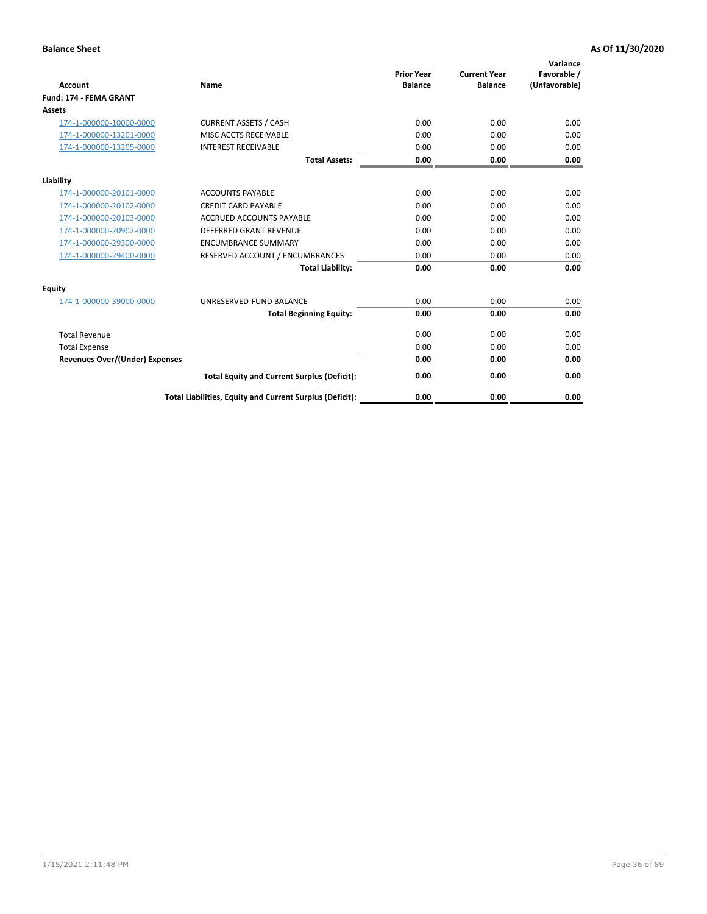**Balance Sheet** | **As Of 11/30/2020**

| Account | Name | Prior Year Balance | Current Year Balance | Variance Favorable / (Unfavorable) |
|---|---|---|---|---|
| **Fund: 174 - FEMA GRANT** | | | | |
| **Assets** | | | | |
| 174-1-000000-10000-0000 | CURRENT ASSETS / CASH | 0.00 | 0.00 | 0.00 |
| 174-1-000000-13201-0000 | MISC ACCTS RECEIVABLE | 0.00 | 0.00 | 0.00 |
| 174-1-000000-13205-0000 | INTEREST RECEIVABLE | 0.00 | 0.00 | 0.00 |
| | **Total Assets:** | **0.00** | **0.00** | **0.00** |
| **Liability** | | | | |
| 174-1-000000-20101-0000 | ACCOUNTS PAYABLE | 0.00 | 0.00 | 0.00 |
| 174-1-000000-20102-0000 | CREDIT CARD PAYABLE | 0.00 | 0.00 | 0.00 |
| 174-1-000000-20103-0000 | ACCRUED ACCOUNTS PAYABLE | 0.00 | 0.00 | 0.00 |
| 174-1-000000-20902-0000 | DEFERRED GRANT REVENUE | 0.00 | 0.00 | 0.00 |
| 174-1-000000-29300-0000 | ENCUMBRANCE SUMMARY | 0.00 | 0.00 | 0.00 |
| 174-1-000000-29400-0000 | RESERVED ACCOUNT / ENCUMBRANCES | 0.00 | 0.00 | 0.00 |
| | **Total Liability:** | **0.00** | **0.00** | **0.00** |
| **Equity** | | | | |
| 174-1-000000-39000-0000 | UNRESERVED-FUND BALANCE | 0.00 | 0.00 | 0.00 |
| | **Total Beginning Equity:** | **0.00** | **0.00** | **0.00** |
| Total Revenue | | 0.00 | 0.00 | 0.00 |
| Total Expense | | 0.00 | 0.00 | 0.00 |
| **Revenues Over/(Under) Expenses** | | **0.00** | **0.00** | **0.00** |
| | **Total Equity and Current Surplus (Deficit):** | **0.00** | **0.00** | **0.00** |
| | **Total Liabilities, Equity and Current Surplus (Deficit):** | **0.00** | **0.00** | **0.00** |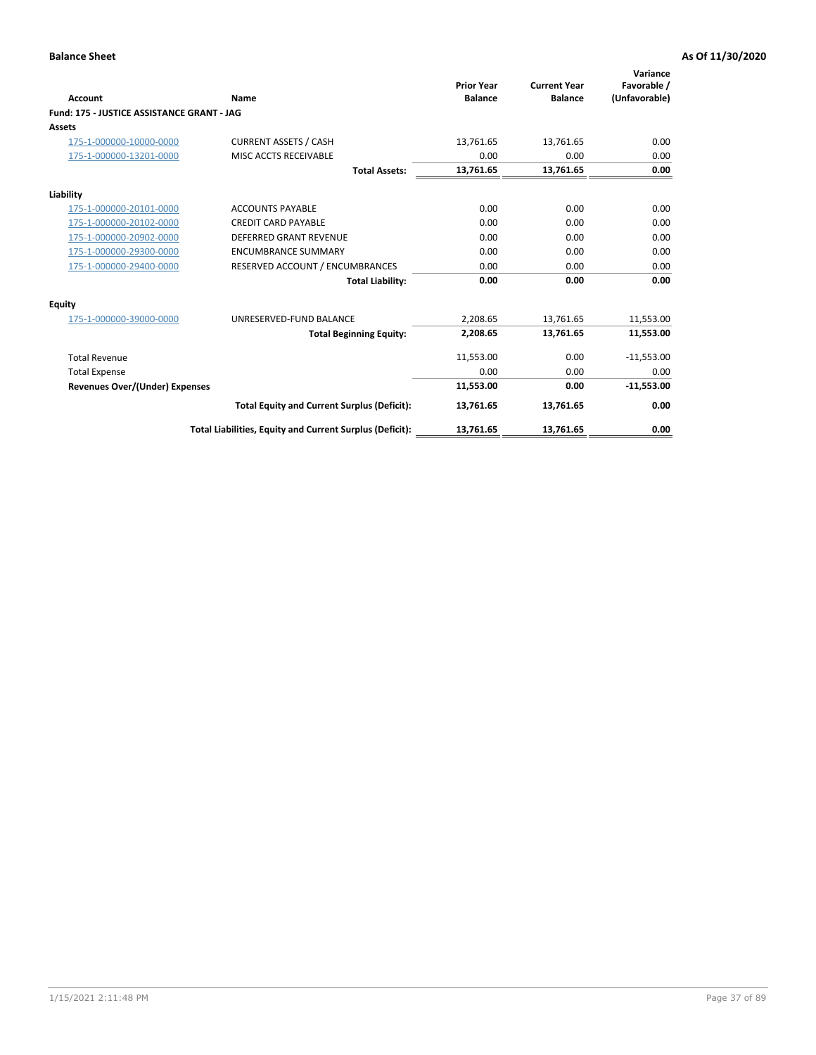**Balance Sheet** | **As Of 11/30/2020**

| Account | Name | Prior Year Balance | Current Year Balance | Variance Favorable / (Unfavorable) |
|---|---|---|---|---|
| **Fund: 175 - JUSTICE ASSISTANCE GRANT - JAG** | | | | |
| **Assets** | | | | |
| 175-1-000000-10000-0000 | CURRENT ASSETS / CASH | 13,761.65 | 13,761.65 | 0.00 |
| 175-1-000000-13201-0000 | MISC ACCTS RECEIVABLE | 0.00 | 0.00 | 0.00 |
| | **Total Assets:** | **13,761.65** | **13,761.65** | **0.00** |
| **Liability** | | | | |
| 175-1-000000-20101-0000 | ACCOUNTS PAYABLE | 0.00 | 0.00 | 0.00 |
| 175-1-000000-20102-0000 | CREDIT CARD PAYABLE | 0.00 | 0.00 | 0.00 |
| 175-1-000000-20902-0000 | DEFERRED GRANT REVENUE | 0.00 | 0.00 | 0.00 |
| 175-1-000000-29300-0000 | ENCUMBRANCE SUMMARY | 0.00 | 0.00 | 0.00 |
| 175-1-000000-29400-0000 | RESERVED ACCOUNT / ENCUMBRANCES | 0.00 | 0.00 | 0.00 |
| | **Total Liability:** | **0.00** | **0.00** | **0.00** |
| **Equity** | | | | |
| 175-1-000000-39000-0000 | UNRESERVED-FUND BALANCE | 2,208.65 | 13,761.65 | 11,553.00 |
| | **Total Beginning Equity:** | **2,208.65** | **13,761.65** | **11,553.00** |
| Total Revenue | | 11,553.00 | 0.00 | -11,553.00 |
| Total Expense | | 0.00 | 0.00 | 0.00 |
| **Revenues Over/(Under) Expenses** | | **11,553.00** | **0.00** | **-11,553.00** |
| | **Total Equity and Current Surplus (Deficit):** | **13,761.65** | **13,761.65** | **0.00** |
| | **Total Liabilities, Equity and Current Surplus (Deficit):** | **13,761.65** | **13,761.65** | **0.00** |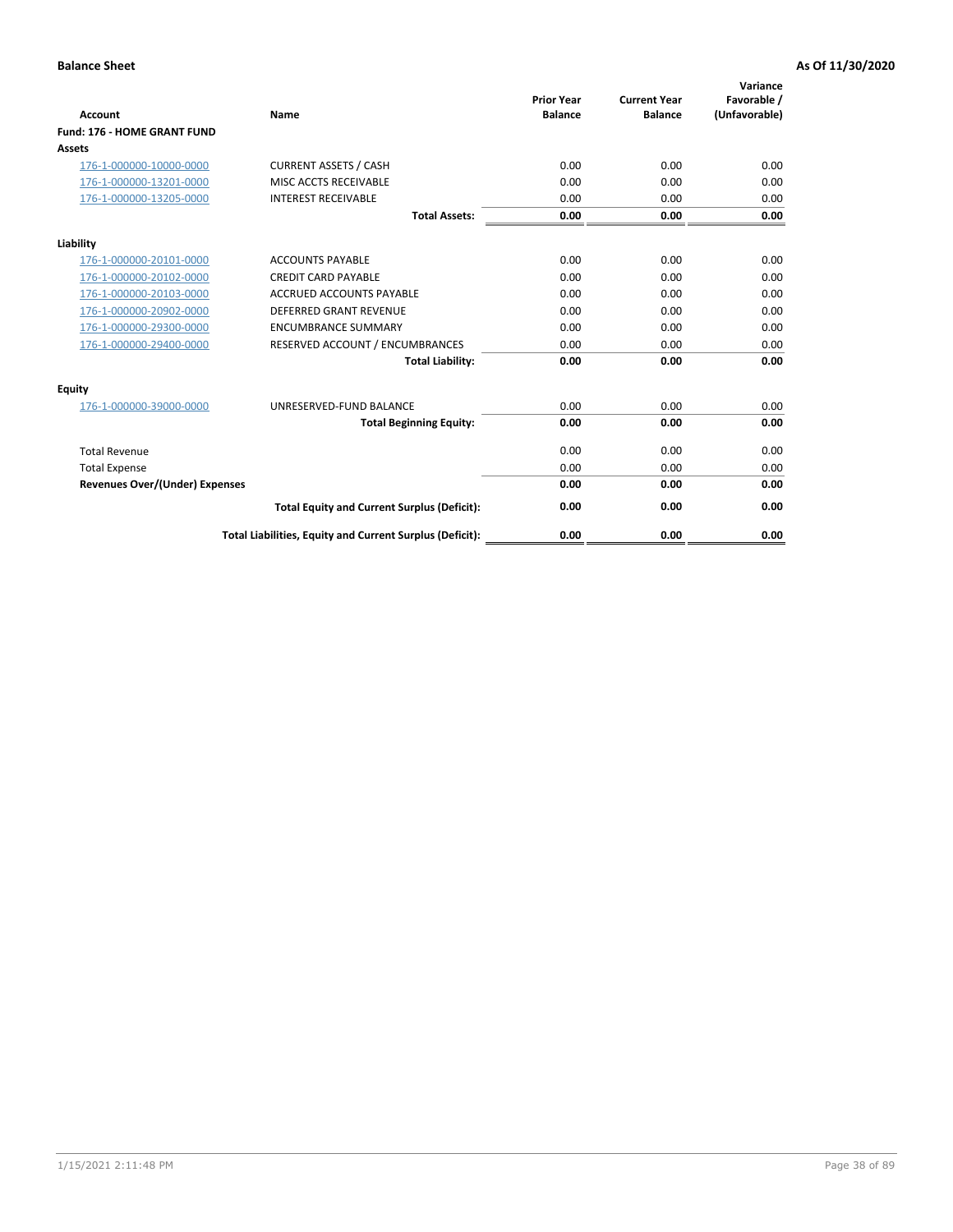**Balance Sheet** **As Of 11/30/2020**

| Account | Name | Prior Year Balance | Current Year Balance | Variance Favorable / (Unfavorable) |
|---|---|---|---|---|
| **Fund: 176 - HOME GRANT FUND** | | | | |
| **Assets** | | | | |
| 176-1-000000-10000-0000 | CURRENT ASSETS / CASH | 0.00 | 0.00 | 0.00 |
| 176-1-000000-13201-0000 | MISC ACCTS RECEIVABLE | 0.00 | 0.00 | 0.00 |
| 176-1-000000-13205-0000 | INTEREST RECEIVABLE | 0.00 | 0.00 | 0.00 |
| | **Total Assets:** | **0.00** | **0.00** | **0.00** |
| **Liability** | | | | |
| 176-1-000000-20101-0000 | ACCOUNTS PAYABLE | 0.00 | 0.00 | 0.00 |
| 176-1-000000-20102-0000 | CREDIT CARD PAYABLE | 0.00 | 0.00 | 0.00 |
| 176-1-000000-20103-0000 | ACCRUED ACCOUNTS PAYABLE | 0.00 | 0.00 | 0.00 |
| 176-1-000000-20902-0000 | DEFERRED GRANT REVENUE | 0.00 | 0.00 | 0.00 |
| 176-1-000000-29300-0000 | ENCUMBRANCE SUMMARY | 0.00 | 0.00 | 0.00 |
| 176-1-000000-29400-0000 | RESERVED ACCOUNT / ENCUMBRANCES | 0.00 | 0.00 | 0.00 |
| | **Total Liability:** | **0.00** | **0.00** | **0.00** |
| **Equity** | | | | |
| 176-1-000000-39000-0000 | UNRESERVED-FUND BALANCE | 0.00 | 0.00 | 0.00 |
| | **Total Beginning Equity:** | **0.00** | **0.00** | **0.00** |
| Total Revenue | | 0.00 | 0.00 | 0.00 |
| Total Expense | | 0.00 | 0.00 | 0.00 |
| **Revenues Over/(Under) Expenses** | | **0.00** | **0.00** | **0.00** |
| | **Total Equity and Current Surplus (Deficit):** | **0.00** | **0.00** | **0.00** |
| | **Total Liabilities, Equity and Current Surplus (Deficit):** | **0.00** | **0.00** | **0.00** |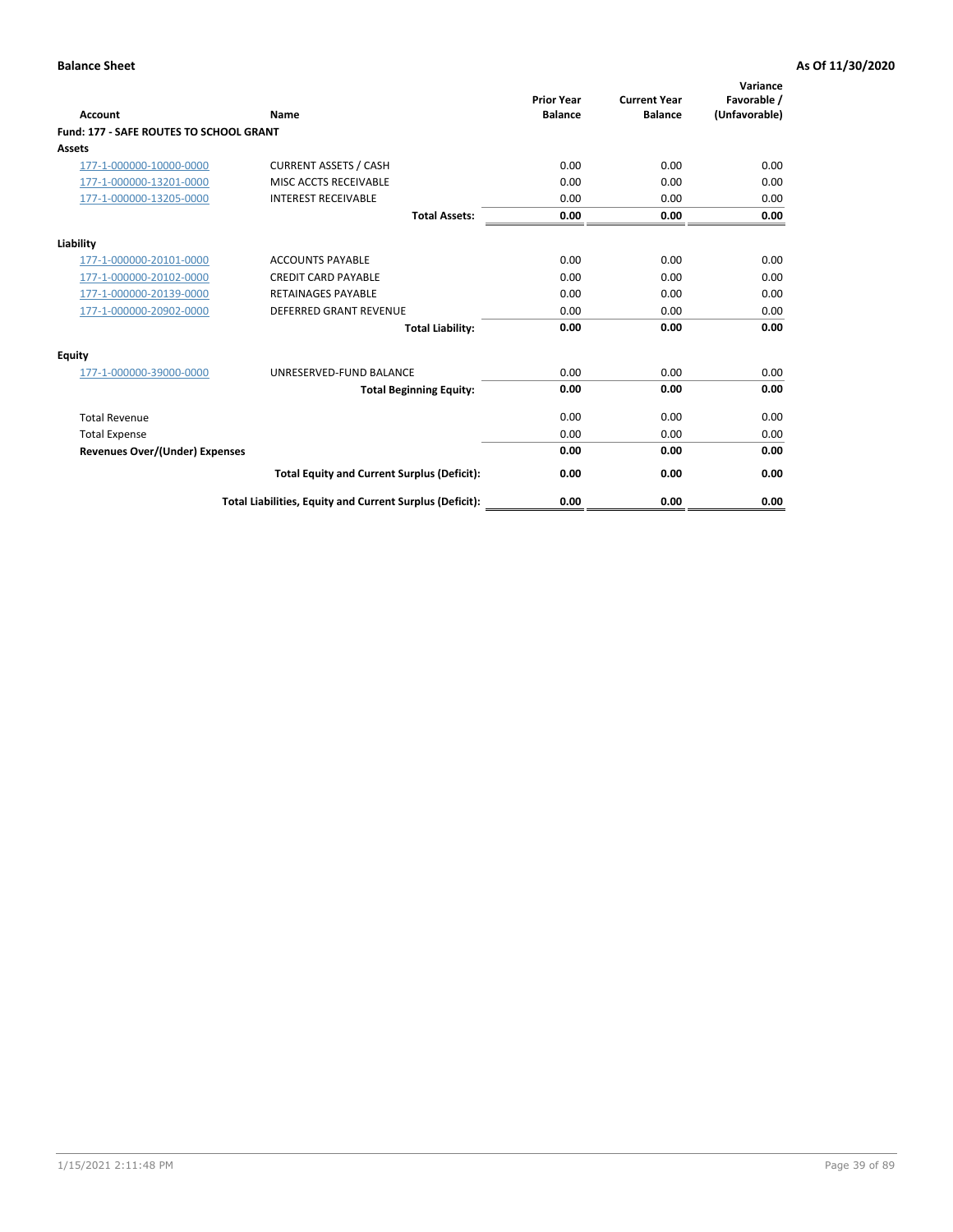**Balance Sheet** | **As Of 11/30/2020**

| Account | Name | Prior Year Balance | Current Year Balance | Variance Favorable / (Unfavorable) |
|---|---|---|---|---|
| **Fund: 177 - SAFE ROUTES TO SCHOOL GRANT** | | | | |
| **Assets** | | | | |
| 177-1-000000-10000-0000 | CURRENT ASSETS / CASH | 0.00 | 0.00 | 0.00 |
| 177-1-000000-13201-0000 | MISC ACCTS RECEIVABLE | 0.00 | 0.00 | 0.00 |
| 177-1-000000-13205-0000 | INTEREST RECEIVABLE | 0.00 | 0.00 | 0.00 |
| | **Total Assets:** | **0.00** | **0.00** | **0.00** |
| **Liability** | | | | |
| 177-1-000000-20101-0000 | ACCOUNTS PAYABLE | 0.00 | 0.00 | 0.00 |
| 177-1-000000-20102-0000 | CREDIT CARD PAYABLE | 0.00 | 0.00 | 0.00 |
| 177-1-000000-20139-0000 | RETAINAGES PAYABLE | 0.00 | 0.00 | 0.00 |
| 177-1-000000-20902-0000 | DEFERRED GRANT REVENUE | 0.00 | 0.00 | 0.00 |
| | **Total Liability:** | **0.00** | **0.00** | **0.00** |
| **Equity** | | | | |
| 177-1-000000-39000-0000 | UNRESERVED-FUND BALANCE | 0.00 | 0.00 | 0.00 |
| | **Total Beginning Equity:** | **0.00** | **0.00** | **0.00** |
| Total Revenue | | 0.00 | 0.00 | 0.00 |
| Total Expense | | 0.00 | 0.00 | 0.00 |
| **Revenues Over/(Under) Expenses** | | **0.00** | **0.00** | **0.00** |
| | **Total Equity and Current Surplus (Deficit):** | **0.00** | **0.00** | **0.00** |
| | **Total Liabilities, Equity and Current Surplus (Deficit):** | **0.00** | **0.00** | **0.00** |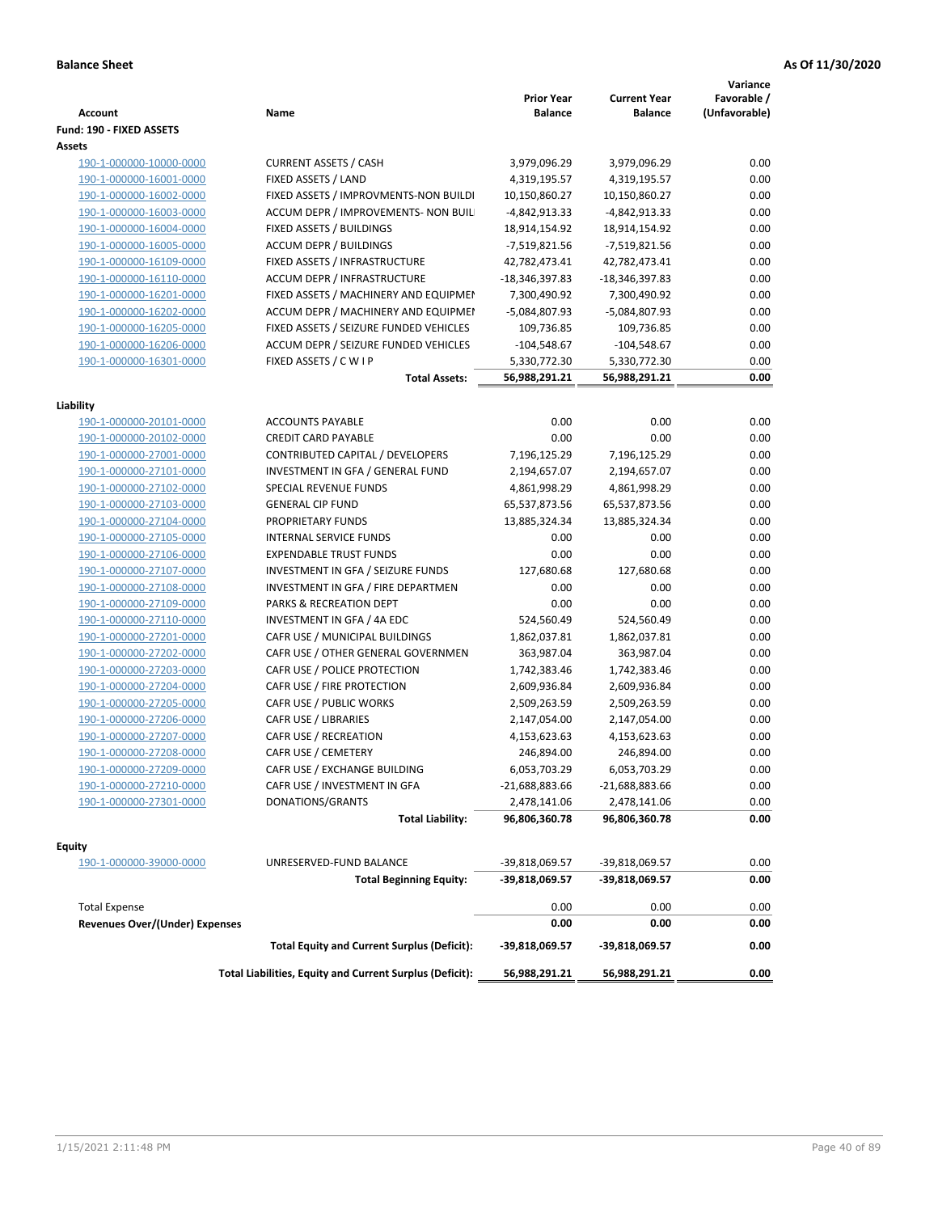**Balance Sheet** **As Of 11/30/2020**

| Account | Name | Prior Year Balance | Current Year Balance | Variance Favorable / (Unfavorable) |
|---|---|---|---|---|
| **Fund: 190 - FIXED ASSETS** | | | | |
| **Assets** | | | | |
| 190-1-000000-10000-0000 | CURRENT ASSETS / CASH | 3,979,096.29 | 3,979,096.29 | 0.00 |
| 190-1-000000-16001-0000 | FIXED ASSETS / LAND | 4,319,195.57 | 4,319,195.57 | 0.00 |
| 190-1-000000-16002-0000 | FIXED ASSETS / IMPROVMENTS-NON BUILDI | 10,150,860.27 | 10,150,860.27 | 0.00 |
| 190-1-000000-16003-0000 | ACCUM DEPR / IMPROVEMENTS- NON BUIL | -4,842,913.33 | -4,842,913.33 | 0.00 |
| 190-1-000000-16004-0000 | FIXED ASSETS / BUILDINGS | 18,914,154.92 | 18,914,154.92 | 0.00 |
| 190-1-000000-16005-0000 | ACCUM DEPR / BUILDINGS | -7,519,821.56 | -7,519,821.56 | 0.00 |
| 190-1-000000-16109-0000 | FIXED ASSETS / INFRASTRUCTURE | 42,782,473.41 | 42,782,473.41 | 0.00 |
| 190-1-000000-16110-0000 | ACCUM DEPR / INFRASTRUCTURE | -18,346,397.83 | -18,346,397.83 | 0.00 |
| 190-1-000000-16201-0000 | FIXED ASSETS / MACHINERY AND EQUIPMEN | 7,300,490.92 | 7,300,490.92 | 0.00 |
| 190-1-000000-16202-0000 | ACCUM DEPR / MACHINERY AND EQUIPMEI | -5,084,807.93 | -5,084,807.93 | 0.00 |
| 190-1-000000-16205-0000 | FIXED ASSETS / SEIZURE FUNDED VEHICLES | 109,736.85 | 109,736.85 | 0.00 |
| 190-1-000000-16206-0000 | ACCUM DEPR / SEIZURE FUNDED VEHICLES | -104,548.67 | -104,548.67 | 0.00 |
| 190-1-000000-16301-0000 | FIXED ASSETS / C W I P | 5,330,772.30 | 5,330,772.30 | 0.00 |
| | **Total Assets:** | **56,988,291.21** | **56,988,291.21** | **0.00** |
| **Liability** | | | | |
| 190-1-000000-20101-0000 | ACCOUNTS PAYABLE | 0.00 | 0.00 | 0.00 |
| 190-1-000000-20102-0000 | CREDIT CARD PAYABLE | 0.00 | 0.00 | 0.00 |
| 190-1-000000-27001-0000 | CONTRIBUTED CAPITAL / DEVELOPERS | 7,196,125.29 | 7,196,125.29 | 0.00 |
| 190-1-000000-27101-0000 | INVESTMENT IN GFA / GENERAL FUND | 2,194,657.07 | 2,194,657.07 | 0.00 |
| 190-1-000000-27102-0000 | SPECIAL REVENUE FUNDS | 4,861,998.29 | 4,861,998.29 | 0.00 |
| 190-1-000000-27103-0000 | GENERAL CIP FUND | 65,537,873.56 | 65,537,873.56 | 0.00 |
| 190-1-000000-27104-0000 | PROPRIETARY FUNDS | 13,885,324.34 | 13,885,324.34 | 0.00 |
| 190-1-000000-27105-0000 | INTERNAL SERVICE FUNDS | 0.00 | 0.00 | 0.00 |
| 190-1-000000-27106-0000 | EXPENDABLE TRUST FUNDS | 0.00 | 0.00 | 0.00 |
| 190-1-000000-27107-0000 | INVESTMENT IN GFA / SEIZURE FUNDS | 127,680.68 | 127,680.68 | 0.00 |
| 190-1-000000-27108-0000 | INVESTMENT IN GFA / FIRE DEPARTMEN | 0.00 | 0.00 | 0.00 |
| 190-1-000000-27109-0000 | PARKS & RECREATION DEPT | 0.00 | 0.00 | 0.00 |
| 190-1-000000-27110-0000 | INVESTMENT IN GFA / 4A EDC | 524,560.49 | 524,560.49 | 0.00 |
| 190-1-000000-27201-0000 | CAFR USE / MUNICIPAL BUILDINGS | 1,862,037.81 | 1,862,037.81 | 0.00 |
| 190-1-000000-27202-0000 | CAFR USE / OTHER GENERAL GOVERNMEN | 363,987.04 | 363,987.04 | 0.00 |
| 190-1-000000-27203-0000 | CAFR USE / POLICE PROTECTION | 1,742,383.46 | 1,742,383.46 | 0.00 |
| 190-1-000000-27204-0000 | CAFR USE / FIRE PROTECTION | 2,609,936.84 | 2,609,936.84 | 0.00 |
| 190-1-000000-27205-0000 | CAFR USE / PUBLIC WORKS | 2,509,263.59 | 2,509,263.59 | 0.00 |
| 190-1-000000-27206-0000 | CAFR USE / LIBRARIES | 2,147,054.00 | 2,147,054.00 | 0.00 |
| 190-1-000000-27207-0000 | CAFR USE / RECREATION | 4,153,623.63 | 4,153,623.63 | 0.00 |
| 190-1-000000-27208-0000 | CAFR USE / CEMETERY | 246,894.00 | 246,894.00 | 0.00 |
| 190-1-000000-27209-0000 | CAFR USE / EXCHANGE BUILDING | 6,053,703.29 | 6,053,703.29 | 0.00 |
| 190-1-000000-27210-0000 | CAFR USE / INVESTMENT IN GFA | -21,688,883.66 | -21,688,883.66 | 0.00 |
| 190-1-000000-27301-0000 | DONATIONS/GRANTS | 2,478,141.06 | 2,478,141.06 | 0.00 |
| | **Total Liability:** | **96,806,360.78** | **96,806,360.78** | **0.00** |
| **Equity** | | | | |
| 190-1-000000-39000-0000 | UNRESERVED-FUND BALANCE | -39,818,069.57 | -39,818,069.57 | 0.00 |
| | **Total Beginning Equity:** | **-39,818,069.57** | **-39,818,069.57** | **0.00** |
| Total Expense | | 0.00 | 0.00 | 0.00 |
| **Revenues Over/(Under) Expenses** | | **0.00** | **0.00** | **0.00** |
| | **Total Equity and Current Surplus (Deficit):** | **-39,818,069.57** | **-39,818,069.57** | **0.00** |
| | **Total Liabilities, Equity and Current Surplus (Deficit):** | **56,988,291.21** | **56,988,291.21** | **0.00** |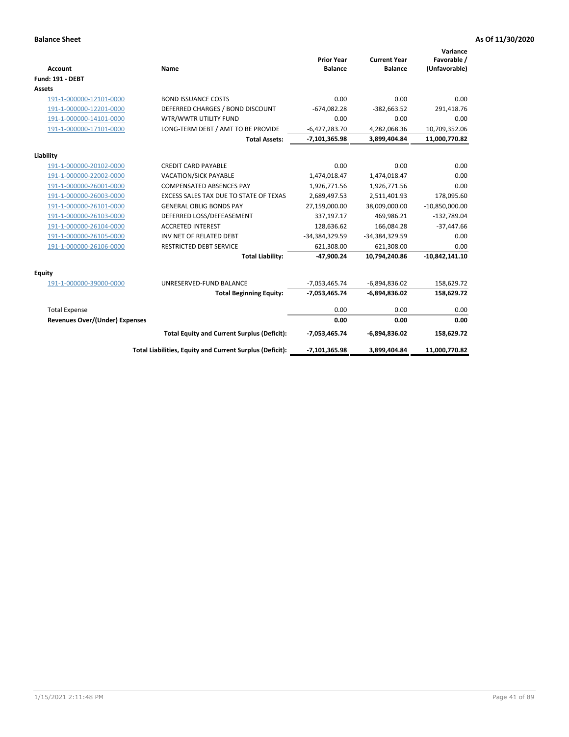**Balance Sheet** — As Of 11/30/2020

| Account | Name | Prior Year Balance | Current Year Balance | Variance Favorable / (Unfavorable) |
|---|---|---|---|---|
| **Fund: 191 - DEBT** | | | | |
| **Assets** | | | | |
| 191-1-000000-12101-0000 | BOND ISSUANCE COSTS | 0.00 | 0.00 | 0.00 |
| 191-1-000000-12201-0000 | DEFERRED CHARGES / BOND DISCOUNT | -674,082.28 | -382,663.52 | 291,418.76 |
| 191-1-000000-14101-0000 | WTR/WWTR UTILITY FUND | 0.00 | 0.00 | 0.00 |
| 191-1-000000-17101-0000 | LONG-TERM DEBT / AMT TO BE PROVIDE | -6,427,283.70 | 4,282,068.36 | 10,709,352.06 |
| | **Total Assets:** | **-7,101,365.98** | **3,899,404.84** | **11,000,770.82** |
| **Liability** | | | | |
| 191-1-000000-20102-0000 | CREDIT CARD PAYABLE | 0.00 | 0.00 | 0.00 |
| 191-1-000000-22002-0000 | VACATION/SICK PAYABLE | 1,474,018.47 | 1,474,018.47 | 0.00 |
| 191-1-000000-26001-0000 | COMPENSATED ABSENCES PAY | 1,926,771.56 | 1,926,771.56 | 0.00 |
| 191-1-000000-26003-0000 | EXCESS SALES TAX DUE TO STATE OF TEXAS | 2,689,497.53 | 2,511,401.93 | 178,095.60 |
| 191-1-000000-26101-0000 | GENERAL OBLIG BONDS PAY | 27,159,000.00 | 38,009,000.00 | -10,850,000.00 |
| 191-1-000000-26103-0000 | DEFERRED LOSS/DEFEASEMENT | 337,197.17 | 469,986.21 | -132,789.04 |
| 191-1-000000-26104-0000 | ACCRETED INTEREST | 128,636.62 | 166,084.28 | -37,447.66 |
| 191-1-000000-26105-0000 | INV NET OF RELATED DEBT | -34,384,329.59 | -34,384,329.59 | 0.00 |
| 191-1-000000-26106-0000 | RESTRICTED DEBT SERVICE | 621,308.00 | 621,308.00 | 0.00 |
| | **Total Liability:** | **-47,900.24** | **10,794,240.86** | **-10,842,141.10** |
| **Equity** | | | | |
| 191-1-000000-39000-0000 | UNRESERVED-FUND BALANCE | -7,053,465.74 | -6,894,836.02 | 158,629.72 |
| | **Total Beginning Equity:** | **-7,053,465.74** | **-6,894,836.02** | **158,629.72** |
| Total Expense | | 0.00 | 0.00 | 0.00 |
| **Revenues Over/(Under) Expenses** | | **0.00** | **0.00** | **0.00** |
| | **Total Equity and Current Surplus (Deficit):** | **-7,053,465.74** | **-6,894,836.02** | **158,629.72** |
| | **Total Liabilities, Equity and Current Surplus (Deficit):** | **-7,101,365.98** | **3,899,404.84** | **11,000,770.82** |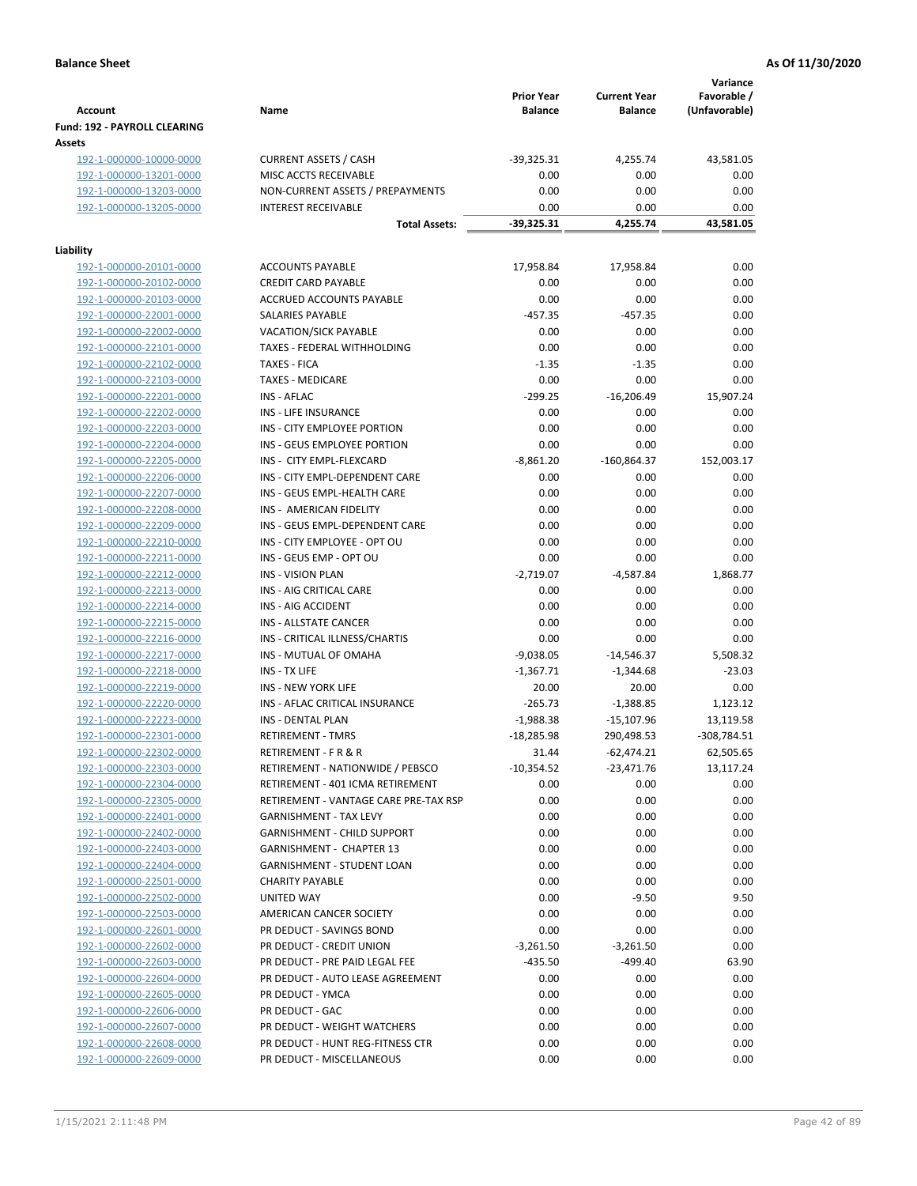**Balance Sheet** **As Of 11/30/2020**

| Account | Name | Prior Year Balance | Current Year Balance | Variance Favorable / (Unfavorable) |
|---|---|---|---|---|
| **Fund: 192 - PAYROLL CLEARING** | | | | |
| **Assets** | | | | |
| 192-1-000000-10000-0000 | CURRENT ASSETS / CASH | -39,325.31 | 4,255.74 | 43,581.05 |
| 192-1-000000-13201-0000 | MISC ACCTS RECEIVABLE | 0.00 | 0.00 | 0.00 |
| 192-1-000000-13203-0000 | NON-CURRENT ASSETS / PREPAYMENTS | 0.00 | 0.00 | 0.00 |
| 192-1-000000-13205-0000 | INTEREST RECEIVABLE | 0.00 | 0.00 | 0.00 |
| | **Total Assets:** | **-39,325.31** | **4,255.74** | **43,581.05** |
| **Liability** | | | | |
| 192-1-000000-20101-0000 | ACCOUNTS PAYABLE | 17,958.84 | 17,958.84 | 0.00 |
| 192-1-000000-20102-0000 | CREDIT CARD PAYABLE | 0.00 | 0.00 | 0.00 |
| 192-1-000000-20103-0000 | ACCRUED ACCOUNTS PAYABLE | 0.00 | 0.00 | 0.00 |
| 192-1-000000-22001-0000 | SALARIES PAYABLE | -457.35 | -457.35 | 0.00 |
| 192-1-000000-22002-0000 | VACATION/SICK PAYABLE | 0.00 | 0.00 | 0.00 |
| 192-1-000000-22101-0000 | TAXES - FEDERAL WITHHOLDING | 0.00 | 0.00 | 0.00 |
| 192-1-000000-22102-0000 | TAXES - FICA | -1.35 | -1.35 | 0.00 |
| 192-1-000000-22103-0000 | TAXES - MEDICARE | 0.00 | 0.00 | 0.00 |
| 192-1-000000-22201-0000 | INS - AFLAC | -299.25 | -16,206.49 | 15,907.24 |
| 192-1-000000-22202-0000 | INS - LIFE INSURANCE | 0.00 | 0.00 | 0.00 |
| 192-1-000000-22203-0000 | INS - CITY EMPLOYEE PORTION | 0.00 | 0.00 | 0.00 |
| 192-1-000000-22204-0000 | INS - GEUS EMPLOYEE PORTION | 0.00 | 0.00 | 0.00 |
| 192-1-000000-22205-0000 | INS - CITY EMPL-FLEXCARD | -8,861.20 | -160,864.37 | 152,003.17 |
| 192-1-000000-22206-0000 | INS - CITY EMPL-DEPENDENT CARE | 0.00 | 0.00 | 0.00 |
| 192-1-000000-22207-0000 | INS - GEUS EMPL-HEALTH CARE | 0.00 | 0.00 | 0.00 |
| 192-1-000000-22208-0000 | INS - AMERICAN FIDELITY | 0.00 | 0.00 | 0.00 |
| 192-1-000000-22209-0000 | INS - GEUS EMPL-DEPENDENT CARE | 0.00 | 0.00 | 0.00 |
| 192-1-000000-22210-0000 | INS - CITY EMPLOYEE - OPT OU | 0.00 | 0.00 | 0.00 |
| 192-1-000000-22211-0000 | INS - GEUS EMP - OPT OU | 0.00 | 0.00 | 0.00 |
| 192-1-000000-22212-0000 | INS - VISION PLAN | -2,719.07 | -4,587.84 | 1,868.77 |
| 192-1-000000-22213-0000 | INS - AIG CRITICAL CARE | 0.00 | 0.00 | 0.00 |
| 192-1-000000-22214-0000 | INS - AIG ACCIDENT | 0.00 | 0.00 | 0.00 |
| 192-1-000000-22215-0000 | INS - ALLSTATE CANCER | 0.00 | 0.00 | 0.00 |
| 192-1-000000-22216-0000 | INS - CRITICAL ILLNESS/CHARTIS | 0.00 | 0.00 | 0.00 |
| 192-1-000000-22217-0000 | INS - MUTUAL OF OMAHA | -9,038.05 | -14,546.37 | 5,508.32 |
| 192-1-000000-22218-0000 | INS - TX LIFE | -1,367.71 | -1,344.68 | -23.03 |
| 192-1-000000-22219-0000 | INS - NEW YORK LIFE | 20.00 | 20.00 | 0.00 |
| 192-1-000000-22220-0000 | INS - AFLAC CRITICAL INSURANCE | -265.73 | -1,388.85 | 1,123.12 |
| 192-1-000000-22223-0000 | INS - DENTAL PLAN | -1,988.38 | -15,107.96 | 13,119.58 |
| 192-1-000000-22301-0000 | RETIREMENT - TMRS | -18,285.98 | 290,498.53 | -308,784.51 |
| 192-1-000000-22302-0000 | RETIREMENT - F R & R | 31.44 | -62,474.21 | 62,505.65 |
| 192-1-000000-22303-0000 | RETIREMENT - NATIONWIDE / PEBSCO | -10,354.52 | -23,471.76 | 13,117.24 |
| 192-1-000000-22304-0000 | RETIREMENT - 401 ICMA RETIREMENT | 0.00 | 0.00 | 0.00 |
| 192-1-000000-22305-0000 | RETIREMENT - VANTAGE CARE PRE-TAX RSP | 0.00 | 0.00 | 0.00 |
| 192-1-000000-22401-0000 | GARNISHMENT - TAX LEVY | 0.00 | 0.00 | 0.00 |
| 192-1-000000-22402-0000 | GARNISHMENT - CHILD SUPPORT | 0.00 | 0.00 | 0.00 |
| 192-1-000000-22403-0000 | GARNISHMENT - CHAPTER 13 | 0.00 | 0.00 | 0.00 |
| 192-1-000000-22404-0000 | GARNISHMENT - STUDENT LOAN | 0.00 | 0.00 | 0.00 |
| 192-1-000000-22501-0000 | CHARITY PAYABLE | 0.00 | 0.00 | 0.00 |
| 192-1-000000-22502-0000 | UNITED WAY | 0.00 | -9.50 | 9.50 |
| 192-1-000000-22503-0000 | AMERICAN CANCER SOCIETY | 0.00 | 0.00 | 0.00 |
| 192-1-000000-22601-0000 | PR DEDUCT - SAVINGS BOND | 0.00 | 0.00 | 0.00 |
| 192-1-000000-22602-0000 | PR DEDUCT - CREDIT UNION | -3,261.50 | -3,261.50 | 0.00 |
| 192-1-000000-22603-0000 | PR DEDUCT - PRE PAID LEGAL FEE | -435.50 | -499.40 | 63.90 |
| 192-1-000000-22604-0000 | PR DEDUCT - AUTO LEASE AGREEMENT | 0.00 | 0.00 | 0.00 |
| 192-1-000000-22605-0000 | PR DEDUCT - YMCA | 0.00 | 0.00 | 0.00 |
| 192-1-000000-22606-0000 | PR DEDUCT - GAC | 0.00 | 0.00 | 0.00 |
| 192-1-000000-22607-0000 | PR DEDUCT - WEIGHT WATCHERS | 0.00 | 0.00 | 0.00 |
| 192-1-000000-22608-0000 | PR DEDUCT - HUNT REG-FITNESS CTR | 0.00 | 0.00 | 0.00 |
| 192-1-000000-22609-0000 | PR DEDUCT - MISCELLANEOUS | 0.00 | 0.00 | 0.00 |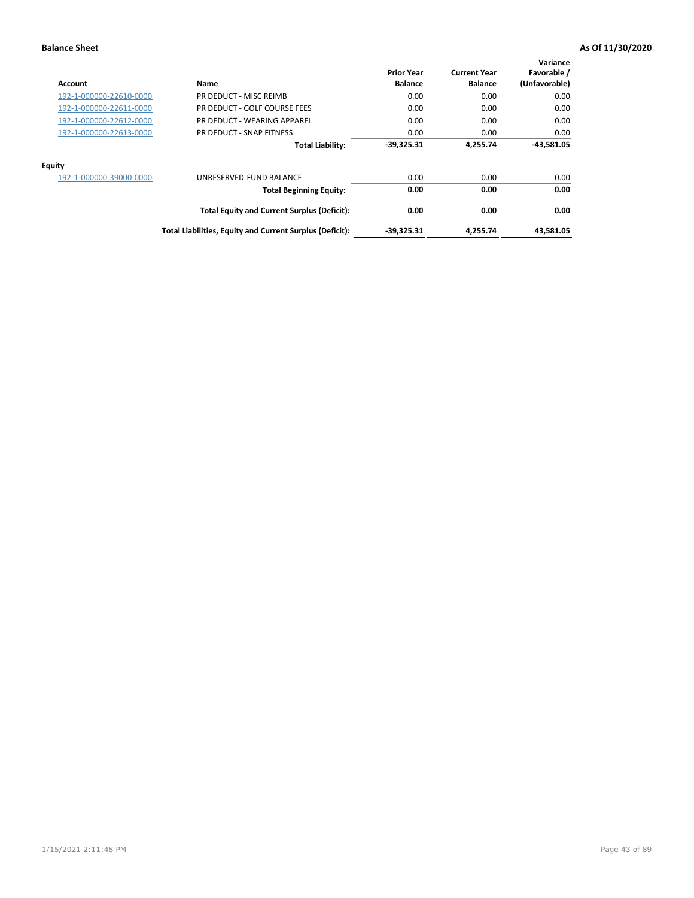**Balance Sheet** **As Of 11/30/2020**

| Account | Name | Prior Year Balance | Current Year Balance | Variance Favorable / (Unfavorable) |
|---|---|---|---|---|
| 192-1-000000-22610-0000 | PR DEDUCT - MISC REIMB | 0.00 | 0.00 | 0.00 |
| 192-1-000000-22611-0000 | PR DEDUCT - GOLF COURSE FEES | 0.00 | 0.00 | 0.00 |
| 192-1-000000-22612-0000 | PR DEDUCT - WEARING APPAREL | 0.00 | 0.00 | 0.00 |
| 192-1-000000-22613-0000 | PR DEDUCT - SNAP FITNESS | 0.00 | 0.00 | 0.00 |
| | **Total Liability:** | **-39,325.31** | **4,255.74** | **-43,581.05** |
| **Equity** | | | | |
| 192-1-000000-39000-0000 | UNRESERVED-FUND BALANCE | 0.00 | 0.00 | 0.00 |
| | **Total Beginning Equity:** | **0.00** | **0.00** | **0.00** |
| | **Total Equity and Current Surplus (Deficit):** | **0.00** | **0.00** | **0.00** |
| | **Total Liabilities, Equity and Current Surplus (Deficit):** | **-39,325.31** | **4,255.74** | **43,581.05** |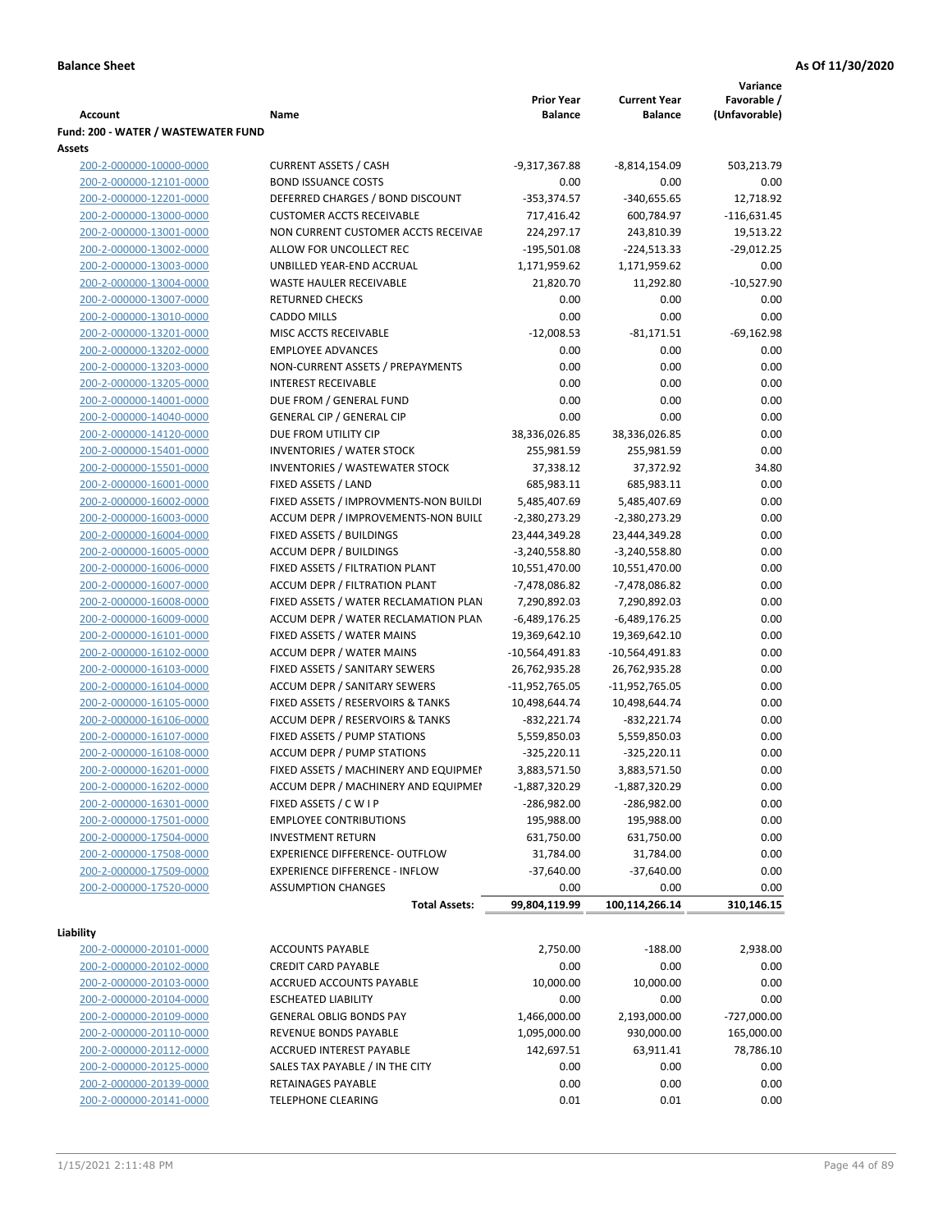**Balance Sheet** **As Of 11/30/2020**

| Account | Name | Prior Year Balance | Current Year Balance | Variance Favorable / (Unfavorable) |
|---|---|---|---|---|
| **Fund: 200 - WATER / WASTEWATER FUND** | | | | |
| **Assets** | | | | |
| 200-2-000000-10000-0000 | CURRENT ASSETS / CASH | -9,317,367.88 | -8,814,154.09 | 503,213.79 |
| 200-2-000000-12101-0000 | BOND ISSUANCE COSTS | 0.00 | 0.00 | 0.00 |
| 200-2-000000-12201-0000 | DEFERRED CHARGES / BOND DISCOUNT | -353,374.57 | -340,655.65 | 12,718.92 |
| 200-2-000000-13000-0000 | CUSTOMER ACCTS RECEIVABLE | 717,416.42 | 600,784.97 | -116,631.45 |
| 200-2-000000-13001-0000 | NON CURRENT CUSTOMER ACCTS RECEIVAE | 224,297.17 | 243,810.39 | 19,513.22 |
| 200-2-000000-13002-0000 | ALLOW FOR UNCOLLECT REC | -195,501.08 | -224,513.33 | -29,012.25 |
| 200-2-000000-13003-0000 | UNBILLED YEAR-END ACCRUAL | 1,171,959.62 | 1,171,959.62 | 0.00 |
| 200-2-000000-13004-0000 | WASTE HAULER RECEIVABLE | 21,820.70 | 11,292.80 | -10,527.90 |
| 200-2-000000-13007-0000 | RETURNED CHECKS | 0.00 | 0.00 | 0.00 |
| 200-2-000000-13010-0000 | CADDO MILLS | 0.00 | 0.00 | 0.00 |
| 200-2-000000-13201-0000 | MISC ACCTS RECEIVABLE | -12,008.53 | -81,171.51 | -69,162.98 |
| 200-2-000000-13202-0000 | EMPLOYEE ADVANCES | 0.00 | 0.00 | 0.00 |
| 200-2-000000-13203-0000 | NON-CURRENT ASSETS / PREPAYMENTS | 0.00 | 0.00 | 0.00 |
| 200-2-000000-13205-0000 | INTEREST RECEIVABLE | 0.00 | 0.00 | 0.00 |
| 200-2-000000-14001-0000 | DUE FROM / GENERAL FUND | 0.00 | 0.00 | 0.00 |
| 200-2-000000-14040-0000 | GENERAL CIP / GENERAL CIP | 0.00 | 0.00 | 0.00 |
| 200-2-000000-14120-0000 | DUE FROM UTILITY CIP | 38,336,026.85 | 38,336,026.85 | 0.00 |
| 200-2-000000-15401-0000 | INVENTORIES / WATER STOCK | 255,981.59 | 255,981.59 | 0.00 |
| 200-2-000000-15501-0000 | INVENTORIES / WASTEWATER STOCK | 37,338.12 | 37,372.92 | 34.80 |
| 200-2-000000-16001-0000 | FIXED ASSETS / LAND | 685,983.11 | 685,983.11 | 0.00 |
| 200-2-000000-16002-0000 | FIXED ASSETS / IMPROVMENTS-NON BUILDI | 5,485,407.69 | 5,485,407.69 | 0.00 |
| 200-2-000000-16003-0000 | ACCUM DEPR / IMPROVEMENTS-NON BUILI | -2,380,273.29 | -2,380,273.29 | 0.00 |
| 200-2-000000-16004-0000 | FIXED ASSETS / BUILDINGS | 23,444,349.28 | 23,444,349.28 | 0.00 |
| 200-2-000000-16005-0000 | ACCUM DEPR / BUILDINGS | -3,240,558.80 | -3,240,558.80 | 0.00 |
| 200-2-000000-16006-0000 | FIXED ASSETS / FILTRATION PLANT | 10,551,470.00 | 10,551,470.00 | 0.00 |
| 200-2-000000-16007-0000 | ACCUM DEPR / FILTRATION PLANT | -7,478,086.82 | -7,478,086.82 | 0.00 |
| 200-2-000000-16008-0000 | FIXED ASSETS / WATER RECLAMATION PLAN | 7,290,892.03 | 7,290,892.03 | 0.00 |
| 200-2-000000-16009-0000 | ACCUM DEPR / WATER RECLAMATION PLAN | -6,489,176.25 | -6,489,176.25 | 0.00 |
| 200-2-000000-16101-0000 | FIXED ASSETS / WATER MAINS | 19,369,642.10 | 19,369,642.10 | 0.00 |
| 200-2-000000-16102-0000 | ACCUM DEPR / WATER MAINS | -10,564,491.83 | -10,564,491.83 | 0.00 |
| 200-2-000000-16103-0000 | FIXED ASSETS / SANITARY SEWERS | 26,762,935.28 | 26,762,935.28 | 0.00 |
| 200-2-000000-16104-0000 | ACCUM DEPR / SANITARY SEWERS | -11,952,765.05 | -11,952,765.05 | 0.00 |
| 200-2-000000-16105-0000 | FIXED ASSETS / RESERVOIRS & TANKS | 10,498,644.74 | 10,498,644.74 | 0.00 |
| 200-2-000000-16106-0000 | ACCUM DEPR / RESERVOIRS & TANKS | -832,221.74 | -832,221.74 | 0.00 |
| 200-2-000000-16107-0000 | FIXED ASSETS / PUMP STATIONS | 5,559,850.03 | 5,559,850.03 | 0.00 |
| 200-2-000000-16108-0000 | ACCUM DEPR / PUMP STATIONS | -325,220.11 | -325,220.11 | 0.00 |
| 200-2-000000-16201-0000 | FIXED ASSETS / MACHINERY AND EQUIPMEI | 3,883,571.50 | 3,883,571.50 | 0.00 |
| 200-2-000000-16202-0000 | ACCUM DEPR / MACHINERY AND EQUIPMEI | -1,887,320.29 | -1,887,320.29 | 0.00 |
| 200-2-000000-16301-0000 | FIXED ASSETS / C W I P | -286,982.00 | -286,982.00 | 0.00 |
| 200-2-000000-17501-0000 | EMPLOYEE CONTRIBUTIONS | 195,988.00 | 195,988.00 | 0.00 |
| 200-2-000000-17504-0000 | INVESTMENT RETURN | 631,750.00 | 631,750.00 | 0.00 |
| 200-2-000000-17508-0000 | EXPERIENCE DIFFERENCE- OUTFLOW | 31,784.00 | 31,784.00 | 0.00 |
| 200-2-000000-17509-0000 | EXPERIENCE DIFFERENCE - INFLOW | -37,640.00 | -37,640.00 | 0.00 |
| 200-2-000000-17520-0000 | ASSUMPTION CHANGES | 0.00 | 0.00 | 0.00 |
| | **Total Assets:** | **99,804,119.99** | **100,114,266.14** | **310,146.15** |
| **Liability** | | | | |
| 200-2-000000-20101-0000 | ACCOUNTS PAYABLE | 2,750.00 | -188.00 | 2,938.00 |
| 200-2-000000-20102-0000 | CREDIT CARD PAYABLE | 0.00 | 0.00 | 0.00 |
| 200-2-000000-20103-0000 | ACCRUED ACCOUNTS PAYABLE | 10,000.00 | 10,000.00 | 0.00 |
| 200-2-000000-20104-0000 | ESCHEATED LIABILITY | 0.00 | 0.00 | 0.00 |
| 200-2-000000-20109-0000 | GENERAL OBLIG BONDS PAY | 1,466,000.00 | 2,193,000.00 | -727,000.00 |
| 200-2-000000-20110-0000 | REVENUE BONDS PAYABLE | 1,095,000.00 | 930,000.00 | 165,000.00 |
| 200-2-000000-20112-0000 | ACCRUED INTEREST PAYABLE | 142,697.51 | 63,911.41 | 78,786.10 |
| 200-2-000000-20125-0000 | SALES TAX PAYABLE / IN THE CITY | 0.00 | 0.00 | 0.00 |
| 200-2-000000-20139-0000 | RETAINAGES PAYABLE | 0.00 | 0.00 | 0.00 |
| 200-2-000000-20141-0000 | TELEPHONE CLEARING | 0.01 | 0.01 | 0.00 |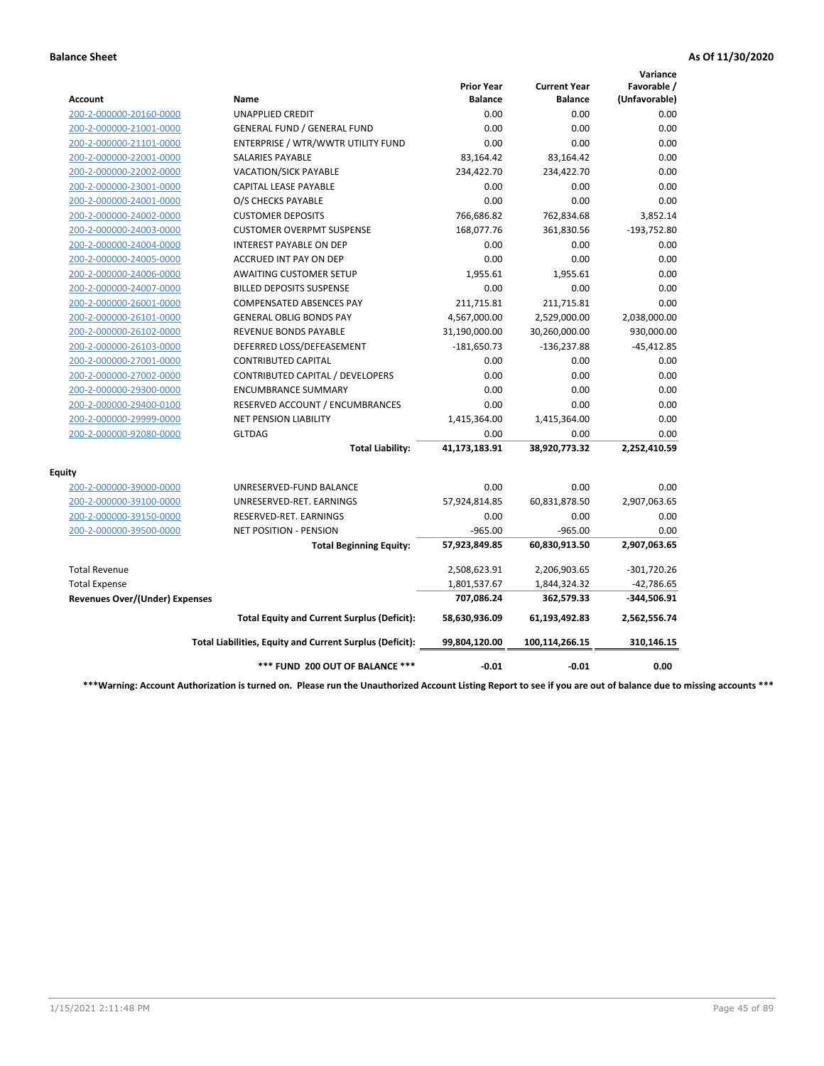**Balance Sheet** **As Of 11/30/2020**

| Account | Name | Prior Year Balance | Current Year Balance | Variance Favorable / (Unfavorable) |
|---|---|---|---|---|
| 200-2-000000-20160-0000 | UNAPPLIED CREDIT | 0.00 | 0.00 | 0.00 |
| 200-2-000000-21001-0000 | GENERAL FUND / GENERAL FUND | 0.00 | 0.00 | 0.00 |
| 200-2-000000-21101-0000 | ENTERPRISE / WTR/WWTR UTILITY FUND | 0.00 | 0.00 | 0.00 |
| 200-2-000000-22001-0000 | SALARIES PAYABLE | 83,164.42 | 83,164.42 | 0.00 |
| 200-2-000000-22002-0000 | VACATION/SICK PAYABLE | 234,422.70 | 234,422.70 | 0.00 |
| 200-2-000000-23001-0000 | CAPITAL LEASE PAYABLE | 0.00 | 0.00 | 0.00 |
| 200-2-000000-24001-0000 | O/S CHECKS PAYABLE | 0.00 | 0.00 | 0.00 |
| 200-2-000000-24002-0000 | CUSTOMER DEPOSITS | 766,686.82 | 762,834.68 | 3,852.14 |
| 200-2-000000-24003-0000 | CUSTOMER OVERPMT SUSPENSE | 168,077.76 | 361,830.56 | -193,752.80 |
| 200-2-000000-24004-0000 | INTEREST PAYABLE ON DEP | 0.00 | 0.00 | 0.00 |
| 200-2-000000-24005-0000 | ACCRUED INT PAY ON DEP | 0.00 | 0.00 | 0.00 |
| 200-2-000000-24006-0000 | AWAITING CUSTOMER SETUP | 1,955.61 | 1,955.61 | 0.00 |
| 200-2-000000-24007-0000 | BILLED DEPOSITS SUSPENSE | 0.00 | 0.00 | 0.00 |
| 200-2-000000-26001-0000 | COMPENSATED ABSENCES PAY | 211,715.81 | 211,715.81 | 0.00 |
| 200-2-000000-26101-0000 | GENERAL OBLIG BONDS PAY | 4,567,000.00 | 2,529,000.00 | 2,038,000.00 |
| 200-2-000000-26102-0000 | REVENUE BONDS PAYABLE | 31,190,000.00 | 30,260,000.00 | 930,000.00 |
| 200-2-000000-26103-0000 | DEFERRED LOSS/DEFEASEMENT | -181,650.73 | -136,237.88 | -45,412.85 |
| 200-2-000000-27001-0000 | CONTRIBUTED CAPITAL | 0.00 | 0.00 | 0.00 |
| 200-2-000000-27002-0000 | CONTRIBUTED CAPITAL / DEVELOPERS | 0.00 | 0.00 | 0.00 |
| 200-2-000000-29300-0000 | ENCUMBRANCE SUMMARY | 0.00 | 0.00 | 0.00 |
| 200-2-000000-29400-0100 | RESERVED ACCOUNT / ENCUMBRANCES | 0.00 | 0.00 | 0.00 |
| 200-2-000000-29999-0000 | NET PENSION LIABILITY | 1,415,364.00 | 1,415,364.00 | 0.00 |
| 200-2-000000-92080-0000 | GLTDAG | 0.00 | 0.00 | 0.00 |
| | **Total Liability:** | **41,173,183.91** | **38,920,773.32** | **2,252,410.59** |
| **Equity** | | | | |
| 200-2-000000-39000-0000 | UNRESERVED-FUND BALANCE | 0.00 | 0.00 | 0.00 |
| 200-2-000000-39100-0000 | UNRESERVED-RET. EARNINGS | 57,924,814.85 | 60,831,878.50 | 2,907,063.65 |
| 200-2-000000-39150-0000 | RESERVED-RET. EARNINGS | 0.00 | 0.00 | 0.00 |
| 200-2-000000-39500-0000 | NET POSITION - PENSION | -965.00 | -965.00 | 0.00 |
| | **Total Beginning Equity:** | **57,923,849.85** | **60,830,913.50** | **2,907,063.65** |
| Total Revenue | | 2,508,623.91 | 2,206,903.65 | -301,720.26 |
| Total Expense | | 1,801,537.67 | 1,844,324.32 | -42,786.65 |
| **Revenues Over/(Under) Expenses** | | **707,086.24** | **362,579.33** | **-344,506.91** |
| | **Total Equity and Current Surplus (Deficit):** | **58,630,936.09** | **61,193,492.83** | **2,562,556.74** |
| | **Total Liabilities, Equity and Current Surplus (Deficit):** | **99,804,120.00** | **100,114,266.15** | **310,146.15** |
| | **\*\*\* FUND 200 OUT OF BALANCE \*\*\*** | **-0.01** | **-0.01** | **0.00** |

**\*\*\*Warning: Account Authorization is turned on. Please run the Unauthorized Account Listing Report to see if you are out of balance due to missing accounts \*\*\***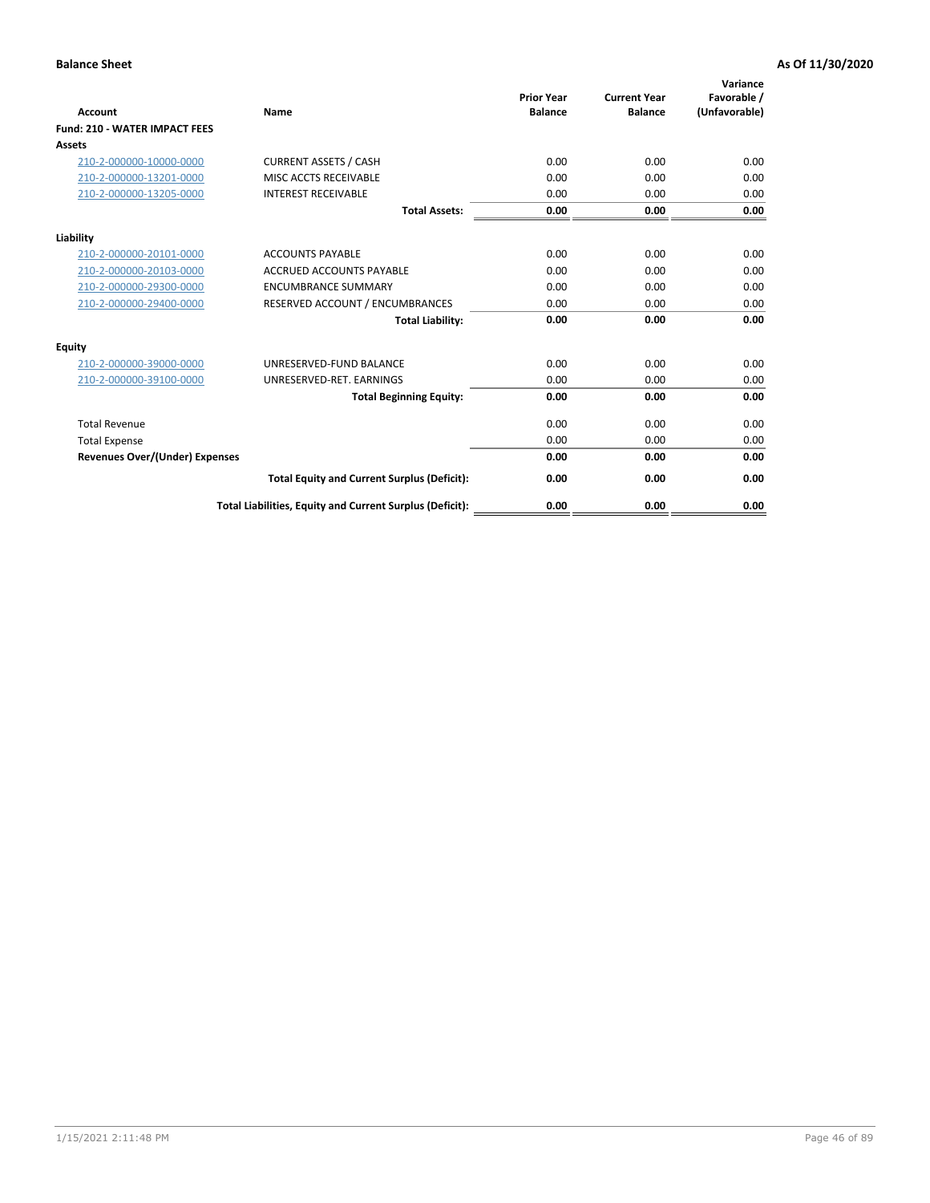**Balance Sheet** **As Of 11/30/2020**

| Account | Name | Prior Year Balance | Current Year Balance | Variance Favorable / (Unfavorable) |
|---|---|---|---|---|
| **Fund: 210 - WATER IMPACT FEES** | | | | |
| **Assets** | | | | |
| 210-2-000000-10000-0000 | CURRENT ASSETS / CASH | 0.00 | 0.00 | 0.00 |
| 210-2-000000-13201-0000 | MISC ACCTS RECEIVABLE | 0.00 | 0.00 | 0.00 |
| 210-2-000000-13205-0000 | INTEREST RECEIVABLE | 0.00 | 0.00 | 0.00 |
| | **Total Assets:** | **0.00** | **0.00** | **0.00** |
| **Liability** | | | | |
| 210-2-000000-20101-0000 | ACCOUNTS PAYABLE | 0.00 | 0.00 | 0.00 |
| 210-2-000000-20103-0000 | ACCRUED ACCOUNTS PAYABLE | 0.00 | 0.00 | 0.00 |
| 210-2-000000-29300-0000 | ENCUMBRANCE SUMMARY | 0.00 | 0.00 | 0.00 |
| 210-2-000000-29400-0000 | RESERVED ACCOUNT / ENCUMBRANCES | 0.00 | 0.00 | 0.00 |
| | **Total Liability:** | **0.00** | **0.00** | **0.00** |
| **Equity** | | | | |
| 210-2-000000-39000-0000 | UNRESERVED-FUND BALANCE | 0.00 | 0.00 | 0.00 |
| 210-2-000000-39100-0000 | UNRESERVED-RET. EARNINGS | 0.00 | 0.00 | 0.00 |
| | **Total Beginning Equity:** | **0.00** | **0.00** | **0.00** |
| Total Revenue | | 0.00 | 0.00 | 0.00 |
| Total Expense | | 0.00 | 0.00 | 0.00 |
| **Revenues Over/(Under) Expenses** | | **0.00** | **0.00** | **0.00** |
| | **Total Equity and Current Surplus (Deficit):** | **0.00** | **0.00** | **0.00** |
| | **Total Liabilities, Equity and Current Surplus (Deficit):** | **0.00** | **0.00** | **0.00** |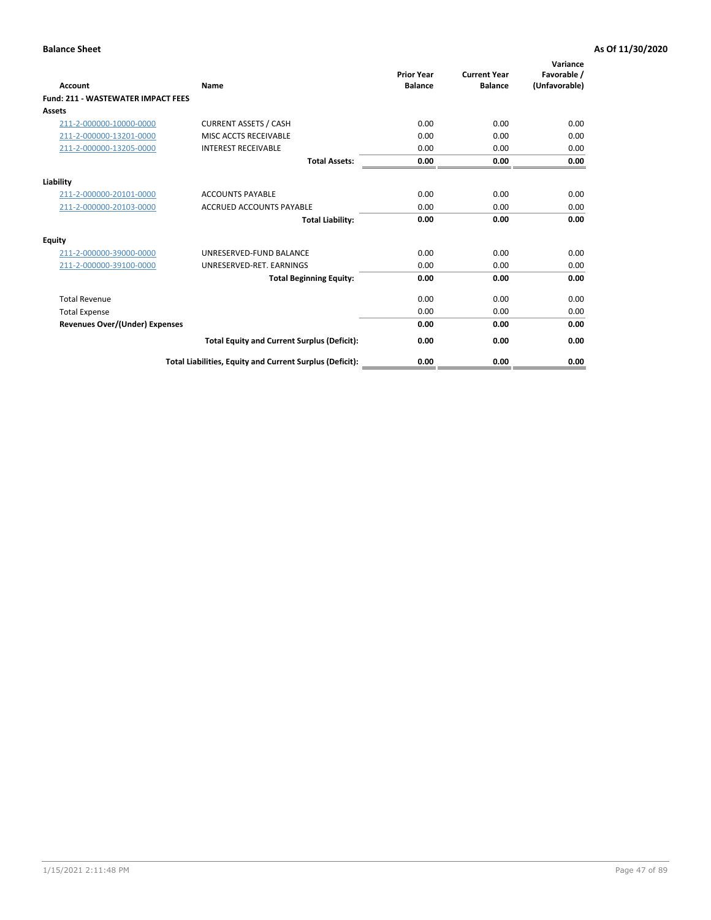**Balance Sheet** **As Of 11/30/2020**

| Account | Name | Prior Year Balance | Current Year Balance | Variance Favorable / (Unfavorable) |
|---|---|---|---|---|
| **Fund: 211 - WASTEWATER IMPACT FEES** | | | | |
| **Assets** | | | | |
| 211-2-000000-10000-0000 | CURRENT ASSETS / CASH | 0.00 | 0.00 | 0.00 |
| 211-2-000000-13201-0000 | MISC ACCTS RECEIVABLE | 0.00 | 0.00 | 0.00 |
| 211-2-000000-13205-0000 | INTEREST RECEIVABLE | 0.00 | 0.00 | 0.00 |
| | **Total Assets:** | **0.00** | **0.00** | **0.00** |
| **Liability** | | | | |
| 211-2-000000-20101-0000 | ACCOUNTS PAYABLE | 0.00 | 0.00 | 0.00 |
| 211-2-000000-20103-0000 | ACCRUED ACCOUNTS PAYABLE | 0.00 | 0.00 | 0.00 |
| | **Total Liability:** | **0.00** | **0.00** | **0.00** |
| **Equity** | | | | |
| 211-2-000000-39000-0000 | UNRESERVED-FUND BALANCE | 0.00 | 0.00 | 0.00 |
| 211-2-000000-39100-0000 | UNRESERVED-RET. EARNINGS | 0.00 | 0.00 | 0.00 |
| | **Total Beginning Equity:** | **0.00** | **0.00** | **0.00** |
| Total Revenue | | 0.00 | 0.00 | 0.00 |
| Total Expense | | 0.00 | 0.00 | 0.00 |
| **Revenues Over/(Under) Expenses** | | **0.00** | **0.00** | **0.00** |
| | **Total Equity and Current Surplus (Deficit):** | **0.00** | **0.00** | **0.00** |
| | **Total Liabilities, Equity and Current Surplus (Deficit):** | **0.00** | **0.00** | **0.00** |

1/15/2021 2:11:48 PM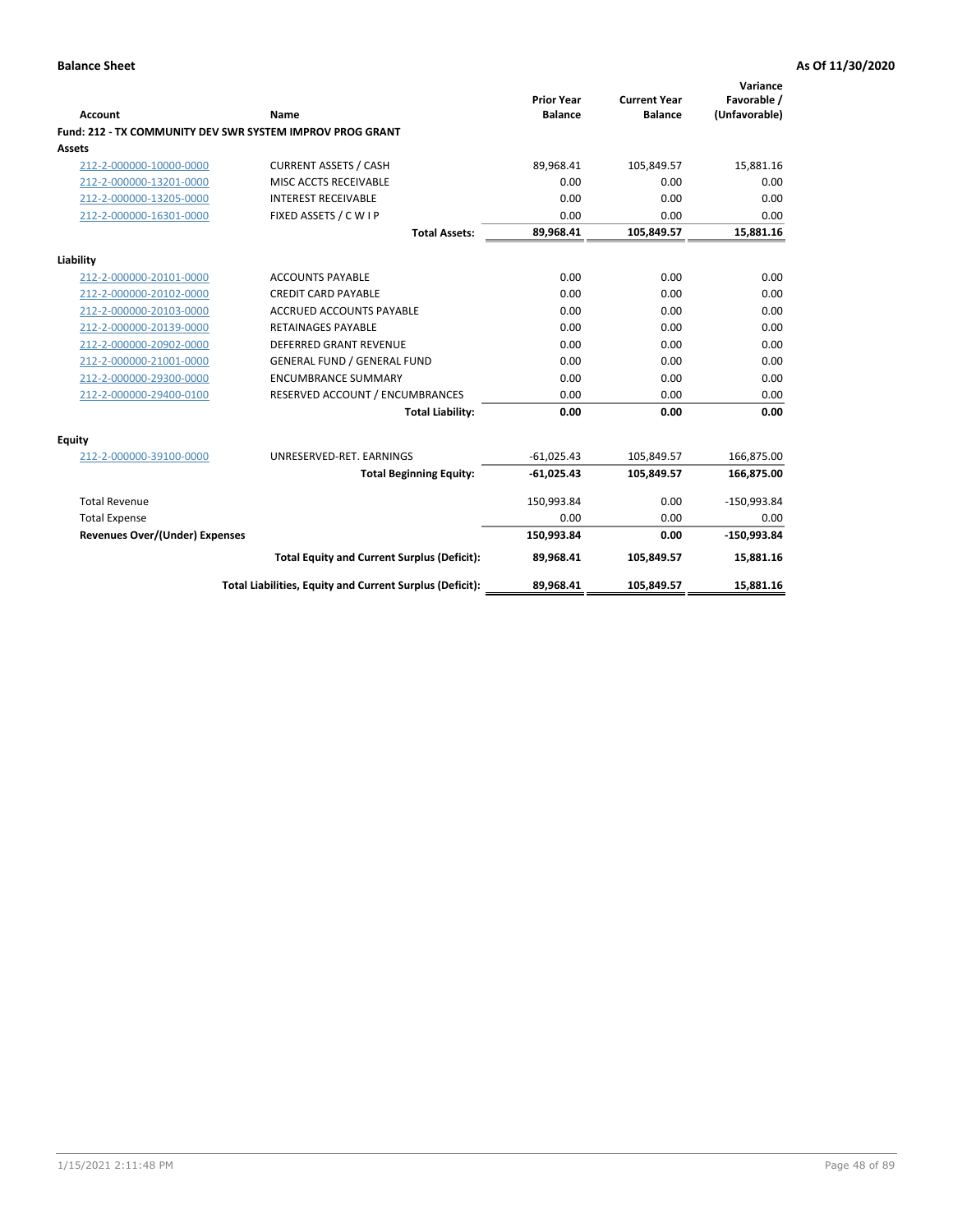**Balance Sheet** | **As Of 11/30/2020**

| Account | Name | Prior Year Balance | Current Year Balance | Variance Favorable / (Unfavorable) |
|---|---|---|---|---|
| **Fund: 212 - TX COMMUNITY DEV SWR SYSTEM IMPROV PROG GRANT** | | | | |
| **Assets** | | | | |
| 212-2-000000-10000-0000 | CURRENT ASSETS / CASH | 89,968.41 | 105,849.57 | 15,881.16 |
| 212-2-000000-13201-0000 | MISC ACCTS RECEIVABLE | 0.00 | 0.00 | 0.00 |
| 212-2-000000-13205-0000 | INTEREST RECEIVABLE | 0.00 | 0.00 | 0.00 |
| 212-2-000000-16301-0000 | FIXED ASSETS / C W I P | 0.00 | 0.00 | 0.00 |
| | **Total Assets:** | **89,968.41** | **105,849.57** | **15,881.16** |
| **Liability** | | | | |
| 212-2-000000-20101-0000 | ACCOUNTS PAYABLE | 0.00 | 0.00 | 0.00 |
| 212-2-000000-20102-0000 | CREDIT CARD PAYABLE | 0.00 | 0.00 | 0.00 |
| 212-2-000000-20103-0000 | ACCRUED ACCOUNTS PAYABLE | 0.00 | 0.00 | 0.00 |
| 212-2-000000-20139-0000 | RETAINAGES PAYABLE | 0.00 | 0.00 | 0.00 |
| 212-2-000000-20902-0000 | DEFERRED GRANT REVENUE | 0.00 | 0.00 | 0.00 |
| 212-2-000000-21001-0000 | GENERAL FUND / GENERAL FUND | 0.00 | 0.00 | 0.00 |
| 212-2-000000-29300-0000 | ENCUMBRANCE SUMMARY | 0.00 | 0.00 | 0.00 |
| 212-2-000000-29400-0100 | RESERVED ACCOUNT / ENCUMBRANCES | 0.00 | 0.00 | 0.00 |
| | **Total Liability:** | **0.00** | **0.00** | **0.00** |
| **Equity** | | | | |
| 212-2-000000-39100-0000 | UNRESERVED-RET. EARNINGS | -61,025.43 | 105,849.57 | 166,875.00 |
| | **Total Beginning Equity:** | **-61,025.43** | **105,849.57** | **166,875.00** |
| Total Revenue | | 150,993.84 | 0.00 | -150,993.84 |
| Total Expense | | 0.00 | 0.00 | 0.00 |
| **Revenues Over/(Under) Expenses** | | **150,993.84** | **0.00** | **-150,993.84** |
| | **Total Equity and Current Surplus (Deficit):** | **89,968.41** | **105,849.57** | **15,881.16** |
| | **Total Liabilities, Equity and Current Surplus (Deficit):** | **89,968.41** | **105,849.57** | **15,881.16** |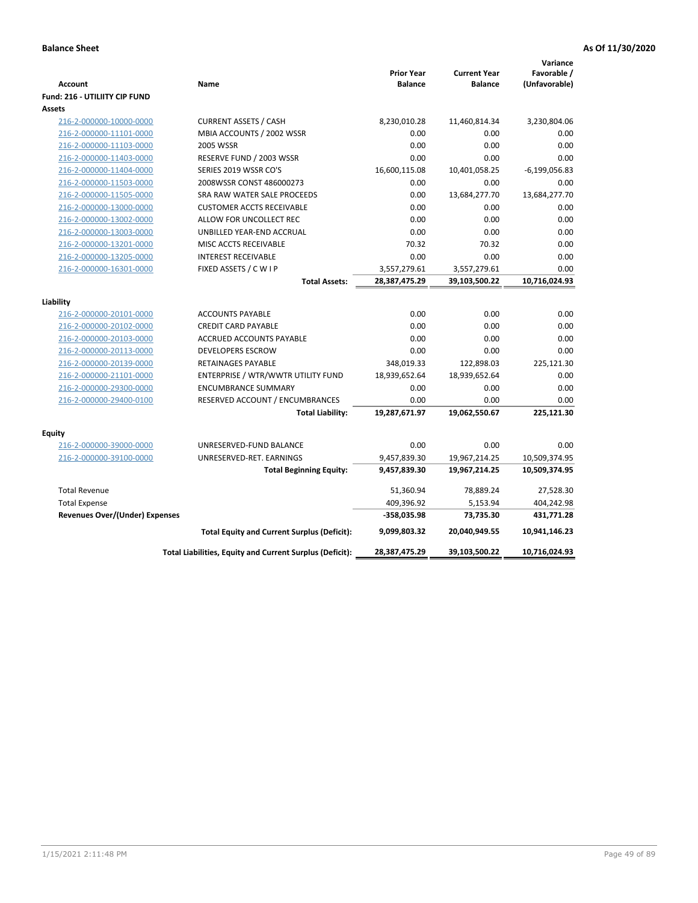**Balance Sheet** **As Of 11/30/2020**

| Account | Name | Prior Year Balance | Current Year Balance | Variance Favorable / (Unfavorable) |
|---|---|---|---|---|
| **Fund: 216 - UTILIITY CIP FUND** | | | | |
| **Assets** | | | | |
| 216-2-000000-10000-0000 | CURRENT ASSETS / CASH | 8,230,010.28 | 11,460,814.34 | 3,230,804.06 |
| 216-2-000000-11101-0000 | MBIA ACCOUNTS / 2002 WSSR | 0.00 | 0.00 | 0.00 |
| 216-2-000000-11103-0000 | 2005 WSSR | 0.00 | 0.00 | 0.00 |
| 216-2-000000-11403-0000 | RESERVE FUND / 2003 WSSR | 0.00 | 0.00 | 0.00 |
| 216-2-000000-11404-0000 | SERIES 2019 WSSR CO'S | 16,600,115.08 | 10,401,058.25 | -6,199,056.83 |
| 216-2-000000-11503-0000 | 2008WSSR CONST 486000273 | 0.00 | 0.00 | 0.00 |
| 216-2-000000-11505-0000 | SRA RAW WATER SALE PROCEEDS | 0.00 | 13,684,277.70 | 13,684,277.70 |
| 216-2-000000-13000-0000 | CUSTOMER ACCTS RECEIVABLE | 0.00 | 0.00 | 0.00 |
| 216-2-000000-13002-0000 | ALLOW FOR UNCOLLECT REC | 0.00 | 0.00 | 0.00 |
| 216-2-000000-13003-0000 | UNBILLED YEAR-END ACCRUAL | 0.00 | 0.00 | 0.00 |
| 216-2-000000-13201-0000 | MISC ACCTS RECEIVABLE | 70.32 | 70.32 | 0.00 |
| 216-2-000000-13205-0000 | INTEREST RECEIVABLE | 0.00 | 0.00 | 0.00 |
| 216-2-000000-16301-0000 | FIXED ASSETS / C W I P | 3,557,279.61 | 3,557,279.61 | 0.00 |
| | **Total Assets:** | **28,387,475.29** | **39,103,500.22** | **10,716,024.93** |
| **Liability** | | | | |
| 216-2-000000-20101-0000 | ACCOUNTS PAYABLE | 0.00 | 0.00 | 0.00 |
| 216-2-000000-20102-0000 | CREDIT CARD PAYABLE | 0.00 | 0.00 | 0.00 |
| 216-2-000000-20103-0000 | ACCRUED ACCOUNTS PAYABLE | 0.00 | 0.00 | 0.00 |
| 216-2-000000-20113-0000 | DEVELOPERS ESCROW | 0.00 | 0.00 | 0.00 |
| 216-2-000000-20139-0000 | RETAINAGES PAYABLE | 348,019.33 | 122,898.03 | 225,121.30 |
| 216-2-000000-21101-0000 | ENTERPRISE / WTR/WWTR UTILITY FUND | 18,939,652.64 | 18,939,652.64 | 0.00 |
| 216-2-000000-29300-0000 | ENCUMBRANCE SUMMARY | 0.00 | 0.00 | 0.00 |
| 216-2-000000-29400-0100 | RESERVED ACCOUNT / ENCUMBRANCES | 0.00 | 0.00 | 0.00 |
| | **Total Liability:** | **19,287,671.97** | **19,062,550.67** | **225,121.30** |
| **Equity** | | | | |
| 216-2-000000-39000-0000 | UNRESERVED-FUND BALANCE | 0.00 | 0.00 | 0.00 |
| 216-2-000000-39100-0000 | UNRESERVED-RET. EARNINGS | 9,457,839.30 | 19,967,214.25 | 10,509,374.95 |
| | **Total Beginning Equity:** | **9,457,839.30** | **19,967,214.25** | **10,509,374.95** |
| Total Revenue | | 51,360.94 | 78,889.24 | 27,528.30 |
| Total Expense | | 409,396.92 | 5,153.94 | 404,242.98 |
| **Revenues Over/(Under) Expenses** | | **-358,035.98** | **73,735.30** | **431,771.28** |
| | **Total Equity and Current Surplus (Deficit):** | **9,099,803.32** | **20,040,949.55** | **10,941,146.23** |
| | **Total Liabilities, Equity and Current Surplus (Deficit):** | **28,387,475.29** | **39,103,500.22** | **10,716,024.93** |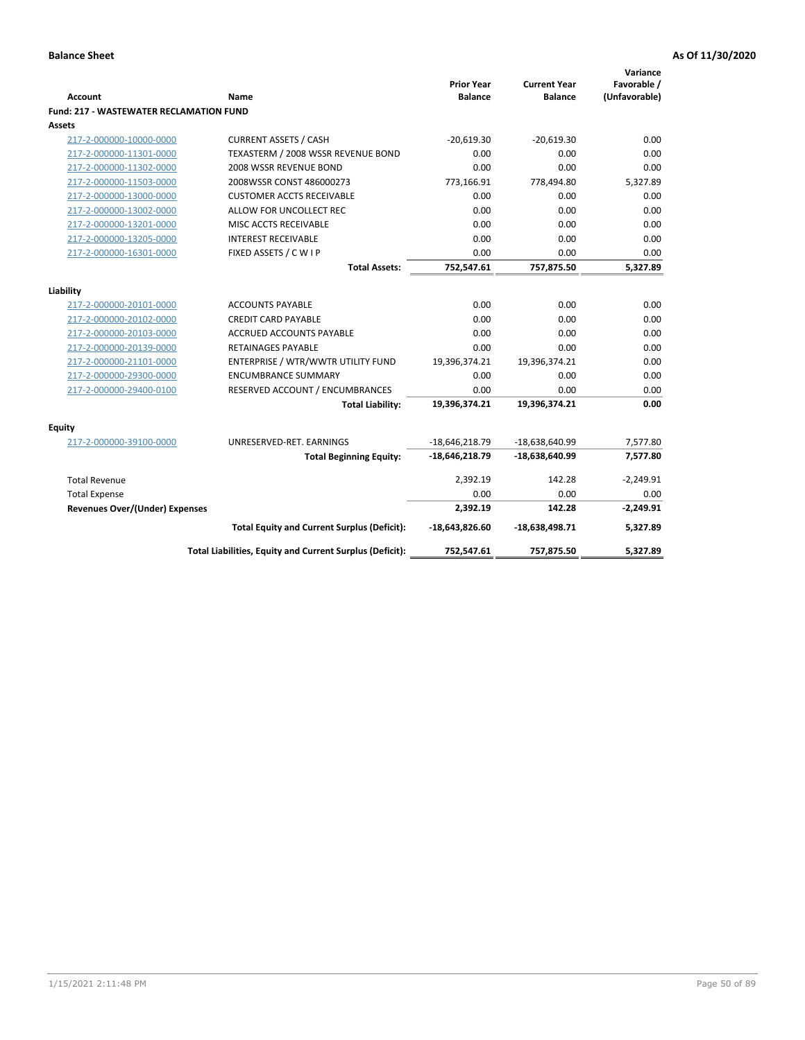**Balance Sheet** **As Of 11/30/2020**

| Account | Name | Prior Year Balance | Current Year Balance | Variance Favorable / (Unfavorable) |
|---|---|---|---|---|
| **Fund: 217 - WASTEWATER RECLAMATION FUND** | | | | |
| **Assets** | | | | |
| 217-2-000000-10000-0000 | CURRENT ASSETS / CASH | -20,619.30 | -20,619.30 | 0.00 |
| 217-2-000000-11301-0000 | TEXASTERM / 2008 WSSR REVENUE BOND | 0.00 | 0.00 | 0.00 |
| 217-2-000000-11302-0000 | 2008 WSSR REVENUE BOND | 0.00 | 0.00 | 0.00 |
| 217-2-000000-11503-0000 | 2008WSSR CONST 486000273 | 773,166.91 | 778,494.80 | 5,327.89 |
| 217-2-000000-13000-0000 | CUSTOMER ACCTS RECEIVABLE | 0.00 | 0.00 | 0.00 |
| 217-2-000000-13002-0000 | ALLOW FOR UNCOLLECT REC | 0.00 | 0.00 | 0.00 |
| 217-2-000000-13201-0000 | MISC ACCTS RECEIVABLE | 0.00 | 0.00 | 0.00 |
| 217-2-000000-13205-0000 | INTEREST RECEIVABLE | 0.00 | 0.00 | 0.00 |
| 217-2-000000-16301-0000 | FIXED ASSETS / C W I P | 0.00 | 0.00 | 0.00 |
| | **Total Assets:** | **752,547.61** | **757,875.50** | **5,327.89** |
| **Liability** | | | | |
| 217-2-000000-20101-0000 | ACCOUNTS PAYABLE | 0.00 | 0.00 | 0.00 |
| 217-2-000000-20102-0000 | CREDIT CARD PAYABLE | 0.00 | 0.00 | 0.00 |
| 217-2-000000-20103-0000 | ACCRUED ACCOUNTS PAYABLE | 0.00 | 0.00 | 0.00 |
| 217-2-000000-20139-0000 | RETAINAGES PAYABLE | 0.00 | 0.00 | 0.00 |
| 217-2-000000-21101-0000 | ENTERPRISE / WTR/WWTR UTILITY FUND | 19,396,374.21 | 19,396,374.21 | 0.00 |
| 217-2-000000-29300-0000 | ENCUMBRANCE SUMMARY | 0.00 | 0.00 | 0.00 |
| 217-2-000000-29400-0100 | RESERVED ACCOUNT / ENCUMBRANCES | 0.00 | 0.00 | 0.00 |
| | **Total Liability:** | **19,396,374.21** | **19,396,374.21** | **0.00** |
| **Equity** | | | | |
| 217-2-000000-39100-0000 | UNRESERVED-RET. EARNINGS | -18,646,218.79 | -18,638,640.99 | 7,577.80 |
| | **Total Beginning Equity:** | **-18,646,218.79** | **-18,638,640.99** | **7,577.80** |
| Total Revenue | | 2,392.19 | 142.28 | -2,249.91 |
| Total Expense | | 0.00 | 0.00 | 0.00 |
| **Revenues Over/(Under) Expenses** | | **2,392.19** | **142.28** | **-2,249.91** |
| | **Total Equity and Current Surplus (Deficit):** | **-18,643,826.60** | **-18,638,498.71** | **5,327.89** |
| | **Total Liabilities, Equity and Current Surplus (Deficit):** | **752,547.61** | **757,875.50** | **5,327.89** |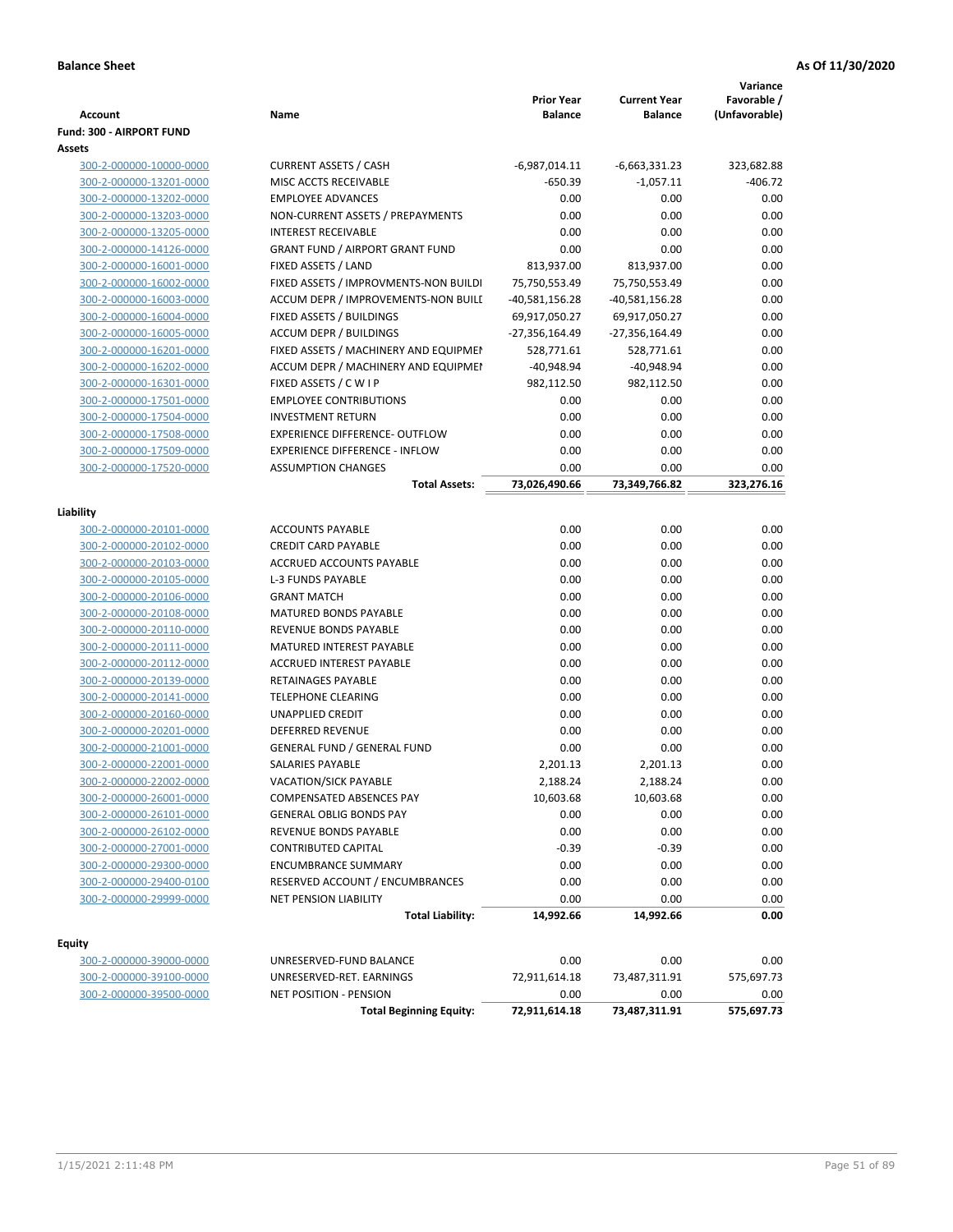**Balance Sheet** **As Of 11/30/2020**

| Account | Name | Prior Year Balance | Current Year Balance | Variance Favorable / (Unfavorable) |
|---|---|---|---|---|
| **Fund: 300 - AIRPORT FUND** | | | | |
| **Assets** | | | | |
| 300-2-000000-10000-0000 | CURRENT ASSETS / CASH | -6,987,014.11 | -6,663,331.23 | 323,682.88 |
| 300-2-000000-13201-0000 | MISC ACCTS RECEIVABLE | -650.39 | -1,057.11 | -406.72 |
| 300-2-000000-13202-0000 | EMPLOYEE ADVANCES | 0.00 | 0.00 | 0.00 |
| 300-2-000000-13203-0000 | NON-CURRENT ASSETS / PREPAYMENTS | 0.00 | 0.00 | 0.00 |
| 300-2-000000-13205-0000 | INTEREST RECEIVABLE | 0.00 | 0.00 | 0.00 |
| 300-2-000000-14126-0000 | GRANT FUND / AIRPORT GRANT FUND | 0.00 | 0.00 | 0.00 |
| 300-2-000000-16001-0000 | FIXED ASSETS / LAND | 813,937.00 | 813,937.00 | 0.00 |
| 300-2-000000-16002-0000 | FIXED ASSETS / IMPROVMENTS-NON BUILDI | 75,750,553.49 | 75,750,553.49 | 0.00 |
| 300-2-000000-16003-0000 | ACCUM DEPR / IMPROVEMENTS-NON BUILI | -40,581,156.28 | -40,581,156.28 | 0.00 |
| 300-2-000000-16004-0000 | FIXED ASSETS / BUILDINGS | 69,917,050.27 | 69,917,050.27 | 0.00 |
| 300-2-000000-16005-0000 | ACCUM DEPR / BUILDINGS | -27,356,164.49 | -27,356,164.49 | 0.00 |
| 300-2-000000-16201-0000 | FIXED ASSETS / MACHINERY AND EQUIPMEI | 528,771.61 | 528,771.61 | 0.00 |
| 300-2-000000-16202-0000 | ACCUM DEPR / MACHINERY AND EQUIPMEI | -40,948.94 | -40,948.94 | 0.00 |
| 300-2-000000-16301-0000 | FIXED ASSETS / C W I P | 982,112.50 | 982,112.50 | 0.00 |
| 300-2-000000-17501-0000 | EMPLOYEE CONTRIBUTIONS | 0.00 | 0.00 | 0.00 |
| 300-2-000000-17504-0000 | INVESTMENT RETURN | 0.00 | 0.00 | 0.00 |
| 300-2-000000-17508-0000 | EXPERIENCE DIFFERENCE- OUTFLOW | 0.00 | 0.00 | 0.00 |
| 300-2-000000-17509-0000 | EXPERIENCE DIFFERENCE - INFLOW | 0.00 | 0.00 | 0.00 |
| 300-2-000000-17520-0000 | ASSUMPTION CHANGES | 0.00 | 0.00 | 0.00 |
| | **Total Assets:** | **73,026,490.66** | **73,349,766.82** | **323,276.16** |
| **Liability** | | | | |
| 300-2-000000-20101-0000 | ACCOUNTS PAYABLE | 0.00 | 0.00 | 0.00 |
| 300-2-000000-20102-0000 | CREDIT CARD PAYABLE | 0.00 | 0.00 | 0.00 |
| 300-2-000000-20103-0000 | ACCRUED ACCOUNTS PAYABLE | 0.00 | 0.00 | 0.00 |
| 300-2-000000-20105-0000 | L-3 FUNDS PAYABLE | 0.00 | 0.00 | 0.00 |
| 300-2-000000-20106-0000 | GRANT MATCH | 0.00 | 0.00 | 0.00 |
| 300-2-000000-20108-0000 | MATURED BONDS PAYABLE | 0.00 | 0.00 | 0.00 |
| 300-2-000000-20110-0000 | REVENUE BONDS PAYABLE | 0.00 | 0.00 | 0.00 |
| 300-2-000000-20111-0000 | MATURED INTEREST PAYABLE | 0.00 | 0.00 | 0.00 |
| 300-2-000000-20112-0000 | ACCRUED INTEREST PAYABLE | 0.00 | 0.00 | 0.00 |
| 300-2-000000-20139-0000 | RETAINAGES PAYABLE | 0.00 | 0.00 | 0.00 |
| 300-2-000000-20141-0000 | TELEPHONE CLEARING | 0.00 | 0.00 | 0.00 |
| 300-2-000000-20160-0000 | UNAPPLIED CREDIT | 0.00 | 0.00 | 0.00 |
| 300-2-000000-20201-0000 | DEFERRED REVENUE | 0.00 | 0.00 | 0.00 |
| 300-2-000000-21001-0000 | GENERAL FUND / GENERAL FUND | 0.00 | 0.00 | 0.00 |
| 300-2-000000-22001-0000 | SALARIES PAYABLE | 2,201.13 | 2,201.13 | 0.00 |
| 300-2-000000-22002-0000 | VACATION/SICK PAYABLE | 2,188.24 | 2,188.24 | 0.00 |
| 300-2-000000-26001-0000 | COMPENSATED ABSENCES PAY | 10,603.68 | 10,603.68 | 0.00 |
| 300-2-000000-26101-0000 | GENERAL OBLIG BONDS PAY | 0.00 | 0.00 | 0.00 |
| 300-2-000000-26102-0000 | REVENUE BONDS PAYABLE | 0.00 | 0.00 | 0.00 |
| 300-2-000000-27001-0000 | CONTRIBUTED CAPITAL | -0.39 | -0.39 | 0.00 |
| 300-2-000000-29300-0000 | ENCUMBRANCE SUMMARY | 0.00 | 0.00 | 0.00 |
| 300-2-000000-29400-0100 | RESERVED ACCOUNT / ENCUMBRANCES | 0.00 | 0.00 | 0.00 |
| 300-2-000000-29999-0000 | NET PENSION LIABILITY | 0.00 | 0.00 | 0.00 |
| | **Total Liability:** | **14,992.66** | **14,992.66** | **0.00** |
| **Equity** | | | | |
| 300-2-000000-39000-0000 | UNRESERVED-FUND BALANCE | 0.00 | 0.00 | 0.00 |
| 300-2-000000-39100-0000 | UNRESERVED-RET. EARNINGS | 72,911,614.18 | 73,487,311.91 | 575,697.73 |
| 300-2-000000-39500-0000 | NET POSITION - PENSION | 0.00 | 0.00 | 0.00 |
| | **Total Beginning Equity:** | **72,911,614.18** | **73,487,311.91** | **575,697.73** |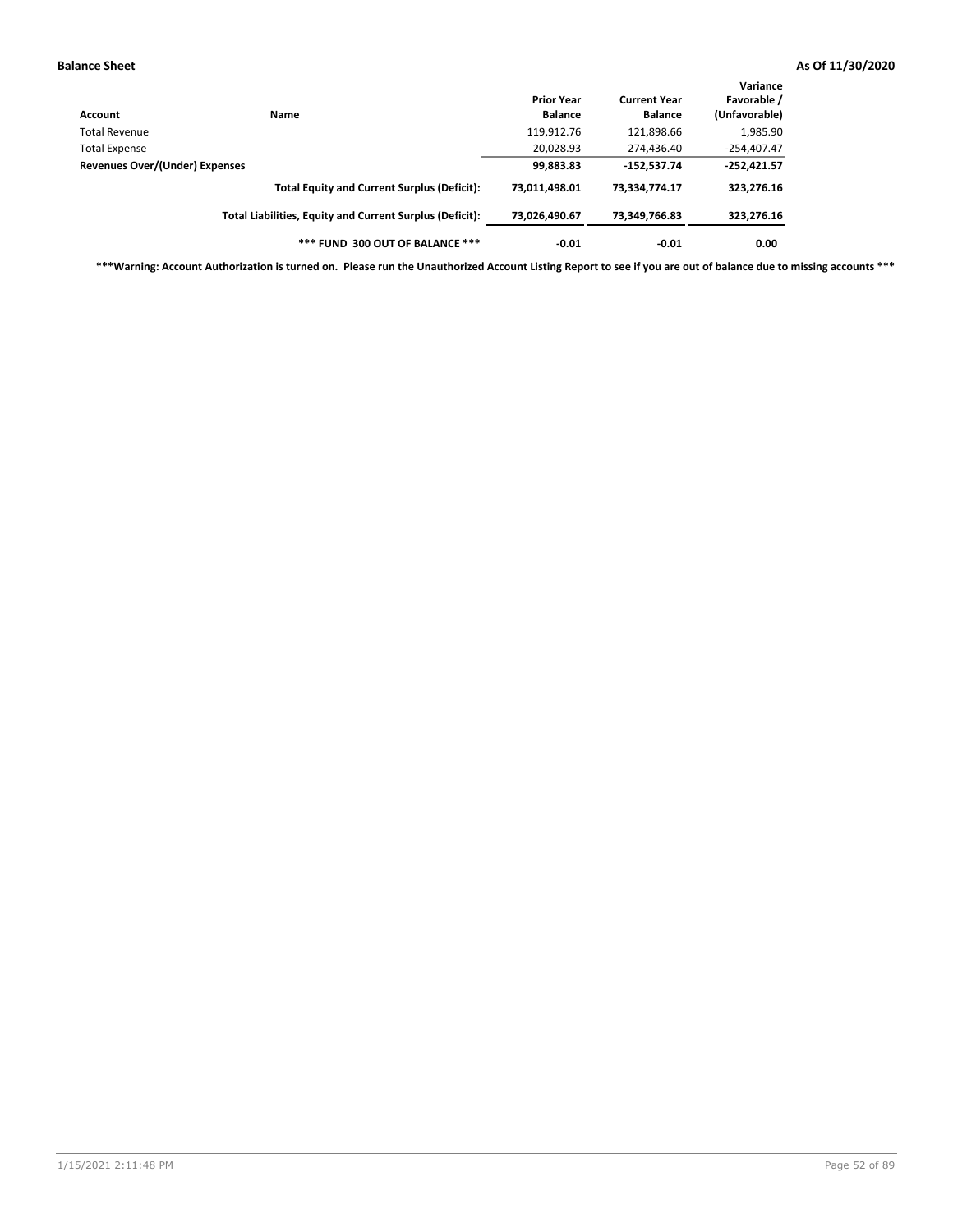| Account | Name | Prior Year Balance | Current Year Balance | Variance Favorable / (Unfavorable) |
|---|---|---|---|---|
| Total Revenue | | 119,912.76 | 121,898.66 | 1,985.90 |
| Total Expense | | 20,028.93 | 274,436.40 | -254,407.47 |
| **Revenues Over/(Under) Expenses** | | **99,883.83** | **-152,537.74** | **-252,421.57** |
| | **Total Equity and Current Surplus (Deficit):** | **73,011,498.01** | **73,334,774.17** | **323,276.16** |
| | **Total Liabilities, Equity and Current Surplus (Deficit):** | **73,026,490.67** | **73,349,766.83** | **323,276.16** |
| | **\*\*\* FUND 300 OUT OF BALANCE \*\*\*** | **-0.01** | **-0.01** | **0.00** |

**\*\*\*Warning: Account Authorization is turned on. Please run the Unauthorized Account Listing Report to see if you are out of balance due to missing accounts \*\*\***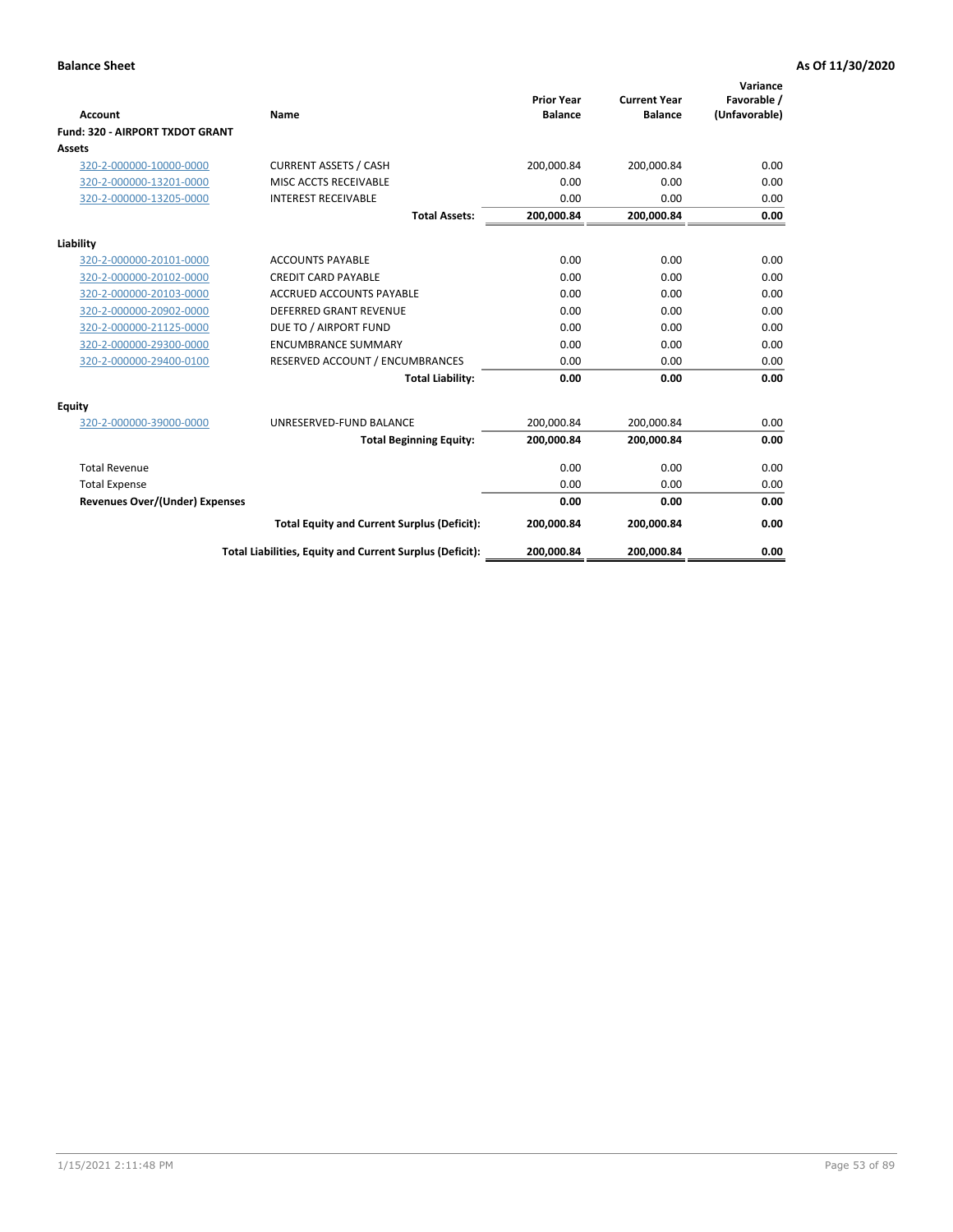**Balance Sheet** | **As Of 11/30/2020**

| Account | Name | Prior Year Balance | Current Year Balance | Variance Favorable / (Unfavorable) |
|---|---|---|---|---|
| **Fund: 320 - AIRPORT TXDOT GRANT** | | | | |
| **Assets** | | | | |
| 320-2-000000-10000-0000 | CURRENT ASSETS / CASH | 200,000.84 | 200,000.84 | 0.00 |
| 320-2-000000-13201-0000 | MISC ACCTS RECEIVABLE | 0.00 | 0.00 | 0.00 |
| 320-2-000000-13205-0000 | INTEREST RECEIVABLE | 0.00 | 0.00 | 0.00 |
| | **Total Assets:** | **200,000.84** | **200,000.84** | **0.00** |
| **Liability** | | | | |
| 320-2-000000-20101-0000 | ACCOUNTS PAYABLE | 0.00 | 0.00 | 0.00 |
| 320-2-000000-20102-0000 | CREDIT CARD PAYABLE | 0.00 | 0.00 | 0.00 |
| 320-2-000000-20103-0000 | ACCRUED ACCOUNTS PAYABLE | 0.00 | 0.00 | 0.00 |
| 320-2-000000-20902-0000 | DEFERRED GRANT REVENUE | 0.00 | 0.00 | 0.00 |
| 320-2-000000-21125-0000 | DUE TO / AIRPORT FUND | 0.00 | 0.00 | 0.00 |
| 320-2-000000-29300-0000 | ENCUMBRANCE SUMMARY | 0.00 | 0.00 | 0.00 |
| 320-2-000000-29400-0100 | RESERVED ACCOUNT / ENCUMBRANCES | 0.00 | 0.00 | 0.00 |
| | **Total Liability:** | **0.00** | **0.00** | **0.00** |
| **Equity** | | | | |
| 320-2-000000-39000-0000 | UNRESERVED-FUND BALANCE | 200,000.84 | 200,000.84 | 0.00 |
| | **Total Beginning Equity:** | **200,000.84** | **200,000.84** | **0.00** |
| Total Revenue | | 0.00 | 0.00 | 0.00 |
| Total Expense | | 0.00 | 0.00 | 0.00 |
| **Revenues Over/(Under) Expenses** | | **0.00** | **0.00** | **0.00** |
| | **Total Equity and Current Surplus (Deficit):** | **200,000.84** | **200,000.84** | **0.00** |
| | **Total Liabilities, Equity and Current Surplus (Deficit):** | **200,000.84** | **200,000.84** | **0.00** |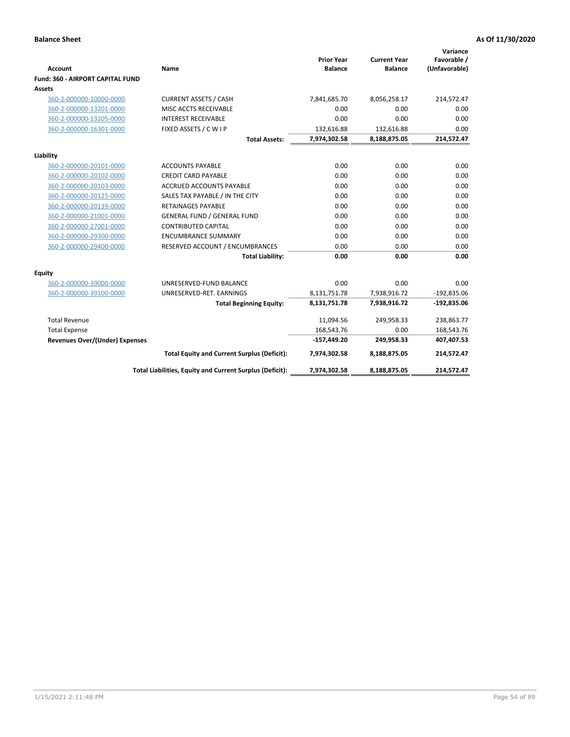**Balance Sheet** | **As Of 11/30/2020**

| Account | Name | Prior Year Balance | Current Year Balance | Variance Favorable / (Unfavorable) |
|---|---|---|---|---|
| **Fund: 360 - AIRPORT CAPITAL FUND** | | | | |
| **Assets** | | | | |
| 360-2-000000-10000-0000 | CURRENT ASSETS / CASH | 7,841,685.70 | 8,056,258.17 | 214,572.47 |
| 360-2-000000-13201-0000 | MISC ACCTS RECEIVABLE | 0.00 | 0.00 | 0.00 |
| 360-2-000000-13205-0000 | INTEREST RECEIVABLE | 0.00 | 0.00 | 0.00 |
| 360-2-000000-16301-0000 | FIXED ASSETS / C W I P | 132,616.88 | 132,616.88 | 0.00 |
| | **Total Assets:** | **7,974,302.58** | **8,188,875.05** | **214,572.47** |
| **Liability** | | | | |
| 360-2-000000-20101-0000 | ACCOUNTS PAYABLE | 0.00 | 0.00 | 0.00 |
| 360-2-000000-20102-0000 | CREDIT CARD PAYABLE | 0.00 | 0.00 | 0.00 |
| 360-2-000000-20103-0000 | ACCRUED ACCOUNTS PAYABLE | 0.00 | 0.00 | 0.00 |
| 360-2-000000-20125-0000 | SALES TAX PAYABLE / IN THE CITY | 0.00 | 0.00 | 0.00 |
| 360-2-000000-20139-0000 | RETAINAGES PAYABLE | 0.00 | 0.00 | 0.00 |
| 360-2-000000-21001-0000 | GENERAL FUND / GENERAL FUND | 0.00 | 0.00 | 0.00 |
| 360-2-000000-27001-0000 | CONTRIBUTED CAPITAL | 0.00 | 0.00 | 0.00 |
| 360-2-000000-29300-0000 | ENCUMBRANCE SUMMARY | 0.00 | 0.00 | 0.00 |
| 360-2-000000-29400-0000 | RESERVED ACCOUNT / ENCUMBRANCES | 0.00 | 0.00 | 0.00 |
| | **Total Liability:** | **0.00** | **0.00** | **0.00** |
| **Equity** | | | | |
| 360-2-000000-39000-0000 | UNRESERVED-FUND BALANCE | 0.00 | 0.00 | 0.00 |
| 360-2-000000-39100-0000 | UNRESERVED-RET. EARNINGS | 8,131,751.78 | 7,938,916.72 | -192,835.06 |
| | **Total Beginning Equity:** | **8,131,751.78** | **7,938,916.72** | **-192,835.06** |
| Total Revenue | | 11,094.56 | 249,958.33 | 238,863.77 |
| Total Expense | | 168,543.76 | 0.00 | 168,543.76 |
| **Revenues Over/(Under) Expenses** | | **-157,449.20** | **249,958.33** | **407,407.53** |
| | **Total Equity and Current Surplus (Deficit):** | **7,974,302.58** | **8,188,875.05** | **214,572.47** |
| | **Total Liabilities, Equity and Current Surplus (Deficit):** | **7,974,302.58** | **8,188,875.05** | **214,572.47** |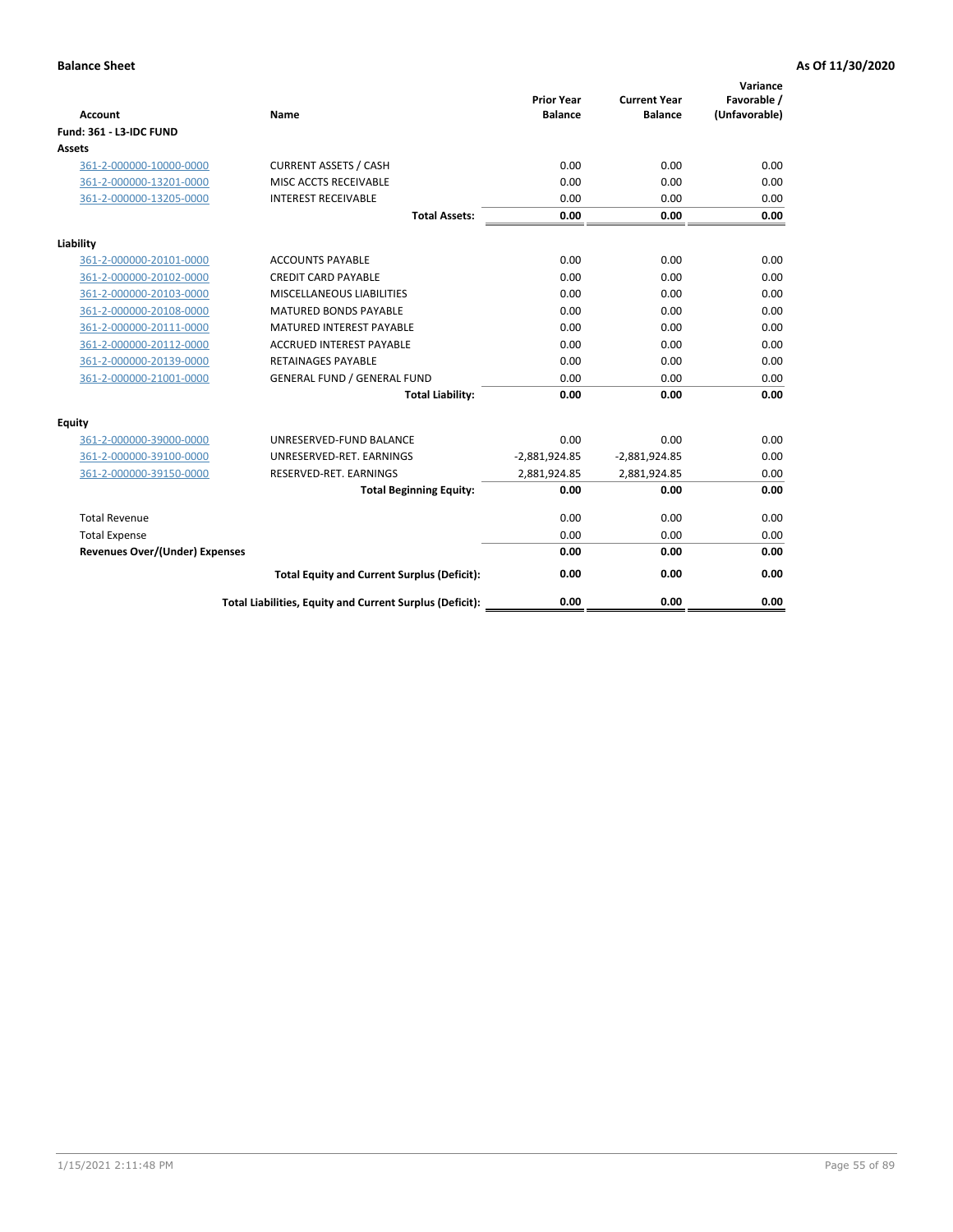**Balance Sheet** — **As Of 11/30/2020**

| Account | Name | Prior Year Balance | Current Year Balance | Variance Favorable / (Unfavorable) |
|---|---|---|---|---|
| **Fund: 361 - L3-IDC FUND** | | | | |
| **Assets** | | | | |
| 361-2-000000-10000-0000 | CURRENT ASSETS / CASH | 0.00 | 0.00 | 0.00 |
| 361-2-000000-13201-0000 | MISC ACCTS RECEIVABLE | 0.00 | 0.00 | 0.00 |
| 361-2-000000-13205-0000 | INTEREST RECEIVABLE | 0.00 | 0.00 | 0.00 |
| | **Total Assets:** | **0.00** | **0.00** | **0.00** |
| **Liability** | | | | |
| 361-2-000000-20101-0000 | ACCOUNTS PAYABLE | 0.00 | 0.00 | 0.00 |
| 361-2-000000-20102-0000 | CREDIT CARD PAYABLE | 0.00 | 0.00 | 0.00 |
| 361-2-000000-20103-0000 | MISCELLANEOUS LIABILITIES | 0.00 | 0.00 | 0.00 |
| 361-2-000000-20108-0000 | MATURED BONDS PAYABLE | 0.00 | 0.00 | 0.00 |
| 361-2-000000-20111-0000 | MATURED INTEREST PAYABLE | 0.00 | 0.00 | 0.00 |
| 361-2-000000-20112-0000 | ACCRUED INTEREST PAYABLE | 0.00 | 0.00 | 0.00 |
| 361-2-000000-20139-0000 | RETAINAGES PAYABLE | 0.00 | 0.00 | 0.00 |
| 361-2-000000-21001-0000 | GENERAL FUND / GENERAL FUND | 0.00 | 0.00 | 0.00 |
| | **Total Liability:** | **0.00** | **0.00** | **0.00** |
| **Equity** | | | | |
| 361-2-000000-39000-0000 | UNRESERVED-FUND BALANCE | 0.00 | 0.00 | 0.00 |
| 361-2-000000-39100-0000 | UNRESERVED-RET. EARNINGS | -2,881,924.85 | -2,881,924.85 | 0.00 |
| 361-2-000000-39150-0000 | RESERVED-RET. EARNINGS | 2,881,924.85 | 2,881,924.85 | 0.00 |
| | **Total Beginning Equity:** | **0.00** | **0.00** | **0.00** |
| Total Revenue | | 0.00 | 0.00 | 0.00 |
| Total Expense | | 0.00 | 0.00 | 0.00 |
| **Revenues Over/(Under) Expenses** | | **0.00** | **0.00** | **0.00** |
| | **Total Equity and Current Surplus (Deficit):** | **0.00** | **0.00** | **0.00** |
| | **Total Liabilities, Equity and Current Surplus (Deficit):** | **0.00** | **0.00** | **0.00** |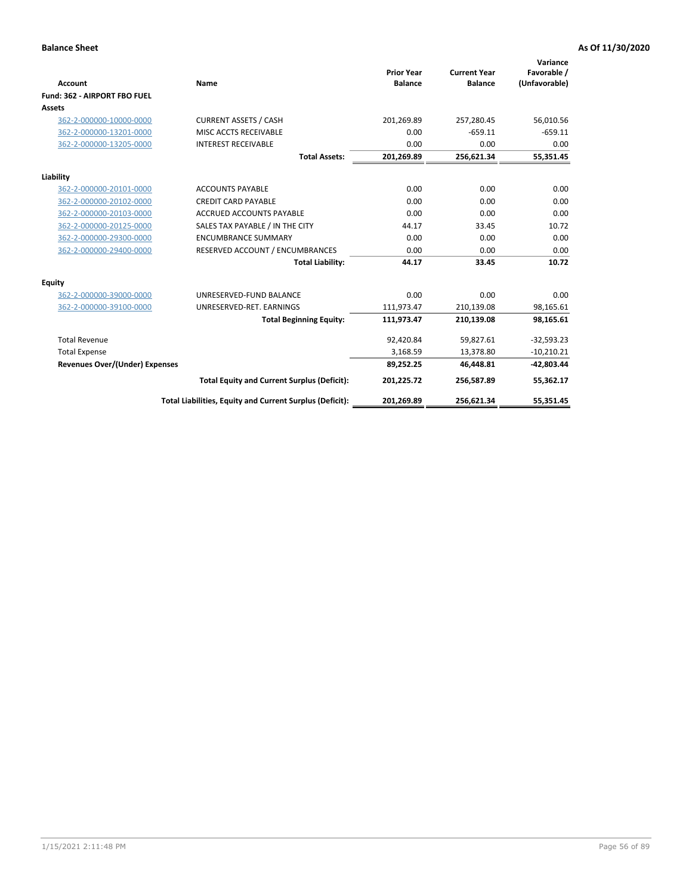**Balance Sheet** — **As Of 11/30/2020**

| Account | Name | Prior Year Balance | Current Year Balance | Variance Favorable / (Unfavorable) |
|---|---|---|---|---|
| **Fund: 362 - AIRPORT FBO FUEL** | | | | |
| **Assets** | | | | |
| 362-2-000000-10000-0000 | CURRENT ASSETS / CASH | 201,269.89 | 257,280.45 | 56,010.56 |
| 362-2-000000-13201-0000 | MISC ACCTS RECEIVABLE | 0.00 | -659.11 | -659.11 |
| 362-2-000000-13205-0000 | INTEREST RECEIVABLE | 0.00 | 0.00 | 0.00 |
| | **Total Assets:** | **201,269.89** | **256,621.34** | **55,351.45** |
| **Liability** | | | | |
| 362-2-000000-20101-0000 | ACCOUNTS PAYABLE | 0.00 | 0.00 | 0.00 |
| 362-2-000000-20102-0000 | CREDIT CARD PAYABLE | 0.00 | 0.00 | 0.00 |
| 362-2-000000-20103-0000 | ACCRUED ACCOUNTS PAYABLE | 0.00 | 0.00 | 0.00 |
| 362-2-000000-20125-0000 | SALES TAX PAYABLE / IN THE CITY | 44.17 | 33.45 | 10.72 |
| 362-2-000000-29300-0000 | ENCUMBRANCE SUMMARY | 0.00 | 0.00 | 0.00 |
| 362-2-000000-29400-0000 | RESERVED ACCOUNT / ENCUMBRANCES | 0.00 | 0.00 | 0.00 |
| | **Total Liability:** | **44.17** | **33.45** | **10.72** |
| **Equity** | | | | |
| 362-2-000000-39000-0000 | UNRESERVED-FUND BALANCE | 0.00 | 0.00 | 0.00 |
| 362-2-000000-39100-0000 | UNRESERVED-RET. EARNINGS | 111,973.47 | 210,139.08 | 98,165.61 |
| | **Total Beginning Equity:** | **111,973.47** | **210,139.08** | **98,165.61** |
| Total Revenue | | 92,420.84 | 59,827.61 | -32,593.23 |
| Total Expense | | 3,168.59 | 13,378.80 | -10,210.21 |
| **Revenues Over/(Under) Expenses** | | **89,252.25** | **46,448.81** | **-42,803.44** |
| | **Total Equity and Current Surplus (Deficit):** | **201,225.72** | **256,587.89** | **55,362.17** |
| | **Total Liabilities, Equity and Current Surplus (Deficit):** | **201,269.89** | **256,621.34** | **55,351.45** |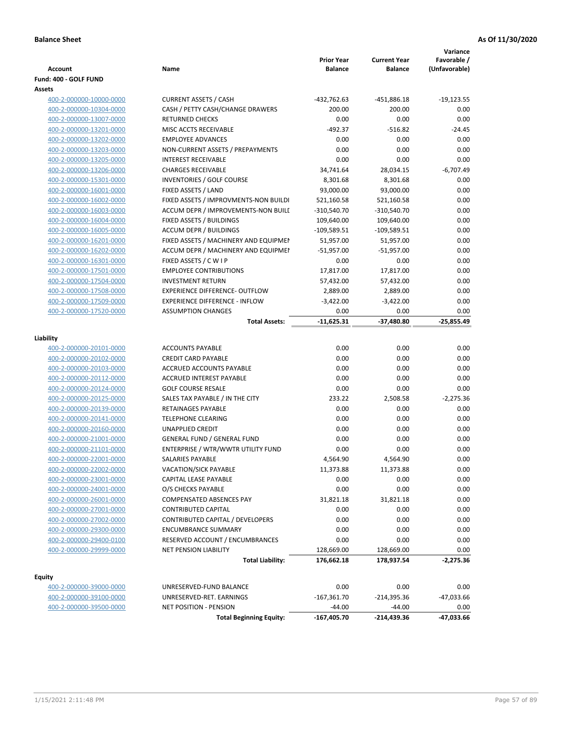**Balance Sheet** **As Of 11/30/2020**

| Account | Name | Prior Year Balance | Current Year Balance | Variance Favorable / (Unfavorable) |
|---|---|---|---|---|
| **Fund: 400 - GOLF FUND** | | | | |
| **Assets** | | | | |
| 400-2-000000-10000-0000 | CURRENT ASSETS / CASH | -432,762.63 | -451,886.18 | -19,123.55 |
| 400-2-000000-10304-0000 | CASH / PETTY CASH/CHANGE DRAWERS | 200.00 | 200.00 | 0.00 |
| 400-2-000000-13007-0000 | RETURNED CHECKS | 0.00 | 0.00 | 0.00 |
| 400-2-000000-13201-0000 | MISC ACCTS RECEIVABLE | -492.37 | -516.82 | -24.45 |
| 400-2-000000-13202-0000 | EMPLOYEE ADVANCES | 0.00 | 0.00 | 0.00 |
| 400-2-000000-13203-0000 | NON-CURRENT ASSETS / PREPAYMENTS | 0.00 | 0.00 | 0.00 |
| 400-2-000000-13205-0000 | INTEREST RECEIVABLE | 0.00 | 0.00 | 0.00 |
| 400-2-000000-13206-0000 | CHARGES RECEIVABLE | 34,741.64 | 28,034.15 | -6,707.49 |
| 400-2-000000-15301-0000 | INVENTORIES / GOLF COURSE | 8,301.68 | 8,301.68 | 0.00 |
| 400-2-000000-16001-0000 | FIXED ASSETS / LAND | 93,000.00 | 93,000.00 | 0.00 |
| 400-2-000000-16002-0000 | FIXED ASSETS / IMPROVMENTS-NON BUILDI | 521,160.58 | 521,160.58 | 0.00 |
| 400-2-000000-16003-0000 | ACCUM DEPR / IMPROVEMENTS-NON BUILI | -310,540.70 | -310,540.70 | 0.00 |
| 400-2-000000-16004-0000 | FIXED ASSETS / BUILDINGS | 109,640.00 | 109,640.00 | 0.00 |
| 400-2-000000-16005-0000 | ACCUM DEPR / BUILDINGS | -109,589.51 | -109,589.51 | 0.00 |
| 400-2-000000-16201-0000 | FIXED ASSETS / MACHINERY AND EQUIPMEI | 51,957.00 | 51,957.00 | 0.00 |
| 400-2-000000-16202-0000 | ACCUM DEPR / MACHINERY AND EQUIPMEI | -51,957.00 | -51,957.00 | 0.00 |
| 400-2-000000-16301-0000 | FIXED ASSETS / C W I P | 0.00 | 0.00 | 0.00 |
| 400-2-000000-17501-0000 | EMPLOYEE CONTRIBUTIONS | 17,817.00 | 17,817.00 | 0.00 |
| 400-2-000000-17504-0000 | INVESTMENT RETURN | 57,432.00 | 57,432.00 | 0.00 |
| 400-2-000000-17508-0000 | EXPERIENCE DIFFERENCE- OUTFLOW | 2,889.00 | 2,889.00 | 0.00 |
| 400-2-000000-17509-0000 | EXPERIENCE DIFFERENCE - INFLOW | -3,422.00 | -3,422.00 | 0.00 |
| 400-2-000000-17520-0000 | ASSUMPTION CHANGES | 0.00 | 0.00 | 0.00 |
| | **Total Assets:** | **-11,625.31** | **-37,480.80** | **-25,855.49** |
| **Liability** | | | | |
| 400-2-000000-20101-0000 | ACCOUNTS PAYABLE | 0.00 | 0.00 | 0.00 |
| 400-2-000000-20102-0000 | CREDIT CARD PAYABLE | 0.00 | 0.00 | 0.00 |
| 400-2-000000-20103-0000 | ACCRUED ACCOUNTS PAYABLE | 0.00 | 0.00 | 0.00 |
| 400-2-000000-20112-0000 | ACCRUED INTEREST PAYABLE | 0.00 | 0.00 | 0.00 |
| 400-2-000000-20124-0000 | GOLF COURSE RESALE | 0.00 | 0.00 | 0.00 |
| 400-2-000000-20125-0000 | SALES TAX PAYABLE / IN THE CITY | 233.22 | 2,508.58 | -2,275.36 |
| 400-2-000000-20139-0000 | RETAINAGES PAYABLE | 0.00 | 0.00 | 0.00 |
| 400-2-000000-20141-0000 | TELEPHONE CLEARING | 0.00 | 0.00 | 0.00 |
| 400-2-000000-20160-0000 | UNAPPLIED CREDIT | 0.00 | 0.00 | 0.00 |
| 400-2-000000-21001-0000 | GENERAL FUND / GENERAL FUND | 0.00 | 0.00 | 0.00 |
| 400-2-000000-21101-0000 | ENTERPRISE / WTR/WWTR UTILITY FUND | 0.00 | 0.00 | 0.00 |
| 400-2-000000-22001-0000 | SALARIES PAYABLE | 4,564.90 | 4,564.90 | 0.00 |
| 400-2-000000-22002-0000 | VACATION/SICK PAYABLE | 11,373.88 | 11,373.88 | 0.00 |
| 400-2-000000-23001-0000 | CAPITAL LEASE PAYABLE | 0.00 | 0.00 | 0.00 |
| 400-2-000000-24001-0000 | O/S CHECKS PAYABLE | 0.00 | 0.00 | 0.00 |
| 400-2-000000-26001-0000 | COMPENSATED ABSENCES PAY | 31,821.18 | 31,821.18 | 0.00 |
| 400-2-000000-27001-0000 | CONTRIBUTED CAPITAL | 0.00 | 0.00 | 0.00 |
| 400-2-000000-27002-0000 | CONTRIBUTED CAPITAL / DEVELOPERS | 0.00 | 0.00 | 0.00 |
| 400-2-000000-29300-0000 | ENCUMBRANCE SUMMARY | 0.00 | 0.00 | 0.00 |
| 400-2-000000-29400-0100 | RESERVED ACCOUNT / ENCUMBRANCES | 0.00 | 0.00 | 0.00 |
| 400-2-000000-29999-0000 | NET PENSION LIABILITY | 128,669.00 | 128,669.00 | 0.00 |
| | **Total Liability:** | **176,662.18** | **178,937.54** | **-2,275.36** |
| **Equity** | | | | |
| 400-2-000000-39000-0000 | UNRESERVED-FUND BALANCE | 0.00 | 0.00 | 0.00 |
| 400-2-000000-39100-0000 | UNRESERVED-RET. EARNINGS | -167,361.70 | -214,395.36 | -47,033.66 |
| 400-2-000000-39500-0000 | NET POSITION - PENSION | -44.00 | -44.00 | 0.00 |
| | **Total Beginning Equity:** | **-167,405.70** | **-214,439.36** | **-47,033.66** |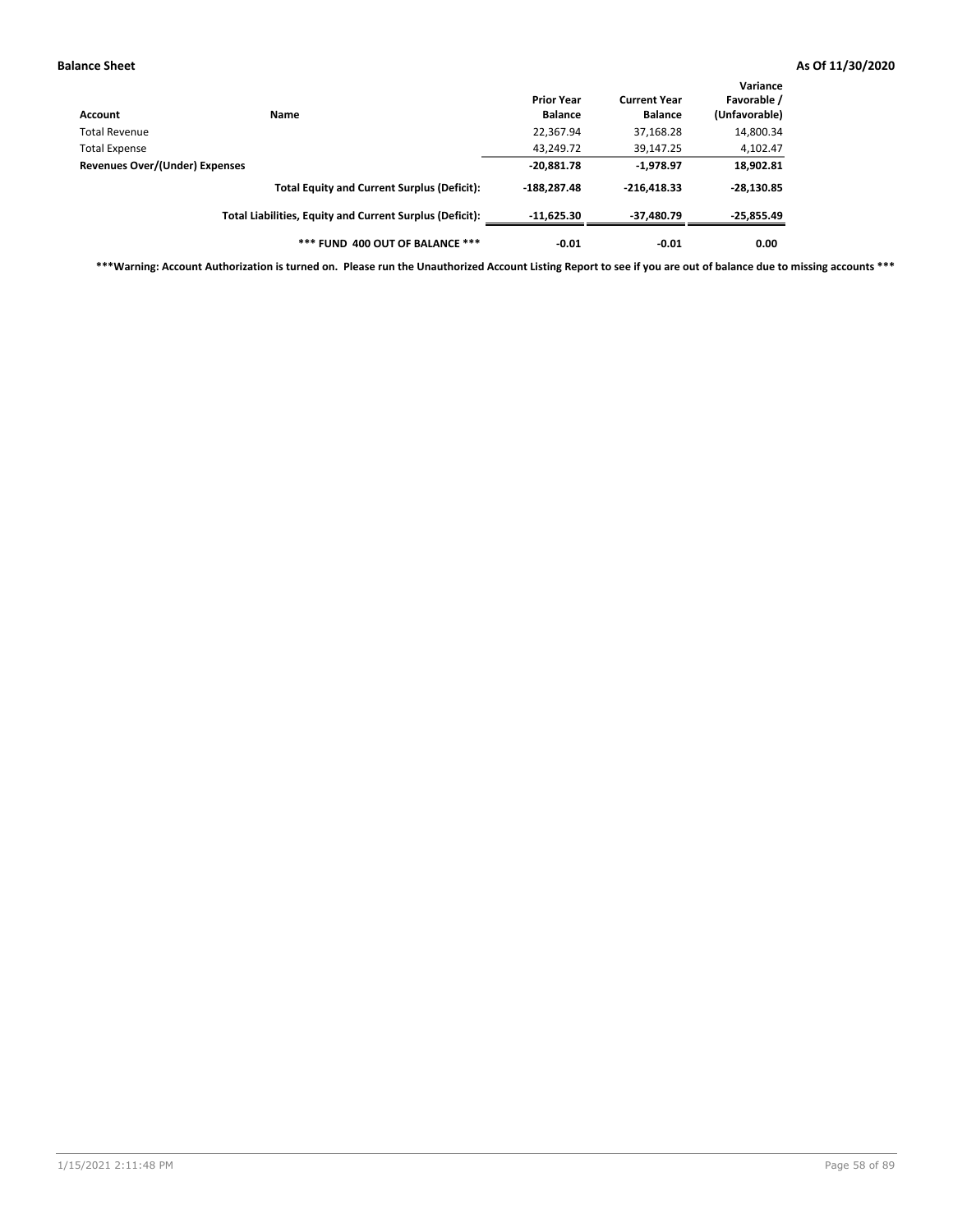**Balance Sheet** **As Of 11/30/2020**

| Account | Name | Prior Year Balance | Current Year Balance | Variance Favorable / (Unfavorable) |
|---|---|---|---|---|
| Total Revenue | | 22,367.94 | 37,168.28 | 14,800.34 |
| Total Expense | | 43,249.72 | 39,147.25 | 4,102.47 |
| **Revenues Over/(Under) Expenses** | | **-20,881.78** | **-1,978.97** | **18,902.81** |
| | **Total Equity and Current Surplus (Deficit):** | **-188,287.48** | **-216,418.33** | **-28,130.85** |
| | **Total Liabilities, Equity and Current Surplus (Deficit):** | **-11,625.30** | **-37,480.79** | **-25,855.49** |
| | **\*\*\* FUND 400 OUT OF BALANCE \*\*\*** | **-0.01** | **-0.01** | **0.00** |

**\*\*\*Warning: Account Authorization is turned on. Please run the Unauthorized Account Listing Report to see if you are out of balance due to missing accounts \*\*\***

1/15/2021 2:11:48 PM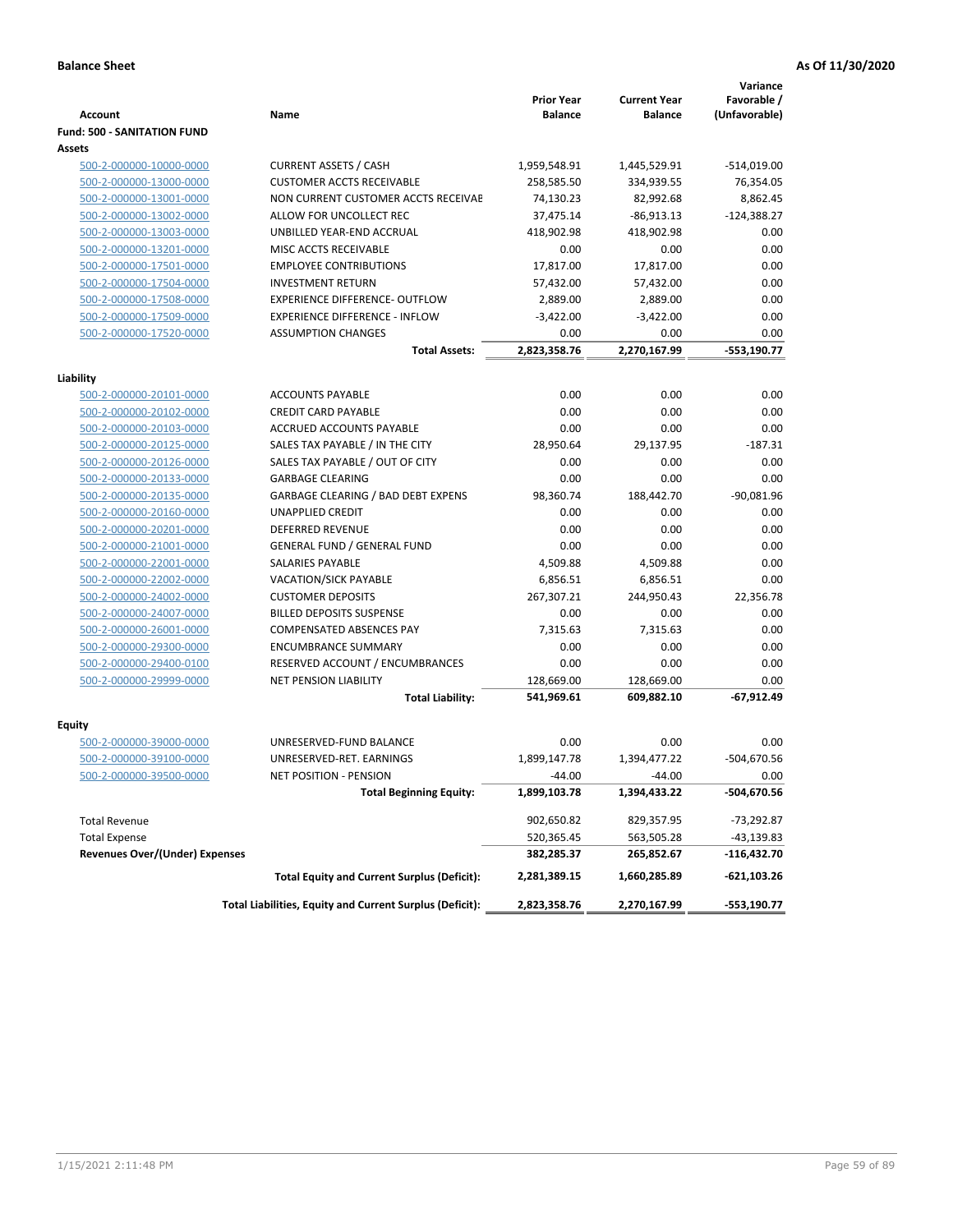**Balance Sheet** — **As Of 11/30/2020**

| Account | Name | Prior Year Balance | Current Year Balance | Variance Favorable / (Unfavorable) |
|---|---|---|---|---|
| **Fund: 500 - SANITATION FUND** | | | | |
| **Assets** | | | | |
| 500-2-000000-10000-0000 | CURRENT ASSETS / CASH | 1,959,548.91 | 1,445,529.91 | -514,019.00 |
| 500-2-000000-13000-0000 | CUSTOMER ACCTS RECEIVABLE | 258,585.50 | 334,939.55 | 76,354.05 |
| 500-2-000000-13001-0000 | NON CURRENT CUSTOMER ACCTS RECEIVAE | 74,130.23 | 82,992.68 | 8,862.45 |
| 500-2-000000-13002-0000 | ALLOW FOR UNCOLLECT REC | 37,475.14 | -86,913.13 | -124,388.27 |
| 500-2-000000-13003-0000 | UNBILLED YEAR-END ACCRUAL | 418,902.98 | 418,902.98 | 0.00 |
| 500-2-000000-13201-0000 | MISC ACCTS RECEIVABLE | 0.00 | 0.00 | 0.00 |
| 500-2-000000-17501-0000 | EMPLOYEE CONTRIBUTIONS | 17,817.00 | 17,817.00 | 0.00 |
| 500-2-000000-17504-0000 | INVESTMENT RETURN | 57,432.00 | 57,432.00 | 0.00 |
| 500-2-000000-17508-0000 | EXPERIENCE DIFFERENCE- OUTFLOW | 2,889.00 | 2,889.00 | 0.00 |
| 500-2-000000-17509-0000 | EXPERIENCE DIFFERENCE - INFLOW | -3,422.00 | -3,422.00 | 0.00 |
| 500-2-000000-17520-0000 | ASSUMPTION CHANGES | 0.00 | 0.00 | 0.00 |
| | **Total Assets:** | **2,823,358.76** | **2,270,167.99** | **-553,190.77** |
| **Liability** | | | | |
| 500-2-000000-20101-0000 | ACCOUNTS PAYABLE | 0.00 | 0.00 | 0.00 |
| 500-2-000000-20102-0000 | CREDIT CARD PAYABLE | 0.00 | 0.00 | 0.00 |
| 500-2-000000-20103-0000 | ACCRUED ACCOUNTS PAYABLE | 0.00 | 0.00 | 0.00 |
| 500-2-000000-20125-0000 | SALES TAX PAYABLE / IN THE CITY | 28,950.64 | 29,137.95 | -187.31 |
| 500-2-000000-20126-0000 | SALES TAX PAYABLE / OUT OF CITY | 0.00 | 0.00 | 0.00 |
| 500-2-000000-20133-0000 | GARBAGE CLEARING | 0.00 | 0.00 | 0.00 |
| 500-2-000000-20135-0000 | GARBAGE CLEARING / BAD DEBT EXPENS | 98,360.74 | 188,442.70 | -90,081.96 |
| 500-2-000000-20160-0000 | UNAPPLIED CREDIT | 0.00 | 0.00 | 0.00 |
| 500-2-000000-20201-0000 | DEFERRED REVENUE | 0.00 | 0.00 | 0.00 |
| 500-2-000000-21001-0000 | GENERAL FUND / GENERAL FUND | 0.00 | 0.00 | 0.00 |
| 500-2-000000-22001-0000 | SALARIES PAYABLE | 4,509.88 | 4,509.88 | 0.00 |
| 500-2-000000-22002-0000 | VACATION/SICK PAYABLE | 6,856.51 | 6,856.51 | 0.00 |
| 500-2-000000-24002-0000 | CUSTOMER DEPOSITS | 267,307.21 | 244,950.43 | 22,356.78 |
| 500-2-000000-24007-0000 | BILLED DEPOSITS SUSPENSE | 0.00 | 0.00 | 0.00 |
| 500-2-000000-26001-0000 | COMPENSATED ABSENCES PAY | 7,315.63 | 7,315.63 | 0.00 |
| 500-2-000000-29300-0000 | ENCUMBRANCE SUMMARY | 0.00 | 0.00 | 0.00 |
| 500-2-000000-29400-0100 | RESERVED ACCOUNT / ENCUMBRANCES | 0.00 | 0.00 | 0.00 |
| 500-2-000000-29999-0000 | NET PENSION LIABILITY | 128,669.00 | 128,669.00 | 0.00 |
| | **Total Liability:** | **541,969.61** | **609,882.10** | **-67,912.49** |
| **Equity** | | | | |
| 500-2-000000-39000-0000 | UNRESERVED-FUND BALANCE | 0.00 | 0.00 | 0.00 |
| 500-2-000000-39100-0000 | UNRESERVED-RET. EARNINGS | 1,899,147.78 | 1,394,477.22 | -504,670.56 |
| 500-2-000000-39500-0000 | NET POSITION - PENSION | -44.00 | -44.00 | 0.00 |
| | **Total Beginning Equity:** | **1,899,103.78** | **1,394,433.22** | **-504,670.56** |
| Total Revenue | | 902,650.82 | 829,357.95 | -73,292.87 |
| Total Expense | | 520,365.45 | 563,505.28 | -43,139.83 |
| **Revenues Over/(Under) Expenses** | | **382,285.37** | **265,852.67** | **-116,432.70** |
| | **Total Equity and Current Surplus (Deficit):** | **2,281,389.15** | **1,660,285.89** | **-621,103.26** |
| | **Total Liabilities, Equity and Current Surplus (Deficit):** | **2,823,358.76** | **2,270,167.99** | **-553,190.77** |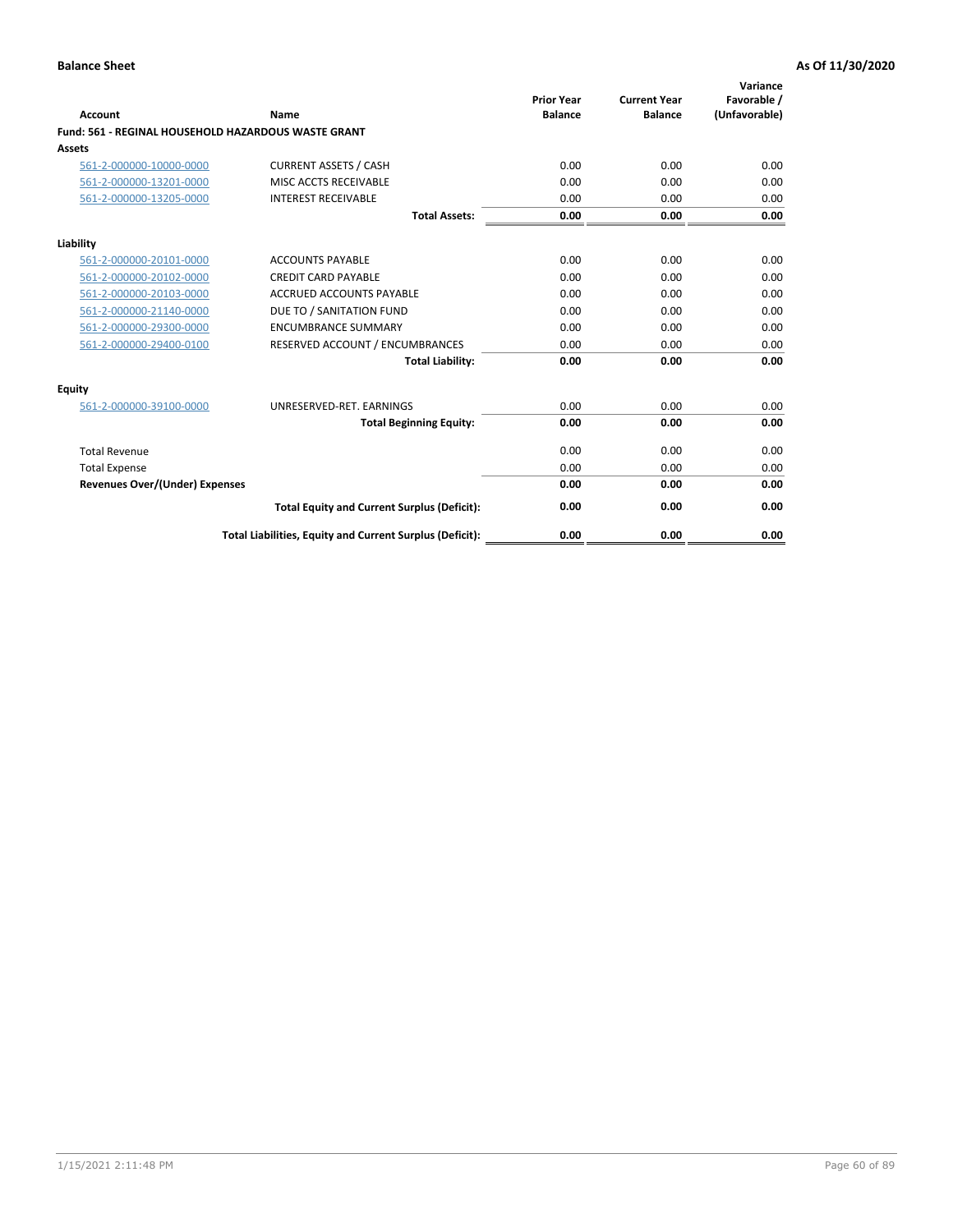**Balance Sheet** | **As Of 11/30/2020**

| Account | Name | Prior Year Balance | Current Year Balance | Variance Favorable / (Unfavorable) |
|---|---|---|---|---|
| **Fund: 561 - REGINAL HOUSEHOLD HAZARDOUS WASTE GRANT** | | | | |
| **Assets** | | | | |
| 561-2-000000-10000-0000 | CURRENT ASSETS / CASH | 0.00 | 0.00 | 0.00 |
| 561-2-000000-13201-0000 | MISC ACCTS RECEIVABLE | 0.00 | 0.00 | 0.00 |
| 561-2-000000-13205-0000 | INTEREST RECEIVABLE | 0.00 | 0.00 | 0.00 |
| | **Total Assets:** | **0.00** | **0.00** | **0.00** |
| **Liability** | | | | |
| 561-2-000000-20101-0000 | ACCOUNTS PAYABLE | 0.00 | 0.00 | 0.00 |
| 561-2-000000-20102-0000 | CREDIT CARD PAYABLE | 0.00 | 0.00 | 0.00 |
| 561-2-000000-20103-0000 | ACCRUED ACCOUNTS PAYABLE | 0.00 | 0.00 | 0.00 |
| 561-2-000000-21140-0000 | DUE TO / SANITATION FUND | 0.00 | 0.00 | 0.00 |
| 561-2-000000-29300-0000 | ENCUMBRANCE SUMMARY | 0.00 | 0.00 | 0.00 |
| 561-2-000000-29400-0100 | RESERVED ACCOUNT / ENCUMBRANCES | 0.00 | 0.00 | 0.00 |
| | **Total Liability:** | **0.00** | **0.00** | **0.00** |
| **Equity** | | | | |
| 561-2-000000-39100-0000 | UNRESERVED-RET. EARNINGS | 0.00 | 0.00 | 0.00 |
| | **Total Beginning Equity:** | **0.00** | **0.00** | **0.00** |
| Total Revenue | | 0.00 | 0.00 | 0.00 |
| Total Expense | | 0.00 | 0.00 | 0.00 |
| **Revenues Over/(Under) Expenses** | | **0.00** | **0.00** | **0.00** |
| | **Total Equity and Current Surplus (Deficit):** | **0.00** | **0.00** | **0.00** |
| | **Total Liabilities, Equity and Current Surplus (Deficit):** | **0.00** | **0.00** | **0.00** |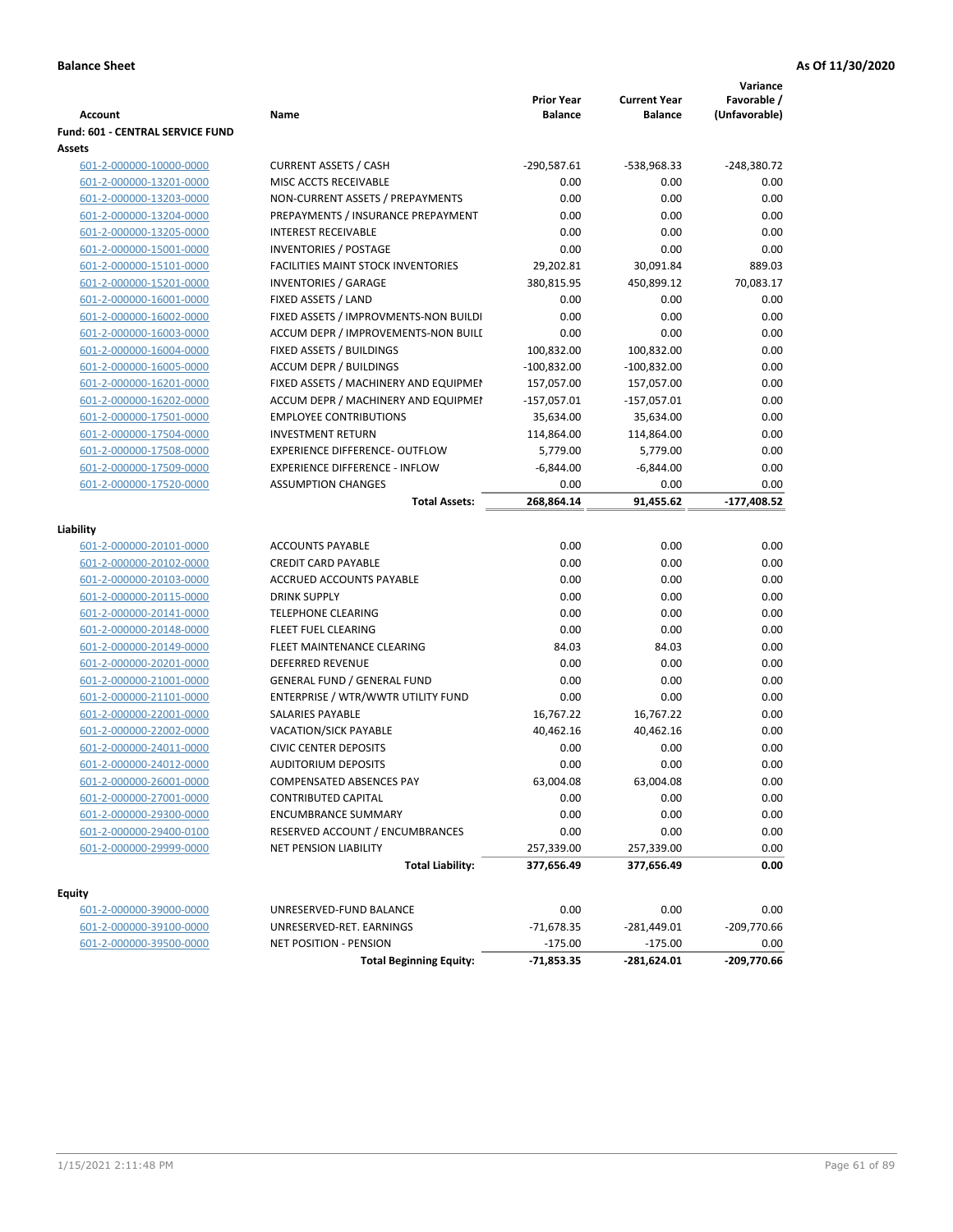**Balance Sheet** **As Of 11/30/2020**

| Account | Name | Prior Year Balance | Current Year Balance | Variance Favorable / (Unfavorable) |
|---|---|---|---|---|
| **Fund: 601 - CENTRAL SERVICE FUND** | | | | |
| **Assets** | | | | |
| 601-2-000000-10000-0000 | CURRENT ASSETS / CASH | -290,587.61 | -538,968.33 | -248,380.72 |
| 601-2-000000-13201-0000 | MISC ACCTS RECEIVABLE | 0.00 | 0.00 | 0.00 |
| 601-2-000000-13203-0000 | NON-CURRENT ASSETS / PREPAYMENTS | 0.00 | 0.00 | 0.00 |
| 601-2-000000-13204-0000 | PREPAYMENTS / INSURANCE PREPAYMENT | 0.00 | 0.00 | 0.00 |
| 601-2-000000-13205-0000 | INTEREST RECEIVABLE | 0.00 | 0.00 | 0.00 |
| 601-2-000000-15001-0000 | INVENTORIES / POSTAGE | 0.00 | 0.00 | 0.00 |
| 601-2-000000-15101-0000 | FACILITIES MAINT STOCK INVENTORIES | 29,202.81 | 30,091.84 | 889.03 |
| 601-2-000000-15201-0000 | INVENTORIES / GARAGE | 380,815.95 | 450,899.12 | 70,083.17 |
| 601-2-000000-16001-0000 | FIXED ASSETS / LAND | 0.00 | 0.00 | 0.00 |
| 601-2-000000-16002-0000 | FIXED ASSETS / IMPROVMENTS-NON BUILDI | 0.00 | 0.00 | 0.00 |
| 601-2-000000-16003-0000 | ACCUM DEPR / IMPROVEMENTS-NON BUILI | 0.00 | 0.00 | 0.00 |
| 601-2-000000-16004-0000 | FIXED ASSETS / BUILDINGS | 100,832.00 | 100,832.00 | 0.00 |
| 601-2-000000-16005-0000 | ACCUM DEPR / BUILDINGS | -100,832.00 | -100,832.00 | 0.00 |
| 601-2-000000-16201-0000 | FIXED ASSETS / MACHINERY AND EQUIPMEI | 157,057.00 | 157,057.00 | 0.00 |
| 601-2-000000-16202-0000 | ACCUM DEPR / MACHINERY AND EQUIPMEI | -157,057.01 | -157,057.01 | 0.00 |
| 601-2-000000-17501-0000 | EMPLOYEE CONTRIBUTIONS | 35,634.00 | 35,634.00 | 0.00 |
| 601-2-000000-17504-0000 | INVESTMENT RETURN | 114,864.00 | 114,864.00 | 0.00 |
| 601-2-000000-17508-0000 | EXPERIENCE DIFFERENCE- OUTFLOW | 5,779.00 | 5,779.00 | 0.00 |
| 601-2-000000-17509-0000 | EXPERIENCE DIFFERENCE - INFLOW | -6,844.00 | -6,844.00 | 0.00 |
| 601-2-000000-17520-0000 | ASSUMPTION CHANGES | 0.00 | 0.00 | 0.00 |
| | **Total Assets:** | **268,864.14** | **91,455.62** | **-177,408.52** |
| **Liability** | | | | |
| 601-2-000000-20101-0000 | ACCOUNTS PAYABLE | 0.00 | 0.00 | 0.00 |
| 601-2-000000-20102-0000 | CREDIT CARD PAYABLE | 0.00 | 0.00 | 0.00 |
| 601-2-000000-20103-0000 | ACCRUED ACCOUNTS PAYABLE | 0.00 | 0.00 | 0.00 |
| 601-2-000000-20115-0000 | DRINK SUPPLY | 0.00 | 0.00 | 0.00 |
| 601-2-000000-20141-0000 | TELEPHONE CLEARING | 0.00 | 0.00 | 0.00 |
| 601-2-000000-20148-0000 | FLEET FUEL CLEARING | 0.00 | 0.00 | 0.00 |
| 601-2-000000-20149-0000 | FLEET MAINTENANCE CLEARING | 84.03 | 84.03 | 0.00 |
| 601-2-000000-20201-0000 | DEFERRED REVENUE | 0.00 | 0.00 | 0.00 |
| 601-2-000000-21001-0000 | GENERAL FUND / GENERAL FUND | 0.00 | 0.00 | 0.00 |
| 601-2-000000-21101-0000 | ENTERPRISE / WTR/WWTR UTILITY FUND | 0.00 | 0.00 | 0.00 |
| 601-2-000000-22001-0000 | SALARIES PAYABLE | 16,767.22 | 16,767.22 | 0.00 |
| 601-2-000000-22002-0000 | VACATION/SICK PAYABLE | 40,462.16 | 40,462.16 | 0.00 |
| 601-2-000000-24011-0000 | CIVIC CENTER DEPOSITS | 0.00 | 0.00 | 0.00 |
| 601-2-000000-24012-0000 | AUDITORIUM DEPOSITS | 0.00 | 0.00 | 0.00 |
| 601-2-000000-26001-0000 | COMPENSATED ABSENCES PAY | 63,004.08 | 63,004.08 | 0.00 |
| 601-2-000000-27001-0000 | CONTRIBUTED CAPITAL | 0.00 | 0.00 | 0.00 |
| 601-2-000000-29300-0000 | ENCUMBRANCE SUMMARY | 0.00 | 0.00 | 0.00 |
| 601-2-000000-29400-0100 | RESERVED ACCOUNT / ENCUMBRANCES | 0.00 | 0.00 | 0.00 |
| 601-2-000000-29999-0000 | NET PENSION LIABILITY | 257,339.00 | 257,339.00 | 0.00 |
| | **Total Liability:** | **377,656.49** | **377,656.49** | **0.00** |
| **Equity** | | | | |
| 601-2-000000-39000-0000 | UNRESERVED-FUND BALANCE | 0.00 | 0.00 | 0.00 |
| 601-2-000000-39100-0000 | UNRESERVED-RET. EARNINGS | -71,678.35 | -281,449.01 | -209,770.66 |
| 601-2-000000-39500-0000 | NET POSITION - PENSION | -175.00 | -175.00 | 0.00 |
| | **Total Beginning Equity:** | **-71,853.35** | **-281,624.01** | **-209,770.66** |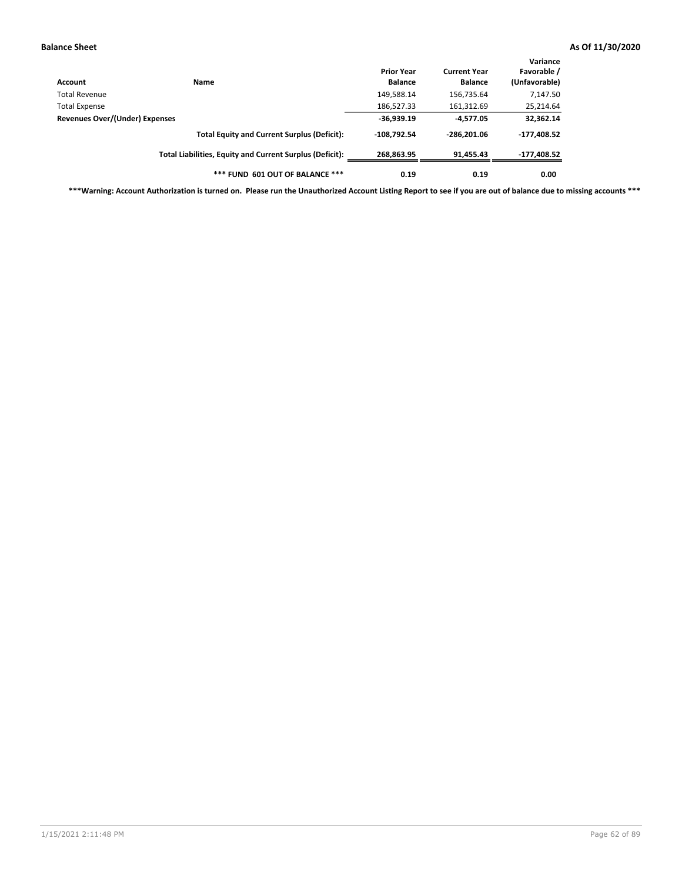| Account | Name | Prior Year Balance | Current Year Balance | Variance Favorable / (Unfavorable) |
|---|---|---|---|---|
| Total Revenue | | 149,588.14 | 156,735.64 | 7,147.50 |
| Total Expense | | 186,527.33 | 161,312.69 | 25,214.64 |
| **Revenues Over/(Under) Expenses** | | **-36,939.19** | **-4,577.05** | **32,362.14** |
| | **Total Equity and Current Surplus (Deficit):** | **-108,792.54** | **-286,201.06** | **-177,408.52** |
| | **Total Liabilities, Equity and Current Surplus (Deficit):** | **268,863.95** | **91,455.43** | **-177,408.52** |
| | **\*\*\* FUND 601 OUT OF BALANCE \*\*\*** | **0.19** | **0.19** | **0.00** |

**\*\*\*Warning: Account Authorization is turned on. Please run the Unauthorized Account Listing Report to see if you are out of balance due to missing accounts \*\*\***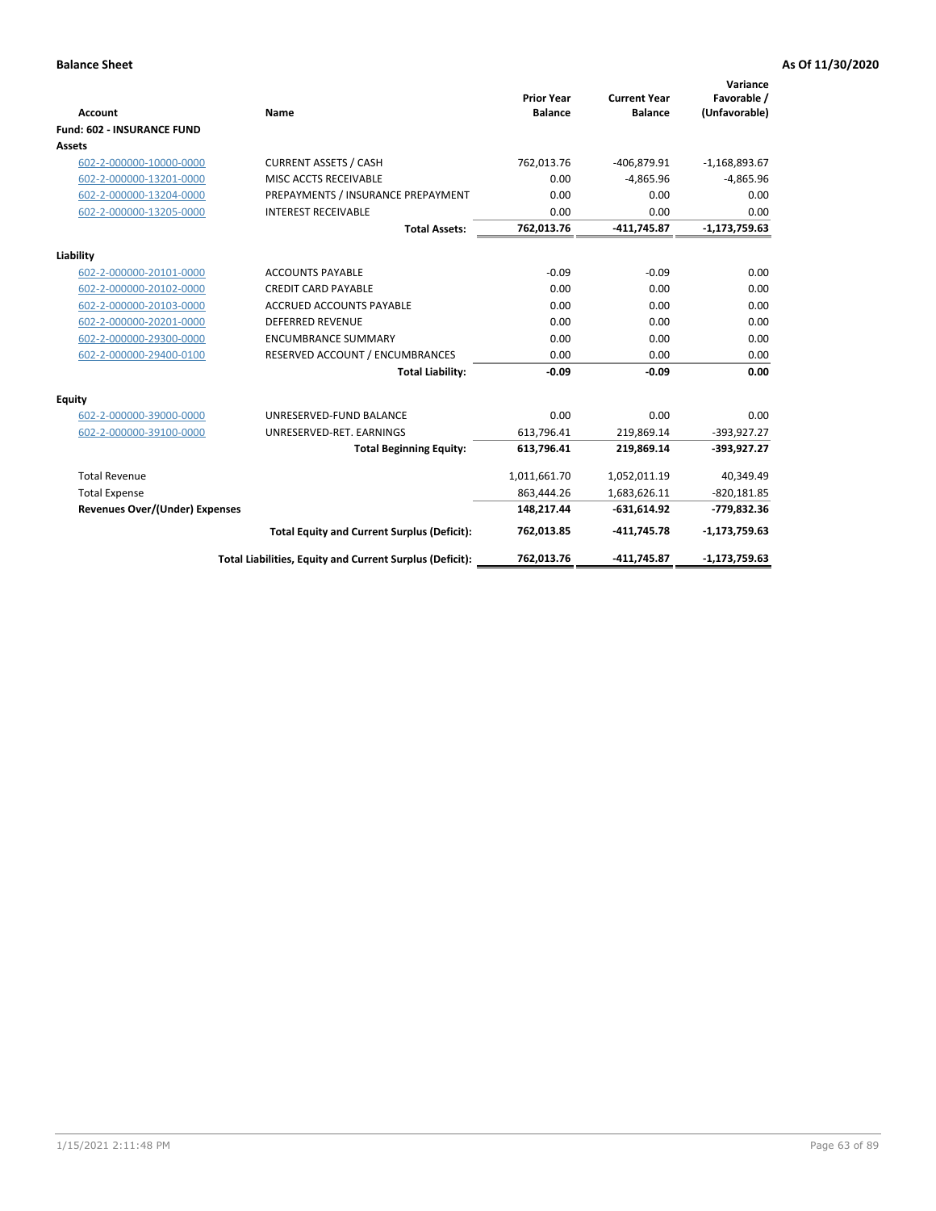**Balance Sheet** **As Of 11/30/2020**

| Account | Name | Prior Year Balance | Current Year Balance | Variance Favorable / (Unfavorable) |
|---|---|---|---|---|
| **Fund: 602 - INSURANCE FUND** | | | | |
| **Assets** | | | | |
| 602-2-000000-10000-0000 | CURRENT ASSETS / CASH | 762,013.76 | -406,879.91 | -1,168,893.67 |
| 602-2-000000-13201-0000 | MISC ACCTS RECEIVABLE | 0.00 | -4,865.96 | -4,865.96 |
| 602-2-000000-13204-0000 | PREPAYMENTS / INSURANCE PREPAYMENT | 0.00 | 0.00 | 0.00 |
| 602-2-000000-13205-0000 | INTEREST RECEIVABLE | 0.00 | 0.00 | 0.00 |
| | **Total Assets:** | **762,013.76** | **-411,745.87** | **-1,173,759.63** |
| **Liability** | | | | |
| 602-2-000000-20101-0000 | ACCOUNTS PAYABLE | -0.09 | -0.09 | 0.00 |
| 602-2-000000-20102-0000 | CREDIT CARD PAYABLE | 0.00 | 0.00 | 0.00 |
| 602-2-000000-20103-0000 | ACCRUED ACCOUNTS PAYABLE | 0.00 | 0.00 | 0.00 |
| 602-2-000000-20201-0000 | DEFERRED REVENUE | 0.00 | 0.00 | 0.00 |
| 602-2-000000-29300-0000 | ENCUMBRANCE SUMMARY | 0.00 | 0.00 | 0.00 |
| 602-2-000000-29400-0100 | RESERVED ACCOUNT / ENCUMBRANCES | 0.00 | 0.00 | 0.00 |
| | **Total Liability:** | **-0.09** | **-0.09** | **0.00** |
| **Equity** | | | | |
| 602-2-000000-39000-0000 | UNRESERVED-FUND BALANCE | 0.00 | 0.00 | 0.00 |
| 602-2-000000-39100-0000 | UNRESERVED-RET. EARNINGS | 613,796.41 | 219,869.14 | -393,927.27 |
| | **Total Beginning Equity:** | **613,796.41** | **219,869.14** | **-393,927.27** |
| Total Revenue | | 1,011,661.70 | 1,052,011.19 | 40,349.49 |
| Total Expense | | 863,444.26 | 1,683,626.11 | -820,181.85 |
| **Revenues Over/(Under) Expenses** | | **148,217.44** | **-631,614.92** | **-779,832.36** |
| | **Total Equity and Current Surplus (Deficit):** | **762,013.85** | **-411,745.78** | **-1,173,759.63** |
| | **Total Liabilities, Equity and Current Surplus (Deficit):** | **762,013.76** | **-411,745.87** | **-1,173,759.63** |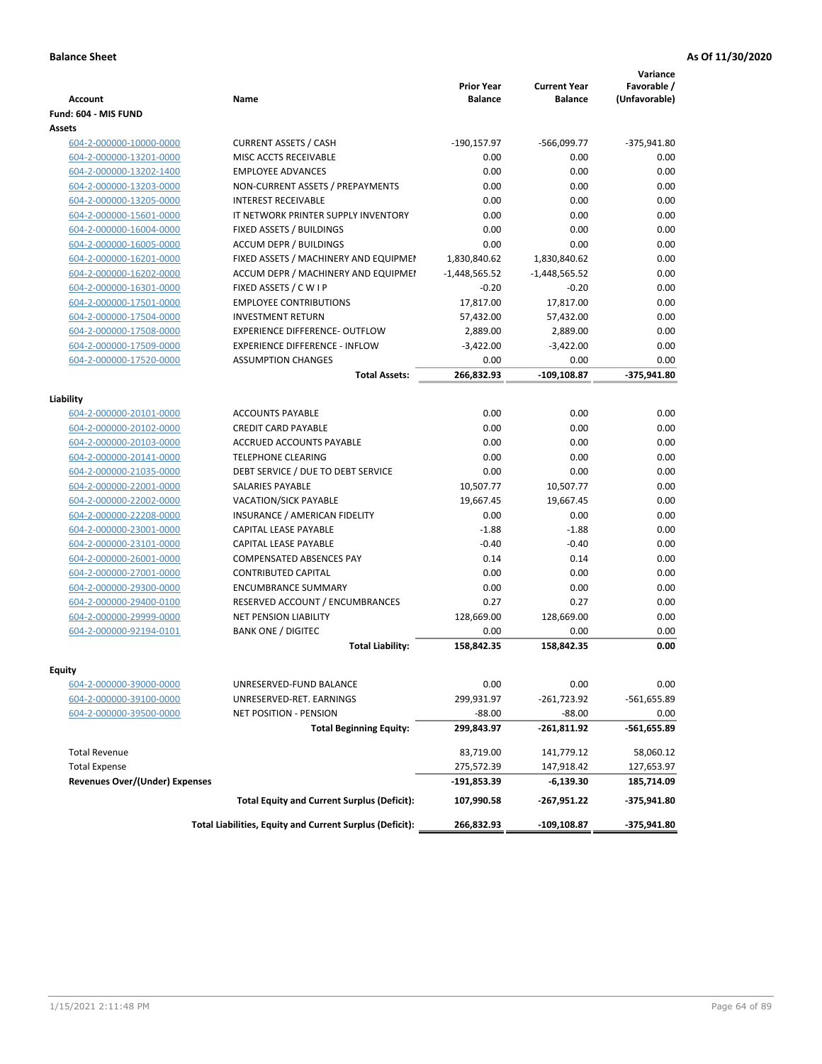**Balance Sheet** **As Of 11/30/2020**

| Account | Name | Prior Year Balance | Current Year Balance | Variance Favorable / (Unfavorable) |
|---|---|---|---|---|
| **Fund: 604 - MIS FUND** | | | | |
| **Assets** | | | | |
| 604-2-000000-10000-0000 | CURRENT ASSETS / CASH | -190,157.97 | -566,099.77 | -375,941.80 |
| 604-2-000000-13201-0000 | MISC ACCTS RECEIVABLE | 0.00 | 0.00 | 0.00 |
| 604-2-000000-13202-1400 | EMPLOYEE ADVANCES | 0.00 | 0.00 | 0.00 |
| 604-2-000000-13203-0000 | NON-CURRENT ASSETS / PREPAYMENTS | 0.00 | 0.00 | 0.00 |
| 604-2-000000-13205-0000 | INTEREST RECEIVABLE | 0.00 | 0.00 | 0.00 |
| 604-2-000000-15601-0000 | IT NETWORK PRINTER SUPPLY INVENTORY | 0.00 | 0.00 | 0.00 |
| 604-2-000000-16004-0000 | FIXED ASSETS / BUILDINGS | 0.00 | 0.00 | 0.00 |
| 604-2-000000-16005-0000 | ACCUM DEPR / BUILDINGS | 0.00 | 0.00 | 0.00 |
| 604-2-000000-16201-0000 | FIXED ASSETS / MACHINERY AND EQUIPMEN | 1,830,840.62 | 1,830,840.62 | 0.00 |
| 604-2-000000-16202-0000 | ACCUM DEPR / MACHINERY AND EQUIPMEI | -1,448,565.52 | -1,448,565.52 | 0.00 |
| 604-2-000000-16301-0000 | FIXED ASSETS / C W I P | -0.20 | -0.20 | 0.00 |
| 604-2-000000-17501-0000 | EMPLOYEE CONTRIBUTIONS | 17,817.00 | 17,817.00 | 0.00 |
| 604-2-000000-17504-0000 | INVESTMENT RETURN | 57,432.00 | 57,432.00 | 0.00 |
| 604-2-000000-17508-0000 | EXPERIENCE DIFFERENCE- OUTFLOW | 2,889.00 | 2,889.00 | 0.00 |
| 604-2-000000-17509-0000 | EXPERIENCE DIFFERENCE - INFLOW | -3,422.00 | -3,422.00 | 0.00 |
| 604-2-000000-17520-0000 | ASSUMPTION CHANGES | 0.00 | 0.00 | 0.00 |
| | **Total Assets:** | **266,832.93** | **-109,108.87** | **-375,941.80** |
| **Liability** | | | | |
| 604-2-000000-20101-0000 | ACCOUNTS PAYABLE | 0.00 | 0.00 | 0.00 |
| 604-2-000000-20102-0000 | CREDIT CARD PAYABLE | 0.00 | 0.00 | 0.00 |
| 604-2-000000-20103-0000 | ACCRUED ACCOUNTS PAYABLE | 0.00 | 0.00 | 0.00 |
| 604-2-000000-20141-0000 | TELEPHONE CLEARING | 0.00 | 0.00 | 0.00 |
| 604-2-000000-21035-0000 | DEBT SERVICE / DUE TO DEBT SERVICE | 0.00 | 0.00 | 0.00 |
| 604-2-000000-22001-0000 | SALARIES PAYABLE | 10,507.77 | 10,507.77 | 0.00 |
| 604-2-000000-22002-0000 | VACATION/SICK PAYABLE | 19,667.45 | 19,667.45 | 0.00 |
| 604-2-000000-22208-0000 | INSURANCE / AMERICAN FIDELITY | 0.00 | 0.00 | 0.00 |
| 604-2-000000-23001-0000 | CAPITAL LEASE PAYABLE | -1.88 | -1.88 | 0.00 |
| 604-2-000000-23101-0000 | CAPITAL LEASE PAYABLE | -0.40 | -0.40 | 0.00 |
| 604-2-000000-26001-0000 | COMPENSATED ABSENCES PAY | 0.14 | 0.14 | 0.00 |
| 604-2-000000-27001-0000 | CONTRIBUTED CAPITAL | 0.00 | 0.00 | 0.00 |
| 604-2-000000-29300-0000 | ENCUMBRANCE SUMMARY | 0.00 | 0.00 | 0.00 |
| 604-2-000000-29400-0100 | RESERVED ACCOUNT / ENCUMBRANCES | 0.27 | 0.27 | 0.00 |
| 604-2-000000-29999-0000 | NET PENSION LIABILITY | 128,669.00 | 128,669.00 | 0.00 |
| 604-2-000000-92194-0101 | BANK ONE / DIGITEC | 0.00 | 0.00 | 0.00 |
| | **Total Liability:** | **158,842.35** | **158,842.35** | **0.00** |
| **Equity** | | | | |
| 604-2-000000-39000-0000 | UNRESERVED-FUND BALANCE | 0.00 | 0.00 | 0.00 |
| 604-2-000000-39100-0000 | UNRESERVED-RET. EARNINGS | 299,931.97 | -261,723.92 | -561,655.89 |
| 604-2-000000-39500-0000 | NET POSITION - PENSION | -88.00 | -88.00 | 0.00 |
| | **Total Beginning Equity:** | **299,843.97** | **-261,811.92** | **-561,655.89** |
| Total Revenue | | 83,719.00 | 141,779.12 | 58,060.12 |
| Total Expense | | 275,572.39 | 147,918.42 | 127,653.97 |
| **Revenues Over/(Under) Expenses** | | **-191,853.39** | **-6,139.30** | **185,714.09** |
| | **Total Equity and Current Surplus (Deficit):** | **107,990.58** | **-267,951.22** | **-375,941.80** |
| | **Total Liabilities, Equity and Current Surplus (Deficit):** | **266,832.93** | **-109,108.87** | **-375,941.80** |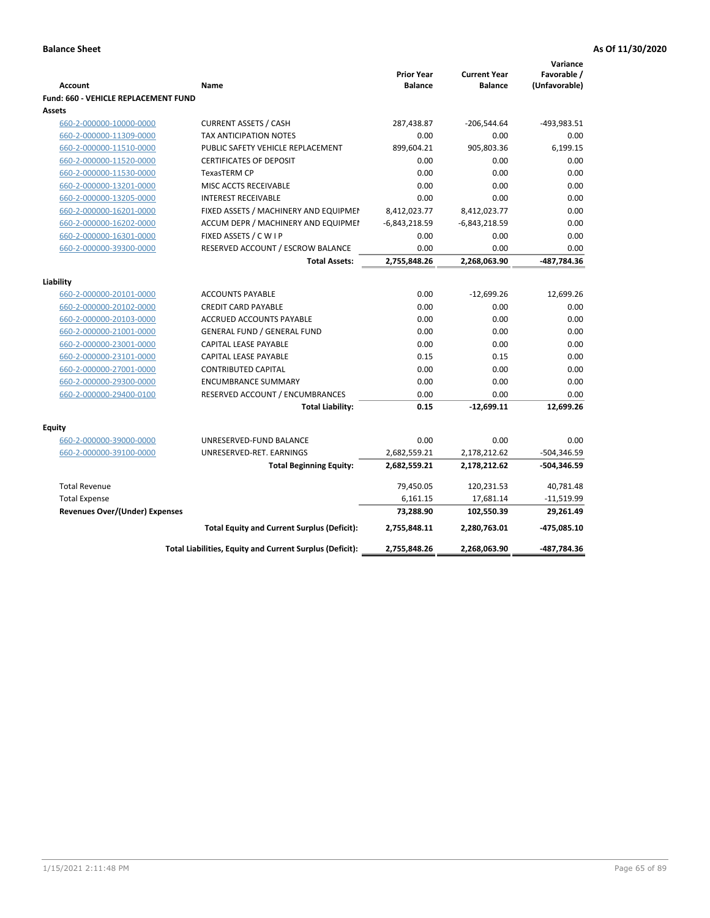**Balance Sheet** **As Of 11/30/2020**

| Account | Name | Prior Year Balance | Current Year Balance | Variance Favorable / (Unfavorable) |
|---|---|---|---|---|
| **Fund: 660 - VEHICLE REPLACEMENT FUND** | | | | |
| **Assets** | | | | |
| 660-2-000000-10000-0000 | CURRENT ASSETS / CASH | 287,438.87 | -206,544.64 | -493,983.51 |
| 660-2-000000-11309-0000 | TAX ANTICIPATION NOTES | 0.00 | 0.00 | 0.00 |
| 660-2-000000-11510-0000 | PUBLIC SAFETY VEHICLE REPLACEMENT | 899,604.21 | 905,803.36 | 6,199.15 |
| 660-2-000000-11520-0000 | CERTIFICATES OF DEPOSIT | 0.00 | 0.00 | 0.00 |
| 660-2-000000-11530-0000 | TexasTERM CP | 0.00 | 0.00 | 0.00 |
| 660-2-000000-13201-0000 | MISC ACCTS RECEIVABLE | 0.00 | 0.00 | 0.00 |
| 660-2-000000-13205-0000 | INTEREST RECEIVABLE | 0.00 | 0.00 | 0.00 |
| 660-2-000000-16201-0000 | FIXED ASSETS / MACHINERY AND EQUIPMEN | 8,412,023.77 | 8,412,023.77 | 0.00 |
| 660-2-000000-16202-0000 | ACCUM DEPR / MACHINERY AND EQUIPMEI | -6,843,218.59 | -6,843,218.59 | 0.00 |
| 660-2-000000-16301-0000 | FIXED ASSETS / C W I P | 0.00 | 0.00 | 0.00 |
| 660-2-000000-39300-0000 | RESERVED ACCOUNT / ESCROW BALANCE | 0.00 | 0.00 | 0.00 |
| | **Total Assets:** | **2,755,848.26** | **2,268,063.90** | **-487,784.36** |
| **Liability** | | | | |
| 660-2-000000-20101-0000 | ACCOUNTS PAYABLE | 0.00 | -12,699.26 | 12,699.26 |
| 660-2-000000-20102-0000 | CREDIT CARD PAYABLE | 0.00 | 0.00 | 0.00 |
| 660-2-000000-20103-0000 | ACCRUED ACCOUNTS PAYABLE | 0.00 | 0.00 | 0.00 |
| 660-2-000000-21001-0000 | GENERAL FUND / GENERAL FUND | 0.00 | 0.00 | 0.00 |
| 660-2-000000-23001-0000 | CAPITAL LEASE PAYABLE | 0.00 | 0.00 | 0.00 |
| 660-2-000000-23101-0000 | CAPITAL LEASE PAYABLE | 0.15 | 0.15 | 0.00 |
| 660-2-000000-27001-0000 | CONTRIBUTED CAPITAL | 0.00 | 0.00 | 0.00 |
| 660-2-000000-29300-0000 | ENCUMBRANCE SUMMARY | 0.00 | 0.00 | 0.00 |
| 660-2-000000-29400-0100 | RESERVED ACCOUNT / ENCUMBRANCES | 0.00 | 0.00 | 0.00 |
| | **Total Liability:** | **0.15** | **-12,699.11** | **12,699.26** |
| **Equity** | | | | |
| 660-2-000000-39000-0000 | UNRESERVED-FUND BALANCE | 0.00 | 0.00 | 0.00 |
| 660-2-000000-39100-0000 | UNRESERVED-RET. EARNINGS | 2,682,559.21 | 2,178,212.62 | -504,346.59 |
| | **Total Beginning Equity:** | **2,682,559.21** | **2,178,212.62** | **-504,346.59** |
| Total Revenue | | 79,450.05 | 120,231.53 | 40,781.48 |
| Total Expense | | 6,161.15 | 17,681.14 | -11,519.99 |
| **Revenues Over/(Under) Expenses** | | **73,288.90** | **102,550.39** | **29,261.49** |
| | **Total Equity and Current Surplus (Deficit):** | **2,755,848.11** | **2,280,763.01** | **-475,085.10** |
| | **Total Liabilities, Equity and Current Surplus (Deficit):** | **2,755,848.26** | **2,268,063.90** | **-487,784.36** |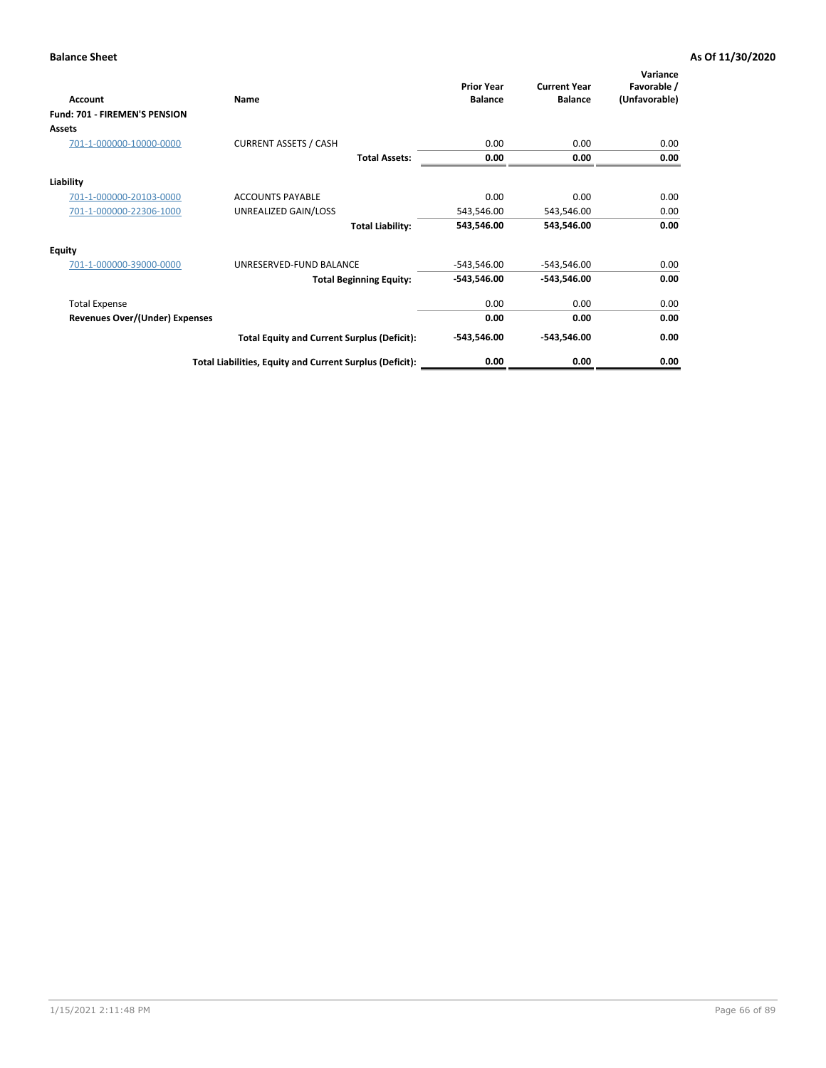**Balance Sheet** **As Of 11/30/2020**

| Account | Name | Prior Year Balance | Current Year Balance | Variance Favorable / (Unfavorable) |
|---|---|---|---|---|
| **Fund: 701 - FIREMEN'S PENSION** | | | | |
| **Assets** | | | | |
| 701-1-000000-10000-0000 | CURRENT ASSETS / CASH | 0.00 | 0.00 | 0.00 |
| | **Total Assets:** | **0.00** | **0.00** | **0.00** |
| **Liability** | | | | |
| 701-1-000000-20103-0000 | ACCOUNTS PAYABLE | 0.00 | 0.00 | 0.00 |
| 701-1-000000-22306-1000 | UNREALIZED GAIN/LOSS | 543,546.00 | 543,546.00 | 0.00 |
| | **Total Liability:** | **543,546.00** | **543,546.00** | **0.00** |
| **Equity** | | | | |
| 701-1-000000-39000-0000 | UNRESERVED-FUND BALANCE | -543,546.00 | -543,546.00 | 0.00 |
| | **Total Beginning Equity:** | **-543,546.00** | **-543,546.00** | **0.00** |
| Total Expense | | 0.00 | 0.00 | 0.00 |
| **Revenues Over/(Under) Expenses** | | **0.00** | **0.00** | **0.00** |
| | **Total Equity and Current Surplus (Deficit):** | **-543,546.00** | **-543,546.00** | **0.00** |
| | **Total Liabilities, Equity and Current Surplus (Deficit):** | **0.00** | **0.00** | **0.00** |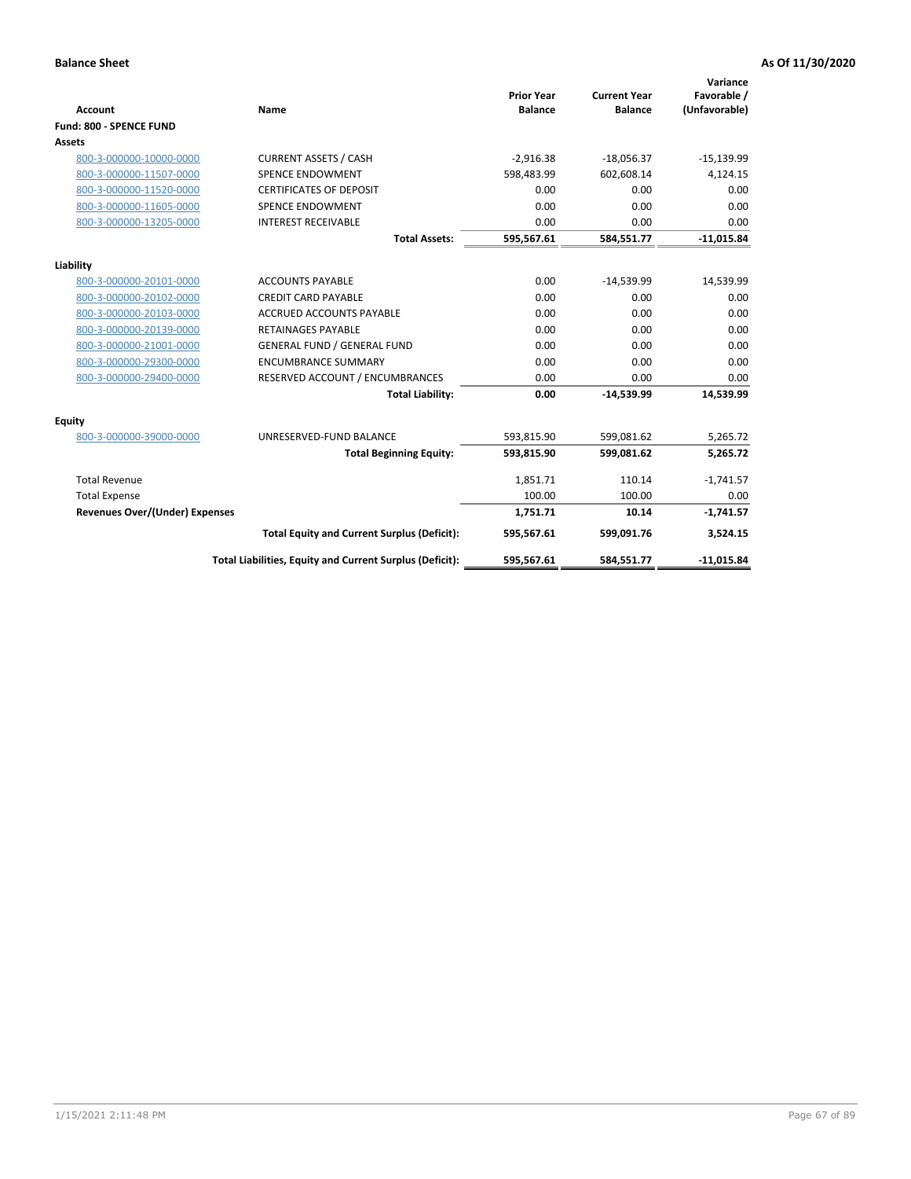**Balance Sheet** **As Of 11/30/2020**

| Account | Name | Prior Year Balance | Current Year Balance | Variance Favorable / (Unfavorable) |
|---|---|---|---|---|
| **Fund: 800 - SPENCE FUND** | | | | |
| **Assets** | | | | |
| 800-3-000000-10000-0000 | CURRENT ASSETS / CASH | -2,916.38 | -18,056.37 | -15,139.99 |
| 800-3-000000-11507-0000 | SPENCE ENDOWMENT | 598,483.99 | 602,608.14 | 4,124.15 |
| 800-3-000000-11520-0000 | CERTIFICATES OF DEPOSIT | 0.00 | 0.00 | 0.00 |
| 800-3-000000-11605-0000 | SPENCE ENDOWMENT | 0.00 | 0.00 | 0.00 |
| 800-3-000000-13205-0000 | INTEREST RECEIVABLE | 0.00 | 0.00 | 0.00 |
| | **Total Assets:** | **595,567.61** | **584,551.77** | **-11,015.84** |
| **Liability** | | | | |
| 800-3-000000-20101-0000 | ACCOUNTS PAYABLE | 0.00 | -14,539.99 | 14,539.99 |
| 800-3-000000-20102-0000 | CREDIT CARD PAYABLE | 0.00 | 0.00 | 0.00 |
| 800-3-000000-20103-0000 | ACCRUED ACCOUNTS PAYABLE | 0.00 | 0.00 | 0.00 |
| 800-3-000000-20139-0000 | RETAINAGES PAYABLE | 0.00 | 0.00 | 0.00 |
| 800-3-000000-21001-0000 | GENERAL FUND / GENERAL FUND | 0.00 | 0.00 | 0.00 |
| 800-3-000000-29300-0000 | ENCUMBRANCE SUMMARY | 0.00 | 0.00 | 0.00 |
| 800-3-000000-29400-0000 | RESERVED ACCOUNT / ENCUMBRANCES | 0.00 | 0.00 | 0.00 |
| | **Total Liability:** | **0.00** | **-14,539.99** | **14,539.99** |
| **Equity** | | | | |
| 800-3-000000-39000-0000 | UNRESERVED-FUND BALANCE | 593,815.90 | 599,081.62 | 5,265.72 |
| | **Total Beginning Equity:** | **593,815.90** | **599,081.62** | **5,265.72** |
| Total Revenue | | 1,851.71 | 110.14 | -1,741.57 |
| Total Expense | | 100.00 | 100.00 | 0.00 |
| **Revenues Over/(Under) Expenses** | | **1,751.71** | **10.14** | **-1,741.57** |
| | **Total Equity and Current Surplus (Deficit):** | **595,567.61** | **599,091.76** | **3,524.15** |
| | **Total Liabilities, Equity and Current Surplus (Deficit):** | **595,567.61** | **584,551.77** | **-11,015.84** |

1/15/2021 2:11:48 PM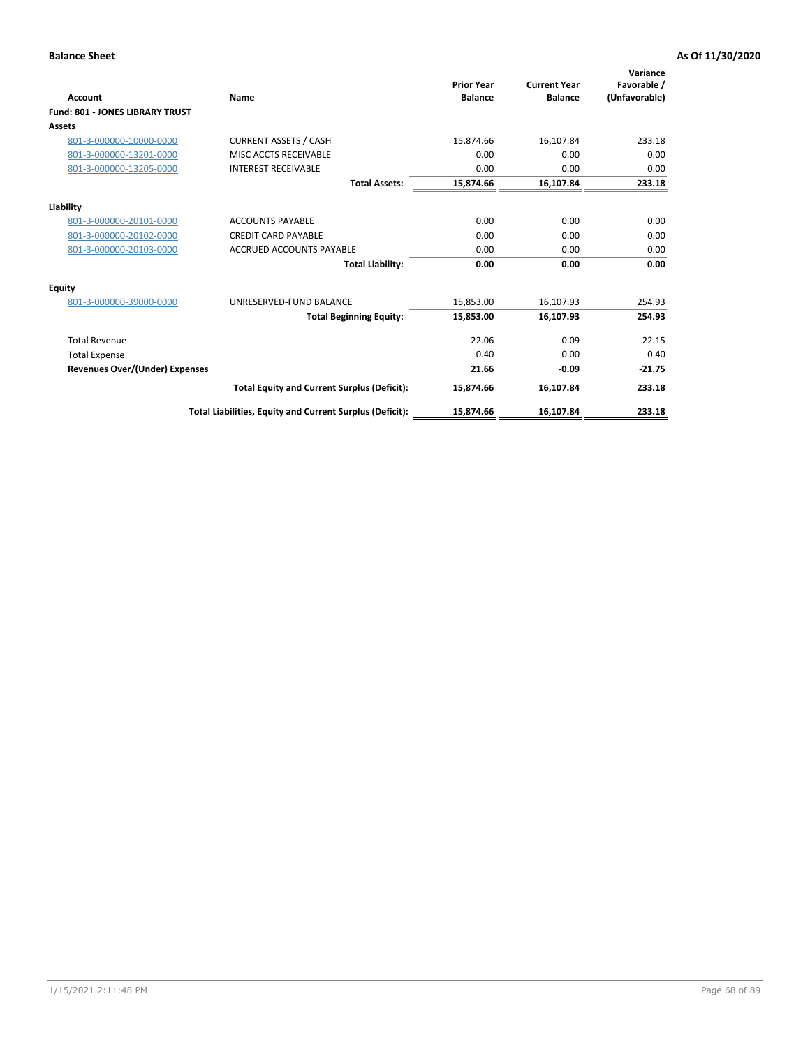**Balance Sheet** **As Of 11/30/2020**

| Account | Name | Prior Year Balance | Current Year Balance | Variance Favorable / (Unfavorable) |
|---|---|---|---|---|
| **Fund: 801 - JONES LIBRARY TRUST** | | | | |
| **Assets** | | | | |
| 801-3-000000-10000-0000 | CURRENT ASSETS / CASH | 15,874.66 | 16,107.84 | 233.18 |
| 801-3-000000-13201-0000 | MISC ACCTS RECEIVABLE | 0.00 | 0.00 | 0.00 |
| 801-3-000000-13205-0000 | INTEREST RECEIVABLE | 0.00 | 0.00 | 0.00 |
| | **Total Assets:** | **15,874.66** | **16,107.84** | **233.18** |
| **Liability** | | | | |
| 801-3-000000-20101-0000 | ACCOUNTS PAYABLE | 0.00 | 0.00 | 0.00 |
| 801-3-000000-20102-0000 | CREDIT CARD PAYABLE | 0.00 | 0.00 | 0.00 |
| 801-3-000000-20103-0000 | ACCRUED ACCOUNTS PAYABLE | 0.00 | 0.00 | 0.00 |
| | **Total Liability:** | **0.00** | **0.00** | **0.00** |
| **Equity** | | | | |
| 801-3-000000-39000-0000 | UNRESERVED-FUND BALANCE | 15,853.00 | 16,107.93 | 254.93 |
| | **Total Beginning Equity:** | **15,853.00** | **16,107.93** | **254.93** |
| Total Revenue | | 22.06 | -0.09 | -22.15 |
| Total Expense | | 0.40 | 0.00 | 0.40 |
| **Revenues Over/(Under) Expenses** | | **21.66** | **-0.09** | **-21.75** |
| | **Total Equity and Current Surplus (Deficit):** | **15,874.66** | **16,107.84** | **233.18** |
| | **Total Liabilities, Equity and Current Surplus (Deficit):** | **15,874.66** | **16,107.84** | **233.18** |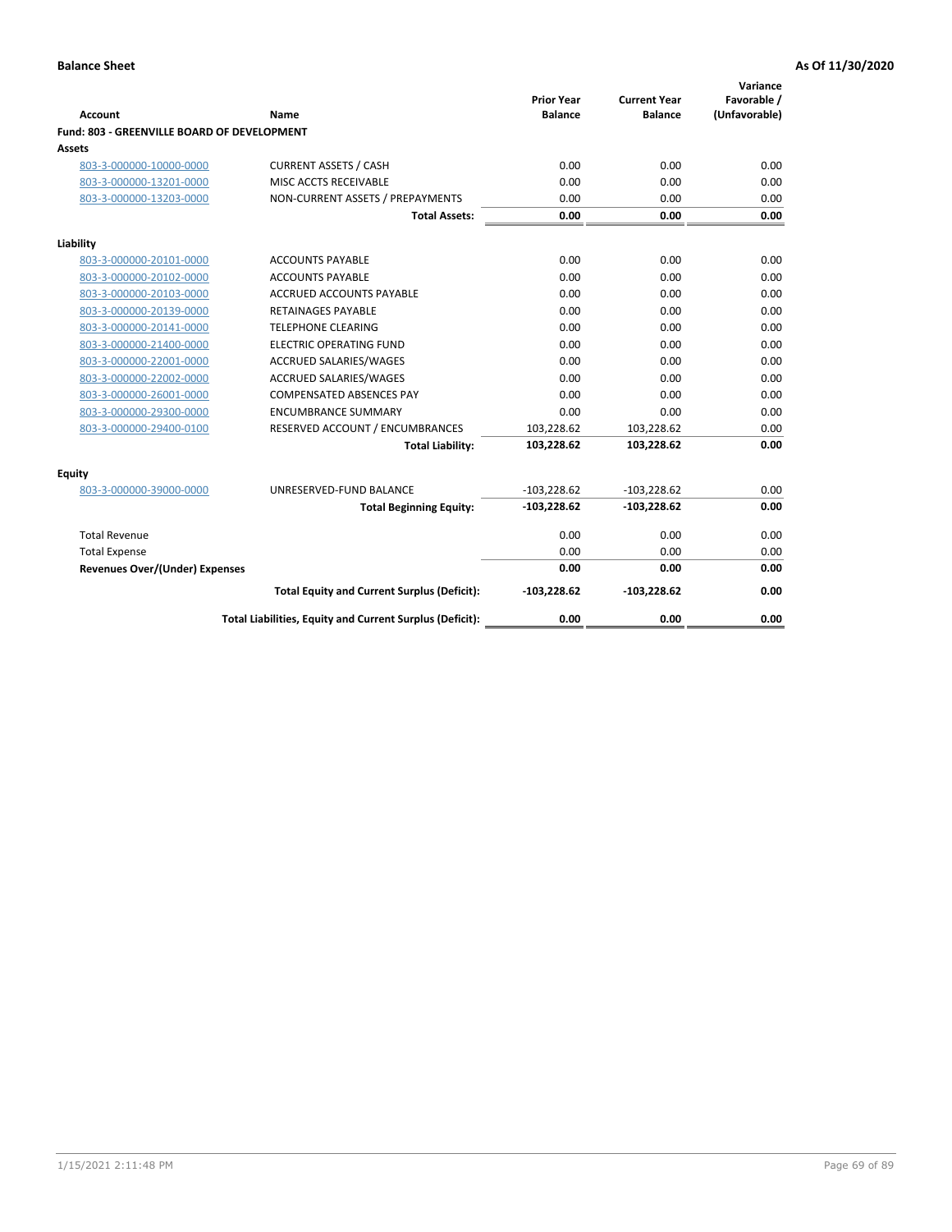**Balance Sheet** — **As Of 11/30/2020**

| Account | Name | Prior Year Balance | Current Year Balance | Variance Favorable / (Unfavorable) |
|---|---|---|---|---|
| **Fund: 803 - GREENVILLE BOARD OF DEVELOPMENT** | | | | |
| **Assets** | | | | |
| 803-3-000000-10000-0000 | CURRENT ASSETS / CASH | 0.00 | 0.00 | 0.00 |
| 803-3-000000-13201-0000 | MISC ACCTS RECEIVABLE | 0.00 | 0.00 | 0.00 |
| 803-3-000000-13203-0000 | NON-CURRENT ASSETS / PREPAYMENTS | 0.00 | 0.00 | 0.00 |
| | **Total Assets:** | **0.00** | **0.00** | **0.00** |
| **Liability** | | | | |
| 803-3-000000-20101-0000 | ACCOUNTS PAYABLE | 0.00 | 0.00 | 0.00 |
| 803-3-000000-20102-0000 | ACCOUNTS PAYABLE | 0.00 | 0.00 | 0.00 |
| 803-3-000000-20103-0000 | ACCRUED ACCOUNTS PAYABLE | 0.00 | 0.00 | 0.00 |
| 803-3-000000-20139-0000 | RETAINAGES PAYABLE | 0.00 | 0.00 | 0.00 |
| 803-3-000000-20141-0000 | TELEPHONE CLEARING | 0.00 | 0.00 | 0.00 |
| 803-3-000000-21400-0000 | ELECTRIC OPERATING FUND | 0.00 | 0.00 | 0.00 |
| 803-3-000000-22001-0000 | ACCRUED SALARIES/WAGES | 0.00 | 0.00 | 0.00 |
| 803-3-000000-22002-0000 | ACCRUED SALARIES/WAGES | 0.00 | 0.00 | 0.00 |
| 803-3-000000-26001-0000 | COMPENSATED ABSENCES PAY | 0.00 | 0.00 | 0.00 |
| 803-3-000000-29300-0000 | ENCUMBRANCE SUMMARY | 0.00 | 0.00 | 0.00 |
| 803-3-000000-29400-0100 | RESERVED ACCOUNT / ENCUMBRANCES | 103,228.62 | 103,228.62 | 0.00 |
| | **Total Liability:** | **103,228.62** | **103,228.62** | **0.00** |
| **Equity** | | | | |
| 803-3-000000-39000-0000 | UNRESERVED-FUND BALANCE | -103,228.62 | -103,228.62 | 0.00 |
| | **Total Beginning Equity:** | **-103,228.62** | **-103,228.62** | **0.00** |
| Total Revenue | | 0.00 | 0.00 | 0.00 |
| Total Expense | | 0.00 | 0.00 | 0.00 |
| **Revenues Over/(Under) Expenses** | | **0.00** | **0.00** | **0.00** |
| | **Total Equity and Current Surplus (Deficit):** | **-103,228.62** | **-103,228.62** | **0.00** |
| | **Total Liabilities, Equity and Current Surplus (Deficit):** | **0.00** | **0.00** | **0.00** |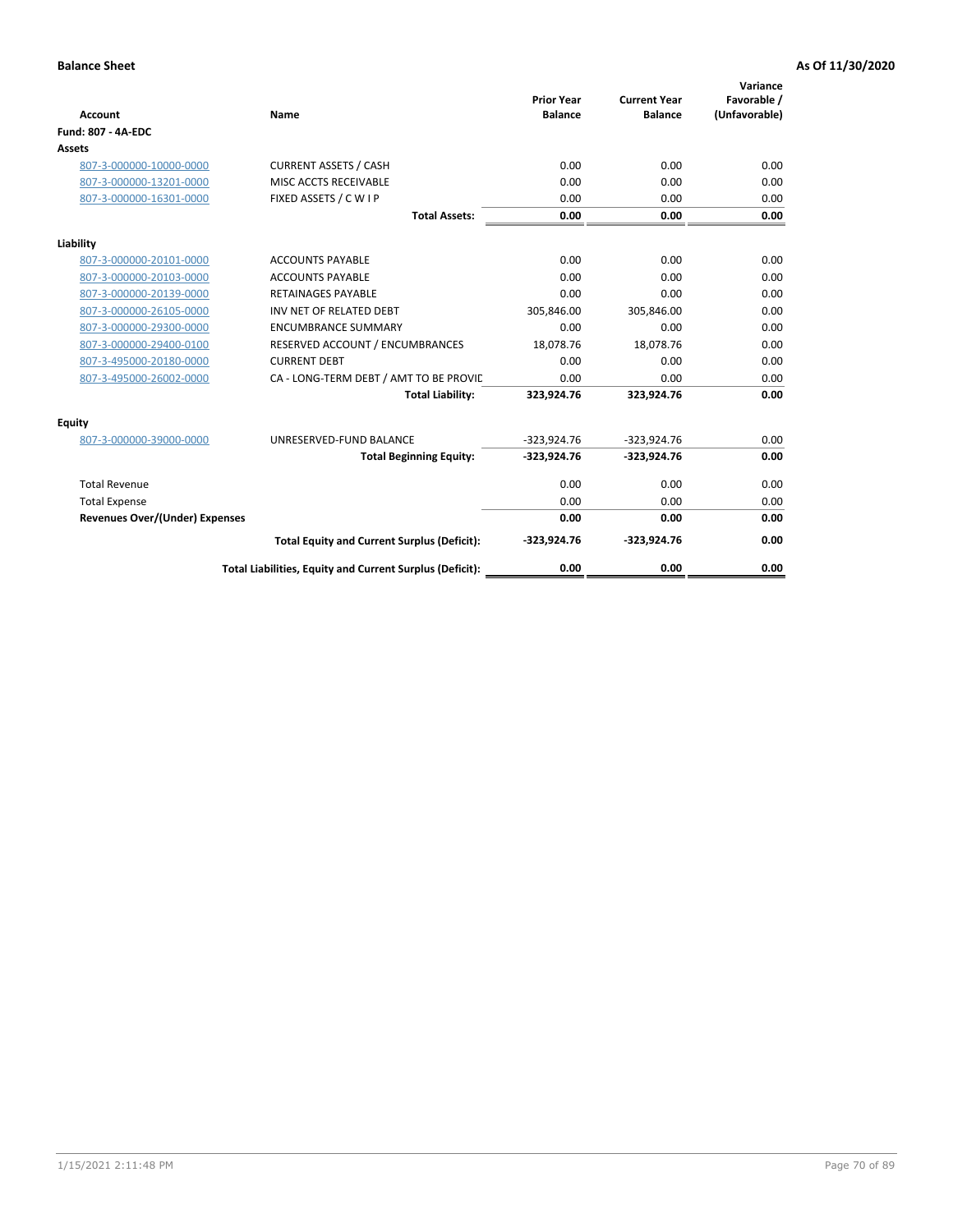**Balance Sheet** **As Of 11/30/2020**

| Account | Name | Prior Year Balance | Current Year Balance | Variance Favorable / (Unfavorable) |
|---|---|---|---|---|
| **Fund: 807 - 4A-EDC** | | | | |
| **Assets** | | | | |
| 807-3-000000-10000-0000 | CURRENT ASSETS / CASH | 0.00 | 0.00 | 0.00 |
| 807-3-000000-13201-0000 | MISC ACCTS RECEIVABLE | 0.00 | 0.00 | 0.00 |
| 807-3-000000-16301-0000 | FIXED ASSETS / C W I P | 0.00 | 0.00 | 0.00 |
| | **Total Assets:** | **0.00** | **0.00** | **0.00** |
| **Liability** | | | | |
| 807-3-000000-20101-0000 | ACCOUNTS PAYABLE | 0.00 | 0.00 | 0.00 |
| 807-3-000000-20103-0000 | ACCOUNTS PAYABLE | 0.00 | 0.00 | 0.00 |
| 807-3-000000-20139-0000 | RETAINAGES PAYABLE | 0.00 | 0.00 | 0.00 |
| 807-3-000000-26105-0000 | INV NET OF RELATED DEBT | 305,846.00 | 305,846.00 | 0.00 |
| 807-3-000000-29300-0000 | ENCUMBRANCE SUMMARY | 0.00 | 0.00 | 0.00 |
| 807-3-000000-29400-0100 | RESERVED ACCOUNT / ENCUMBRANCES | 18,078.76 | 18,078.76 | 0.00 |
| 807-3-495000-20180-0000 | CURRENT DEBT | 0.00 | 0.00 | 0.00 |
| 807-3-495000-26002-0000 | CA - LONG-TERM DEBT / AMT TO BE PROVIC | 0.00 | 0.00 | 0.00 |
| | **Total Liability:** | **323,924.76** | **323,924.76** | **0.00** |
| **Equity** | | | | |
| 807-3-000000-39000-0000 | UNRESERVED-FUND BALANCE | -323,924.76 | -323,924.76 | 0.00 |
| | **Total Beginning Equity:** | **-323,924.76** | **-323,924.76** | **0.00** |
| Total Revenue | | 0.00 | 0.00 | 0.00 |
| Total Expense | | 0.00 | 0.00 | 0.00 |
| **Revenues Over/(Under) Expenses** | | **0.00** | **0.00** | **0.00** |
| | **Total Equity and Current Surplus (Deficit):** | **-323,924.76** | **-323,924.76** | **0.00** |
| | **Total Liabilities, Equity and Current Surplus (Deficit):** | **0.00** | **0.00** | **0.00** |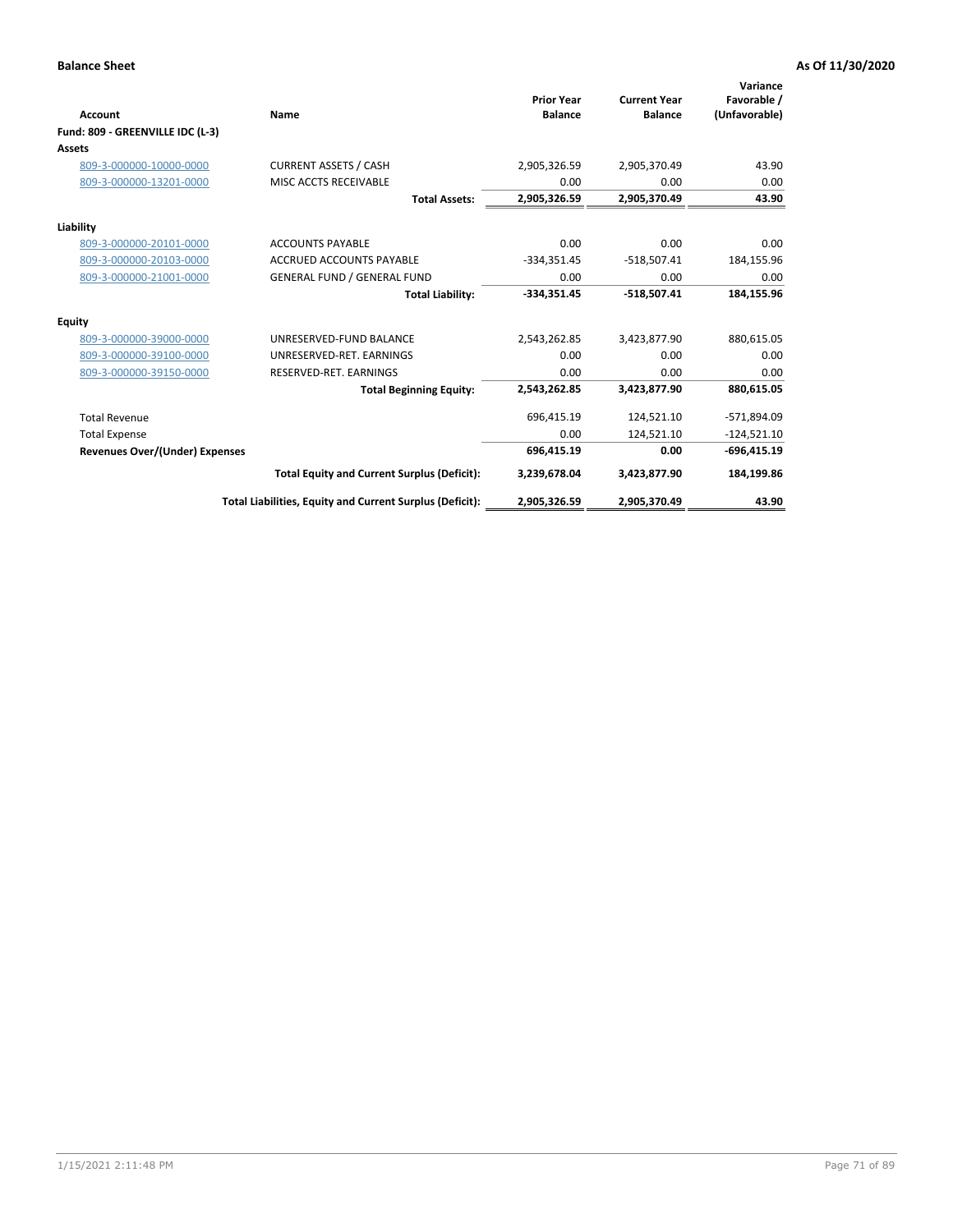**Balance Sheet** **As Of 11/30/2020**

| Account | Name | Prior Year Balance | Current Year Balance | Variance Favorable / (Unfavorable) |
|---|---|---|---|---|
| **Fund: 809 - GREENVILLE IDC (L-3)** | | | | |
| **Assets** | | | | |
| 809-3-000000-10000-0000 | CURRENT ASSETS / CASH | 2,905,326.59 | 2,905,370.49 | 43.90 |
| 809-3-000000-13201-0000 | MISC ACCTS RECEIVABLE | 0.00 | 0.00 | 0.00 |
| | **Total Assets:** | **2,905,326.59** | **2,905,370.49** | **43.90** |
| **Liability** | | | | |
| 809-3-000000-20101-0000 | ACCOUNTS PAYABLE | 0.00 | 0.00 | 0.00 |
| 809-3-000000-20103-0000 | ACCRUED ACCOUNTS PAYABLE | -334,351.45 | -518,507.41 | 184,155.96 |
| 809-3-000000-21001-0000 | GENERAL FUND / GENERAL FUND | 0.00 | 0.00 | 0.00 |
| | **Total Liability:** | **-334,351.45** | **-518,507.41** | **184,155.96** |
| **Equity** | | | | |
| 809-3-000000-39000-0000 | UNRESERVED-FUND BALANCE | 2,543,262.85 | 3,423,877.90 | 880,615.05 |
| 809-3-000000-39100-0000 | UNRESERVED-RET. EARNINGS | 0.00 | 0.00 | 0.00 |
| 809-3-000000-39150-0000 | RESERVED-RET. EARNINGS | 0.00 | 0.00 | 0.00 |
| | **Total Beginning Equity:** | **2,543,262.85** | **3,423,877.90** | **880,615.05** |
| Total Revenue | | 696,415.19 | 124,521.10 | -571,894.09 |
| Total Expense | | 0.00 | 124,521.10 | -124,521.10 |
| **Revenues Over/(Under) Expenses** | | **696,415.19** | **0.00** | **-696,415.19** |
| | **Total Equity and Current Surplus (Deficit):** | **3,239,678.04** | **3,423,877.90** | **184,199.86** |
| | **Total Liabilities, Equity and Current Surplus (Deficit):** | **2,905,326.59** | **2,905,370.49** | **43.90** |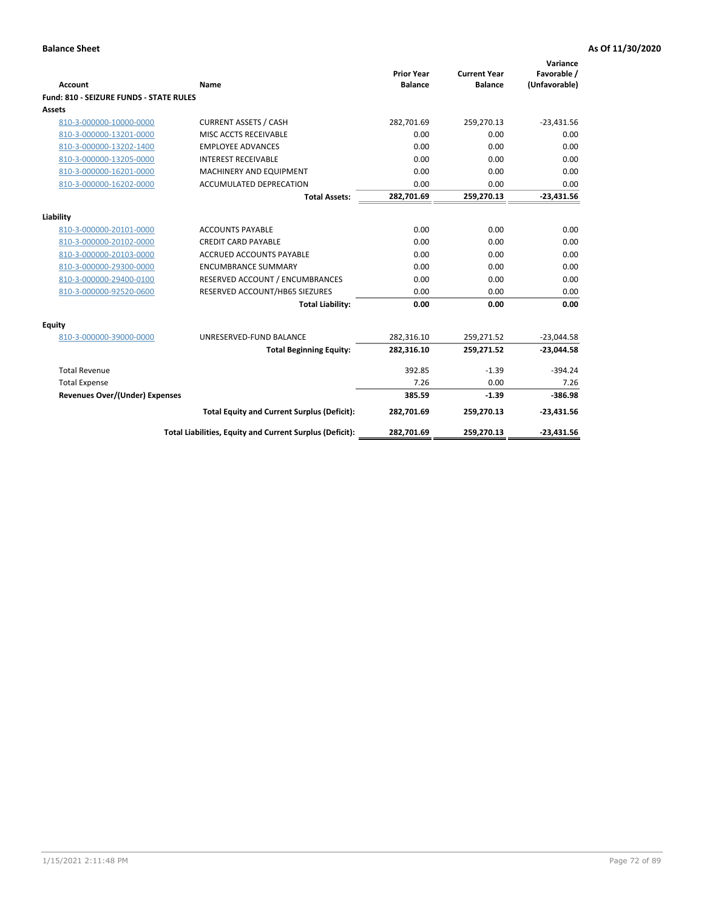**Balance Sheet** **As Of 11/30/2020**

| Account | Name | Prior Year Balance | Current Year Balance | Variance Favorable / (Unfavorable) |
|---|---|---|---|---|
| **Fund: 810 - SEIZURE FUNDS - STATE RULES** | | | | |
| **Assets** | | | | |
| 810-3-000000-10000-0000 | CURRENT ASSETS / CASH | 282,701.69 | 259,270.13 | -23,431.56 |
| 810-3-000000-13201-0000 | MISC ACCTS RECEIVABLE | 0.00 | 0.00 | 0.00 |
| 810-3-000000-13202-1400 | EMPLOYEE ADVANCES | 0.00 | 0.00 | 0.00 |
| 810-3-000000-13205-0000 | INTEREST RECEIVABLE | 0.00 | 0.00 | 0.00 |
| 810-3-000000-16201-0000 | MACHINERY AND EQUIPMENT | 0.00 | 0.00 | 0.00 |
| 810-3-000000-16202-0000 | ACCUMULATED DEPRECATION | 0.00 | 0.00 | 0.00 |
| | **Total Assets:** | **282,701.69** | **259,270.13** | **-23,431.56** |
| **Liability** | | | | |
| 810-3-000000-20101-0000 | ACCOUNTS PAYABLE | 0.00 | 0.00 | 0.00 |
| 810-3-000000-20102-0000 | CREDIT CARD PAYABLE | 0.00 | 0.00 | 0.00 |
| 810-3-000000-20103-0000 | ACCRUED ACCOUNTS PAYABLE | 0.00 | 0.00 | 0.00 |
| 810-3-000000-29300-0000 | ENCUMBRANCE SUMMARY | 0.00 | 0.00 | 0.00 |
| 810-3-000000-29400-0100 | RESERVED ACCOUNT / ENCUMBRANCES | 0.00 | 0.00 | 0.00 |
| 810-3-000000-92520-0600 | RESERVED ACCOUNT/HB65 SIEZURES | 0.00 | 0.00 | 0.00 |
| | **Total Liability:** | **0.00** | **0.00** | **0.00** |
| **Equity** | | | | |
| 810-3-000000-39000-0000 | UNRESERVED-FUND BALANCE | 282,316.10 | 259,271.52 | -23,044.58 |
| | **Total Beginning Equity:** | **282,316.10** | **259,271.52** | **-23,044.58** |
| Total Revenue | | 392.85 | -1.39 | -394.24 |
| Total Expense | | 7.26 | 0.00 | 7.26 |
| **Revenues Over/(Under) Expenses** | | **385.59** | **-1.39** | **-386.98** |
| | **Total Equity and Current Surplus (Deficit):** | **282,701.69** | **259,270.13** | **-23,431.56** |
| | **Total Liabilities, Equity and Current Surplus (Deficit):** | **282,701.69** | **259,270.13** | **-23,431.56** |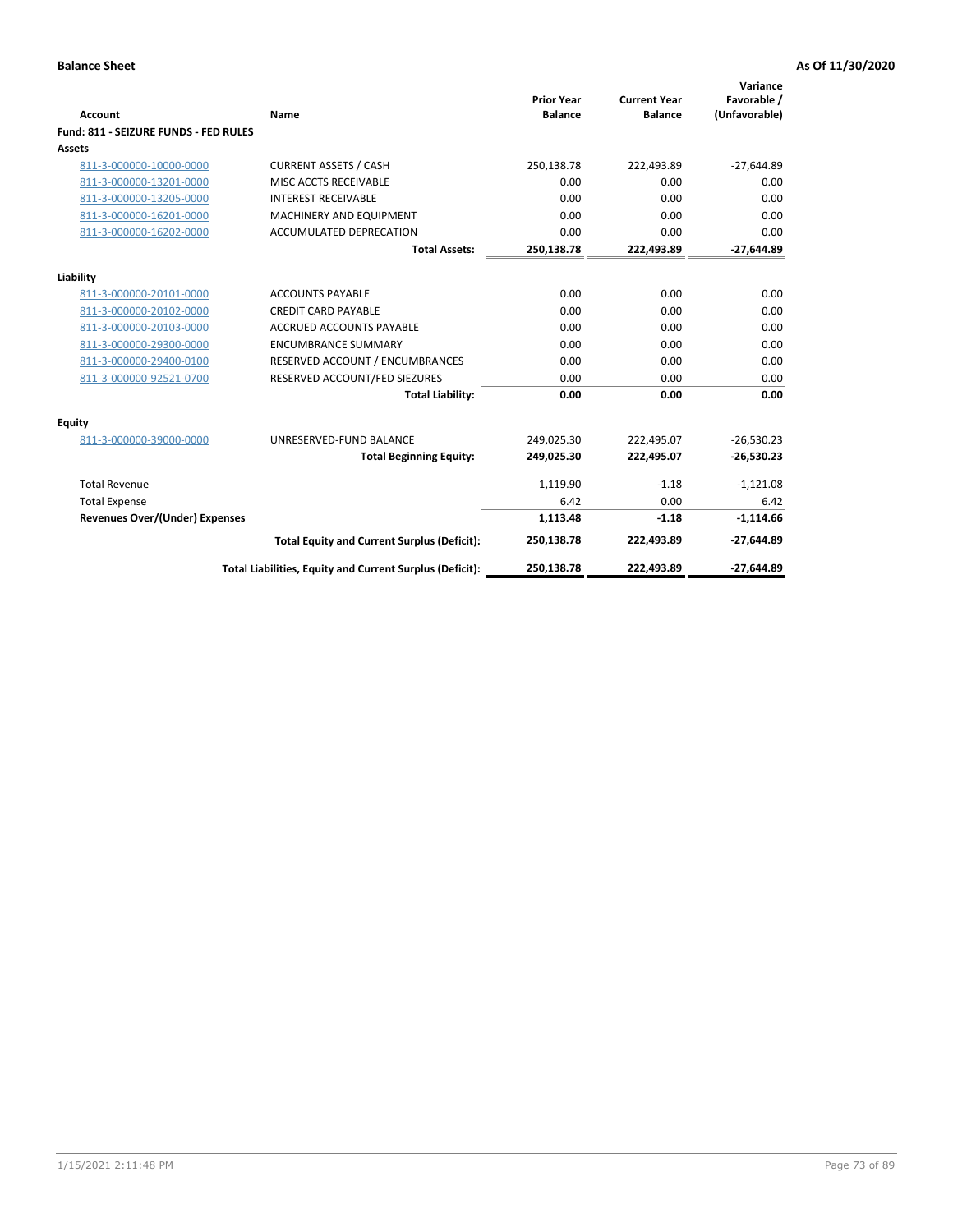**Balance Sheet** **As Of 11/30/2020**

| Account | Name | Prior Year Balance | Current Year Balance | Variance Favorable / (Unfavorable) |
|---|---|---|---|---|
| **Fund: 811 - SEIZURE FUNDS - FED RULES** | | | | |
| **Assets** | | | | |
| 811-3-000000-10000-0000 | CURRENT ASSETS / CASH | 250,138.78 | 222,493.89 | -27,644.89 |
| 811-3-000000-13201-0000 | MISC ACCTS RECEIVABLE | 0.00 | 0.00 | 0.00 |
| 811-3-000000-13205-0000 | INTEREST RECEIVABLE | 0.00 | 0.00 | 0.00 |
| 811-3-000000-16201-0000 | MACHINERY AND EQUIPMENT | 0.00 | 0.00 | 0.00 |
| 811-3-000000-16202-0000 | ACCUMULATED DEPRECATION | 0.00 | 0.00 | 0.00 |
| | **Total Assets:** | **250,138.78** | **222,493.89** | **-27,644.89** |
| **Liability** | | | | |
| 811-3-000000-20101-0000 | ACCOUNTS PAYABLE | 0.00 | 0.00 | 0.00 |
| 811-3-000000-20102-0000 | CREDIT CARD PAYABLE | 0.00 | 0.00 | 0.00 |
| 811-3-000000-20103-0000 | ACCRUED ACCOUNTS PAYABLE | 0.00 | 0.00 | 0.00 |
| 811-3-000000-29300-0000 | ENCUMBRANCE SUMMARY | 0.00 | 0.00 | 0.00 |
| 811-3-000000-29400-0100 | RESERVED ACCOUNT / ENCUMBRANCES | 0.00 | 0.00 | 0.00 |
| 811-3-000000-92521-0700 | RESERVED ACCOUNT/FED SIEZURES | 0.00 | 0.00 | 0.00 |
| | **Total Liability:** | **0.00** | **0.00** | **0.00** |
| **Equity** | | | | |
| 811-3-000000-39000-0000 | UNRESERVED-FUND BALANCE | 249,025.30 | 222,495.07 | -26,530.23 |
| | **Total Beginning Equity:** | **249,025.30** | **222,495.07** | **-26,530.23** |
| Total Revenue | | 1,119.90 | -1.18 | -1,121.08 |
| Total Expense | | 6.42 | 0.00 | 6.42 |
| **Revenues Over/(Under) Expenses** | | **1,113.48** | **-1.18** | **-1,114.66** |
| | **Total Equity and Current Surplus (Deficit):** | **250,138.78** | **222,493.89** | **-27,644.89** |
| | **Total Liabilities, Equity and Current Surplus (Deficit):** | **250,138.78** | **222,493.89** | **-27,644.89** |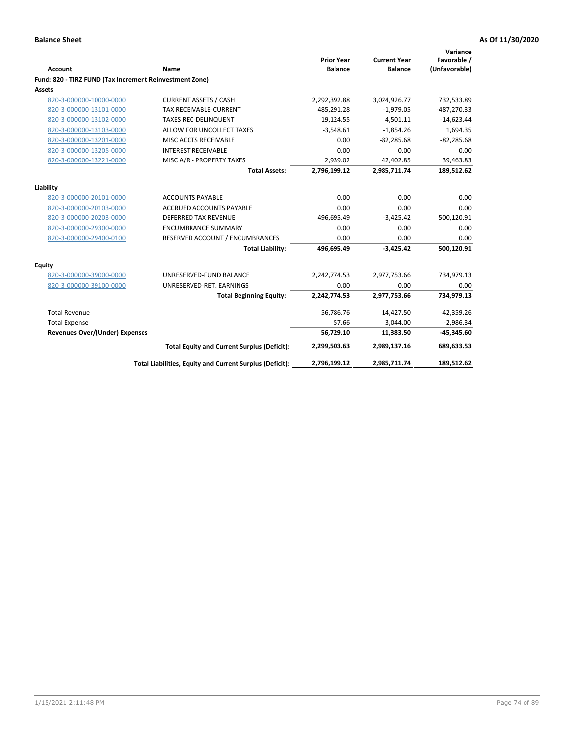**Balance Sheet** **As Of 11/30/2020**

| Account | Name | Prior Year Balance | Current Year Balance | Variance Favorable / (Unfavorable) |
|---|---|---|---|---|
| **Fund: 820 - TIRZ FUND (Tax Increment Reinvestment Zone)** | | | | |
| **Assets** | | | | |
| 820-3-000000-10000-0000 | CURRENT ASSETS / CASH | 2,292,392.88 | 3,024,926.77 | 732,533.89 |
| 820-3-000000-13101-0000 | TAX RECEIVABLE-CURRENT | 485,291.28 | -1,979.05 | -487,270.33 |
| 820-3-000000-13102-0000 | TAXES REC-DELINQUENT | 19,124.55 | 4,501.11 | -14,623.44 |
| 820-3-000000-13103-0000 | ALLOW FOR UNCOLLECT TAXES | -3,548.61 | -1,854.26 | 1,694.35 |
| 820-3-000000-13201-0000 | MISC ACCTS RECEIVABLE | 0.00 | -82,285.68 | -82,285.68 |
| 820-3-000000-13205-0000 | INTEREST RECEIVABLE | 0.00 | 0.00 | 0.00 |
| 820-3-000000-13221-0000 | MISC A/R - PROPERTY TAXES | 2,939.02 | 42,402.85 | 39,463.83 |
| | **Total Assets:** | **2,796,199.12** | **2,985,711.74** | **189,512.62** |
| **Liability** | | | | |
| 820-3-000000-20101-0000 | ACCOUNTS PAYABLE | 0.00 | 0.00 | 0.00 |
| 820-3-000000-20103-0000 | ACCRUED ACCOUNTS PAYABLE | 0.00 | 0.00 | 0.00 |
| 820-3-000000-20203-0000 | DEFERRED TAX REVENUE | 496,695.49 | -3,425.42 | 500,120.91 |
| 820-3-000000-29300-0000 | ENCUMBRANCE SUMMARY | 0.00 | 0.00 | 0.00 |
| 820-3-000000-29400-0100 | RESERVED ACCOUNT / ENCUMBRANCES | 0.00 | 0.00 | 0.00 |
| | **Total Liability:** | **496,695.49** | **-3,425.42** | **500,120.91** |
| **Equity** | | | | |
| 820-3-000000-39000-0000 | UNRESERVED-FUND BALANCE | 2,242,774.53 | 2,977,753.66 | 734,979.13 |
| 820-3-000000-39100-0000 | UNRESERVED-RET. EARNINGS | 0.00 | 0.00 | 0.00 |
| | **Total Beginning Equity:** | **2,242,774.53** | **2,977,753.66** | **734,979.13** |
| Total Revenue | | 56,786.76 | 14,427.50 | -42,359.26 |
| Total Expense | | 57.66 | 3,044.00 | -2,986.34 |
| **Revenues Over/(Under) Expenses** | | **56,729.10** | **11,383.50** | **-45,345.60** |
| | **Total Equity and Current Surplus (Deficit):** | **2,299,503.63** | **2,989,137.16** | **689,633.53** |
| | **Total Liabilities, Equity and Current Surplus (Deficit):** | **2,796,199.12** | **2,985,711.74** | **189,512.62** |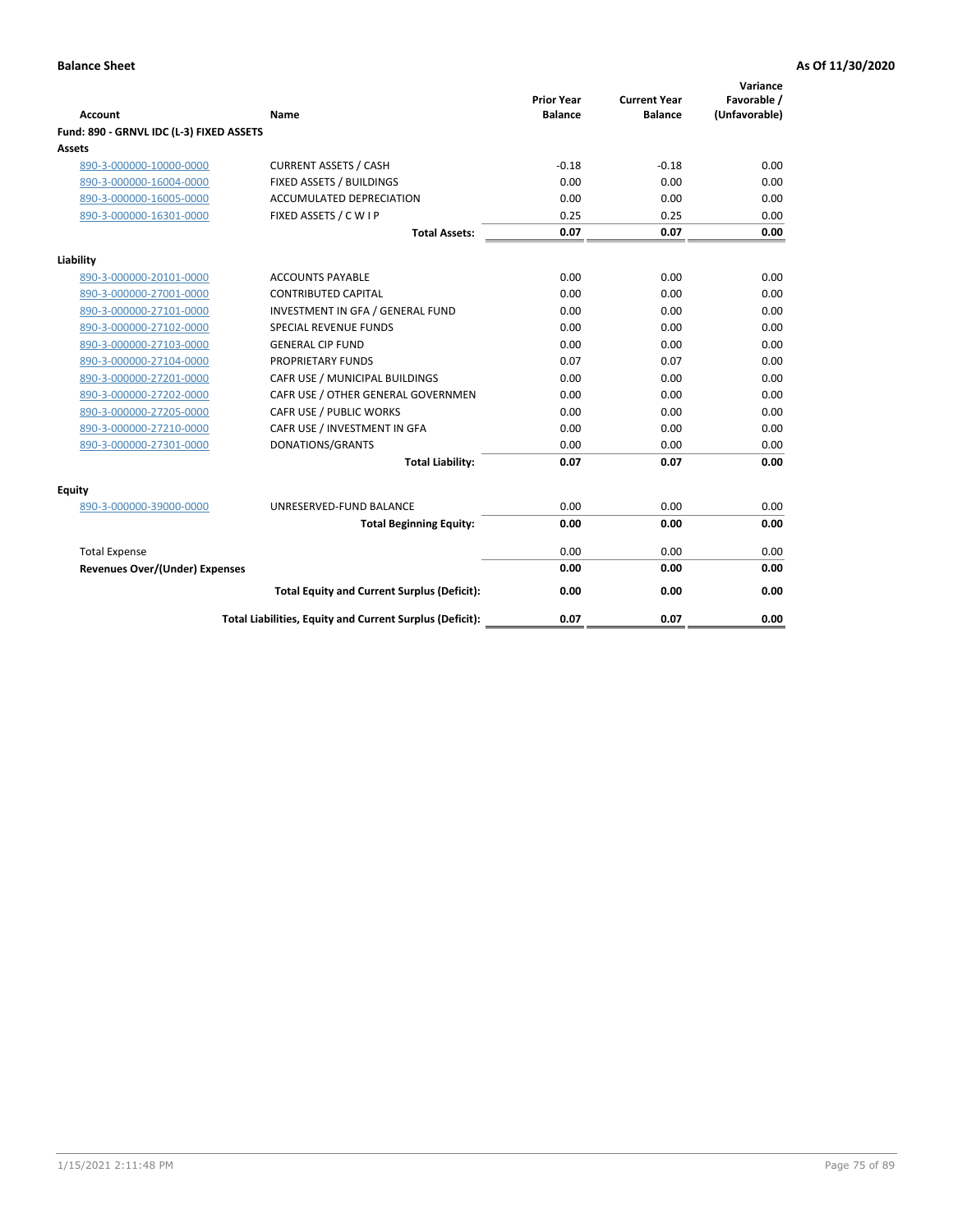**Balance Sheet** **As Of 11/30/2020**

| Account | Name | Prior Year Balance | Current Year Balance | Variance Favorable / (Unfavorable) |
|---|---|---|---|---|
| **Fund: 890 - GRNVL IDC (L-3) FIXED ASSETS** | | | | |
| **Assets** | | | | |
| 890-3-000000-10000-0000 | CURRENT ASSETS / CASH | -0.18 | -0.18 | 0.00 |
| 890-3-000000-16004-0000 | FIXED ASSETS / BUILDINGS | 0.00 | 0.00 | 0.00 |
| 890-3-000000-16005-0000 | ACCUMULATED DEPRECIATION | 0.00 | 0.00 | 0.00 |
| 890-3-000000-16301-0000 | FIXED ASSETS / C W I P | 0.25 | 0.25 | 0.00 |
| | **Total Assets:** | **0.07** | **0.07** | **0.00** |
| **Liability** | | | | |
| 890-3-000000-20101-0000 | ACCOUNTS PAYABLE | 0.00 | 0.00 | 0.00 |
| 890-3-000000-27001-0000 | CONTRIBUTED CAPITAL | 0.00 | 0.00 | 0.00 |
| 890-3-000000-27101-0000 | INVESTMENT IN GFA / GENERAL FUND | 0.00 | 0.00 | 0.00 |
| 890-3-000000-27102-0000 | SPECIAL REVENUE FUNDS | 0.00 | 0.00 | 0.00 |
| 890-3-000000-27103-0000 | GENERAL CIP FUND | 0.00 | 0.00 | 0.00 |
| 890-3-000000-27104-0000 | PROPRIETARY FUNDS | 0.07 | 0.07 | 0.00 |
| 890-3-000000-27201-0000 | CAFR USE / MUNICIPAL BUILDINGS | 0.00 | 0.00 | 0.00 |
| 890-3-000000-27202-0000 | CAFR USE / OTHER GENERAL GOVERNMEN | 0.00 | 0.00 | 0.00 |
| 890-3-000000-27205-0000 | CAFR USE / PUBLIC WORKS | 0.00 | 0.00 | 0.00 |
| 890-3-000000-27210-0000 | CAFR USE / INVESTMENT IN GFA | 0.00 | 0.00 | 0.00 |
| 890-3-000000-27301-0000 | DONATIONS/GRANTS | 0.00 | 0.00 | 0.00 |
| | **Total Liability:** | **0.07** | **0.07** | **0.00** |
| **Equity** | | | | |
| 890-3-000000-39000-0000 | UNRESERVED-FUND BALANCE | 0.00 | 0.00 | 0.00 |
| | **Total Beginning Equity:** | **0.00** | **0.00** | **0.00** |
| Total Expense | | 0.00 | 0.00 | 0.00 |
| **Revenues Over/(Under) Expenses** | | **0.00** | **0.00** | **0.00** |
| | **Total Equity and Current Surplus (Deficit):** | **0.00** | **0.00** | **0.00** |
| | **Total Liabilities, Equity and Current Surplus (Deficit):** | **0.07** | **0.07** | **0.00** |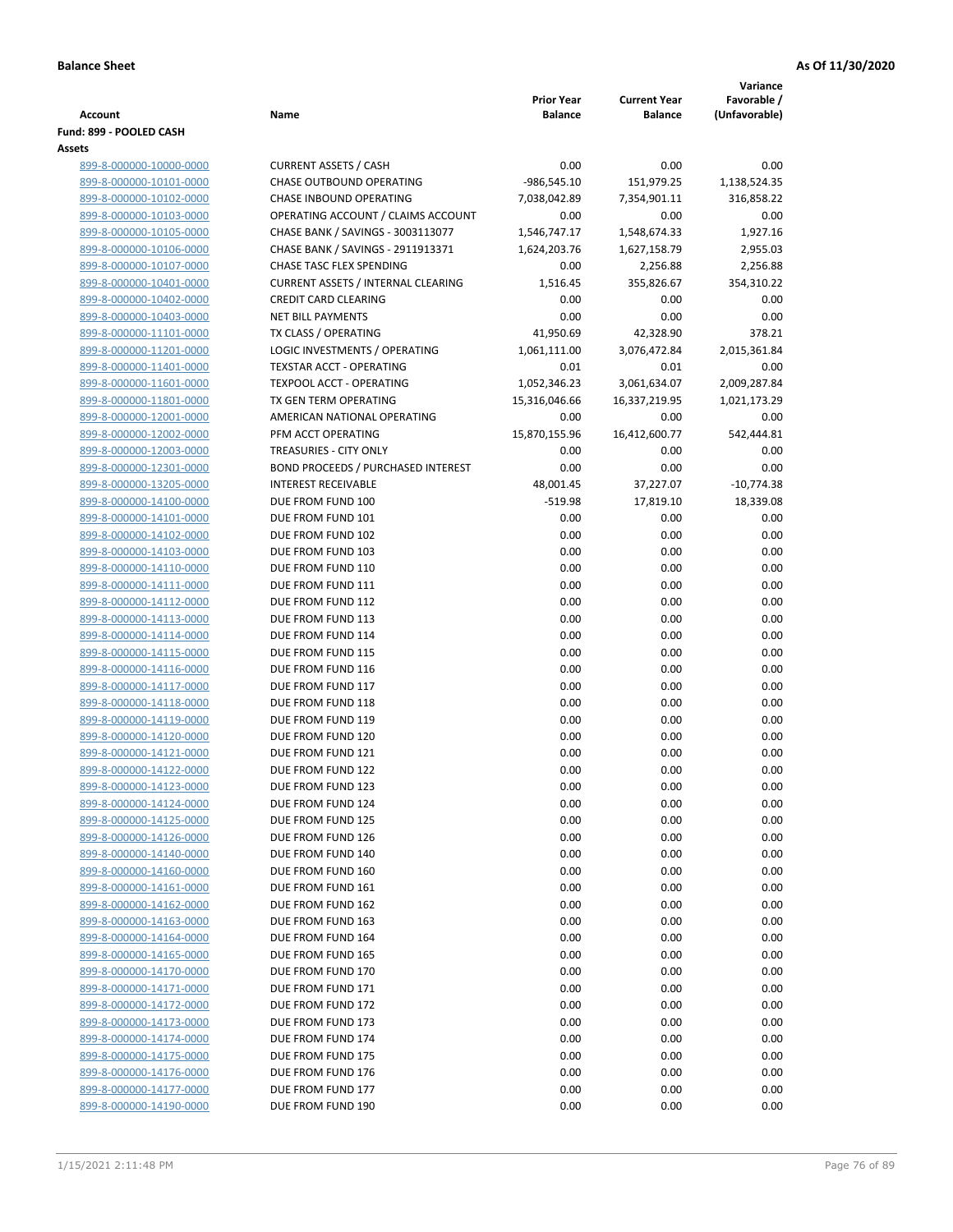**Balance Sheet** **As Of 11/30/2020**

| Account | Name | Prior Year Balance | Current Year Balance | Variance Favorable / (Unfavorable) |
|---|---|---|---|---|
| **Fund: 899 - POOLED CASH** | | | | |
| **Assets** | | | | |
| 899-8-000000-10000-0000 | CURRENT ASSETS / CASH | 0.00 | 0.00 | 0.00 |
| 899-8-000000-10101-0000 | CHASE OUTBOUND OPERATING | -986,545.10 | 151,979.25 | 1,138,524.35 |
| 899-8-000000-10102-0000 | CHASE INBOUND OPERATING | 7,038,042.89 | 7,354,901.11 | 316,858.22 |
| 899-8-000000-10103-0000 | OPERATING ACCOUNT / CLAIMS ACCOUNT | 0.00 | 0.00 | 0.00 |
| 899-8-000000-10105-0000 | CHASE BANK / SAVINGS - 3003113077 | 1,546,747.17 | 1,548,674.33 | 1,927.16 |
| 899-8-000000-10106-0000 | CHASE BANK / SAVINGS - 2911913371 | 1,624,203.76 | 1,627,158.79 | 2,955.03 |
| 899-8-000000-10107-0000 | CHASE TASC FLEX SPENDING | 0.00 | 2,256.88 | 2,256.88 |
| 899-8-000000-10401-0000 | CURRENT ASSETS / INTERNAL CLEARING | 1,516.45 | 355,826.67 | 354,310.22 |
| 899-8-000000-10402-0000 | CREDIT CARD CLEARING | 0.00 | 0.00 | 0.00 |
| 899-8-000000-10403-0000 | NET BILL PAYMENTS | 0.00 | 0.00 | 0.00 |
| 899-8-000000-11101-0000 | TX CLASS / OPERATING | 41,950.69 | 42,328.90 | 378.21 |
| 899-8-000000-11201-0000 | LOGIC INVESTMENTS / OPERATING | 1,061,111.00 | 3,076,472.84 | 2,015,361.84 |
| 899-8-000000-11401-0000 | TEXSTAR ACCT - OPERATING | 0.01 | 0.01 | 0.00 |
| 899-8-000000-11601-0000 | TEXPOOL ACCT - OPERATING | 1,052,346.23 | 3,061,634.07 | 2,009,287.84 |
| 899-8-000000-11801-0000 | TX GEN TERM OPERATING | 15,316,046.66 | 16,337,219.95 | 1,021,173.29 |
| 899-8-000000-12001-0000 | AMERICAN NATIONAL OPERATING | 0.00 | 0.00 | 0.00 |
| 899-8-000000-12002-0000 | PFM ACCT OPERATING | 15,870,155.96 | 16,412,600.77 | 542,444.81 |
| 899-8-000000-12003-0000 | TREASURIES - CITY ONLY | 0.00 | 0.00 | 0.00 |
| 899-8-000000-12301-0000 | BOND PROCEEDS / PURCHASED INTEREST | 0.00 | 0.00 | 0.00 |
| 899-8-000000-13205-0000 | INTEREST RECEIVABLE | 48,001.45 | 37,227.07 | -10,774.38 |
| 899-8-000000-14100-0000 | DUE FROM FUND 100 | -519.98 | 17,819.10 | 18,339.08 |
| 899-8-000000-14101-0000 | DUE FROM FUND 101 | 0.00 | 0.00 | 0.00 |
| 899-8-000000-14102-0000 | DUE FROM FUND 102 | 0.00 | 0.00 | 0.00 |
| 899-8-000000-14103-0000 | DUE FROM FUND 103 | 0.00 | 0.00 | 0.00 |
| 899-8-000000-14110-0000 | DUE FROM FUND 110 | 0.00 | 0.00 | 0.00 |
| 899-8-000000-14111-0000 | DUE FROM FUND 111 | 0.00 | 0.00 | 0.00 |
| 899-8-000000-14112-0000 | DUE FROM FUND 112 | 0.00 | 0.00 | 0.00 |
| 899-8-000000-14113-0000 | DUE FROM FUND 113 | 0.00 | 0.00 | 0.00 |
| 899-8-000000-14114-0000 | DUE FROM FUND 114 | 0.00 | 0.00 | 0.00 |
| 899-8-000000-14115-0000 | DUE FROM FUND 115 | 0.00 | 0.00 | 0.00 |
| 899-8-000000-14116-0000 | DUE FROM FUND 116 | 0.00 | 0.00 | 0.00 |
| 899-8-000000-14117-0000 | DUE FROM FUND 117 | 0.00 | 0.00 | 0.00 |
| 899-8-000000-14118-0000 | DUE FROM FUND 118 | 0.00 | 0.00 | 0.00 |
| 899-8-000000-14119-0000 | DUE FROM FUND 119 | 0.00 | 0.00 | 0.00 |
| 899-8-000000-14120-0000 | DUE FROM FUND 120 | 0.00 | 0.00 | 0.00 |
| 899-8-000000-14121-0000 | DUE FROM FUND 121 | 0.00 | 0.00 | 0.00 |
| 899-8-000000-14122-0000 | DUE FROM FUND 122 | 0.00 | 0.00 | 0.00 |
| 899-8-000000-14123-0000 | DUE FROM FUND 123 | 0.00 | 0.00 | 0.00 |
| 899-8-000000-14124-0000 | DUE FROM FUND 124 | 0.00 | 0.00 | 0.00 |
| 899-8-000000-14125-0000 | DUE FROM FUND 125 | 0.00 | 0.00 | 0.00 |
| 899-8-000000-14126-0000 | DUE FROM FUND 126 | 0.00 | 0.00 | 0.00 |
| 899-8-000000-14140-0000 | DUE FROM FUND 140 | 0.00 | 0.00 | 0.00 |
| 899-8-000000-14160-0000 | DUE FROM FUND 160 | 0.00 | 0.00 | 0.00 |
| 899-8-000000-14161-0000 | DUE FROM FUND 161 | 0.00 | 0.00 | 0.00 |
| 899-8-000000-14162-0000 | DUE FROM FUND 162 | 0.00 | 0.00 | 0.00 |
| 899-8-000000-14163-0000 | DUE FROM FUND 163 | 0.00 | 0.00 | 0.00 |
| 899-8-000000-14164-0000 | DUE FROM FUND 164 | 0.00 | 0.00 | 0.00 |
| 899-8-000000-14165-0000 | DUE FROM FUND 165 | 0.00 | 0.00 | 0.00 |
| 899-8-000000-14170-0000 | DUE FROM FUND 170 | 0.00 | 0.00 | 0.00 |
| 899-8-000000-14171-0000 | DUE FROM FUND 171 | 0.00 | 0.00 | 0.00 |
| 899-8-000000-14172-0000 | DUE FROM FUND 172 | 0.00 | 0.00 | 0.00 |
| 899-8-000000-14173-0000 | DUE FROM FUND 173 | 0.00 | 0.00 | 0.00 |
| 899-8-000000-14174-0000 | DUE FROM FUND 174 | 0.00 | 0.00 | 0.00 |
| 899-8-000000-14175-0000 | DUE FROM FUND 175 | 0.00 | 0.00 | 0.00 |
| 899-8-000000-14176-0000 | DUE FROM FUND 176 | 0.00 | 0.00 | 0.00 |
| 899-8-000000-14177-0000 | DUE FROM FUND 177 | 0.00 | 0.00 | 0.00 |
| 899-8-000000-14190-0000 | DUE FROM FUND 190 | 0.00 | 0.00 | 0.00 |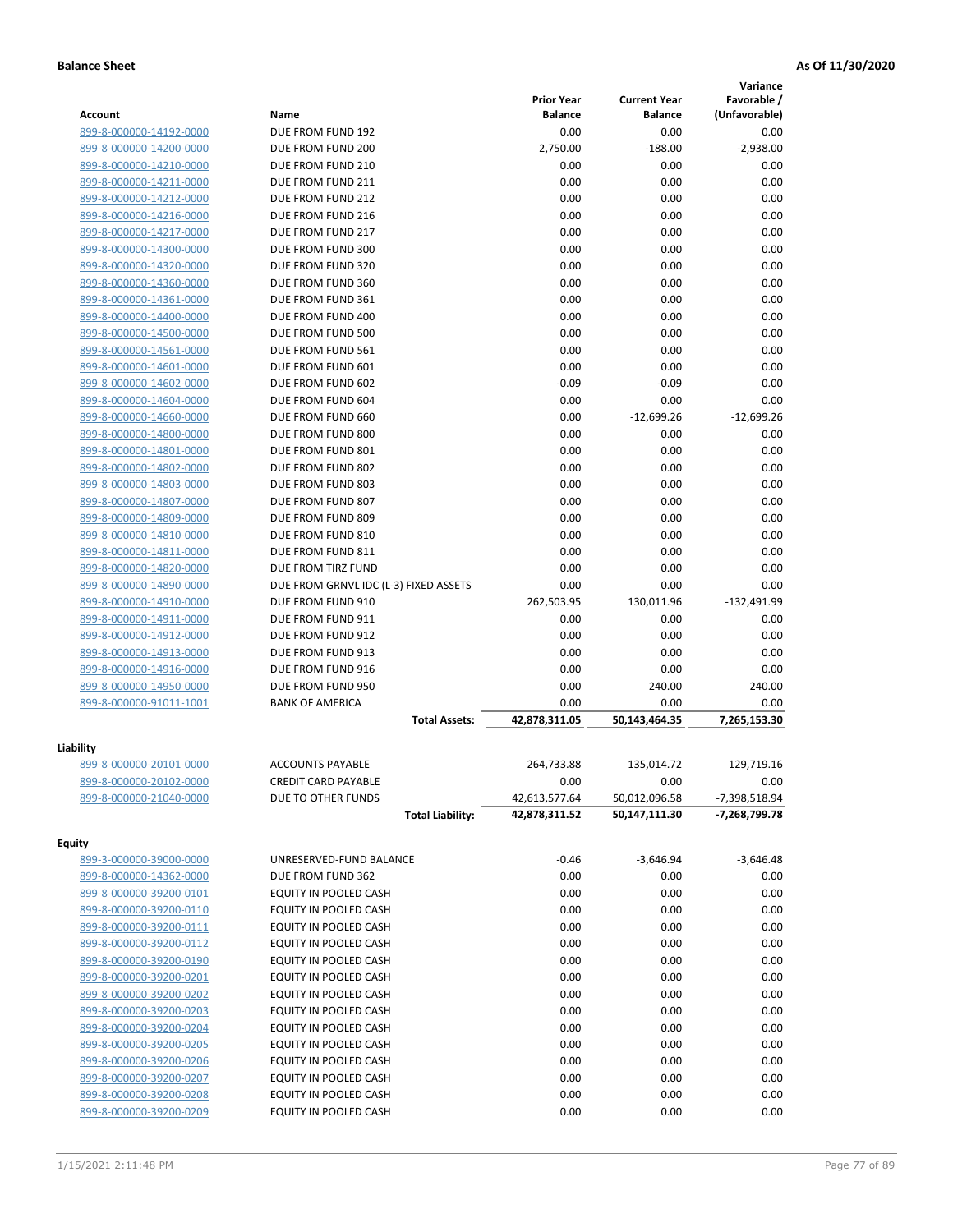**Balance Sheet** **As Of 11/30/2020**

| Account | Name | Prior Year Balance | Current Year Balance | Variance Favorable / (Unfavorable) |
|---|---|---|---|---|
| 899-8-000000-14192-0000 | DUE FROM FUND 192 | 0.00 | 0.00 | 0.00 |
| 899-8-000000-14200-0000 | DUE FROM FUND 200 | 2,750.00 | -188.00 | -2,938.00 |
| 899-8-000000-14210-0000 | DUE FROM FUND 210 | 0.00 | 0.00 | 0.00 |
| 899-8-000000-14211-0000 | DUE FROM FUND 211 | 0.00 | 0.00 | 0.00 |
| 899-8-000000-14212-0000 | DUE FROM FUND 212 | 0.00 | 0.00 | 0.00 |
| 899-8-000000-14216-0000 | DUE FROM FUND 216 | 0.00 | 0.00 | 0.00 |
| 899-8-000000-14217-0000 | DUE FROM FUND 217 | 0.00 | 0.00 | 0.00 |
| 899-8-000000-14300-0000 | DUE FROM FUND 300 | 0.00 | 0.00 | 0.00 |
| 899-8-000000-14320-0000 | DUE FROM FUND 320 | 0.00 | 0.00 | 0.00 |
| 899-8-000000-14360-0000 | DUE FROM FUND 360 | 0.00 | 0.00 | 0.00 |
| 899-8-000000-14361-0000 | DUE FROM FUND 361 | 0.00 | 0.00 | 0.00 |
| 899-8-000000-14400-0000 | DUE FROM FUND 400 | 0.00 | 0.00 | 0.00 |
| 899-8-000000-14500-0000 | DUE FROM FUND 500 | 0.00 | 0.00 | 0.00 |
| 899-8-000000-14561-0000 | DUE FROM FUND 561 | 0.00 | 0.00 | 0.00 |
| 899-8-000000-14601-0000 | DUE FROM FUND 601 | 0.00 | 0.00 | 0.00 |
| 899-8-000000-14602-0000 | DUE FROM FUND 602 | -0.09 | -0.09 | 0.00 |
| 899-8-000000-14604-0000 | DUE FROM FUND 604 | 0.00 | 0.00 | 0.00 |
| 899-8-000000-14660-0000 | DUE FROM FUND 660 | 0.00 | -12,699.26 | -12,699.26 |
| 899-8-000000-14800-0000 | DUE FROM FUND 800 | 0.00 | 0.00 | 0.00 |
| 899-8-000000-14801-0000 | DUE FROM FUND 801 | 0.00 | 0.00 | 0.00 |
| 899-8-000000-14802-0000 | DUE FROM FUND 802 | 0.00 | 0.00 | 0.00 |
| 899-8-000000-14803-0000 | DUE FROM FUND 803 | 0.00 | 0.00 | 0.00 |
| 899-8-000000-14807-0000 | DUE FROM FUND 807 | 0.00 | 0.00 | 0.00 |
| 899-8-000000-14809-0000 | DUE FROM FUND 809 | 0.00 | 0.00 | 0.00 |
| 899-8-000000-14810-0000 | DUE FROM FUND 810 | 0.00 | 0.00 | 0.00 |
| 899-8-000000-14811-0000 | DUE FROM FUND 811 | 0.00 | 0.00 | 0.00 |
| 899-8-000000-14820-0000 | DUE FROM TIRZ FUND | 0.00 | 0.00 | 0.00 |
| 899-8-000000-14890-0000 | DUE FROM GRNVL IDC (L-3) FIXED ASSETS | 0.00 | 0.00 | 0.00 |
| 899-8-000000-14910-0000 | DUE FROM FUND 910 | 262,503.95 | 130,011.96 | -132,491.99 |
| 899-8-000000-14911-0000 | DUE FROM FUND 911 | 0.00 | 0.00 | 0.00 |
| 899-8-000000-14912-0000 | DUE FROM FUND 912 | 0.00 | 0.00 | 0.00 |
| 899-8-000000-14913-0000 | DUE FROM FUND 913 | 0.00 | 0.00 | 0.00 |
| 899-8-000000-14916-0000 | DUE FROM FUND 916 | 0.00 | 0.00 | 0.00 |
| 899-8-000000-14950-0000 | DUE FROM FUND 950 | 0.00 | 240.00 | 240.00 |
| 899-8-000000-91011-1001 | BANK OF AMERICA | 0.00 | 0.00 | 0.00 |
| | **Total Assets:** | **42,878,311.05** | **50,143,464.35** | **7,265,153.30** |

**Liability**

| Account | Name | Prior Year Balance | Current Year Balance | Variance Favorable / (Unfavorable) |
|---|---|---|---|---|
| 899-8-000000-20101-0000 | ACCOUNTS PAYABLE | 264,733.88 | 135,014.72 | 129,719.16 |
| 899-8-000000-20102-0000 | CREDIT CARD PAYABLE | 0.00 | 0.00 | 0.00 |
| 899-8-000000-21040-0000 | DUE TO OTHER FUNDS | 42,613,577.64 | 50,012,096.58 | -7,398,518.94 |
| | **Total Liability:** | **42,878,311.52** | **50,147,111.30** | **-7,268,799.78** |

**Equity**

| Account | Name | Prior Year Balance | Current Year Balance | Variance Favorable / (Unfavorable) |
|---|---|---|---|---|
| 899-3-000000-39000-0000 | UNRESERVED-FUND BALANCE | -0.46 | -3,646.94 | -3,646.48 |
| 899-8-000000-14362-0000 | DUE FROM FUND 362 | 0.00 | 0.00 | 0.00 |
| 899-8-000000-39200-0101 | EQUITY IN POOLED CASH | 0.00 | 0.00 | 0.00 |
| 899-8-000000-39200-0110 | EQUITY IN POOLED CASH | 0.00 | 0.00 | 0.00 |
| 899-8-000000-39200-0111 | EQUITY IN POOLED CASH | 0.00 | 0.00 | 0.00 |
| 899-8-000000-39200-0112 | EQUITY IN POOLED CASH | 0.00 | 0.00 | 0.00 |
| 899-8-000000-39200-0190 | EQUITY IN POOLED CASH | 0.00 | 0.00 | 0.00 |
| 899-8-000000-39200-0201 | EQUITY IN POOLED CASH | 0.00 | 0.00 | 0.00 |
| 899-8-000000-39200-0202 | EQUITY IN POOLED CASH | 0.00 | 0.00 | 0.00 |
| 899-8-000000-39200-0203 | EQUITY IN POOLED CASH | 0.00 | 0.00 | 0.00 |
| 899-8-000000-39200-0204 | EQUITY IN POOLED CASH | 0.00 | 0.00 | 0.00 |
| 899-8-000000-39200-0205 | EQUITY IN POOLED CASH | 0.00 | 0.00 | 0.00 |
| 899-8-000000-39200-0206 | EQUITY IN POOLED CASH | 0.00 | 0.00 | 0.00 |
| 899-8-000000-39200-0207 | EQUITY IN POOLED CASH | 0.00 | 0.00 | 0.00 |
| 899-8-000000-39200-0208 | EQUITY IN POOLED CASH | 0.00 | 0.00 | 0.00 |
| 899-8-000000-39200-0209 | EQUITY IN POOLED CASH | 0.00 | 0.00 | 0.00 |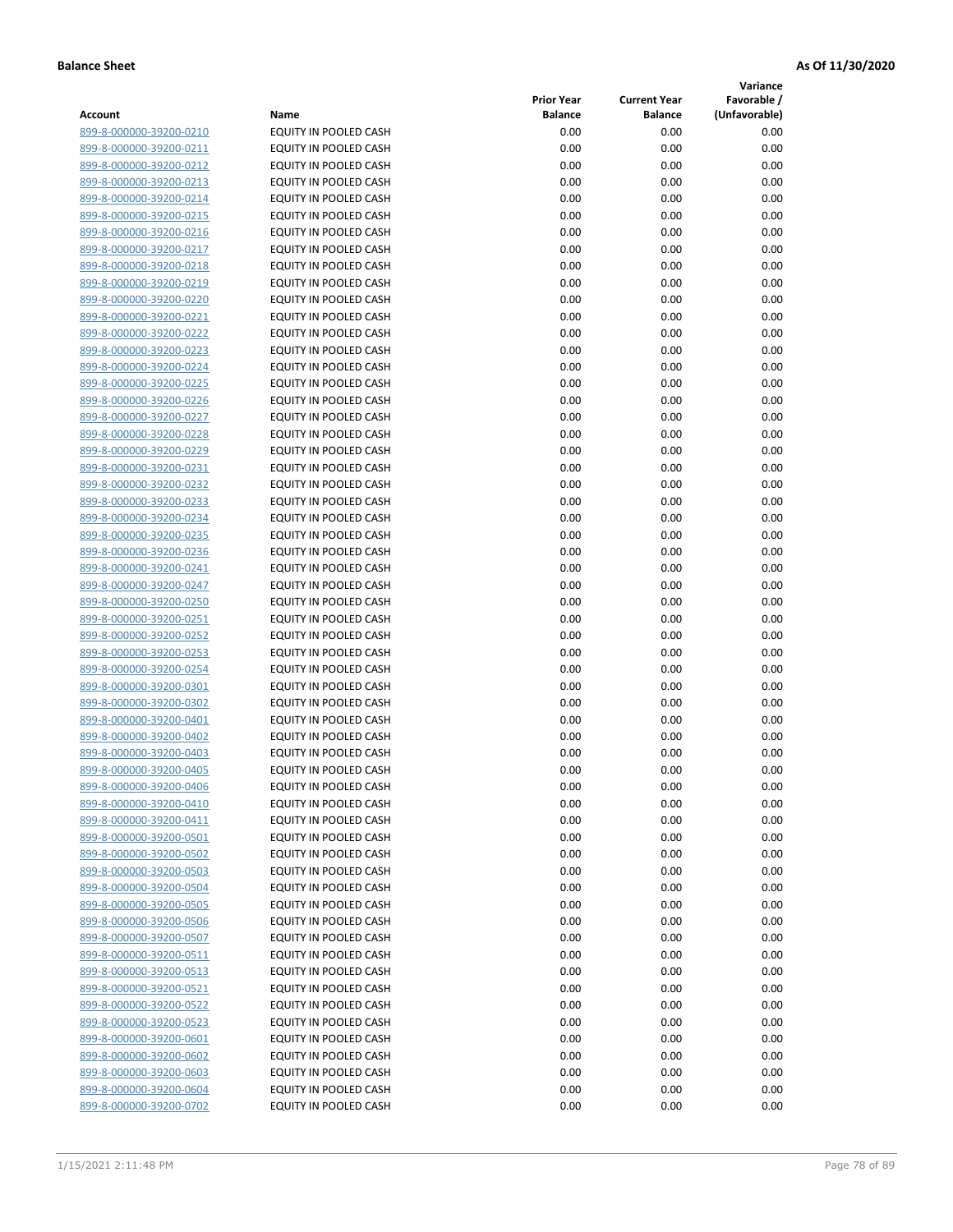**Balance Sheet** **As Of 11/30/2020**

| Account | Name | Prior Year Balance | Current Year Balance | Variance Favorable / (Unfavorable) |
|---|---|---|---|---|
| 899-8-000000-39200-0210 | EQUITY IN POOLED CASH | 0.00 | 0.00 | 0.00 |
| 899-8-000000-39200-0211 | EQUITY IN POOLED CASH | 0.00 | 0.00 | 0.00 |
| 899-8-000000-39200-0212 | EQUITY IN POOLED CASH | 0.00 | 0.00 | 0.00 |
| 899-8-000000-39200-0213 | EQUITY IN POOLED CASH | 0.00 | 0.00 | 0.00 |
| 899-8-000000-39200-0214 | EQUITY IN POOLED CASH | 0.00 | 0.00 | 0.00 |
| 899-8-000000-39200-0215 | EQUITY IN POOLED CASH | 0.00 | 0.00 | 0.00 |
| 899-8-000000-39200-0216 | EQUITY IN POOLED CASH | 0.00 | 0.00 | 0.00 |
| 899-8-000000-39200-0217 | EQUITY IN POOLED CASH | 0.00 | 0.00 | 0.00 |
| 899-8-000000-39200-0218 | EQUITY IN POOLED CASH | 0.00 | 0.00 | 0.00 |
| 899-8-000000-39200-0219 | EQUITY IN POOLED CASH | 0.00 | 0.00 | 0.00 |
| 899-8-000000-39200-0220 | EQUITY IN POOLED CASH | 0.00 | 0.00 | 0.00 |
| 899-8-000000-39200-0221 | EQUITY IN POOLED CASH | 0.00 | 0.00 | 0.00 |
| 899-8-000000-39200-0222 | EQUITY IN POOLED CASH | 0.00 | 0.00 | 0.00 |
| 899-8-000000-39200-0223 | EQUITY IN POOLED CASH | 0.00 | 0.00 | 0.00 |
| 899-8-000000-39200-0224 | EQUITY IN POOLED CASH | 0.00 | 0.00 | 0.00 |
| 899-8-000000-39200-0225 | EQUITY IN POOLED CASH | 0.00 | 0.00 | 0.00 |
| 899-8-000000-39200-0226 | EQUITY IN POOLED CASH | 0.00 | 0.00 | 0.00 |
| 899-8-000000-39200-0227 | EQUITY IN POOLED CASH | 0.00 | 0.00 | 0.00 |
| 899-8-000000-39200-0228 | EQUITY IN POOLED CASH | 0.00 | 0.00 | 0.00 |
| 899-8-000000-39200-0229 | EQUITY IN POOLED CASH | 0.00 | 0.00 | 0.00 |
| 899-8-000000-39200-0231 | EQUITY IN POOLED CASH | 0.00 | 0.00 | 0.00 |
| 899-8-000000-39200-0232 | EQUITY IN POOLED CASH | 0.00 | 0.00 | 0.00 |
| 899-8-000000-39200-0233 | EQUITY IN POOLED CASH | 0.00 | 0.00 | 0.00 |
| 899-8-000000-39200-0234 | EQUITY IN POOLED CASH | 0.00 | 0.00 | 0.00 |
| 899-8-000000-39200-0235 | EQUITY IN POOLED CASH | 0.00 | 0.00 | 0.00 |
| 899-8-000000-39200-0236 | EQUITY IN POOLED CASH | 0.00 | 0.00 | 0.00 |
| 899-8-000000-39200-0241 | EQUITY IN POOLED CASH | 0.00 | 0.00 | 0.00 |
| 899-8-000000-39200-0247 | EQUITY IN POOLED CASH | 0.00 | 0.00 | 0.00 |
| 899-8-000000-39200-0250 | EQUITY IN POOLED CASH | 0.00 | 0.00 | 0.00 |
| 899-8-000000-39200-0251 | EQUITY IN POOLED CASH | 0.00 | 0.00 | 0.00 |
| 899-8-000000-39200-0252 | EQUITY IN POOLED CASH | 0.00 | 0.00 | 0.00 |
| 899-8-000000-39200-0253 | EQUITY IN POOLED CASH | 0.00 | 0.00 | 0.00 |
| 899-8-000000-39200-0254 | EQUITY IN POOLED CASH | 0.00 | 0.00 | 0.00 |
| 899-8-000000-39200-0301 | EQUITY IN POOLED CASH | 0.00 | 0.00 | 0.00 |
| 899-8-000000-39200-0302 | EQUITY IN POOLED CASH | 0.00 | 0.00 | 0.00 |
| 899-8-000000-39200-0401 | EQUITY IN POOLED CASH | 0.00 | 0.00 | 0.00 |
| 899-8-000000-39200-0402 | EQUITY IN POOLED CASH | 0.00 | 0.00 | 0.00 |
| 899-8-000000-39200-0403 | EQUITY IN POOLED CASH | 0.00 | 0.00 | 0.00 |
| 899-8-000000-39200-0405 | EQUITY IN POOLED CASH | 0.00 | 0.00 | 0.00 |
| 899-8-000000-39200-0406 | EQUITY IN POOLED CASH | 0.00 | 0.00 | 0.00 |
| 899-8-000000-39200-0410 | EQUITY IN POOLED CASH | 0.00 | 0.00 | 0.00 |
| 899-8-000000-39200-0411 | EQUITY IN POOLED CASH | 0.00 | 0.00 | 0.00 |
| 899-8-000000-39200-0501 | EQUITY IN POOLED CASH | 0.00 | 0.00 | 0.00 |
| 899-8-000000-39200-0502 | EQUITY IN POOLED CASH | 0.00 | 0.00 | 0.00 |
| 899-8-000000-39200-0503 | EQUITY IN POOLED CASH | 0.00 | 0.00 | 0.00 |
| 899-8-000000-39200-0504 | EQUITY IN POOLED CASH | 0.00 | 0.00 | 0.00 |
| 899-8-000000-39200-0505 | EQUITY IN POOLED CASH | 0.00 | 0.00 | 0.00 |
| 899-8-000000-39200-0506 | EQUITY IN POOLED CASH | 0.00 | 0.00 | 0.00 |
| 899-8-000000-39200-0507 | EQUITY IN POOLED CASH | 0.00 | 0.00 | 0.00 |
| 899-8-000000-39200-0511 | EQUITY IN POOLED CASH | 0.00 | 0.00 | 0.00 |
| 899-8-000000-39200-0513 | EQUITY IN POOLED CASH | 0.00 | 0.00 | 0.00 |
| 899-8-000000-39200-0521 | EQUITY IN POOLED CASH | 0.00 | 0.00 | 0.00 |
| 899-8-000000-39200-0522 | EQUITY IN POOLED CASH | 0.00 | 0.00 | 0.00 |
| 899-8-000000-39200-0523 | EQUITY IN POOLED CASH | 0.00 | 0.00 | 0.00 |
| 899-8-000000-39200-0601 | EQUITY IN POOLED CASH | 0.00 | 0.00 | 0.00 |
| 899-8-000000-39200-0602 | EQUITY IN POOLED CASH | 0.00 | 0.00 | 0.00 |
| 899-8-000000-39200-0603 | EQUITY IN POOLED CASH | 0.00 | 0.00 | 0.00 |
| 899-8-000000-39200-0604 | EQUITY IN POOLED CASH | 0.00 | 0.00 | 0.00 |
| 899-8-000000-39200-0702 | EQUITY IN POOLED CASH | 0.00 | 0.00 | 0.00 |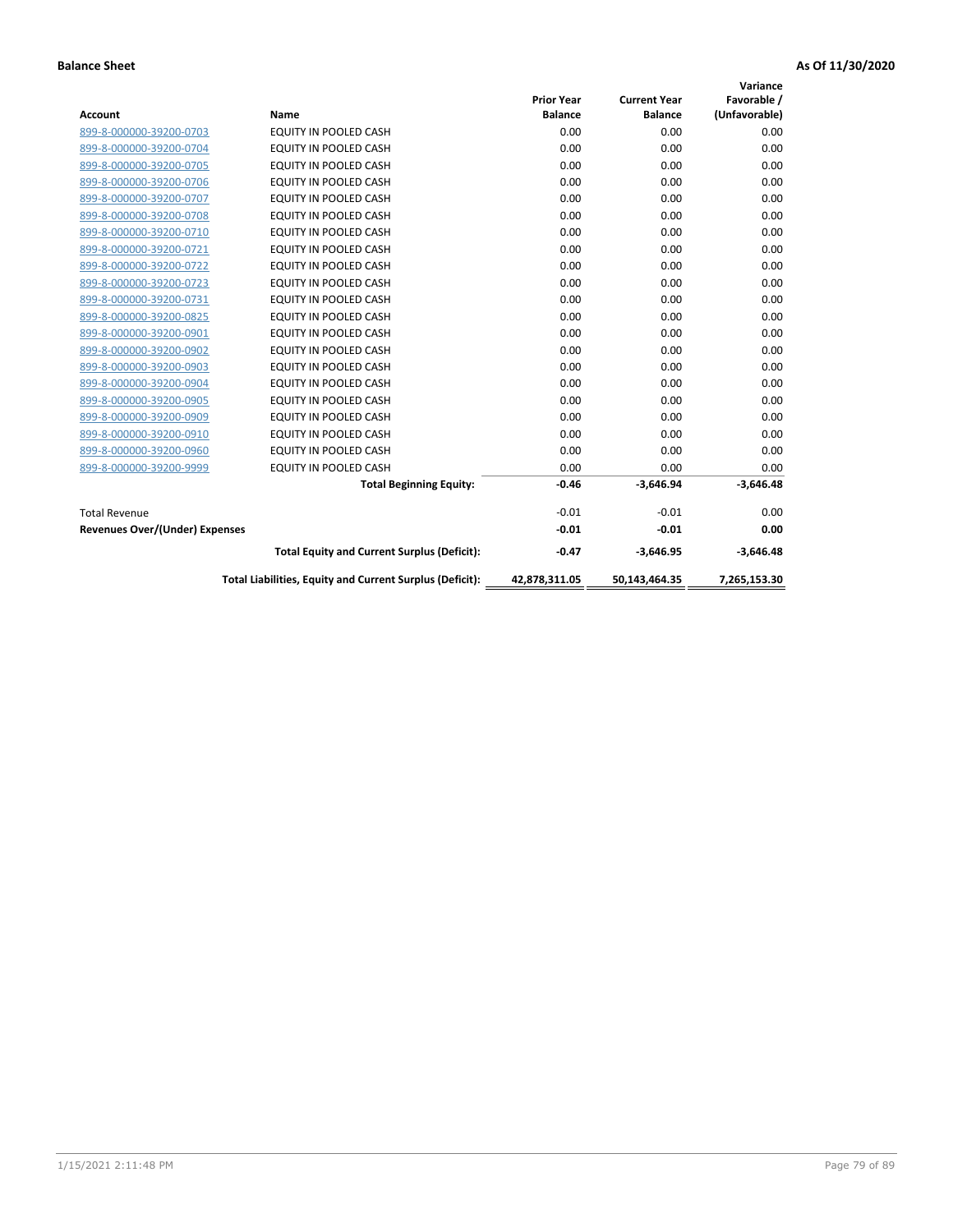**Balance Sheet** **As Of 11/30/2020**

| Account | Name | Prior Year Balance | Current Year Balance | Variance Favorable / (Unfavorable) |
|---|---|---|---|---|
| 899-8-000000-39200-0703 | EQUITY IN POOLED CASH | 0.00 | 0.00 | 0.00 |
| 899-8-000000-39200-0704 | EQUITY IN POOLED CASH | 0.00 | 0.00 | 0.00 |
| 899-8-000000-39200-0705 | EQUITY IN POOLED CASH | 0.00 | 0.00 | 0.00 |
| 899-8-000000-39200-0706 | EQUITY IN POOLED CASH | 0.00 | 0.00 | 0.00 |
| 899-8-000000-39200-0707 | EQUITY IN POOLED CASH | 0.00 | 0.00 | 0.00 |
| 899-8-000000-39200-0708 | EQUITY IN POOLED CASH | 0.00 | 0.00 | 0.00 |
| 899-8-000000-39200-0710 | EQUITY IN POOLED CASH | 0.00 | 0.00 | 0.00 |
| 899-8-000000-39200-0721 | EQUITY IN POOLED CASH | 0.00 | 0.00 | 0.00 |
| 899-8-000000-39200-0722 | EQUITY IN POOLED CASH | 0.00 | 0.00 | 0.00 |
| 899-8-000000-39200-0723 | EQUITY IN POOLED CASH | 0.00 | 0.00 | 0.00 |
| 899-8-000000-39200-0731 | EQUITY IN POOLED CASH | 0.00 | 0.00 | 0.00 |
| 899-8-000000-39200-0825 | EQUITY IN POOLED CASH | 0.00 | 0.00 | 0.00 |
| 899-8-000000-39200-0901 | EQUITY IN POOLED CASH | 0.00 | 0.00 | 0.00 |
| 899-8-000000-39200-0902 | EQUITY IN POOLED CASH | 0.00 | 0.00 | 0.00 |
| 899-8-000000-39200-0903 | EQUITY IN POOLED CASH | 0.00 | 0.00 | 0.00 |
| 899-8-000000-39200-0904 | EQUITY IN POOLED CASH | 0.00 | 0.00 | 0.00 |
| 899-8-000000-39200-0905 | EQUITY IN POOLED CASH | 0.00 | 0.00 | 0.00 |
| 899-8-000000-39200-0909 | EQUITY IN POOLED CASH | 0.00 | 0.00 | 0.00 |
| 899-8-000000-39200-0910 | EQUITY IN POOLED CASH | 0.00 | 0.00 | 0.00 |
| 899-8-000000-39200-0960 | EQUITY IN POOLED CASH | 0.00 | 0.00 | 0.00 |
| 899-8-000000-39200-9999 | EQUITY IN POOLED CASH | 0.00 | 0.00 | 0.00 |
| | **Total Beginning Equity:** | **-0.46** | **-3,646.94** | **-3,646.48** |
| Total Revenue | | -0.01 | -0.01 | 0.00 |
| **Revenues Over/(Under) Expenses** | | **-0.01** | **-0.01** | **0.00** |
| | **Total Equity and Current Surplus (Deficit):** | **-0.47** | **-3,646.95** | **-3,646.48** |
| | **Total Liabilities, Equity and Current Surplus (Deficit):** | **42,878,311.05** | **50,143,464.35** | **7,265,153.30** |

1/15/2021 2:11:48 PM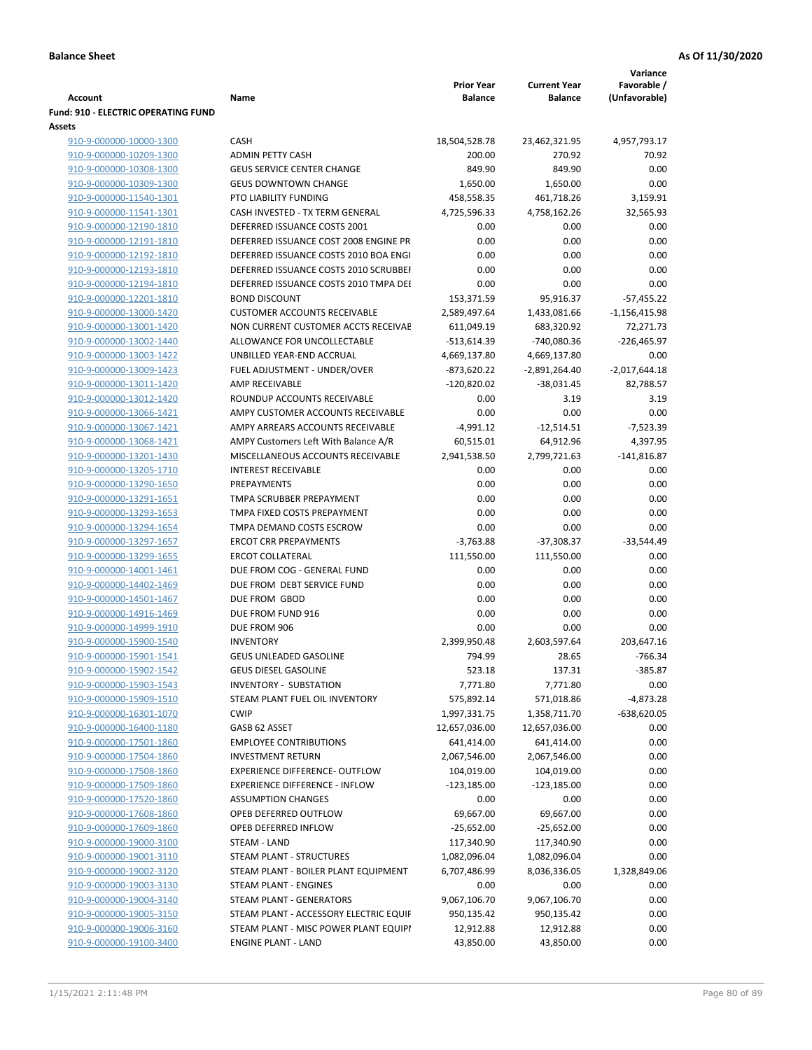**Balance Sheet** **As Of 11/30/2020**

| Account | Name | Prior Year Balance | Current Year Balance | Variance Favorable / (Unfavorable) |
|---|---|---|---|---|
| **Fund: 910 - ELECTRIC OPERATING FUND** | | | | |
| **Assets** | | | | |
| 910-9-000000-10000-1300 | CASH | 18,504,528.78 | 23,462,321.95 | 4,957,793.17 |
| 910-9-000000-10209-1300 | ADMIN PETTY CASH | 200.00 | 270.92 | 70.92 |
| 910-9-000000-10308-1300 | GEUS SERVICE CENTER CHANGE | 849.90 | 849.90 | 0.00 |
| 910-9-000000-10309-1300 | GEUS DOWNTOWN CHANGE | 1,650.00 | 1,650.00 | 0.00 |
| 910-9-000000-11540-1301 | PTO LIABILITY FUNDING | 458,558.35 | 461,718.26 | 3,159.91 |
| 910-9-000000-11541-1301 | CASH INVESTED - TX TERM GENERAL | 4,725,596.33 | 4,758,162.26 | 32,565.93 |
| 910-9-000000-12190-1810 | DEFERRED ISSUANCE COSTS 2001 | 0.00 | 0.00 | 0.00 |
| 910-9-000000-12191-1810 | DEFERRED ISSUANCE COST 2008 ENGINE PR | 0.00 | 0.00 | 0.00 |
| 910-9-000000-12192-1810 | DEFERRED ISSUANCE COSTS 2010 BOA ENGI | 0.00 | 0.00 | 0.00 |
| 910-9-000000-12193-1810 | DEFERRED ISSUANCE COSTS 2010 SCRUBBEI | 0.00 | 0.00 | 0.00 |
| 910-9-000000-12194-1810 | DEFERRED ISSUANCE COSTS 2010 TMPA DEI | 0.00 | 0.00 | 0.00 |
| 910-9-000000-12201-1810 | BOND DISCOUNT | 153,371.59 | 95,916.37 | -57,455.22 |
| 910-9-000000-13000-1420 | CUSTOMER ACCOUNTS RECEIVABLE | 2,589,497.64 | 1,433,081.66 | -1,156,415.98 |
| 910-9-000000-13001-1420 | NON CURRENT CUSTOMER ACCTS RECEIVAE | 611,049.19 | 683,320.92 | 72,271.73 |
| 910-9-000000-13002-1440 | ALLOWANCE FOR UNCOLLECTABLE | -513,614.39 | -740,080.36 | -226,465.97 |
| 910-9-000000-13003-1422 | UNBILLED YEAR-END ACCRUAL | 4,669,137.80 | 4,669,137.80 | 0.00 |
| 910-9-000000-13009-1423 | FUEL ADJUSTMENT - UNDER/OVER | -873,620.22 | -2,891,264.40 | -2,017,644.18 |
| 910-9-000000-13011-1420 | AMP RECEIVABLE | -120,820.02 | -38,031.45 | 82,788.57 |
| 910-9-000000-13012-1420 | ROUNDUP ACCOUNTS RECEIVABLE | 0.00 | 3.19 | 3.19 |
| 910-9-000000-13066-1421 | AMPY CUSTOMER ACCOUNTS RECEIVABLE | 0.00 | 0.00 | 0.00 |
| 910-9-000000-13067-1421 | AMPY ARREARS ACCOUNTS RECEIVABLE | -4,991.12 | -12,514.51 | -7,523.39 |
| 910-9-000000-13068-1421 | AMPY Customers Left With Balance A/R | 60,515.01 | 64,912.96 | 4,397.95 |
| 910-9-000000-13201-1430 | MISCELLANEOUS ACCOUNTS RECEIVABLE | 2,941,538.50 | 2,799,721.63 | -141,816.87 |
| 910-9-000000-13205-1710 | INTEREST RECEIVABLE | 0.00 | 0.00 | 0.00 |
| 910-9-000000-13290-1650 | PREPAYMENTS | 0.00 | 0.00 | 0.00 |
| 910-9-000000-13291-1651 | TMPA SCRUBBER PREPAYMENT | 0.00 | 0.00 | 0.00 |
| 910-9-000000-13293-1653 | TMPA FIXED COSTS PREPAYMENT | 0.00 | 0.00 | 0.00 |
| 910-9-000000-13294-1654 | TMPA DEMAND COSTS ESCROW | 0.00 | 0.00 | 0.00 |
| 910-9-000000-13297-1657 | ERCOT CRR PREPAYMENTS | -3,763.88 | -37,308.37 | -33,544.49 |
| 910-9-000000-13299-1655 | ERCOT COLLATERAL | 111,550.00 | 111,550.00 | 0.00 |
| 910-9-000000-14001-1461 | DUE FROM COG - GENERAL FUND | 0.00 | 0.00 | 0.00 |
| 910-9-000000-14402-1469 | DUE FROM DEBT SERVICE FUND | 0.00 | 0.00 | 0.00 |
| 910-9-000000-14501-1467 | DUE FROM GBOD | 0.00 | 0.00 | 0.00 |
| 910-9-000000-14916-1469 | DUE FROM FUND 916 | 0.00 | 0.00 | 0.00 |
| 910-9-000000-14999-1910 | DUE FROM 906 | 0.00 | 0.00 | 0.00 |
| 910-9-000000-15900-1540 | INVENTORY | 2,399,950.48 | 2,603,597.64 | 203,647.16 |
| 910-9-000000-15901-1541 | GEUS UNLEADED GASOLINE | 794.99 | 28.65 | -766.34 |
| 910-9-000000-15902-1542 | GEUS DIESEL GASOLINE | 523.18 | 137.31 | -385.87 |
| 910-9-000000-15903-1543 | INVENTORY - SUBSTATION | 7,771.80 | 7,771.80 | 0.00 |
| 910-9-000000-15909-1510 | STEAM PLANT FUEL OIL INVENTORY | 575,892.14 | 571,018.86 | -4,873.28 |
| 910-9-000000-16301-1070 | CWIP | 1,997,331.75 | 1,358,711.70 | -638,620.05 |
| 910-9-000000-16400-1180 | GASB 62 ASSET | 12,657,036.00 | 12,657,036.00 | 0.00 |
| 910-9-000000-17501-1860 | EMPLOYEE CONTRIBUTIONS | 641,414.00 | 641,414.00 | 0.00 |
| 910-9-000000-17504-1860 | INVESTMENT RETURN | 2,067,546.00 | 2,067,546.00 | 0.00 |
| 910-9-000000-17508-1860 | EXPERIENCE DIFFERENCE- OUTFLOW | 104,019.00 | 104,019.00 | 0.00 |
| 910-9-000000-17509-1860 | EXPERIENCE DIFFERENCE - INFLOW | -123,185.00 | -123,185.00 | 0.00 |
| 910-9-000000-17520-1860 | ASSUMPTION CHANGES | 0.00 | 0.00 | 0.00 |
| 910-9-000000-17608-1860 | OPEB DEFERRED OUTFLOW | 69,667.00 | 69,667.00 | 0.00 |
| 910-9-000000-17609-1860 | OPEB DEFERRED INFLOW | -25,652.00 | -25,652.00 | 0.00 |
| 910-9-000000-19000-3100 | STEAM - LAND | 117,340.90 | 117,340.90 | 0.00 |
| 910-9-000000-19001-3110 | STEAM PLANT - STRUCTURES | 1,082,096.04 | 1,082,096.04 | 0.00 |
| 910-9-000000-19002-3120 | STEAM PLANT - BOILER PLANT EQUIPMENT | 6,707,486.99 | 8,036,336.05 | 1,328,849.06 |
| 910-9-000000-19003-3130 | STEAM PLANT - ENGINES | 0.00 | 0.00 | 0.00 |
| 910-9-000000-19004-3140 | STEAM PLANT - GENERATORS | 9,067,106.70 | 9,067,106.70 | 0.00 |
| 910-9-000000-19005-3150 | STEAM PLANT - ACCESSORY ELECTRIC EQUIF | 950,135.42 | 950,135.42 | 0.00 |
| 910-9-000000-19006-3160 | STEAM PLANT - MISC POWER PLANT EQUIPI | 12,912.88 | 12,912.88 | 0.00 |
| 910-9-000000-19100-3400 | ENGINE PLANT - LAND | 43,850.00 | 43,850.00 | 0.00 |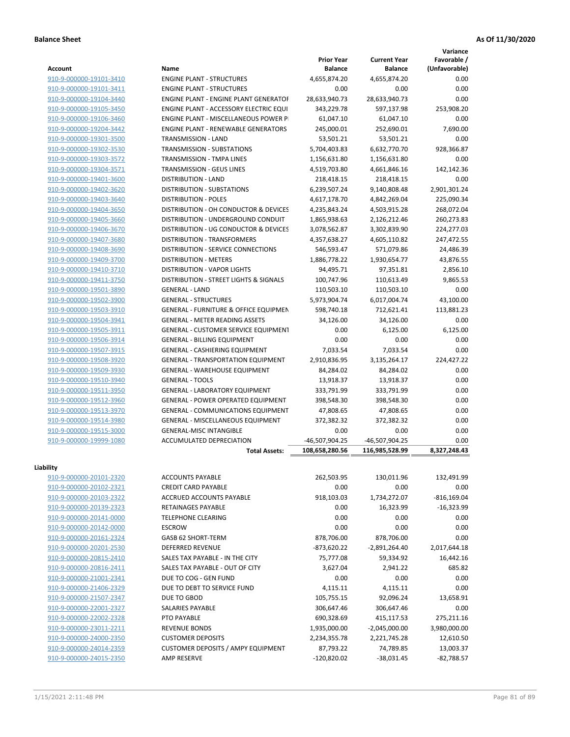**Balance Sheet** **As Of 11/30/2020**

| Account | Name | Prior Year Balance | Current Year Balance | Variance Favorable / (Unfavorable) |
|---|---|---|---|---|
| 910-9-000000-19101-3410 | ENGINE PLANT - STRUCTURES | 4,655,874.20 | 4,655,874.20 | 0.00 |
| 910-9-000000-19101-3411 | ENGINE PLANT - STRUCTURES | 0.00 | 0.00 | 0.00 |
| 910-9-000000-19104-3440 | ENGINE PLANT - ENGINE PLANT GENERATOF | 28,633,940.73 | 28,633,940.73 | 0.00 |
| 910-9-000000-19105-3450 | ENGINE PLANT - ACCESSORY ELECTRIC EQUI | 343,229.78 | 597,137.98 | 253,908.20 |
| 910-9-000000-19106-3460 | ENGINE PLANT - MISCELLANEOUS POWER P | 61,047.10 | 61,047.10 | 0.00 |
| 910-9-000000-19204-3442 | ENGINE PLANT - RENEWABLE GENERATORS | 245,000.01 | 252,690.01 | 7,690.00 |
| 910-9-000000-19301-3500 | TRANSMISSION - LAND | 53,501.21 | 53,501.21 | 0.00 |
| 910-9-000000-19302-3530 | TRANSMISSION - SUBSTATIONS | 5,704,403.83 | 6,632,770.70 | 928,366.87 |
| 910-9-000000-19303-3572 | TRANSMISSION - TMPA LINES | 1,156,631.80 | 1,156,631.80 | 0.00 |
| 910-9-000000-19304-3571 | TRANSMISSION - GEUS LINES | 4,519,703.80 | 4,661,846.16 | 142,142.36 |
| 910-9-000000-19401-3600 | DISTRIBUTION - LAND | 218,418.15 | 218,418.15 | 0.00 |
| 910-9-000000-19402-3620 | DISTRIBUTION - SUBSTATIONS | 6,239,507.24 | 9,140,808.48 | 2,901,301.24 |
| 910-9-000000-19403-3640 | DISTRIBUTION - POLES | 4,617,178.70 | 4,842,269.04 | 225,090.34 |
| 910-9-000000-19404-3650 | DISTRIBUTION - OH CONDUCTOR & DEVICES | 4,235,843.24 | 4,503,915.28 | 268,072.04 |
| 910-9-000000-19405-3660 | DISTRIBUTION - UNDERGROUND CONDUIT | 1,865,938.63 | 2,126,212.46 | 260,273.83 |
| 910-9-000000-19406-3670 | DISTRIBUTION - UG CONDUCTOR & DEVICES | 3,078,562.87 | 3,302,839.90 | 224,277.03 |
| 910-9-000000-19407-3680 | DISTRIBUTION - TRANSFORMERS | 4,357,638.27 | 4,605,110.82 | 247,472.55 |
| 910-9-000000-19408-3690 | DISTRIBUTION - SERVICE CONNECTIONS | 546,593.47 | 571,079.86 | 24,486.39 |
| 910-9-000000-19409-3700 | DISTRIBUTION - METERS | 1,886,778.22 | 1,930,654.77 | 43,876.55 |
| 910-9-000000-19410-3710 | DISTRIBUTION - VAPOR LIGHTS | 94,495.71 | 97,351.81 | 2,856.10 |
| 910-9-000000-19411-3750 | DISTRIBUTION - STREET LIGHTS & SIGNALS | 100,747.96 | 110,613.49 | 9,865.53 |
| 910-9-000000-19501-3890 | GENERAL - LAND | 110,503.10 | 110,503.10 | 0.00 |
| 910-9-000000-19502-3900 | GENERAL - STRUCTURES | 5,973,904.74 | 6,017,004.74 | 43,100.00 |
| 910-9-000000-19503-3910 | GENERAL - FURNITURE & OFFICE EQUIPMEN | 598,740.18 | 712,621.41 | 113,881.23 |
| 910-9-000000-19504-3941 | GENERAL - METER READING ASSETS | 34,126.00 | 34,126.00 | 0.00 |
| 910-9-000000-19505-3911 | GENERAL - CUSTOMER SERVICE EQUIPMENT | 0.00 | 6,125.00 | 6,125.00 |
| 910-9-000000-19506-3914 | GENERAL - BILLING EQUIPMENT | 0.00 | 0.00 | 0.00 |
| 910-9-000000-19507-3915 | GENERAL - CASHIERING EQUIPMENT | 7,033.54 | 7,033.54 | 0.00 |
| 910-9-000000-19508-3920 | GENERAL - TRANSPORTATION EQUIPMENT | 2,910,836.95 | 3,135,264.17 | 224,427.22 |
| 910-9-000000-19509-3930 | GENERAL - WAREHOUSE EQUIPMENT | 84,284.02 | 84,284.02 | 0.00 |
| 910-9-000000-19510-3940 | GENERAL - TOOLS | 13,918.37 | 13,918.37 | 0.00 |
| 910-9-000000-19511-3950 | GENERAL - LABORATORY EQUIPMENT | 333,791.99 | 333,791.99 | 0.00 |
| 910-9-000000-19512-3960 | GENERAL - POWER OPERATED EQUIPMENT | 398,548.30 | 398,548.30 | 0.00 |
| 910-9-000000-19513-3970 | GENERAL - COMMUNICATIONS EQUIPMENT | 47,808.65 | 47,808.65 | 0.00 |
| 910-9-000000-19514-3980 | GENERAL - MISCELLANEOUS EQUIPMENT | 372,382.32 | 372,382.32 | 0.00 |
| 910-9-000000-19515-3000 | GENERAL-MISC INTANGIBLE | 0.00 | 0.00 | 0.00 |
| 910-9-000000-19999-1080 | ACCUMULATED DEPRECIATION | -46,507,904.25 | -46,507,904.25 | 0.00 |
| | **Total Assets:** | **108,658,280.56** | **116,985,528.99** | **8,327,248.43** |

**Liability**

| Account | Name | Prior Year Balance | Current Year Balance | Variance Favorable / (Unfavorable) |
|---|---|---|---|---|
| 910-9-000000-20101-2320 | ACCOUNTS PAYABLE | 262,503.95 | 130,011.96 | 132,491.99 |
| 910-9-000000-20102-2321 | CREDIT CARD PAYABLE | 0.00 | 0.00 | 0.00 |
| 910-9-000000-20103-2322 | ACCRUED ACCOUNTS PAYABLE | 918,103.03 | 1,734,272.07 | -816,169.04 |
| 910-9-000000-20139-2323 | RETAINAGES PAYABLE | 0.00 | 16,323.99 | -16,323.99 |
| 910-9-000000-20141-0000 | TELEPHONE CLEARING | 0.00 | 0.00 | 0.00 |
| 910-9-000000-20142-0000 | ESCROW | 0.00 | 0.00 | 0.00 |
| 910-9-000000-20161-2324 | GASB 62 SHORT-TERM | 878,706.00 | 878,706.00 | 0.00 |
| 910-9-000000-20201-2530 | DEFERRED REVENUE | -873,620.22 | -2,891,264.40 | 2,017,644.18 |
| 910-9-000000-20815-2410 | SALES TAX PAYABLE - IN THE CITY | 75,777.08 | 59,334.92 | 16,442.16 |
| 910-9-000000-20816-2411 | SALES TAX PAYABLE - OUT OF CITY | 3,627.04 | 2,941.22 | 685.82 |
| 910-9-000000-21001-2341 | DUE TO COG - GEN FUND | 0.00 | 0.00 | 0.00 |
| 910-9-000000-21406-2329 | DUE TO DEBT TO SERVICE FUND | 4,115.11 | 4,115.11 | 0.00 |
| 910-9-000000-21507-2347 | DUE TO GBOD | 105,755.15 | 92,096.24 | 13,658.91 |
| 910-9-000000-22001-2327 | SALARIES PAYABLE | 306,647.46 | 306,647.46 | 0.00 |
| 910-9-000000-22002-2328 | PTO PAYABLE | 690,328.69 | 415,117.53 | 275,211.16 |
| 910-9-000000-23011-2211 | REVENUE BONDS | 1,935,000.00 | -2,045,000.00 | 3,980,000.00 |
| 910-9-000000-24000-2350 | CUSTOMER DEPOSITS | 2,234,355.78 | 2,221,745.28 | 12,610.50 |
| 910-9-000000-24014-2359 | CUSTOMER DEPOSITS / AMPY EQUIPMENT | 87,793.22 | 74,789.85 | 13,003.37 |
| 910-9-000000-24015-2350 | AMP RESERVE | -120,820.02 | -38,031.45 | -82,788.57 |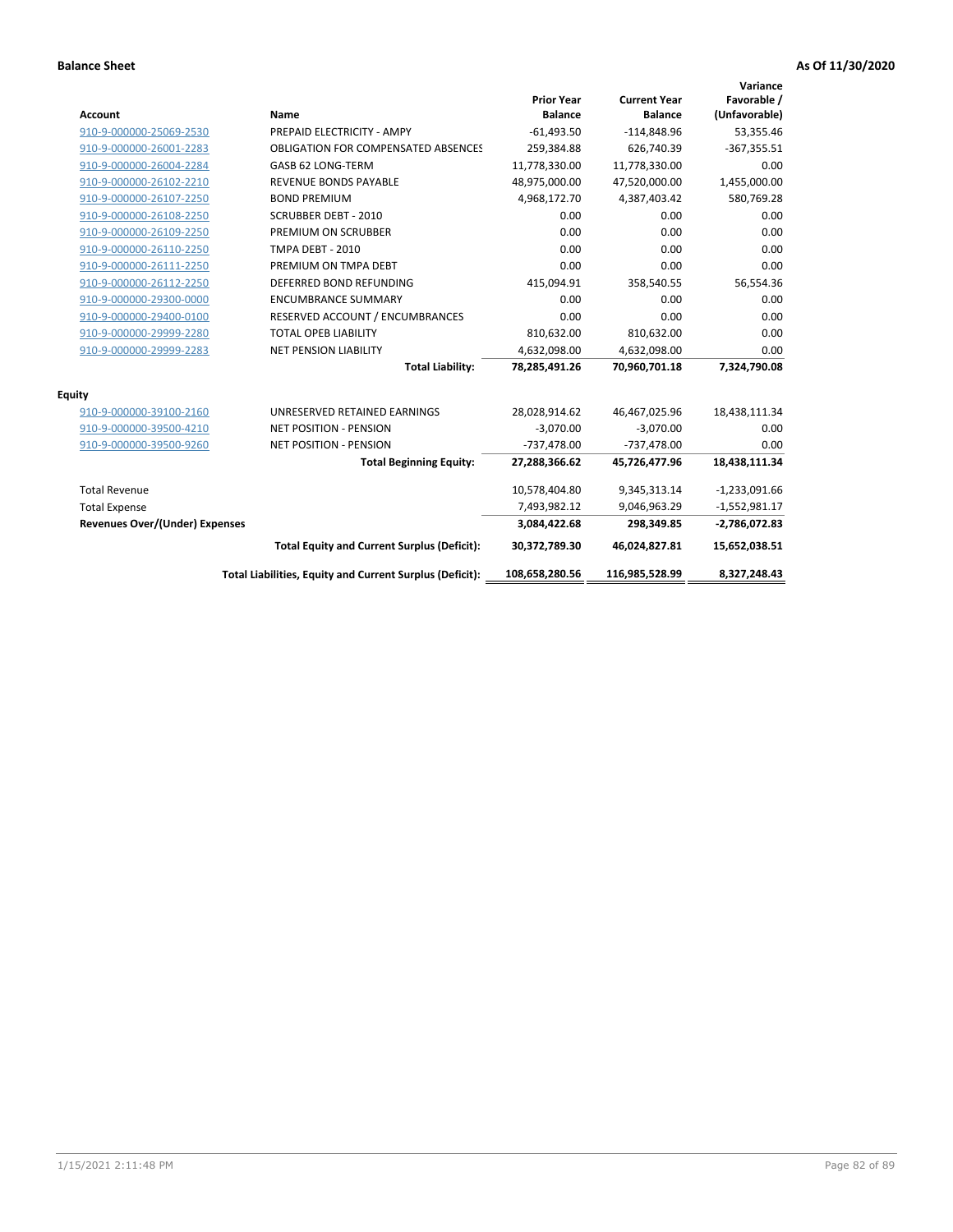**Balance Sheet** **As Of 11/30/2020**

| Account | Name | Prior Year Balance | Current Year Balance | Variance Favorable / (Unfavorable) |
|---|---|---|---|---|
| 910-9-000000-25069-2530 | PREPAID ELECTRICITY - AMPY | -61,493.50 | -114,848.96 | 53,355.46 |
| 910-9-000000-26001-2283 | OBLIGATION FOR COMPENSATED ABSENCES | 259,384.88 | 626,740.39 | -367,355.51 |
| 910-9-000000-26004-2284 | GASB 62 LONG-TERM | 11,778,330.00 | 11,778,330.00 | 0.00 |
| 910-9-000000-26102-2210 | REVENUE BONDS PAYABLE | 48,975,000.00 | 47,520,000.00 | 1,455,000.00 |
| 910-9-000000-26107-2250 | BOND PREMIUM | 4,968,172.70 | 4,387,403.42 | 580,769.28 |
| 910-9-000000-26108-2250 | SCRUBBER DEBT - 2010 | 0.00 | 0.00 | 0.00 |
| 910-9-000000-26109-2250 | PREMIUM ON SCRUBBER | 0.00 | 0.00 | 0.00 |
| 910-9-000000-26110-2250 | TMPA DEBT - 2010 | 0.00 | 0.00 | 0.00 |
| 910-9-000000-26111-2250 | PREMIUM ON TMPA DEBT | 0.00 | 0.00 | 0.00 |
| 910-9-000000-26112-2250 | DEFERRED BOND REFUNDING | 415,094.91 | 358,540.55 | 56,554.36 |
| 910-9-000000-29300-0000 | ENCUMBRANCE SUMMARY | 0.00 | 0.00 | 0.00 |
| 910-9-000000-29400-0100 | RESERVED ACCOUNT / ENCUMBRANCES | 0.00 | 0.00 | 0.00 |
| 910-9-000000-29999-2280 | TOTAL OPEB LIABILITY | 810,632.00 | 810,632.00 | 0.00 |
| 910-9-000000-29999-2283 | NET PENSION LIABILITY | 4,632,098.00 | 4,632,098.00 | 0.00 |
| | **Total Liability:** | **78,285,491.26** | **70,960,701.18** | **7,324,790.08** |
| **Equity** | | | | |
| 910-9-000000-39100-2160 | UNRESERVED RETAINED EARNINGS | 28,028,914.62 | 46,467,025.96 | 18,438,111.34 |
| 910-9-000000-39500-4210 | NET POSITION - PENSION | -3,070.00 | -3,070.00 | 0.00 |
| 910-9-000000-39500-9260 | NET POSITION - PENSION | -737,478.00 | -737,478.00 | 0.00 |
| | **Total Beginning Equity:** | **27,288,366.62** | **45,726,477.96** | **18,438,111.34** |
| Total Revenue | | 10,578,404.80 | 9,345,313.14 | -1,233,091.66 |
| Total Expense | | 7,493,982.12 | 9,046,963.29 | -1,552,981.17 |
| **Revenues Over/(Under) Expenses** | | **3,084,422.68** | **298,349.85** | **-2,786,072.83** |
| | **Total Equity and Current Surplus (Deficit):** | **30,372,789.30** | **46,024,827.81** | **15,652,038.51** |
| | **Total Liabilities, Equity and Current Surplus (Deficit):** | **108,658,280.56** | **116,985,528.99** | **8,327,248.43** |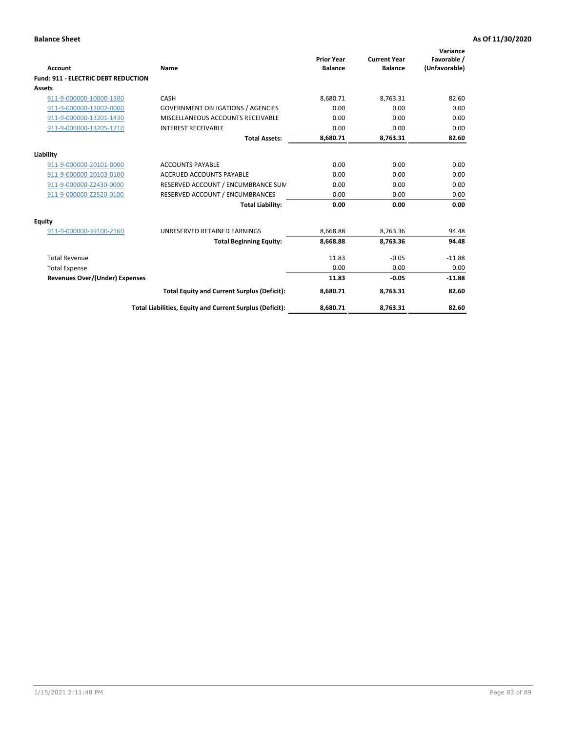**Balance Sheet** **As Of 11/30/2020**

| Account | Name | Prior Year Balance | Current Year Balance | Variance Favorable / (Unfavorable) |
|---|---|---|---|---|
| **Fund: 911 - ELECTRIC DEBT REDUCTION** | | | | |
| **Assets** | | | | |
| 911-9-000000-10000-1300 | CASH | 8,680.71 | 8,763.31 | 82.60 |
| 911-9-000000-12002-0000 | GOVERNMENT OBLIGATIONS / AGENCIES | 0.00 | 0.00 | 0.00 |
| 911-9-000000-13201-1430 | MISCELLANEOUS ACCOUNTS RECEIVABLE | 0.00 | 0.00 | 0.00 |
| 911-9-000000-13205-1710 | INTEREST RECEIVABLE | 0.00 | 0.00 | 0.00 |
| | **Total Assets:** | **8,680.71** | **8,763.31** | **82.60** |
| **Liability** | | | | |
| 911-9-000000-20101-0000 | ACCOUNTS PAYABLE | 0.00 | 0.00 | 0.00 |
| 911-9-000000-20103-0100 | ACCRUED ACCOUNTS PAYABLE | 0.00 | 0.00 | 0.00 |
| 911-9-000000-Z2430-0000 | RESERVED ACCOUNT / ENCUMBRANCE SUM | 0.00 | 0.00 | 0.00 |
| 911-9-000000-Z2520-0100 | RESERVED ACCOUNT / ENCUMBRANCES | 0.00 | 0.00 | 0.00 |
| | **Total Liability:** | **0.00** | **0.00** | **0.00** |
| **Equity** | | | | |
| 911-9-000000-39100-2160 | UNRESERVED RETAINED EARNINGS | 8,668.88 | 8,763.36 | 94.48 |
| | **Total Beginning Equity:** | **8,668.88** | **8,763.36** | **94.48** |
| Total Revenue | | 11.83 | -0.05 | -11.88 |
| Total Expense | | 0.00 | 0.00 | 0.00 |
| **Revenues Over/(Under) Expenses** | | **11.83** | **-0.05** | **-11.88** |
| | **Total Equity and Current Surplus (Deficit):** | **8,680.71** | **8,763.31** | **82.60** |
| | **Total Liabilities, Equity and Current Surplus (Deficit):** | **8,680.71** | **8,763.31** | **82.60** |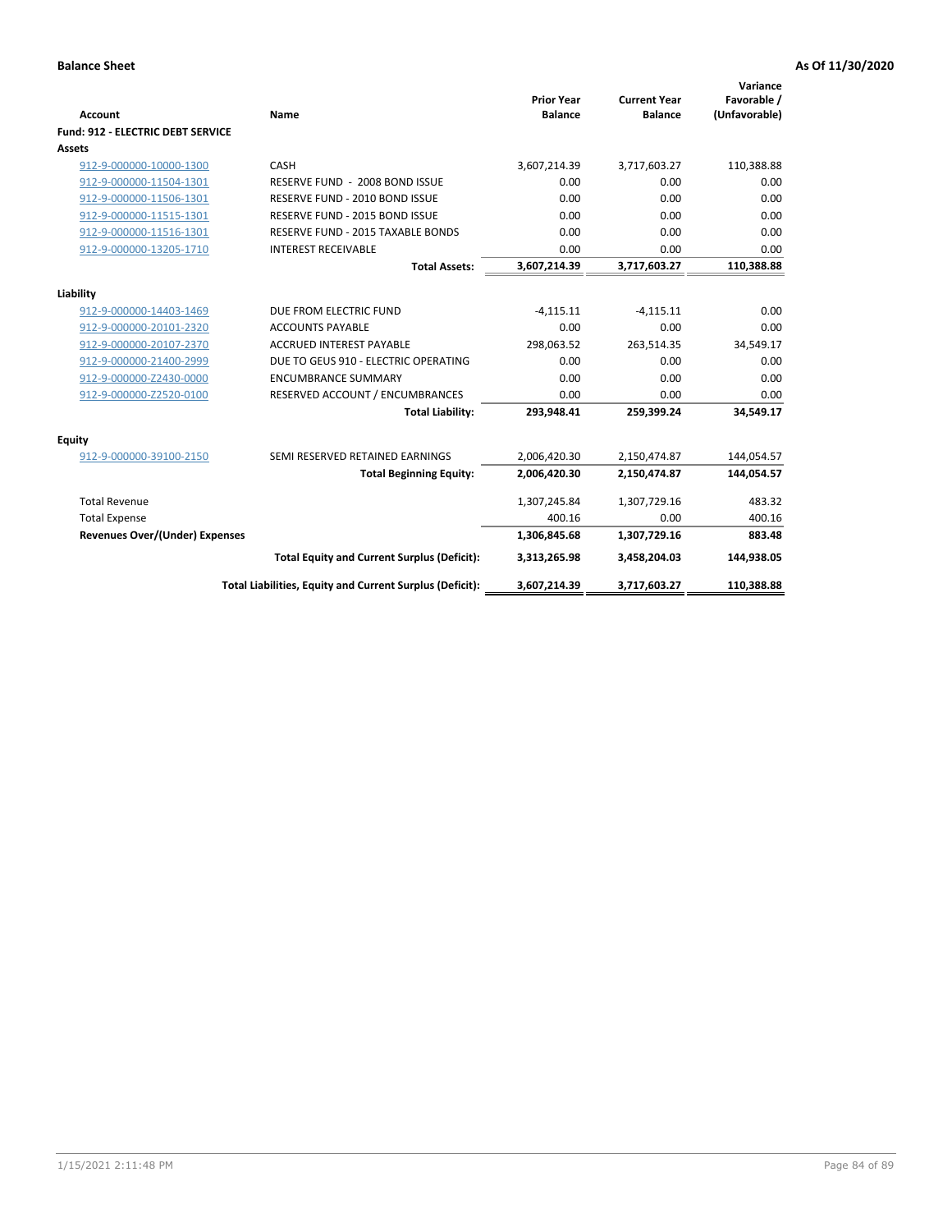**Balance Sheet** **As Of 11/30/2020**

| Account | Name | Prior Year Balance | Current Year Balance | Variance Favorable / (Unfavorable) |
|---|---|---|---|---|
| **Fund: 912 - ELECTRIC DEBT SERVICE** | | | | |
| **Assets** | | | | |
| 912-9-000000-10000-1300 | CASH | 3,607,214.39 | 3,717,603.27 | 110,388.88 |
| 912-9-000000-11504-1301 | RESERVE FUND - 2008 BOND ISSUE | 0.00 | 0.00 | 0.00 |
| 912-9-000000-11506-1301 | RESERVE FUND - 2010 BOND ISSUE | 0.00 | 0.00 | 0.00 |
| 912-9-000000-11515-1301 | RESERVE FUND - 2015 BOND ISSUE | 0.00 | 0.00 | 0.00 |
| 912-9-000000-11516-1301 | RESERVE FUND - 2015 TAXABLE BONDS | 0.00 | 0.00 | 0.00 |
| 912-9-000000-13205-1710 | INTEREST RECEIVABLE | 0.00 | 0.00 | 0.00 |
| | **Total Assets:** | **3,607,214.39** | **3,717,603.27** | **110,388.88** |
| **Liability** | | | | |
| 912-9-000000-14403-1469 | DUE FROM ELECTRIC FUND | -4,115.11 | -4,115.11 | 0.00 |
| 912-9-000000-20101-2320 | ACCOUNTS PAYABLE | 0.00 | 0.00 | 0.00 |
| 912-9-000000-20107-2370 | ACCRUED INTEREST PAYABLE | 298,063.52 | 263,514.35 | 34,549.17 |
| 912-9-000000-21400-2999 | DUE TO GEUS 910 - ELECTRIC OPERATING | 0.00 | 0.00 | 0.00 |
| 912-9-000000-Z2430-0000 | ENCUMBRANCE SUMMARY | 0.00 | 0.00 | 0.00 |
| 912-9-000000-Z2520-0100 | RESERVED ACCOUNT / ENCUMBRANCES | 0.00 | 0.00 | 0.00 |
| | **Total Liability:** | **293,948.41** | **259,399.24** | **34,549.17** |
| **Equity** | | | | |
| 912-9-000000-39100-2150 | SEMI RESERVED RETAINED EARNINGS | 2,006,420.30 | 2,150,474.87 | 144,054.57 |
| | **Total Beginning Equity:** | **2,006,420.30** | **2,150,474.87** | **144,054.57** |
| Total Revenue | | 1,307,245.84 | 1,307,729.16 | 483.32 |
| Total Expense | | 400.16 | 0.00 | 400.16 |
| **Revenues Over/(Under) Expenses** | | **1,306,845.68** | **1,307,729.16** | **883.48** |
| | **Total Equity and Current Surplus (Deficit):** | **3,313,265.98** | **3,458,204.03** | **144,938.05** |
| | **Total Liabilities, Equity and Current Surplus (Deficit):** | **3,607,214.39** | **3,717,603.27** | **110,388.88** |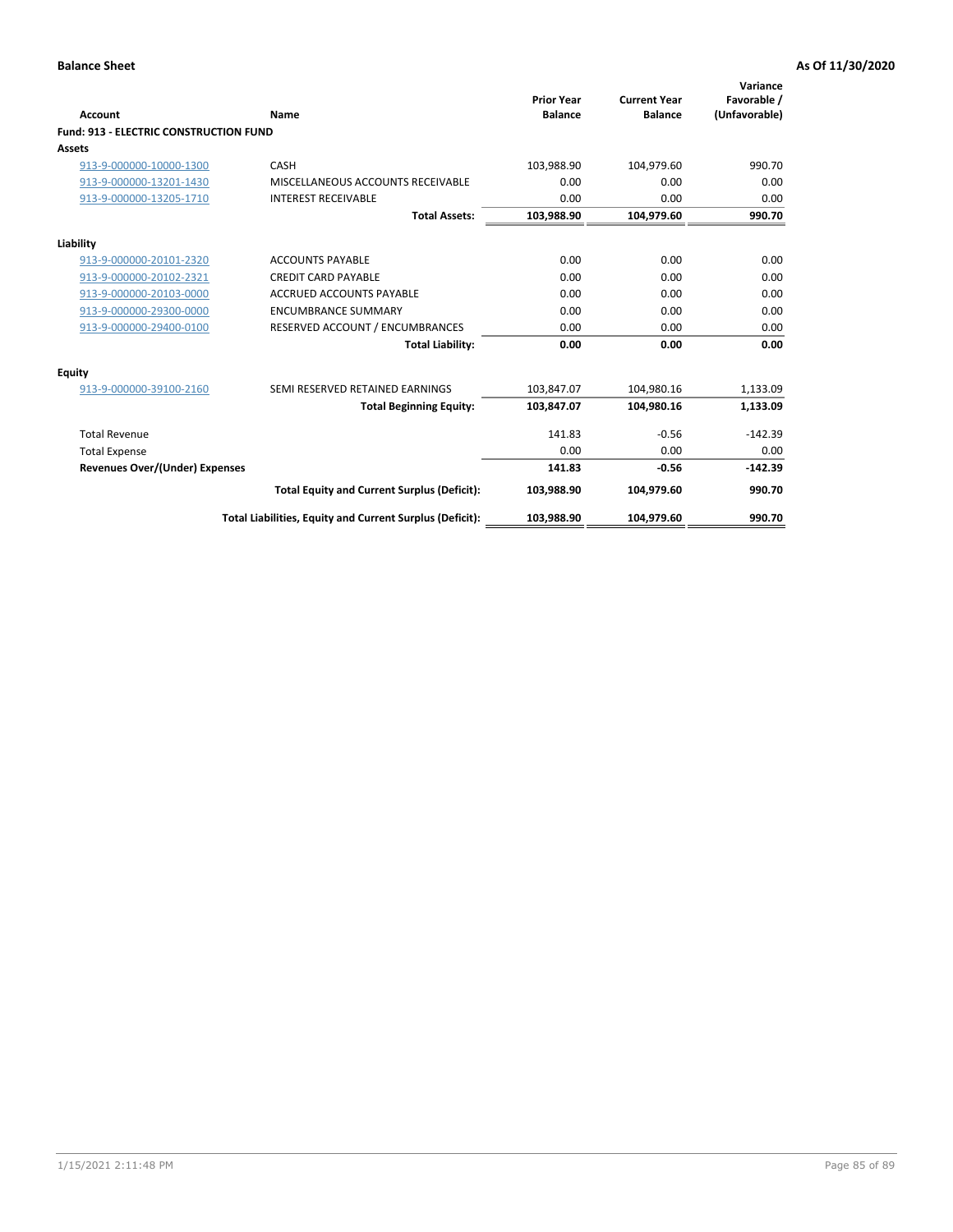**Balance Sheet** **As Of 11/30/2020**

| Account | Name | Prior Year Balance | Current Year Balance | Variance Favorable / (Unfavorable) |
|---|---|---|---|---|
| **Fund: 913 - ELECTRIC CONSTRUCTION FUND** | | | | |
| **Assets** | | | | |
| 913-9-000000-10000-1300 | CASH | 103,988.90 | 104,979.60 | 990.70 |
| 913-9-000000-13201-1430 | MISCELLANEOUS ACCOUNTS RECEIVABLE | 0.00 | 0.00 | 0.00 |
| 913-9-000000-13205-1710 | INTEREST RECEIVABLE | 0.00 | 0.00 | 0.00 |
| | **Total Assets:** | **103,988.90** | **104,979.60** | **990.70** |
| **Liability** | | | | |
| 913-9-000000-20101-2320 | ACCOUNTS PAYABLE | 0.00 | 0.00 | 0.00 |
| 913-9-000000-20102-2321 | CREDIT CARD PAYABLE | 0.00 | 0.00 | 0.00 |
| 913-9-000000-20103-0000 | ACCRUED ACCOUNTS PAYABLE | 0.00 | 0.00 | 0.00 |
| 913-9-000000-29300-0000 | ENCUMBRANCE SUMMARY | 0.00 | 0.00 | 0.00 |
| 913-9-000000-29400-0100 | RESERVED ACCOUNT / ENCUMBRANCES | 0.00 | 0.00 | 0.00 |
| | **Total Liability:** | **0.00** | **0.00** | **0.00** |
| **Equity** | | | | |
| 913-9-000000-39100-2160 | SEMI RESERVED RETAINED EARNINGS | 103,847.07 | 104,980.16 | 1,133.09 |
| | **Total Beginning Equity:** | **103,847.07** | **104,980.16** | **1,133.09** |
| Total Revenue | | 141.83 | -0.56 | -142.39 |
| Total Expense | | 0.00 | 0.00 | 0.00 |
| **Revenues Over/(Under) Expenses** | | **141.83** | **-0.56** | **-142.39** |
| | **Total Equity and Current Surplus (Deficit):** | **103,988.90** | **104,979.60** | **990.70** |
| | **Total Liabilities, Equity and Current Surplus (Deficit):** | **103,988.90** | **104,979.60** | **990.70** |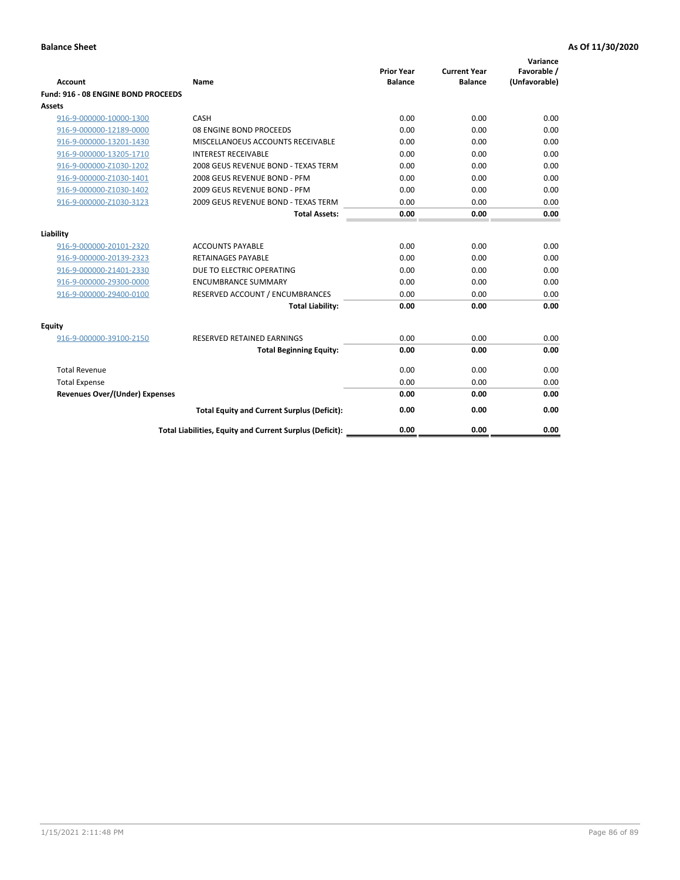**Balance Sheet** | **As Of 11/30/2020**

| Account | Name | Prior Year Balance | Current Year Balance | Variance Favorable / (Unfavorable) |
|---|---|---|---|---|
| **Fund: 916 - 08 ENGINE BOND PROCEEDS** | | | | |
| **Assets** | | | | |
| 916-9-000000-10000-1300 | CASH | 0.00 | 0.00 | 0.00 |
| 916-9-000000-12189-0000 | 08 ENGINE BOND PROCEEDS | 0.00 | 0.00 | 0.00 |
| 916-9-000000-13201-1430 | MISCELLANOEUS ACCOUNTS RECEIVABLE | 0.00 | 0.00 | 0.00 |
| 916-9-000000-13205-1710 | INTEREST RECEIVABLE | 0.00 | 0.00 | 0.00 |
| 916-9-000000-Z1030-1202 | 2008 GEUS REVENUE BOND - TEXAS TERM | 0.00 | 0.00 | 0.00 |
| 916-9-000000-Z1030-1401 | 2008 GEUS REVENUE BOND - PFM | 0.00 | 0.00 | 0.00 |
| 916-9-000000-Z1030-1402 | 2009 GEUS REVENUE BOND - PFM | 0.00 | 0.00 | 0.00 |
| 916-9-000000-Z1030-3123 | 2009 GEUS REVENUE BOND - TEXAS TERM | 0.00 | 0.00 | 0.00 |
| | **Total Assets:** | **0.00** | **0.00** | **0.00** |
| **Liability** | | | | |
| 916-9-000000-20101-2320 | ACCOUNTS PAYABLE | 0.00 | 0.00 | 0.00 |
| 916-9-000000-20139-2323 | RETAINAGES PAYABLE | 0.00 | 0.00 | 0.00 |
| 916-9-000000-21401-2330 | DUE TO ELECTRIC OPERATING | 0.00 | 0.00 | 0.00 |
| 916-9-000000-29300-0000 | ENCUMBRANCE SUMMARY | 0.00 | 0.00 | 0.00 |
| 916-9-000000-29400-0100 | RESERVED ACCOUNT / ENCUMBRANCES | 0.00 | 0.00 | 0.00 |
| | **Total Liability:** | **0.00** | **0.00** | **0.00** |
| **Equity** | | | | |
| 916-9-000000-39100-2150 | RESERVED RETAINED EARNINGS | 0.00 | 0.00 | 0.00 |
| | **Total Beginning Equity:** | **0.00** | **0.00** | **0.00** |
| Total Revenue | | 0.00 | 0.00 | 0.00 |
| Total Expense | | 0.00 | 0.00 | 0.00 |
| **Revenues Over/(Under) Expenses** | | **0.00** | **0.00** | **0.00** |
| | **Total Equity and Current Surplus (Deficit):** | **0.00** | **0.00** | **0.00** |
| | **Total Liabilities, Equity and Current Surplus (Deficit):** | **0.00** | **0.00** | **0.00** |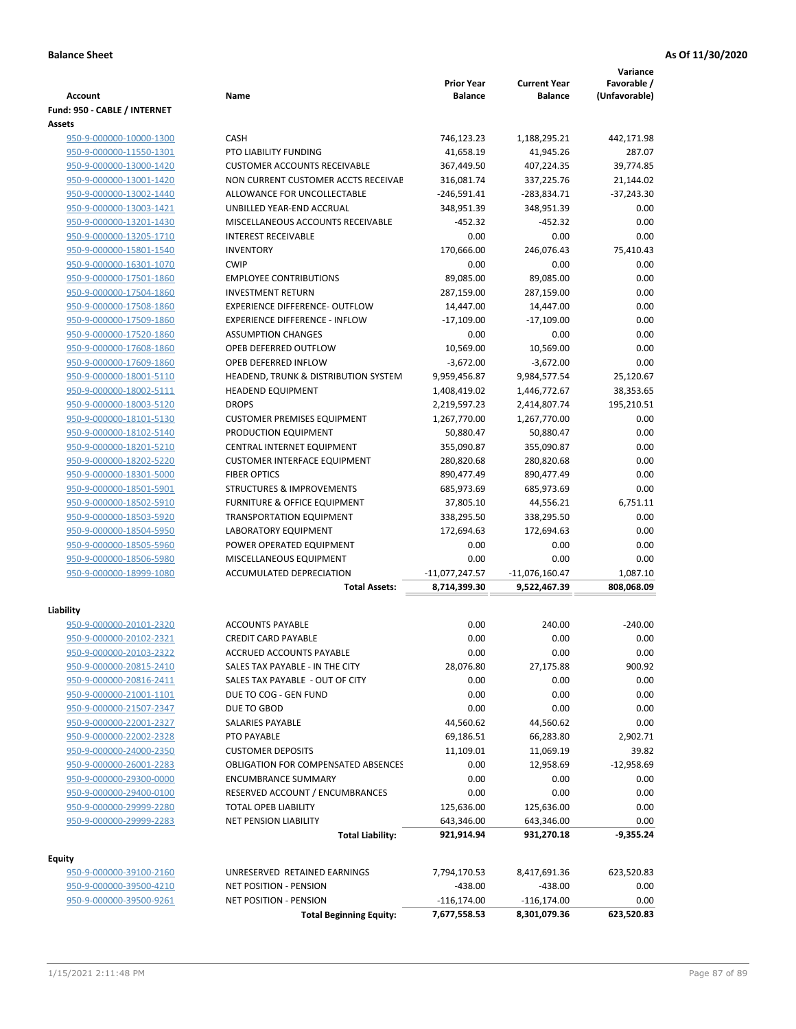**Balance Sheet** **As Of 11/30/2020**

| Account | Name | Prior Year Balance | Current Year Balance | Variance Favorable / (Unfavorable) |
|---|---|---|---|---|
| **Fund: 950 - CABLE / INTERNET** | | | | |
| **Assets** | | | | |
| 950-9-000000-10000-1300 | CASH | 746,123.23 | 1,188,295.21 | 442,171.98 |
| 950-9-000000-11550-1301 | PTO LIABILITY FUNDING | 41,658.19 | 41,945.26 | 287.07 |
| 950-9-000000-13000-1420 | CUSTOMER ACCOUNTS RECEIVABLE | 367,449.50 | 407,224.35 | 39,774.85 |
| 950-9-000000-13001-1420 | NON CURRENT CUSTOMER ACCTS RECEIVAE | 316,081.74 | 337,225.76 | 21,144.02 |
| 950-9-000000-13002-1440 | ALLOWANCE FOR UNCOLLECTABLE | -246,591.41 | -283,834.71 | -37,243.30 |
| 950-9-000000-13003-1421 | UNBILLED YEAR-END ACCRUAL | 348,951.39 | 348,951.39 | 0.00 |
| 950-9-000000-13201-1430 | MISCELLANEOUS ACCOUNTS RECEIVABLE | -452.32 | -452.32 | 0.00 |
| 950-9-000000-13205-1710 | INTEREST RECEIVABLE | 0.00 | 0.00 | 0.00 |
| 950-9-000000-15801-1540 | INVENTORY | 170,666.00 | 246,076.43 | 75,410.43 |
| 950-9-000000-16301-1070 | CWIP | 0.00 | 0.00 | 0.00 |
| 950-9-000000-17501-1860 | EMPLOYEE CONTRIBUTIONS | 89,085.00 | 89,085.00 | 0.00 |
| 950-9-000000-17504-1860 | INVESTMENT RETURN | 287,159.00 | 287,159.00 | 0.00 |
| 950-9-000000-17508-1860 | EXPERIENCE DIFFERENCE- OUTFLOW | 14,447.00 | 14,447.00 | 0.00 |
| 950-9-000000-17509-1860 | EXPERIENCE DIFFERENCE - INFLOW | -17,109.00 | -17,109.00 | 0.00 |
| 950-9-000000-17520-1860 | ASSUMPTION CHANGES | 0.00 | 0.00 | 0.00 |
| 950-9-000000-17608-1860 | OPEB DEFERRED OUTFLOW | 10,569.00 | 10,569.00 | 0.00 |
| 950-9-000000-17609-1860 | OPEB DEFERRED INFLOW | -3,672.00 | -3,672.00 | 0.00 |
| 950-9-000000-18001-5110 | HEADEND, TRUNK & DISTRIBUTION SYSTEM | 9,959,456.87 | 9,984,577.54 | 25,120.67 |
| 950-9-000000-18002-5111 | HEADEND EQUIPMENT | 1,408,419.02 | 1,446,772.67 | 38,353.65 |
| 950-9-000000-18003-5120 | DROPS | 2,219,597.23 | 2,414,807.74 | 195,210.51 |
| 950-9-000000-18101-5130 | CUSTOMER PREMISES EQUIPMENT | 1,267,770.00 | 1,267,770.00 | 0.00 |
| 950-9-000000-18102-5140 | PRODUCTION EQUIPMENT | 50,880.47 | 50,880.47 | 0.00 |
| 950-9-000000-18201-5210 | CENTRAL INTERNET EQUIPMENT | 355,090.87 | 355,090.87 | 0.00 |
| 950-9-000000-18202-5220 | CUSTOMER INTERFACE EQUIPMENT | 280,820.68 | 280,820.68 | 0.00 |
| 950-9-000000-18301-5000 | FIBER OPTICS | 890,477.49 | 890,477.49 | 0.00 |
| 950-9-000000-18501-5901 | STRUCTURES & IMPROVEMENTS | 685,973.69 | 685,973.69 | 0.00 |
| 950-9-000000-18502-5910 | FURNITURE & OFFICE EQUIPMENT | 37,805.10 | 44,556.21 | 6,751.11 |
| 950-9-000000-18503-5920 | TRANSPORTATION EQUIPMENT | 338,295.50 | 338,295.50 | 0.00 |
| 950-9-000000-18504-5950 | LABORATORY EQUIPMENT | 172,694.63 | 172,694.63 | 0.00 |
| 950-9-000000-18505-5960 | POWER OPERATED EQUIPMENT | 0.00 | 0.00 | 0.00 |
| 950-9-000000-18506-5980 | MISCELLANEOUS EQUIPMENT | 0.00 | 0.00 | 0.00 |
| 950-9-000000-18999-1080 | ACCUMULATED DEPRECIATION | -11,077,247.57 | -11,076,160.47 | 1,087.10 |
| | **Total Assets:** | **8,714,399.30** | **9,522,467.39** | **808,068.09** |
| **Liability** | | | | |
| 950-9-000000-20101-2320 | ACCOUNTS PAYABLE | 0.00 | 240.00 | -240.00 |
| 950-9-000000-20102-2321 | CREDIT CARD PAYABLE | 0.00 | 0.00 | 0.00 |
| 950-9-000000-20103-2322 | ACCRUED ACCOUNTS PAYABLE | 0.00 | 0.00 | 0.00 |
| 950-9-000000-20815-2410 | SALES TAX PAYABLE - IN THE CITY | 28,076.80 | 27,175.88 | 900.92 |
| 950-9-000000-20816-2411 | SALES TAX PAYABLE - OUT OF CITY | 0.00 | 0.00 | 0.00 |
| 950-9-000000-21001-1101 | DUE TO COG - GEN FUND | 0.00 | 0.00 | 0.00 |
| 950-9-000000-21507-2347 | DUE TO GBOD | 0.00 | 0.00 | 0.00 |
| 950-9-000000-22001-2327 | SALARIES PAYABLE | 44,560.62 | 44,560.62 | 0.00 |
| 950-9-000000-22002-2328 | PTO PAYABLE | 69,186.51 | 66,283.80 | 2,902.71 |
| 950-9-000000-24000-2350 | CUSTOMER DEPOSITS | 11,109.01 | 11,069.19 | 39.82 |
| 950-9-000000-26001-2283 | OBLIGATION FOR COMPENSATED ABSENCES | 0.00 | 12,958.69 | -12,958.69 |
| 950-9-000000-29300-0000 | ENCUMBRANCE SUMMARY | 0.00 | 0.00 | 0.00 |
| 950-9-000000-29400-0100 | RESERVED ACCOUNT / ENCUMBRANCES | 0.00 | 0.00 | 0.00 |
| 950-9-000000-29999-2280 | TOTAL OPEB LIABILITY | 125,636.00 | 125,636.00 | 0.00 |
| 950-9-000000-29999-2283 | NET PENSION LIABILITY | 643,346.00 | 643,346.00 | 0.00 |
| | **Total Liability:** | **921,914.94** | **931,270.18** | **-9,355.24** |
| **Equity** | | | | |
| 950-9-000000-39100-2160 | UNRESERVED RETAINED EARNINGS | 7,794,170.53 | 8,417,691.36 | 623,520.83 |
| 950-9-000000-39500-4210 | NET POSITION - PENSION | -438.00 | -438.00 | 0.00 |
| 950-9-000000-39500-9261 | NET POSITION - PENSION | -116,174.00 | -116,174.00 | 0.00 |
| | **Total Beginning Equity:** | **7,677,558.53** | **8,301,079.36** | **623,520.83** |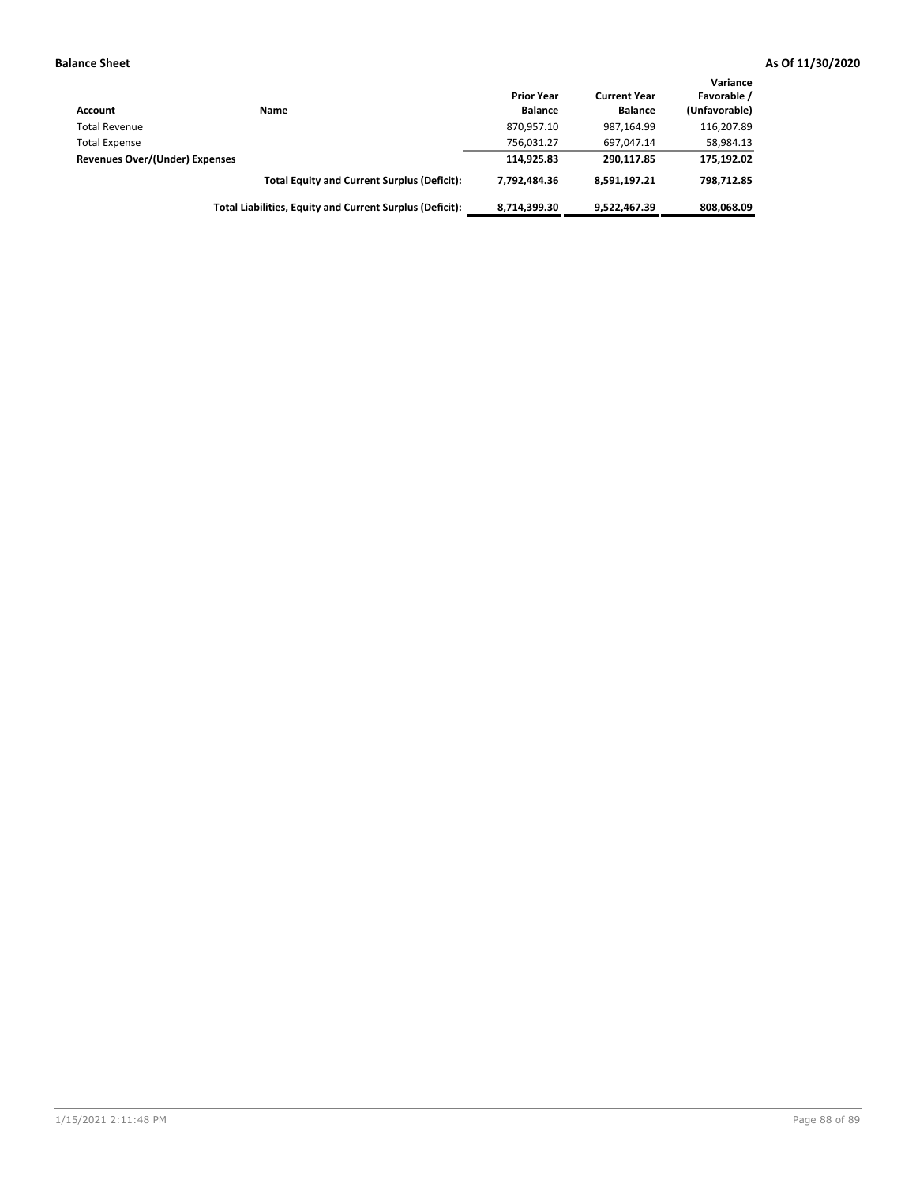**Balance Sheet** **As Of 11/30/2020**

| Account | Name | Prior Year Balance | Current Year Balance | Variance Favorable / (Unfavorable) |
|---|---|---|---|---|
| Total Revenue | | 870,957.10 | 987,164.99 | 116,207.89 |
| Total Expense | | 756,031.27 | 697,047.14 | 58,984.13 |
| **Revenues Over/(Under) Expenses** | | **114,925.83** | **290,117.85** | **175,192.02** |
| | **Total Equity and Current Surplus (Deficit):** | **7,792,484.36** | **8,591,197.21** | **798,712.85** |
| | **Total Liabilities, Equity and Current Surplus (Deficit):** | **8,714,399.30** | **9,522,467.39** | **808,068.09** |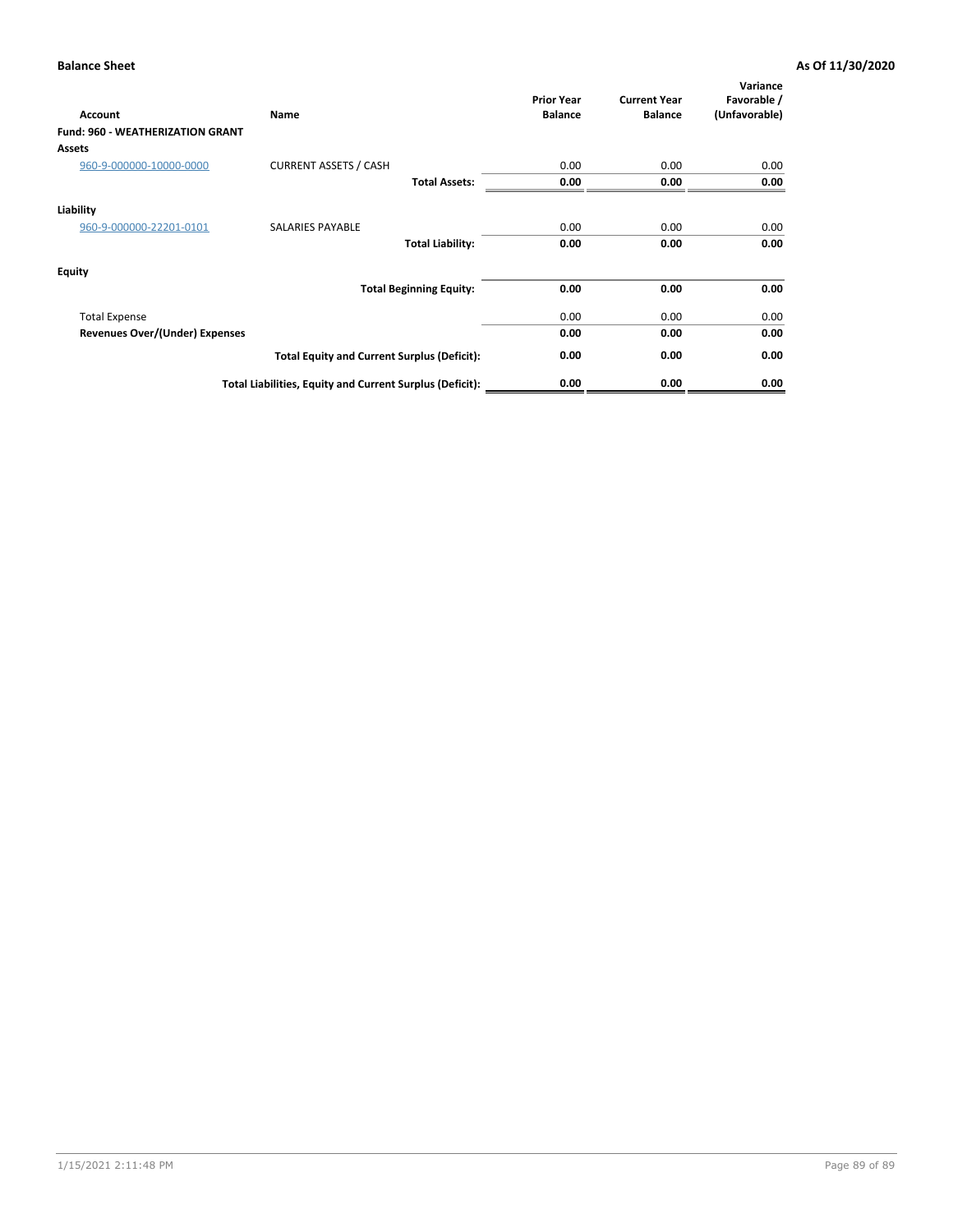| Account | Name | Prior Year Balance | Current Year Balance | Variance Favorable / (Unfavorable) |
|---|---|---|---|---|
| **Fund: 960 - WEATHERIZATION GRANT** | | | | |
| **Assets** | | | | |
| 960-9-000000-10000-0000 | CURRENT ASSETS / CASH | 0.00 | 0.00 | 0.00 |
| | **Total Assets:** | **0.00** | **0.00** | **0.00** |
| **Liability** | | | | |
| 960-9-000000-22201-0101 | SALARIES PAYABLE | 0.00 | 0.00 | 0.00 |
| | **Total Liability:** | **0.00** | **0.00** | **0.00** |
| **Equity** | | | | |
| | **Total Beginning Equity:** | **0.00** | **0.00** | **0.00** |
| Total Expense | | 0.00 | 0.00 | 0.00 |
| **Revenues Over/(Under) Expenses** | | **0.00** | **0.00** | **0.00** |
| | **Total Equity and Current Surplus (Deficit):** | **0.00** | **0.00** | **0.00** |
| | **Total Liabilities, Equity and Current Surplus (Deficit):** | **0.00** | **0.00** | **0.00** |